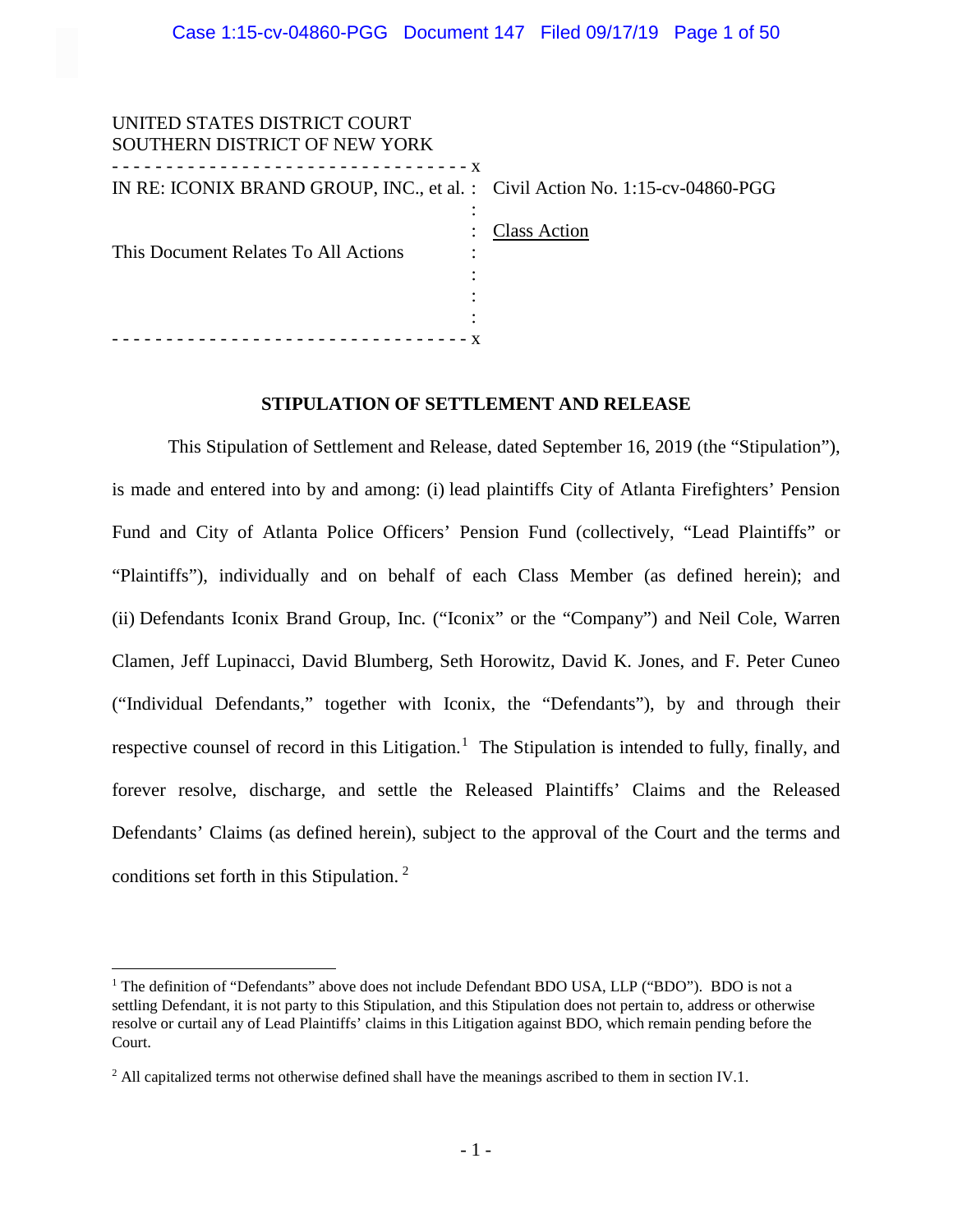UNITED STATES DISTRICT COURT
SOUTHERN DISTRICT OF NEW YORK

| | |
|---|---|
| IN RE: ICONIX BRAND GROUP, INC., et al. | Civil Action No. 1:15-cv-04860-PGG |
| | Class Action |
| This Document Relates To All Actions | |

**STIPULATION OF SETTLEMENT AND RELEASE**

This Stipulation of Settlement and Release, dated September 16, 2019 (the "Stipulation"), is made and entered into by and among: (i) lead plaintiffs City of Atlanta Firefighters' Pension Fund and City of Atlanta Police Officers' Pension Fund (collectively, "Lead Plaintiffs" or "Plaintiffs"), individually and on behalf of each Class Member (as defined herein); and (ii) Defendants Iconix Brand Group, Inc. ("Iconix" or the "Company") and Neil Cole, Warren Clamen, Jeff Lupinacci, David Blumberg, Seth Horowitz, David K. Jones, and F. Peter Cuneo ("Individual Defendants," together with Iconix, the "Defendants"), by and through their respective counsel of record in this Litigation.[1] The Stipulation is intended to fully, finally, and forever resolve, discharge, and settle the Released Plaintiffs' Claims and the Released Defendants' Claims (as defined herein), subject to the approval of the Court and the terms and conditions set forth in this Stipulation.[2]

---

[1] The definition of "Defendants" above does not include Defendant BDO USA, LLP ("BDO"). BDO is not a settling Defendant, it is not party to this Stipulation, and this Stipulation does not pertain to, address or otherwise resolve or curtail any of Lead Plaintiffs' claims in this Litigation against BDO, which remain pending before the Court.

[2] All capitalized terms not otherwise defined shall have the meanings ascribed to them in section IV.1.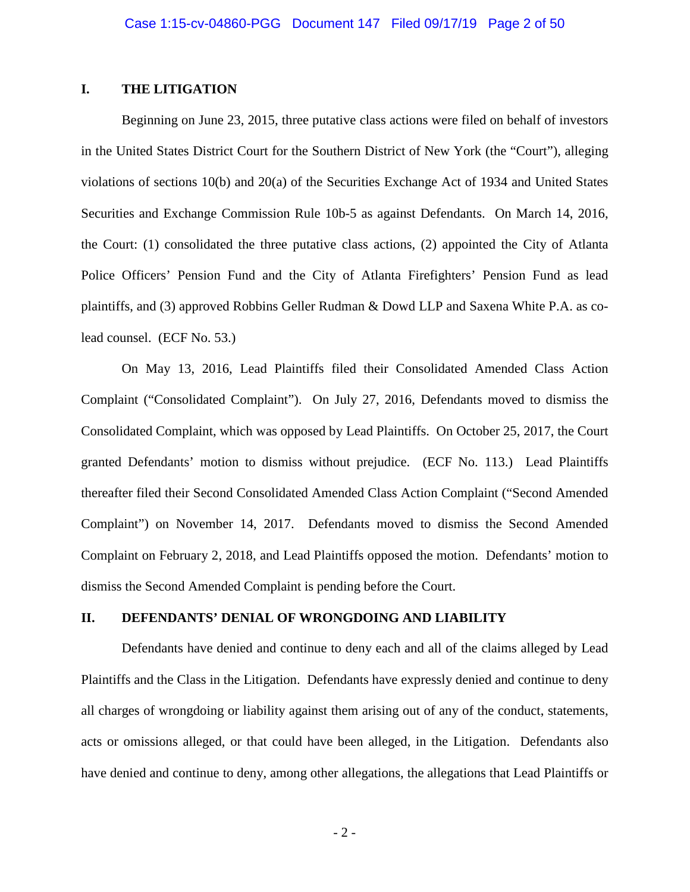## I. THE LITIGATION

Beginning on June 23, 2015, three putative class actions were filed on behalf of investors in the United States District Court for the Southern District of New York (the "Court"), alleging violations of sections 10(b) and 20(a) of the Securities Exchange Act of 1934 and United States Securities and Exchange Commission Rule 10b-5 as against Defendants. On March 14, 2016, the Court: (1) consolidated the three putative class actions, (2) appointed the City of Atlanta Police Officers' Pension Fund and the City of Atlanta Firefighters' Pension Fund as lead plaintiffs, and (3) approved Robbins Geller Rudman & Dowd LLP and Saxena White P.A. as co-lead counsel. (ECF No. 53.)

On May 13, 2016, Lead Plaintiffs filed their Consolidated Amended Class Action Complaint ("Consolidated Complaint"). On July 27, 2016, Defendants moved to dismiss the Consolidated Complaint, which was opposed by Lead Plaintiffs. On October 25, 2017, the Court granted Defendants' motion to dismiss without prejudice. (ECF No. 113.) Lead Plaintiffs thereafter filed their Second Consolidated Amended Class Action Complaint ("Second Amended Complaint") on November 14, 2017. Defendants moved to dismiss the Second Amended Complaint on February 2, 2018, and Lead Plaintiffs opposed the motion. Defendants' motion to dismiss the Second Amended Complaint is pending before the Court.

## II. DEFENDANTS' DENIAL OF WRONGDOING AND LIABILITY

Defendants have denied and continue to deny each and all of the claims alleged by Lead Plaintiffs and the Class in the Litigation. Defendants have expressly denied and continue to deny all charges of wrongdoing or liability against them arising out of any of the conduct, statements, acts or omissions alleged, or that could have been alleged, in the Litigation. Defendants also have denied and continue to deny, among other allegations, the allegations that Lead Plaintiffs or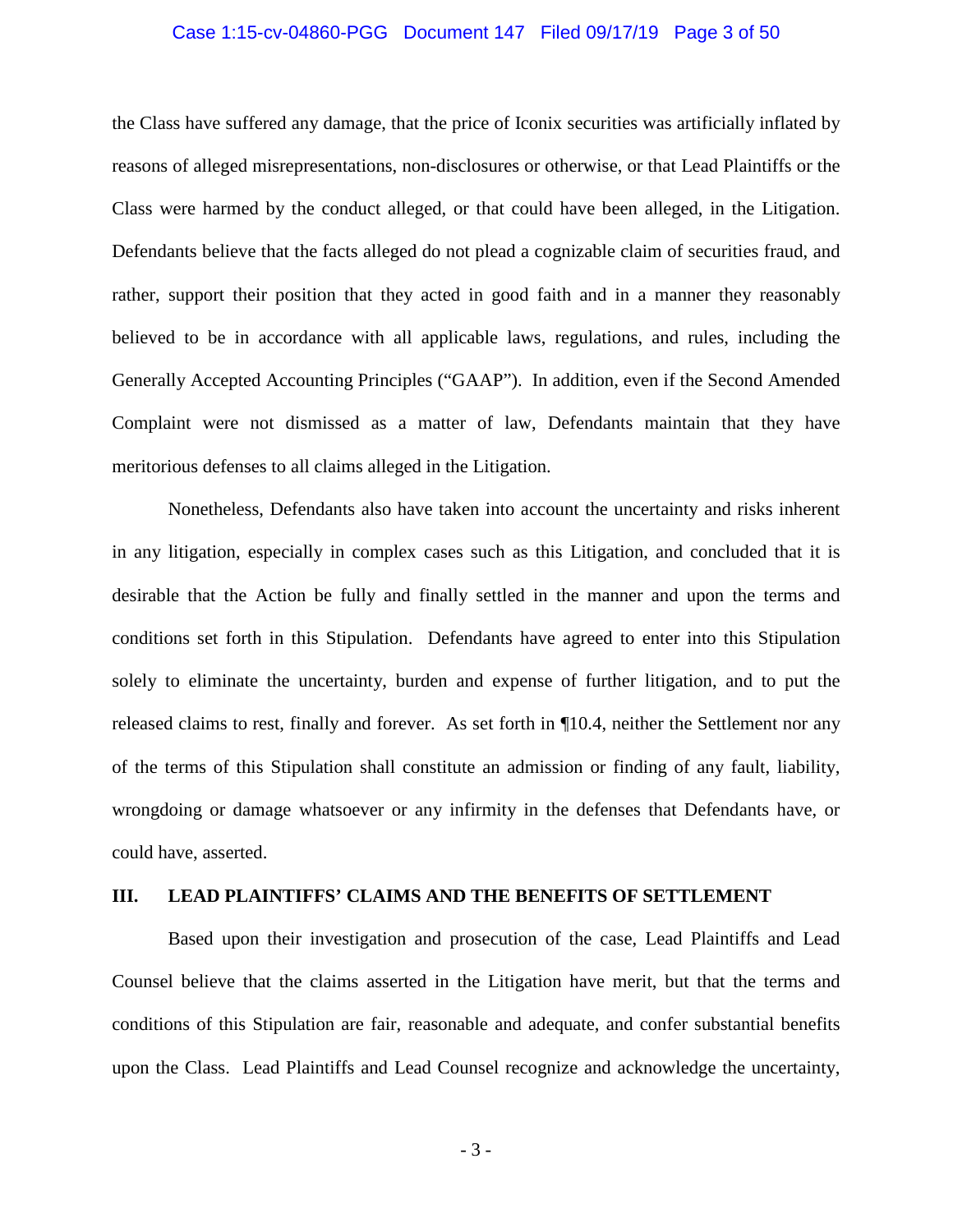the Class have suffered any damage, that the price of Iconix securities was artificially inflated by reasons of alleged misrepresentations, non-disclosures or otherwise, or that Lead Plaintiffs or the Class were harmed by the conduct alleged, or that could have been alleged, in the Litigation. Defendants believe that the facts alleged do not plead a cognizable claim of securities fraud, and rather, support their position that they acted in good faith and in a manner they reasonably believed to be in accordance with all applicable laws, regulations, and rules, including the Generally Accepted Accounting Principles ("GAAP"). In addition, even if the Second Amended Complaint were not dismissed as a matter of law, Defendants maintain that they have meritorious defenses to all claims alleged in the Litigation.

Nonetheless, Defendants also have taken into account the uncertainty and risks inherent in any litigation, especially in complex cases such as this Litigation, and concluded that it is desirable that the Action be fully and finally settled in the manner and upon the terms and conditions set forth in this Stipulation. Defendants have agreed to enter into this Stipulation solely to eliminate the uncertainty, burden and expense of further litigation, and to put the released claims to rest, finally and forever. As set forth in ¶10.4, neither the Settlement nor any of the terms of this Stipulation shall constitute an admission or finding of any fault, liability, wrongdoing or damage whatsoever or any infirmity in the defenses that Defendants have, or could have, asserted.

## III. LEAD PLAINTIFFS' CLAIMS AND THE BENEFITS OF SETTLEMENT

Based upon their investigation and prosecution of the case, Lead Plaintiffs and Lead Counsel believe that the claims asserted in the Litigation have merit, but that the terms and conditions of this Stipulation are fair, reasonable and adequate, and confer substantial benefits upon the Class. Lead Plaintiffs and Lead Counsel recognize and acknowledge the uncertainty,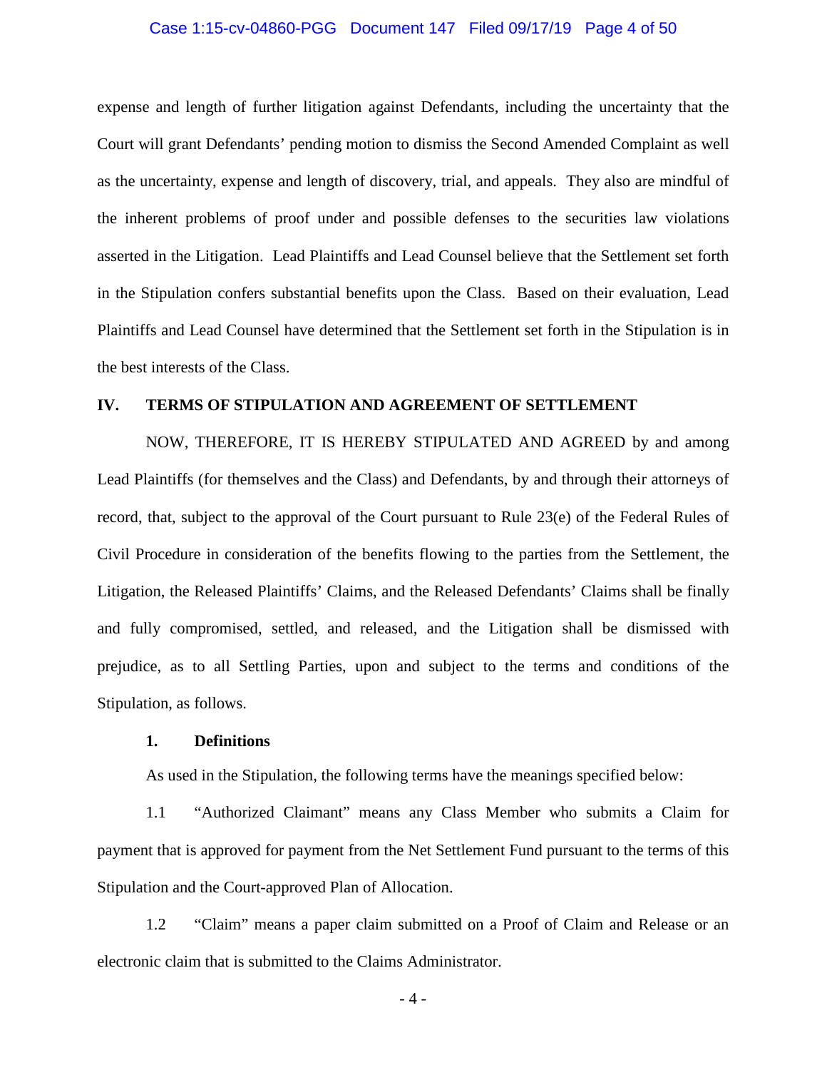expense and length of further litigation against Defendants, including the uncertainty that the Court will grant Defendants' pending motion to dismiss the Second Amended Complaint as well as the uncertainty, expense and length of discovery, trial, and appeals. They also are mindful of the inherent problems of proof under and possible defenses to the securities law violations asserted in the Litigation. Lead Plaintiffs and Lead Counsel believe that the Settlement set forth in the Stipulation confers substantial benefits upon the Class. Based on their evaluation, Lead Plaintiffs and Lead Counsel have determined that the Settlement set forth in the Stipulation is in the best interests of the Class.

## IV. TERMS OF STIPULATION AND AGREEMENT OF SETTLEMENT

NOW, THEREFORE, IT IS HEREBY STIPULATED AND AGREED by and among Lead Plaintiffs (for themselves and the Class) and Defendants, by and through their attorneys of record, that, subject to the approval of the Court pursuant to Rule 23(e) of the Federal Rules of Civil Procedure in consideration of the benefits flowing to the parties from the Settlement, the Litigation, the Released Plaintiffs' Claims, and the Released Defendants' Claims shall be finally and fully compromised, settled, and released, and the Litigation shall be dismissed with prejudice, as to all Settling Parties, upon and subject to the terms and conditions of the Stipulation, as follows.

### 1. Definitions

As used in the Stipulation, the following terms have the meanings specified below:

1.1 "Authorized Claimant" means any Class Member who submits a Claim for payment that is approved for payment from the Net Settlement Fund pursuant to the terms of this Stipulation and the Court-approved Plan of Allocation.

1.2 "Claim" means a paper claim submitted on a Proof of Claim and Release or an electronic claim that is submitted to the Claims Administrator.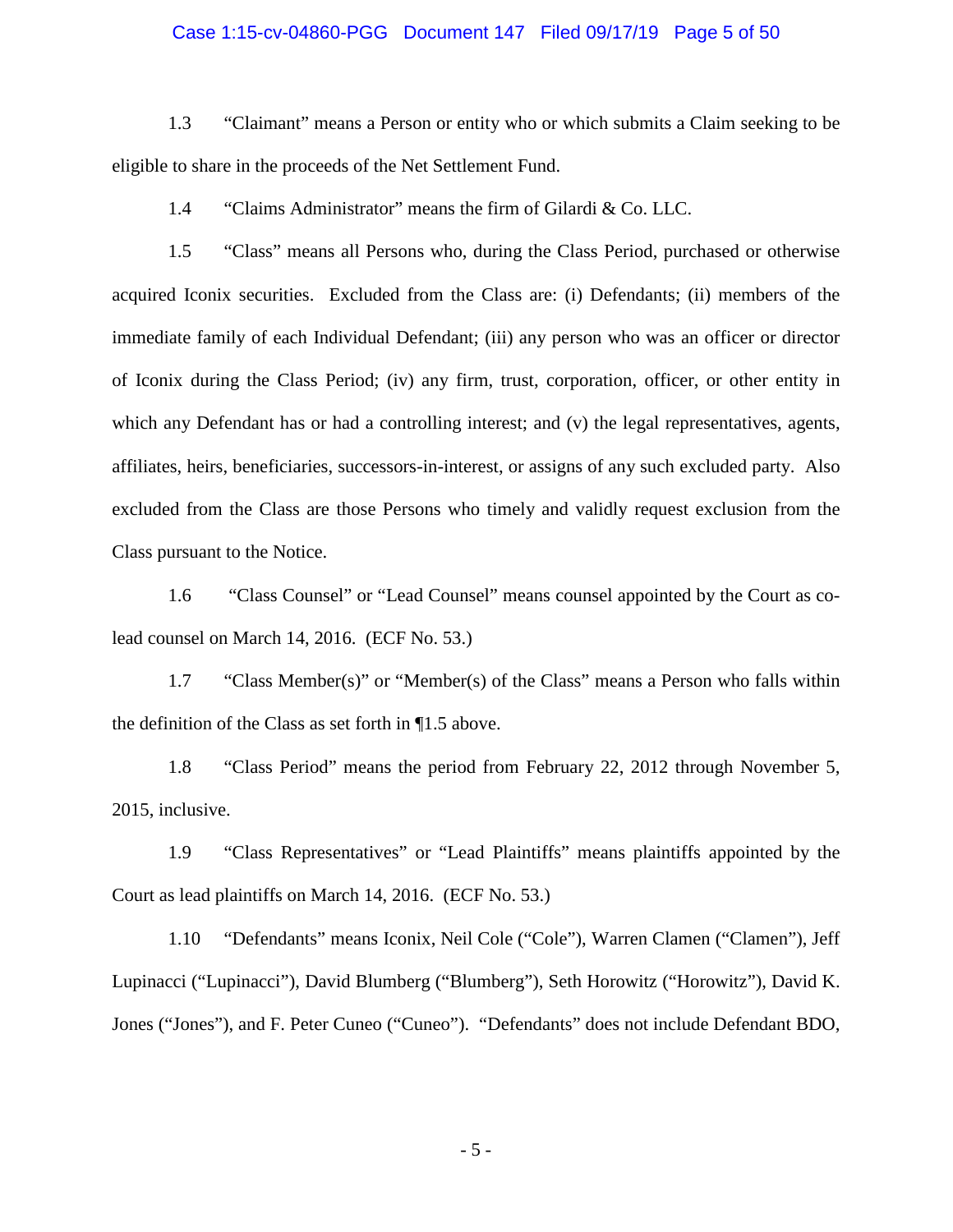1.3 "Claimant" means a Person or entity who or which submits a Claim seeking to be eligible to share in the proceeds of the Net Settlement Fund.

1.4 "Claims Administrator" means the firm of Gilardi & Co. LLC.

1.5 "Class" means all Persons who, during the Class Period, purchased or otherwise acquired Iconix securities. Excluded from the Class are: (i) Defendants; (ii) members of the immediate family of each Individual Defendant; (iii) any person who was an officer or director of Iconix during the Class Period; (iv) any firm, trust, corporation, officer, or other entity in which any Defendant has or had a controlling interest; and (v) the legal representatives, agents, affiliates, heirs, beneficiaries, successors-in-interest, or assigns of any such excluded party. Also excluded from the Class are those Persons who timely and validly request exclusion from the Class pursuant to the Notice.

1.6 "Class Counsel" or "Lead Counsel" means counsel appointed by the Court as co-lead counsel on March 14, 2016. (ECF No. 53.)

1.7 "Class Member(s)" or "Member(s) of the Class" means a Person who falls within the definition of the Class as set forth in ¶1.5 above.

1.8 "Class Period" means the period from February 22, 2012 through November 5, 2015, inclusive.

1.9 "Class Representatives" or "Lead Plaintiffs" means plaintiffs appointed by the Court as lead plaintiffs on March 14, 2016. (ECF No. 53.)

1.10 "Defendants" means Iconix, Neil Cole ("Cole"), Warren Clamen ("Clamen"), Jeff Lupinacci ("Lupinacci"), David Blumberg ("Blumberg"), Seth Horowitz ("Horowitz"), David K. Jones ("Jones"), and F. Peter Cuneo ("Cuneo"). "Defendants" does not include Defendant BDO,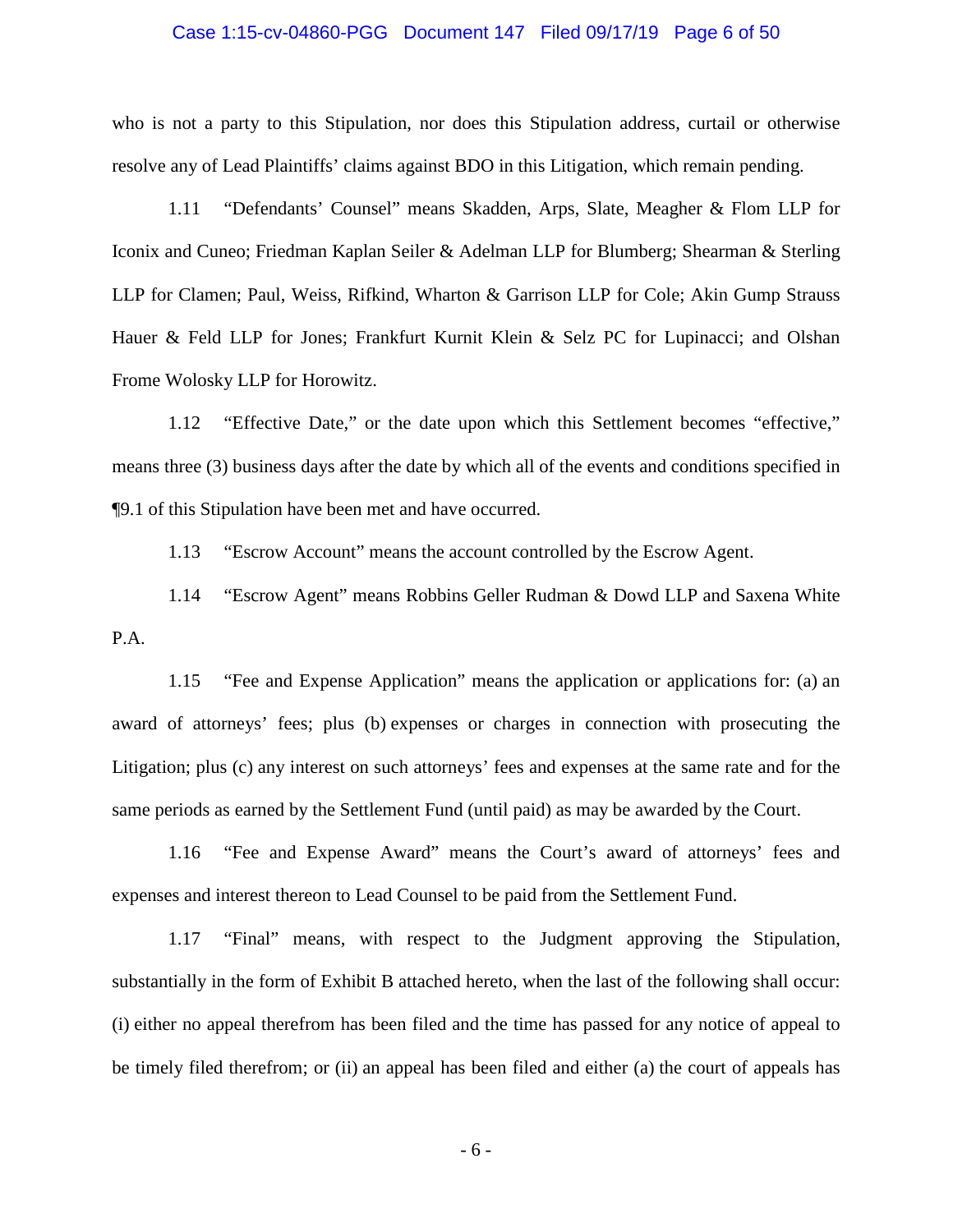who is not a party to this Stipulation, nor does this Stipulation address, curtail or otherwise resolve any of Lead Plaintiffs' claims against BDO in this Litigation, which remain pending.

1.11 "Defendants' Counsel" means Skadden, Arps, Slate, Meagher & Flom LLP for Iconix and Cuneo; Friedman Kaplan Seiler & Adelman LLP for Blumberg; Shearman & Sterling LLP for Clamen; Paul, Weiss, Rifkind, Wharton & Garrison LLP for Cole; Akin Gump Strauss Hauer & Feld LLP for Jones; Frankfurt Kurnit Klein & Selz PC for Lupinacci; and Olshan Frome Wolosky LLP for Horowitz.

1.12 "Effective Date," or the date upon which this Settlement becomes "effective," means three (3) business days after the date by which all of the events and conditions specified in ¶9.1 of this Stipulation have been met and have occurred.

1.13 "Escrow Account" means the account controlled by the Escrow Agent.

1.14 "Escrow Agent" means Robbins Geller Rudman & Dowd LLP and Saxena White P.A.

1.15 "Fee and Expense Application" means the application or applications for: (a) an award of attorneys' fees; plus (b) expenses or charges in connection with prosecuting the Litigation; plus (c) any interest on such attorneys' fees and expenses at the same rate and for the same periods as earned by the Settlement Fund (until paid) as may be awarded by the Court.

1.16 "Fee and Expense Award" means the Court's award of attorneys' fees and expenses and interest thereon to Lead Counsel to be paid from the Settlement Fund.

1.17 "Final" means, with respect to the Judgment approving the Stipulation, substantially in the form of Exhibit B attached hereto, when the last of the following shall occur: (i) either no appeal therefrom has been filed and the time has passed for any notice of appeal to be timely filed therefrom; or (ii) an appeal has been filed and either (a) the court of appeals has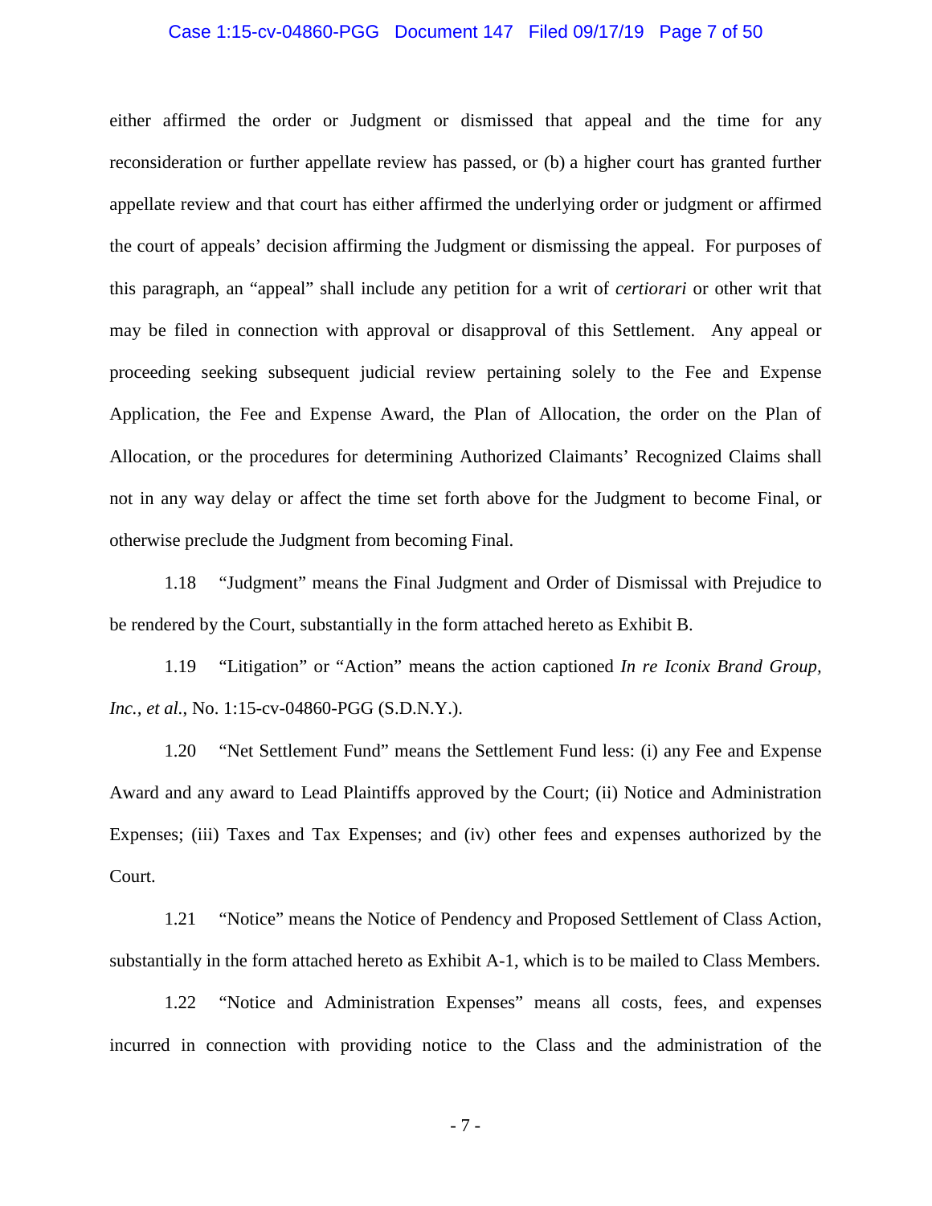either affirmed the order or Judgment or dismissed that appeal and the time for any reconsideration or further appellate review has passed, or (b) a higher court has granted further appellate review and that court has either affirmed the underlying order or judgment or affirmed the court of appeals' decision affirming the Judgment or dismissing the appeal. For purposes of this paragraph, an "appeal" shall include any petition for a writ of *certiorari* or other writ that may be filed in connection with approval or disapproval of this Settlement. Any appeal or proceeding seeking subsequent judicial review pertaining solely to the Fee and Expense Application, the Fee and Expense Award, the Plan of Allocation, the order on the Plan of Allocation, or the procedures for determining Authorized Claimants' Recognized Claims shall not in any way delay or affect the time set forth above for the Judgment to become Final, or otherwise preclude the Judgment from becoming Final.

1.18 "Judgment" means the Final Judgment and Order of Dismissal with Prejudice to be rendered by the Court, substantially in the form attached hereto as Exhibit B.

1.19 "Litigation" or "Action" means the action captioned *In re Iconix Brand Group, Inc., et al.*, No. 1:15-cv-04860-PGG (S.D.N.Y.).

1.20 "Net Settlement Fund" means the Settlement Fund less: (i) any Fee and Expense Award and any award to Lead Plaintiffs approved by the Court; (ii) Notice and Administration Expenses; (iii) Taxes and Tax Expenses; and (iv) other fees and expenses authorized by the Court.

1.21 "Notice" means the Notice of Pendency and Proposed Settlement of Class Action, substantially in the form attached hereto as Exhibit A-1, which is to be mailed to Class Members.

1.22 "Notice and Administration Expenses" means all costs, fees, and expenses incurred in connection with providing notice to the Class and the administration of the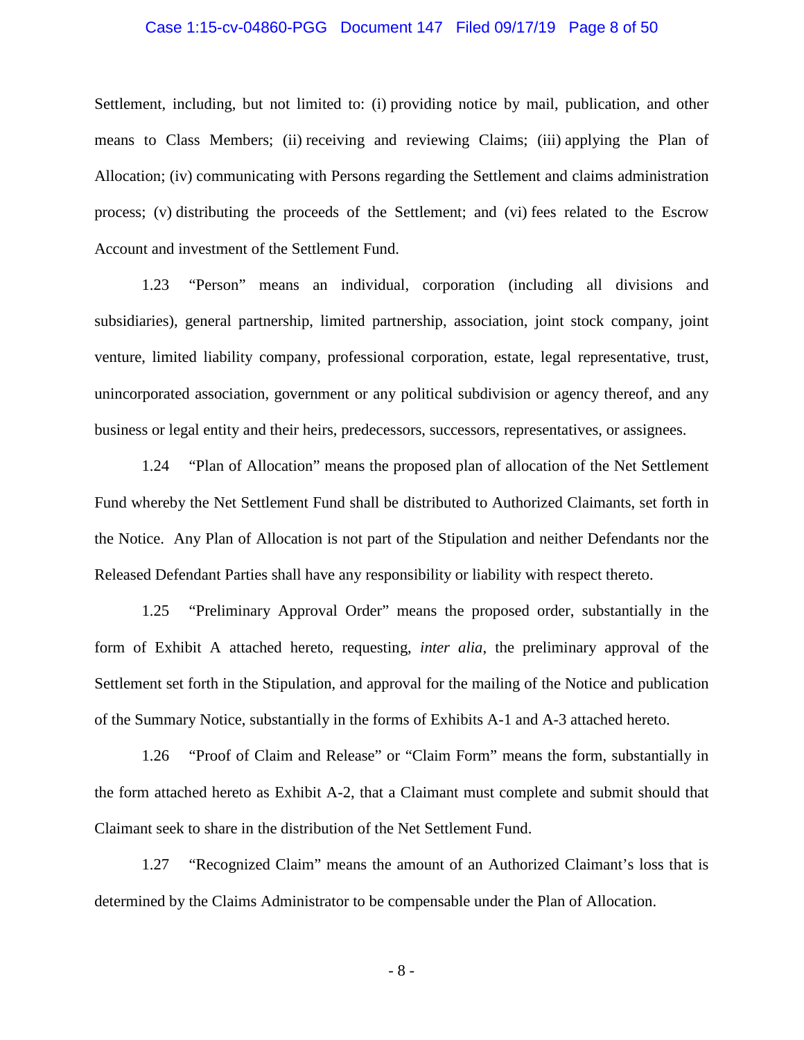Settlement, including, but not limited to: (i) providing notice by mail, publication, and other means to Class Members; (ii) receiving and reviewing Claims; (iii) applying the Plan of Allocation; (iv) communicating with Persons regarding the Settlement and claims administration process; (v) distributing the proceeds of the Settlement; and (vi) fees related to the Escrow Account and investment of the Settlement Fund.

1.23 "Person" means an individual, corporation (including all divisions and subsidiaries), general partnership, limited partnership, association, joint stock company, joint venture, limited liability company, professional corporation, estate, legal representative, trust, unincorporated association, government or any political subdivision or agency thereof, and any business or legal entity and their heirs, predecessors, successors, representatives, or assignees.

1.24 "Plan of Allocation" means the proposed plan of allocation of the Net Settlement Fund whereby the Net Settlement Fund shall be distributed to Authorized Claimants, set forth in the Notice. Any Plan of Allocation is not part of the Stipulation and neither Defendants nor the Released Defendant Parties shall have any responsibility or liability with respect thereto.

1.25 "Preliminary Approval Order" means the proposed order, substantially in the form of Exhibit A attached hereto, requesting, *inter alia*, the preliminary approval of the Settlement set forth in the Stipulation, and approval for the mailing of the Notice and publication of the Summary Notice, substantially in the forms of Exhibits A-1 and A-3 attached hereto.

1.26 "Proof of Claim and Release" or "Claim Form" means the form, substantially in the form attached hereto as Exhibit A-2, that a Claimant must complete and submit should that Claimant seek to share in the distribution of the Net Settlement Fund.

1.27 "Recognized Claim" means the amount of an Authorized Claimant's loss that is determined by the Claims Administrator to be compensable under the Plan of Allocation.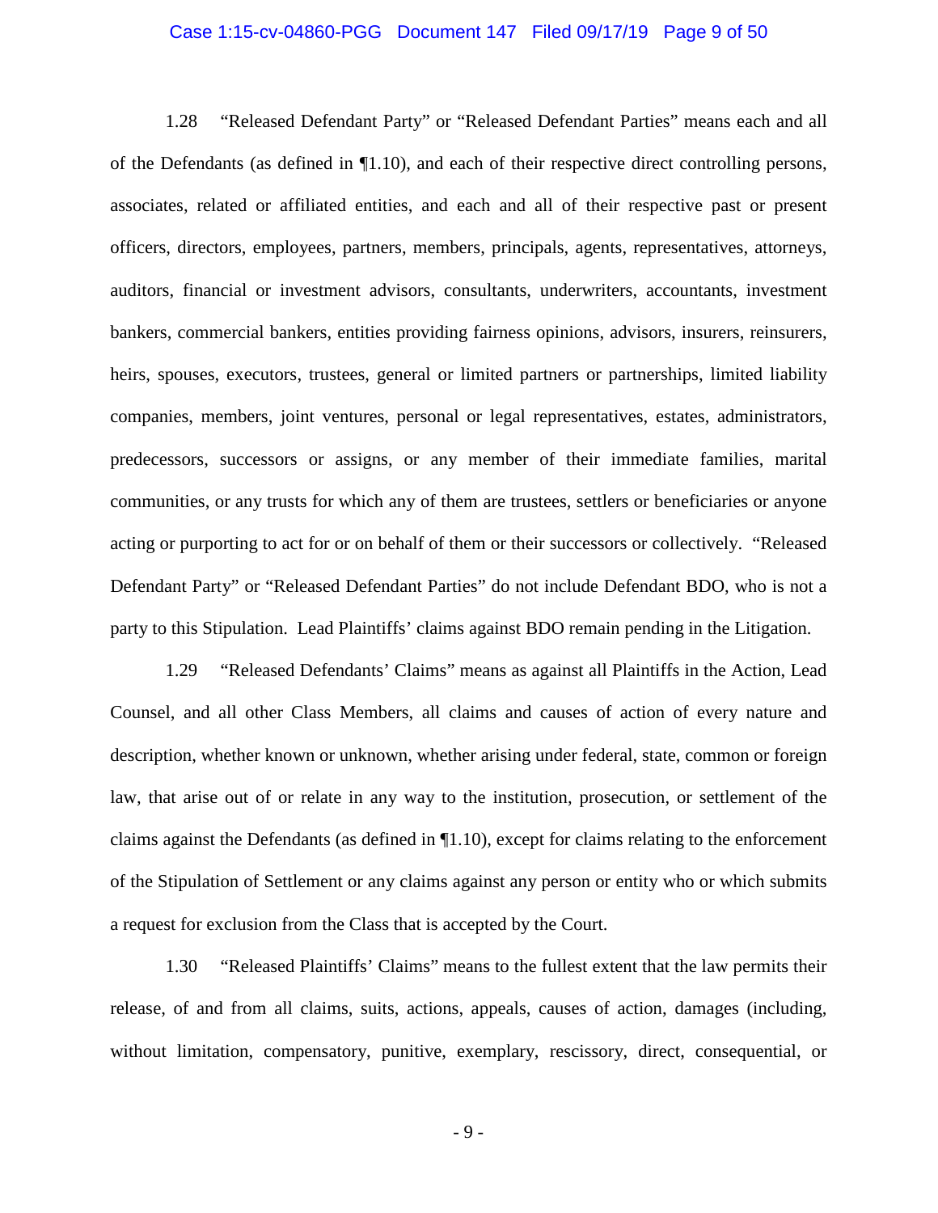1.28 "Released Defendant Party" or "Released Defendant Parties" means each and all of the Defendants (as defined in ¶1.10), and each of their respective direct controlling persons, associates, related or affiliated entities, and each and all of their respective past or present officers, directors, employees, partners, members, principals, agents, representatives, attorneys, auditors, financial or investment advisors, consultants, underwriters, accountants, investment bankers, commercial bankers, entities providing fairness opinions, advisors, insurers, reinsurers, heirs, spouses, executors, trustees, general or limited partners or partnerships, limited liability companies, members, joint ventures, personal or legal representatives, estates, administrators, predecessors, successors or assigns, or any member of their immediate families, marital communities, or any trusts for which any of them are trustees, settlers or beneficiaries or anyone acting or purporting to act for or on behalf of them or their successors or collectively. "Released Defendant Party" or "Released Defendant Parties" do not include Defendant BDO, who is not a party to this Stipulation. Lead Plaintiffs' claims against BDO remain pending in the Litigation.

1.29 "Released Defendants' Claims" means as against all Plaintiffs in the Action, Lead Counsel, and all other Class Members, all claims and causes of action of every nature and description, whether known or unknown, whether arising under federal, state, common or foreign law, that arise out of or relate in any way to the institution, prosecution, or settlement of the claims against the Defendants (as defined in ¶1.10), except for claims relating to the enforcement of the Stipulation of Settlement or any claims against any person or entity who or which submits a request for exclusion from the Class that is accepted by the Court.

1.30 "Released Plaintiffs' Claims" means to the fullest extent that the law permits their release, of and from all claims, suits, actions, appeals, causes of action, damages (including, without limitation, compensatory, punitive, exemplary, rescissory, direct, consequential, or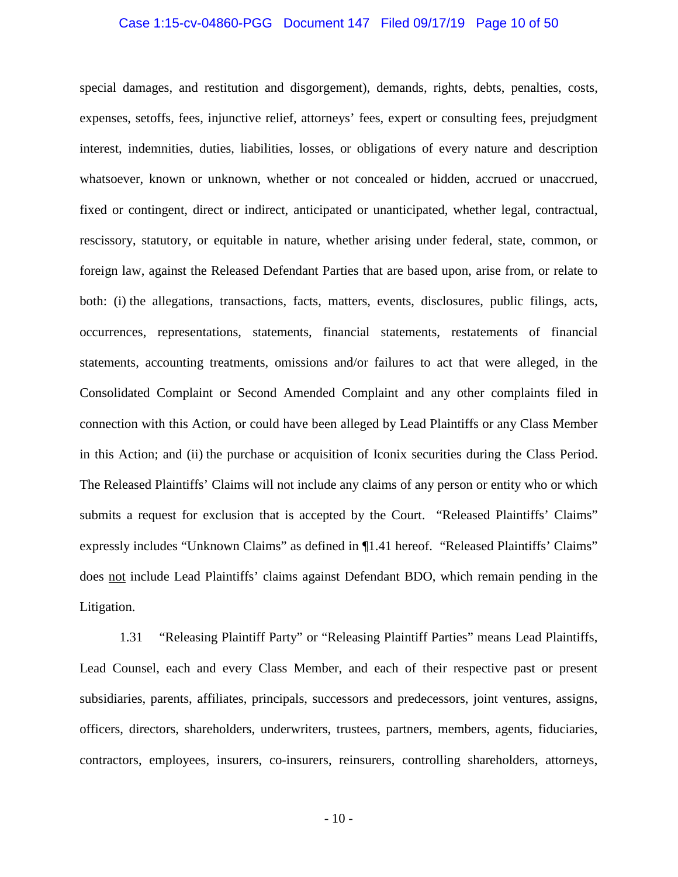special damages, and restitution and disgorgement), demands, rights, debts, penalties, costs, expenses, setoffs, fees, injunctive relief, attorneys' fees, expert or consulting fees, prejudgment interest, indemnities, duties, liabilities, losses, or obligations of every nature and description whatsoever, known or unknown, whether or not concealed or hidden, accrued or unaccrued, fixed or contingent, direct or indirect, anticipated or unanticipated, whether legal, contractual, rescissory, statutory, or equitable in nature, whether arising under federal, state, common, or foreign law, against the Released Defendant Parties that are based upon, arise from, or relate to both: (i) the allegations, transactions, facts, matters, events, disclosures, public filings, acts, occurrences, representations, statements, financial statements, restatements of financial statements, accounting treatments, omissions and/or failures to act that were alleged, in the Consolidated Complaint or Second Amended Complaint and any other complaints filed in connection with this Action, or could have been alleged by Lead Plaintiffs or any Class Member in this Action; and (ii) the purchase or acquisition of Iconix securities during the Class Period. The Released Plaintiffs' Claims will not include any claims of any person or entity who or which submits a request for exclusion that is accepted by the Court. "Released Plaintiffs' Claims" expressly includes "Unknown Claims" as defined in ¶1.41 hereof. "Released Plaintiffs' Claims" does <u>not</u> include Lead Plaintiffs' claims against Defendant BDO, which remain pending in the Litigation.

1.31 "Releasing Plaintiff Party" or "Releasing Plaintiff Parties" means Lead Plaintiffs, Lead Counsel, each and every Class Member, and each of their respective past or present subsidiaries, parents, affiliates, principals, successors and predecessors, joint ventures, assigns, officers, directors, shareholders, underwriters, trustees, partners, members, agents, fiduciaries, contractors, employees, insurers, co-insurers, reinsurers, controlling shareholders, attorneys,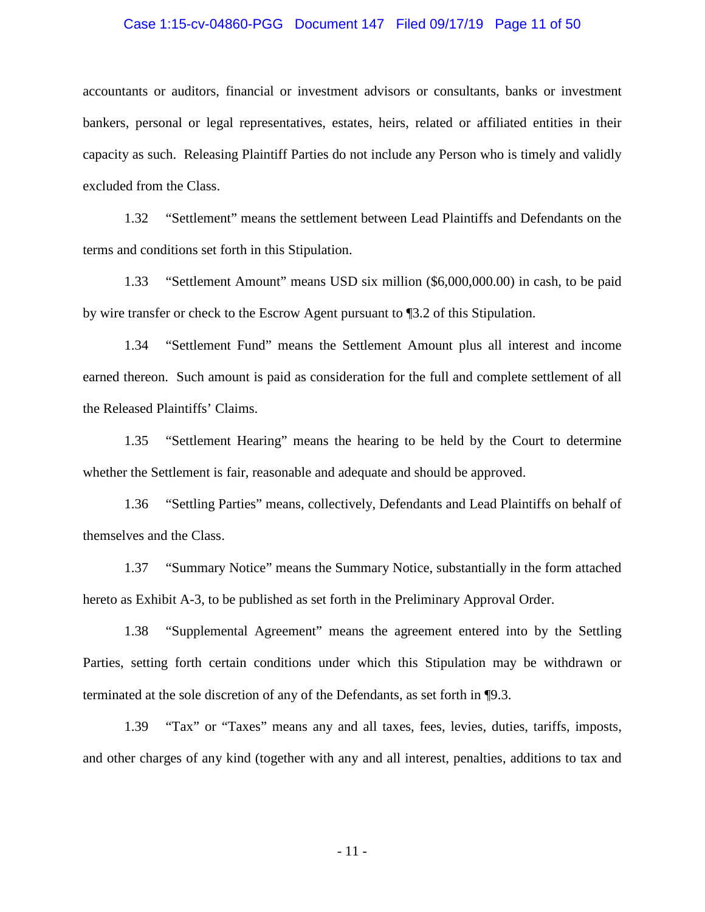accountants or auditors, financial or investment advisors or consultants, banks or investment bankers, personal or legal representatives, estates, heirs, related or affiliated entities in their capacity as such. Releasing Plaintiff Parties do not include any Person who is timely and validly excluded from the Class.

1.32 "Settlement" means the settlement between Lead Plaintiffs and Defendants on the terms and conditions set forth in this Stipulation.

1.33 "Settlement Amount" means USD six million ($6,000,000.00) in cash, to be paid by wire transfer or check to the Escrow Agent pursuant to ¶3.2 of this Stipulation.

1.34 "Settlement Fund" means the Settlement Amount plus all interest and income earned thereon. Such amount is paid as consideration for the full and complete settlement of all the Released Plaintiffs' Claims.

1.35 "Settlement Hearing" means the hearing to be held by the Court to determine whether the Settlement is fair, reasonable and adequate and should be approved.

1.36 "Settling Parties" means, collectively, Defendants and Lead Plaintiffs on behalf of themselves and the Class.

1.37 "Summary Notice" means the Summary Notice, substantially in the form attached hereto as Exhibit A-3, to be published as set forth in the Preliminary Approval Order.

1.38 "Supplemental Agreement" means the agreement entered into by the Settling Parties, setting forth certain conditions under which this Stipulation may be withdrawn or terminated at the sole discretion of any of the Defendants, as set forth in ¶9.3.

1.39 "Tax" or "Taxes" means any and all taxes, fees, levies, duties, tariffs, imposts, and other charges of any kind (together with any and all interest, penalties, additions to tax and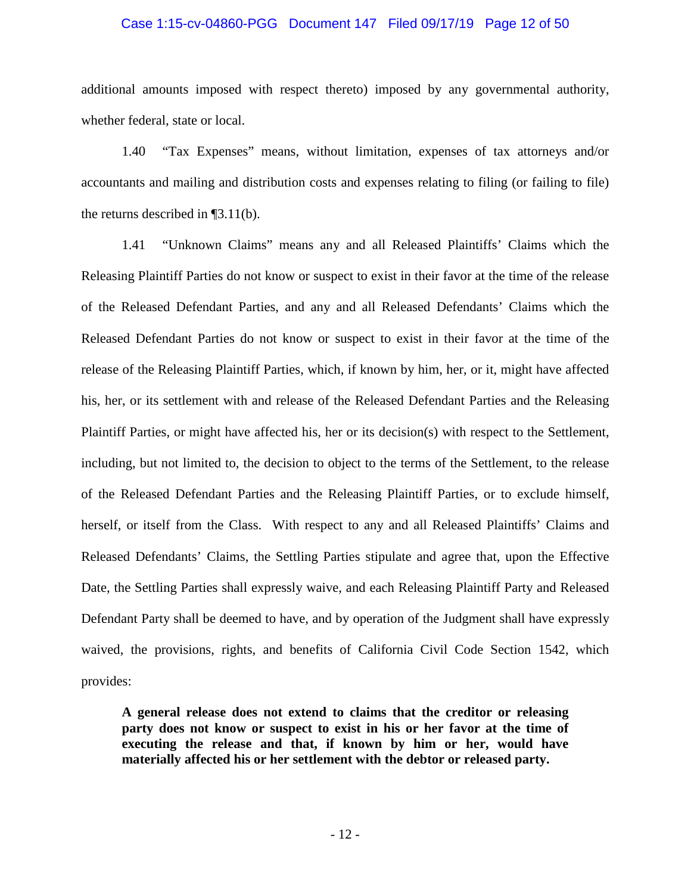additional amounts imposed with respect thereto) imposed by any governmental authority, whether federal, state or local.

1.40 "Tax Expenses" means, without limitation, expenses of tax attorneys and/or accountants and mailing and distribution costs and expenses relating to filing (or failing to file) the returns described in ¶3.11(b).

1.41 "Unknown Claims" means any and all Released Plaintiffs' Claims which the Releasing Plaintiff Parties do not know or suspect to exist in their favor at the time of the release of the Released Defendant Parties, and any and all Released Defendants' Claims which the Released Defendant Parties do not know or suspect to exist in their favor at the time of the release of the Releasing Plaintiff Parties, which, if known by him, her, or it, might have affected his, her, or its settlement with and release of the Released Defendant Parties and the Releasing Plaintiff Parties, or might have affected his, her or its decision(s) with respect to the Settlement, including, but not limited to, the decision to object to the terms of the Settlement, to the release of the Released Defendant Parties and the Releasing Plaintiff Parties, or to exclude himself, herself, or itself from the Class. With respect to any and all Released Plaintiffs' Claims and Released Defendants' Claims, the Settling Parties stipulate and agree that, upon the Effective Date, the Settling Parties shall expressly waive, and each Releasing Plaintiff Party and Released Defendant Party shall be deemed to have, and by operation of the Judgment shall have expressly waived, the provisions, rights, and benefits of California Civil Code Section 1542, which provides:

> **A general release does not extend to claims that the creditor or releasing party does not know or suspect to exist in his or her favor at the time of executing the release and that, if known by him or her, would have materially affected his or her settlement with the debtor or released party.**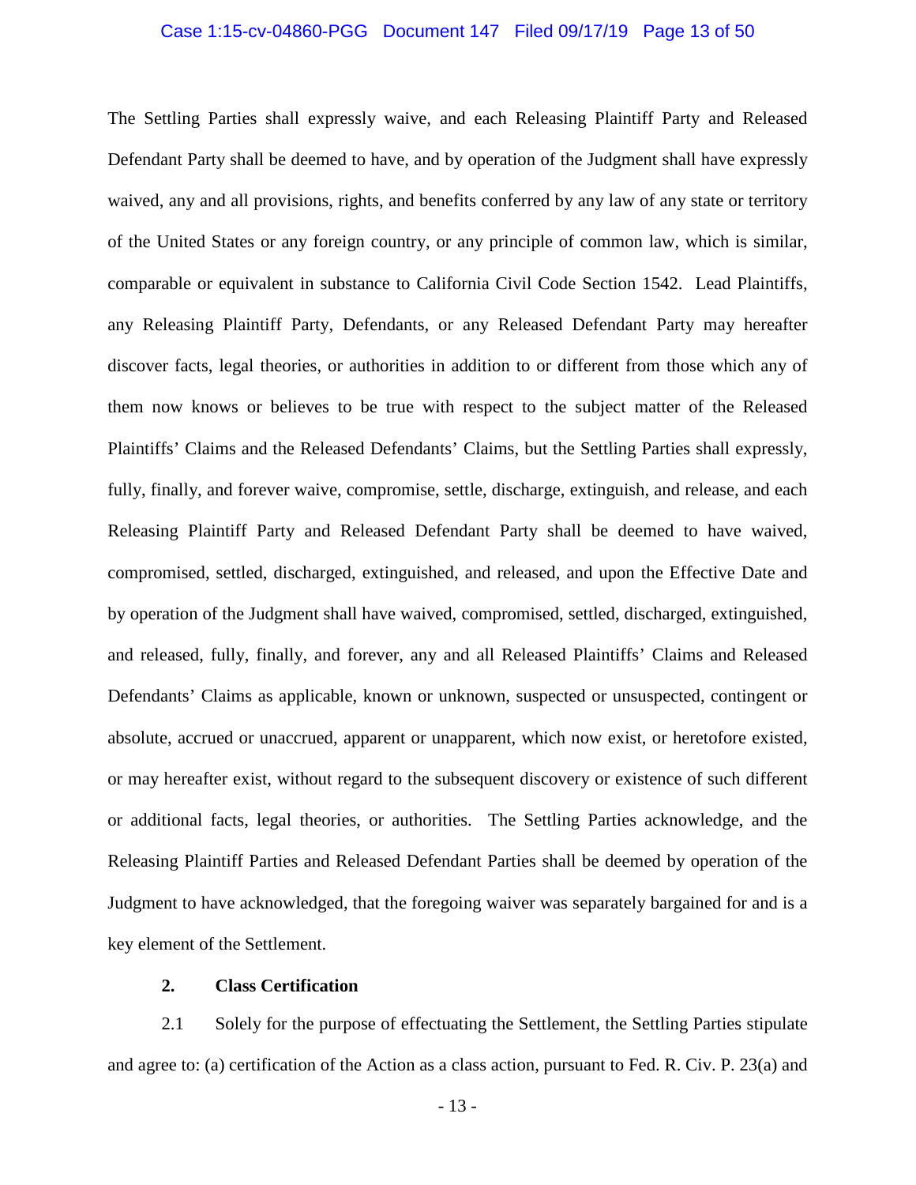The Settling Parties shall expressly waive, and each Releasing Plaintiff Party and Released Defendant Party shall be deemed to have, and by operation of the Judgment shall have expressly waived, any and all provisions, rights, and benefits conferred by any law of any state or territory of the United States or any foreign country, or any principle of common law, which is similar, comparable or equivalent in substance to California Civil Code Section 1542. Lead Plaintiffs, any Releasing Plaintiff Party, Defendants, or any Released Defendant Party may hereafter discover facts, legal theories, or authorities in addition to or different from those which any of them now knows or believes to be true with respect to the subject matter of the Released Plaintiffs' Claims and the Released Defendants' Claims, but the Settling Parties shall expressly, fully, finally, and forever waive, compromise, settle, discharge, extinguish, and release, and each Releasing Plaintiff Party and Released Defendant Party shall be deemed to have waived, compromised, settled, discharged, extinguished, and released, and upon the Effective Date and by operation of the Judgment shall have waived, compromised, settled, discharged, extinguished, and released, fully, finally, and forever, any and all Released Plaintiffs' Claims and Released Defendants' Claims as applicable, known or unknown, suspected or unsuspected, contingent or absolute, accrued or unaccrued, apparent or unapparent, which now exist, or heretofore existed, or may hereafter exist, without regard to the subsequent discovery or existence of such different or additional facts, legal theories, or authorities. The Settling Parties acknowledge, and the Releasing Plaintiff Parties and Released Defendant Parties shall be deemed by operation of the Judgment to have acknowledged, that the foregoing waiver was separately bargained for and is a key element of the Settlement.

**2. Class Certification**

2.1 Solely for the purpose of effectuating the Settlement, the Settling Parties stipulate and agree to: (a) certification of the Action as a class action, pursuant to Fed. R. Civ. P. 23(a) and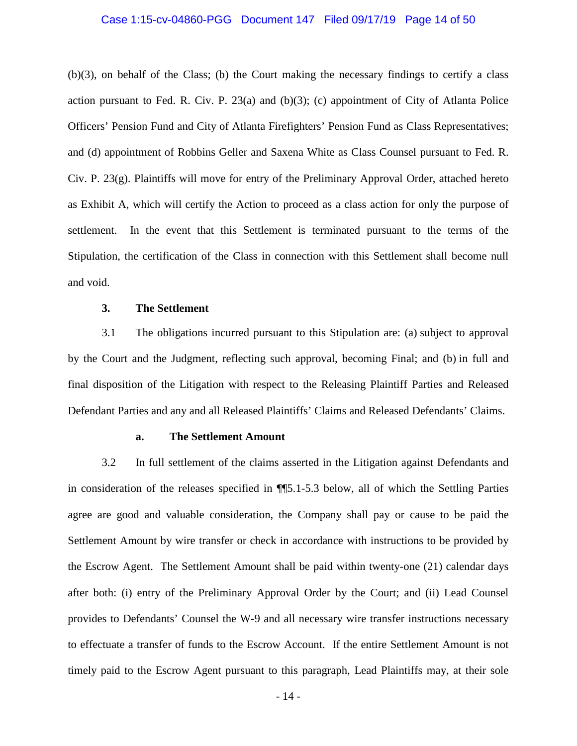(b)(3), on behalf of the Class; (b) the Court making the necessary findings to certify a class action pursuant to Fed. R. Civ. P. 23(a) and (b)(3); (c) appointment of City of Atlanta Police Officers' Pension Fund and City of Atlanta Firefighters' Pension Fund as Class Representatives; and (d) appointment of Robbins Geller and Saxena White as Class Counsel pursuant to Fed. R. Civ. P. 23(g). Plaintiffs will move for entry of the Preliminary Approval Order, attached hereto as Exhibit A, which will certify the Action to proceed as a class action for only the purpose of settlement. In the event that this Settlement is terminated pursuant to the terms of the Stipulation, the certification of the Class in connection with this Settlement shall become null and void.

**3. The Settlement**

3.1 The obligations incurred pursuant to this Stipulation are: (a) subject to approval by the Court and the Judgment, reflecting such approval, becoming Final; and (b) in full and final disposition of the Litigation with respect to the Releasing Plaintiff Parties and Released Defendant Parties and any and all Released Plaintiffs' Claims and Released Defendants' Claims.

**a. The Settlement Amount**

3.2 In full settlement of the claims asserted in the Litigation against Defendants and in consideration of the releases specified in ¶¶5.1-5.3 below, all of which the Settling Parties agree are good and valuable consideration, the Company shall pay or cause to be paid the Settlement Amount by wire transfer or check in accordance with instructions to be provided by the Escrow Agent. The Settlement Amount shall be paid within twenty-one (21) calendar days after both: (i) entry of the Preliminary Approval Order by the Court; and (ii) Lead Counsel provides to Defendants' Counsel the W-9 and all necessary wire transfer instructions necessary to effectuate a transfer of funds to the Escrow Account. If the entire Settlement Amount is not timely paid to the Escrow Agent pursuant to this paragraph, Lead Plaintiffs may, at their sole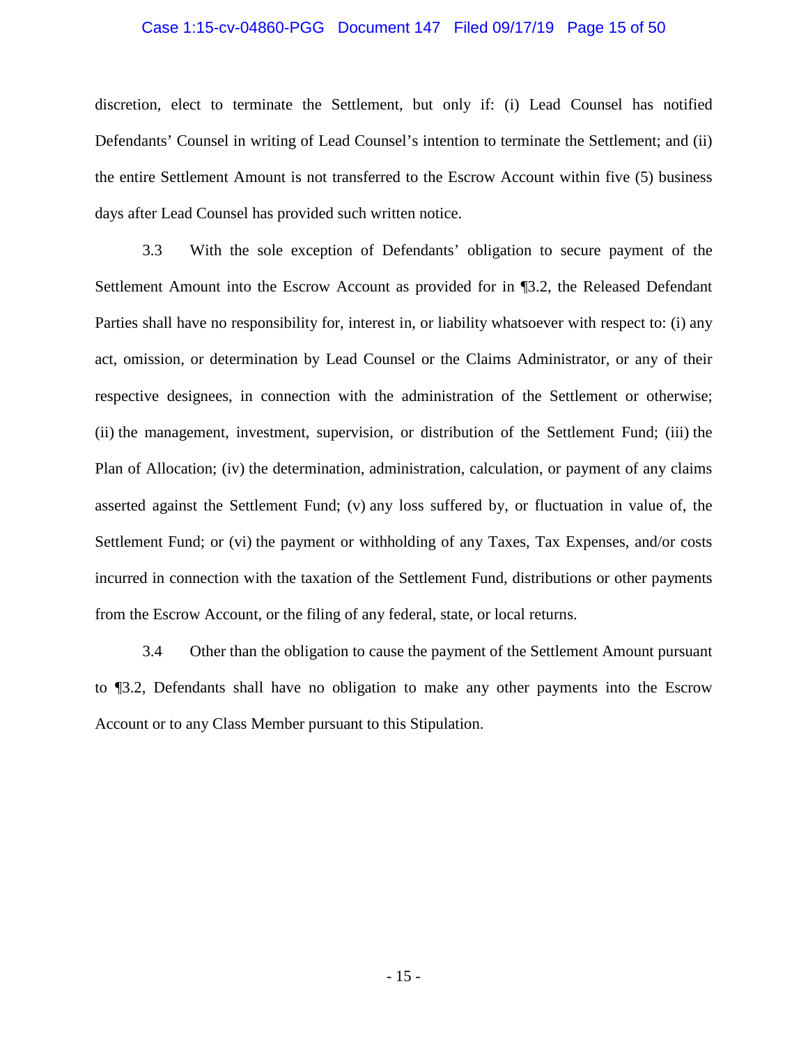discretion, elect to terminate the Settlement, but only if: (i) Lead Counsel has notified Defendants' Counsel in writing of Lead Counsel's intention to terminate the Settlement; and (ii) the entire Settlement Amount is not transferred to the Escrow Account within five (5) business days after Lead Counsel has provided such written notice.

3.3 With the sole exception of Defendants' obligation to secure payment of the Settlement Amount into the Escrow Account as provided for in ¶3.2, the Released Defendant Parties shall have no responsibility for, interest in, or liability whatsoever with respect to: (i) any act, omission, or determination by Lead Counsel or the Claims Administrator, or any of their respective designees, in connection with the administration of the Settlement or otherwise; (ii) the management, investment, supervision, or distribution of the Settlement Fund; (iii) the Plan of Allocation; (iv) the determination, administration, calculation, or payment of any claims asserted against the Settlement Fund; (v) any loss suffered by, or fluctuation in value of, the Settlement Fund; or (vi) the payment or withholding of any Taxes, Tax Expenses, and/or costs incurred in connection with the taxation of the Settlement Fund, distributions or other payments from the Escrow Account, or the filing of any federal, state, or local returns.

3.4 Other than the obligation to cause the payment of the Settlement Amount pursuant to ¶3.2, Defendants shall have no obligation to make any other payments into the Escrow Account or to any Class Member pursuant to this Stipulation.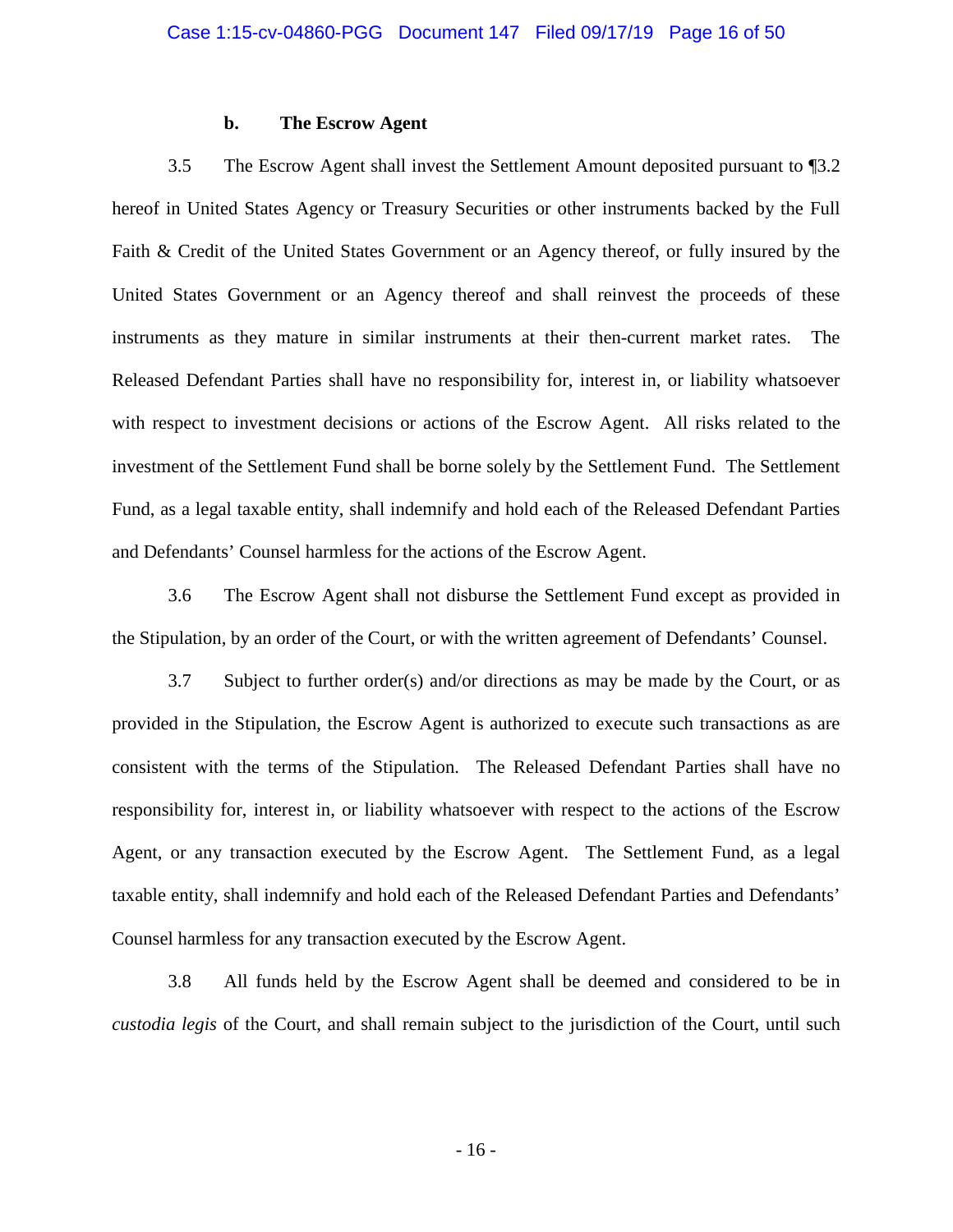### b. The Escrow Agent

3.5 The Escrow Agent shall invest the Settlement Amount deposited pursuant to ¶3.2 hereof in United States Agency or Treasury Securities or other instruments backed by the Full Faith & Credit of the United States Government or an Agency thereof, or fully insured by the United States Government or an Agency thereof and shall reinvest the proceeds of these instruments as they mature in similar instruments at their then-current market rates. The Released Defendant Parties shall have no responsibility for, interest in, or liability whatsoever with respect to investment decisions or actions of the Escrow Agent. All risks related to the investment of the Settlement Fund shall be borne solely by the Settlement Fund. The Settlement Fund, as a legal taxable entity, shall indemnify and hold each of the Released Defendant Parties and Defendants' Counsel harmless for the actions of the Escrow Agent.

3.6 The Escrow Agent shall not disburse the Settlement Fund except as provided in the Stipulation, by an order of the Court, or with the written agreement of Defendants' Counsel.

3.7 Subject to further order(s) and/or directions as may be made by the Court, or as provided in the Stipulation, the Escrow Agent is authorized to execute such transactions as are consistent with the terms of the Stipulation. The Released Defendant Parties shall have no responsibility for, interest in, or liability whatsoever with respect to the actions of the Escrow Agent, or any transaction executed by the Escrow Agent. The Settlement Fund, as a legal taxable entity, shall indemnify and hold each of the Released Defendant Parties and Defendants' Counsel harmless for any transaction executed by the Escrow Agent.

3.8 All funds held by the Escrow Agent shall be deemed and considered to be in *custodia legis* of the Court, and shall remain subject to the jurisdiction of the Court, until such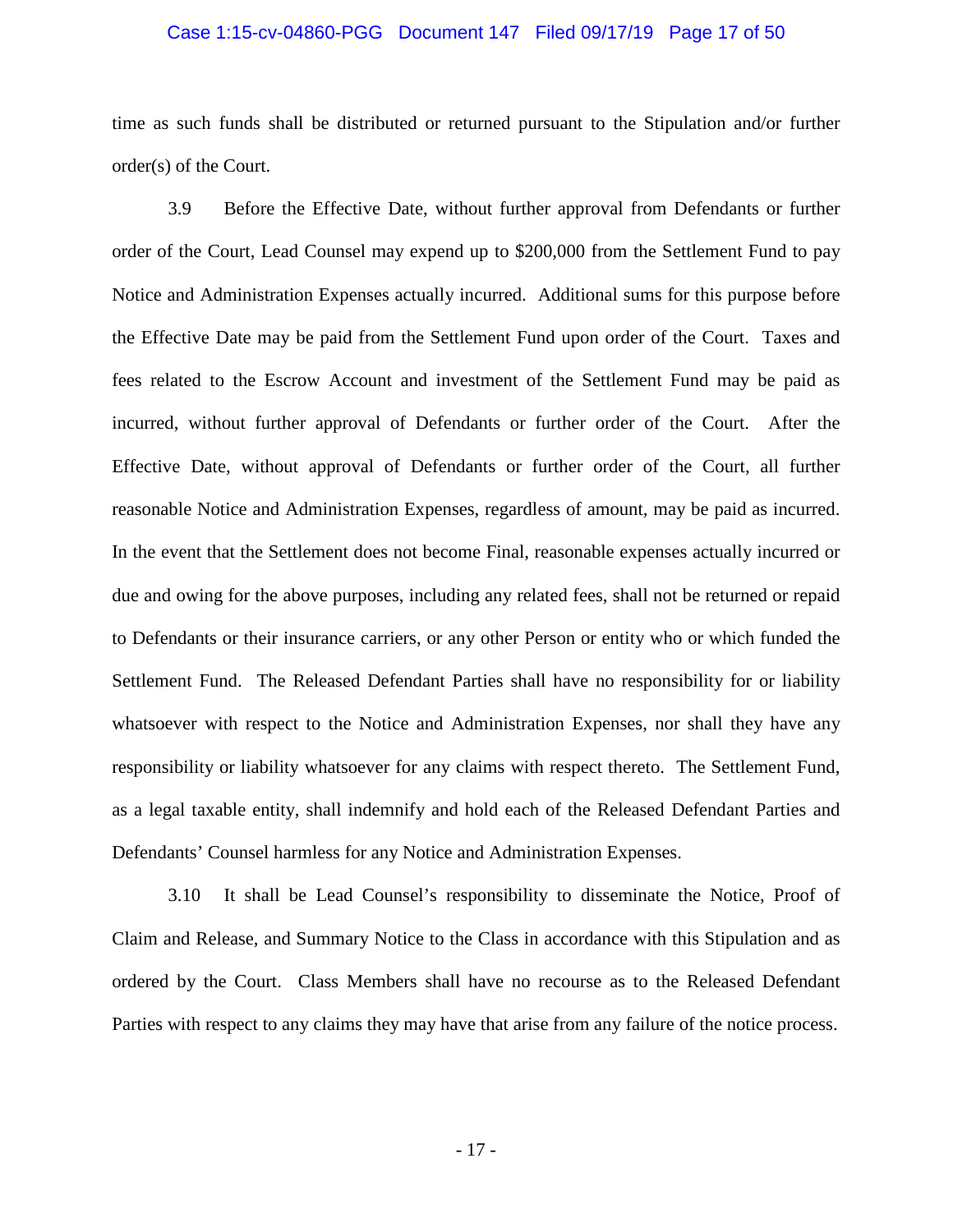time as such funds shall be distributed or returned pursuant to the Stipulation and/or further order(s) of the Court.

3.9 Before the Effective Date, without further approval from Defendants or further order of the Court, Lead Counsel may expend up to $200,000 from the Settlement Fund to pay Notice and Administration Expenses actually incurred. Additional sums for this purpose before the Effective Date may be paid from the Settlement Fund upon order of the Court. Taxes and fees related to the Escrow Account and investment of the Settlement Fund may be paid as incurred, without further approval of Defendants or further order of the Court. After the Effective Date, without approval of Defendants or further order of the Court, all further reasonable Notice and Administration Expenses, regardless of amount, may be paid as incurred. In the event that the Settlement does not become Final, reasonable expenses actually incurred or due and owing for the above purposes, including any related fees, shall not be returned or repaid to Defendants or their insurance carriers, or any other Person or entity who or which funded the Settlement Fund. The Released Defendant Parties shall have no responsibility for or liability whatsoever with respect to the Notice and Administration Expenses, nor shall they have any responsibility or liability whatsoever for any claims with respect thereto. The Settlement Fund, as a legal taxable entity, shall indemnify and hold each of the Released Defendant Parties and Defendants' Counsel harmless for any Notice and Administration Expenses.

3.10 It shall be Lead Counsel's responsibility to disseminate the Notice, Proof of Claim and Release, and Summary Notice to the Class in accordance with this Stipulation and as ordered by the Court. Class Members shall have no recourse as to the Released Defendant Parties with respect to any claims they may have that arise from any failure of the notice process.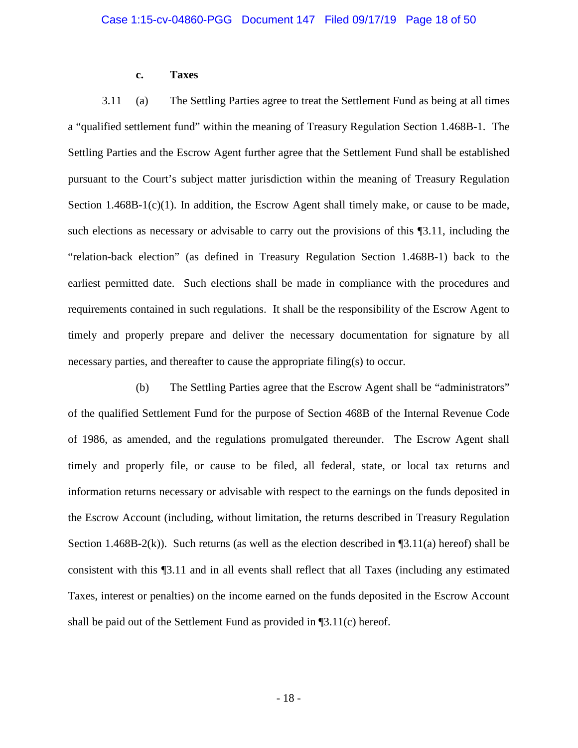**c. Taxes**

3.11 (a) The Settling Parties agree to treat the Settlement Fund as being at all times a "qualified settlement fund" within the meaning of Treasury Regulation Section 1.468B-1. The Settling Parties and the Escrow Agent further agree that the Settlement Fund shall be established pursuant to the Court's subject matter jurisdiction within the meaning of Treasury Regulation Section 1.468B-1(c)(1). In addition, the Escrow Agent shall timely make, or cause to be made, such elections as necessary or advisable to carry out the provisions of this ¶3.11, including the "relation-back election" (as defined in Treasury Regulation Section 1.468B-1) back to the earliest permitted date. Such elections shall be made in compliance with the procedures and requirements contained in such regulations. It shall be the responsibility of the Escrow Agent to timely and properly prepare and deliver the necessary documentation for signature by all necessary parties, and thereafter to cause the appropriate filing(s) to occur.

(b) The Settling Parties agree that the Escrow Agent shall be "administrators" of the qualified Settlement Fund for the purpose of Section 468B of the Internal Revenue Code of 1986, as amended, and the regulations promulgated thereunder. The Escrow Agent shall timely and properly file, or cause to be filed, all federal, state, or local tax returns and information returns necessary or advisable with respect to the earnings on the funds deposited in the Escrow Account (including, without limitation, the returns described in Treasury Regulation Section 1.468B-2(k)). Such returns (as well as the election described in ¶3.11(a) hereof) shall be consistent with this ¶3.11 and in all events shall reflect that all Taxes (including any estimated Taxes, interest or penalties) on the income earned on the funds deposited in the Escrow Account shall be paid out of the Settlement Fund as provided in ¶3.11(c) hereof.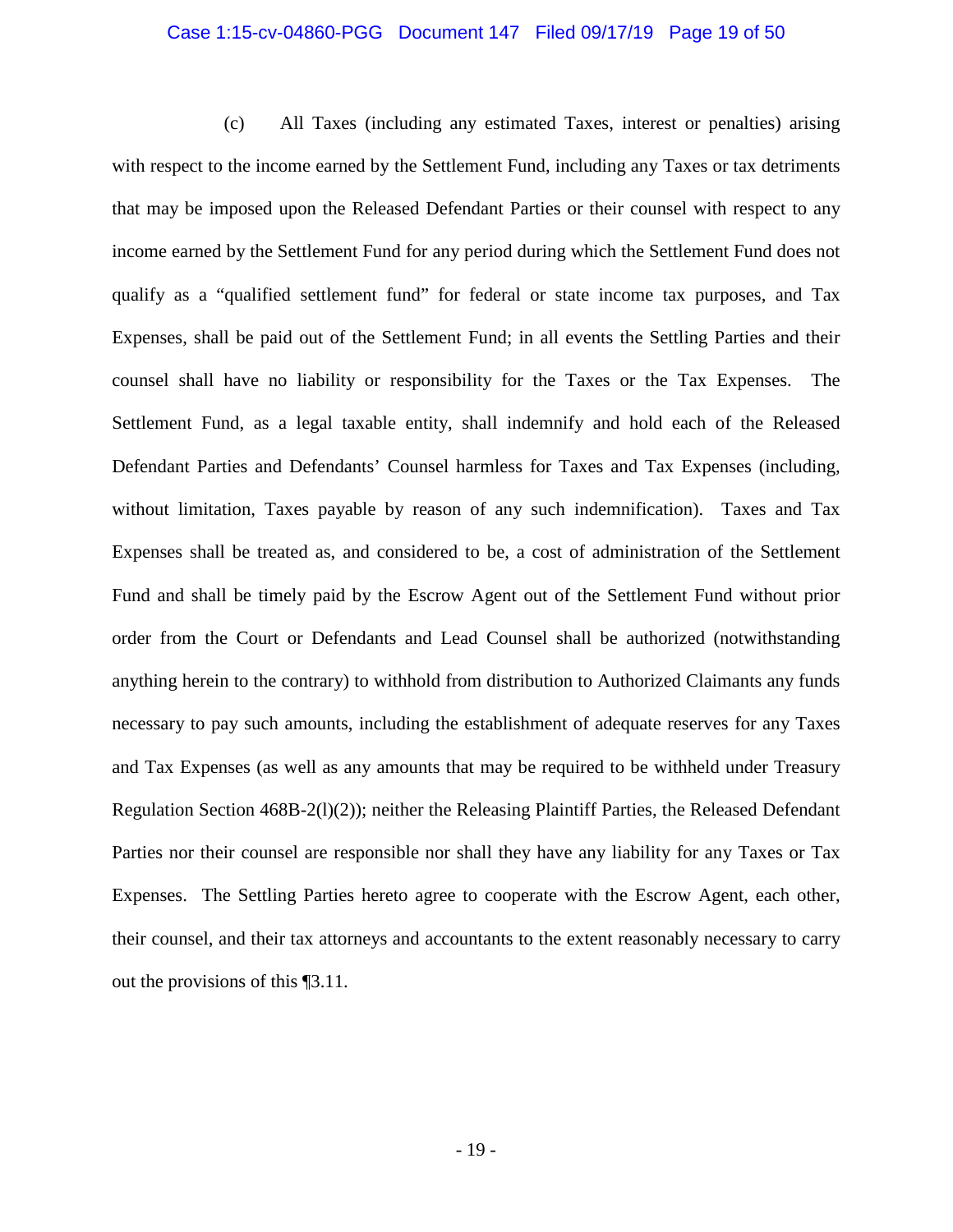(c) All Taxes (including any estimated Taxes, interest or penalties) arising with respect to the income earned by the Settlement Fund, including any Taxes or tax detriments that may be imposed upon the Released Defendant Parties or their counsel with respect to any income earned by the Settlement Fund for any period during which the Settlement Fund does not qualify as a "qualified settlement fund" for federal or state income tax purposes, and Tax Expenses, shall be paid out of the Settlement Fund; in all events the Settling Parties and their counsel shall have no liability or responsibility for the Taxes or the Tax Expenses. The Settlement Fund, as a legal taxable entity, shall indemnify and hold each of the Released Defendant Parties and Defendants' Counsel harmless for Taxes and Tax Expenses (including, without limitation, Taxes payable by reason of any such indemnification). Taxes and Tax Expenses shall be treated as, and considered to be, a cost of administration of the Settlement Fund and shall be timely paid by the Escrow Agent out of the Settlement Fund without prior order from the Court or Defendants and Lead Counsel shall be authorized (notwithstanding anything herein to the contrary) to withhold from distribution to Authorized Claimants any funds necessary to pay such amounts, including the establishment of adequate reserves for any Taxes and Tax Expenses (as well as any amounts that may be required to be withheld under Treasury Regulation Section 468B-2(l)(2)); neither the Releasing Plaintiff Parties, the Released Defendant Parties nor their counsel are responsible nor shall they have any liability for any Taxes or Tax Expenses. The Settling Parties hereto agree to cooperate with the Escrow Agent, each other, their counsel, and their tax attorneys and accountants to the extent reasonably necessary to carry out the provisions of this ¶3.11.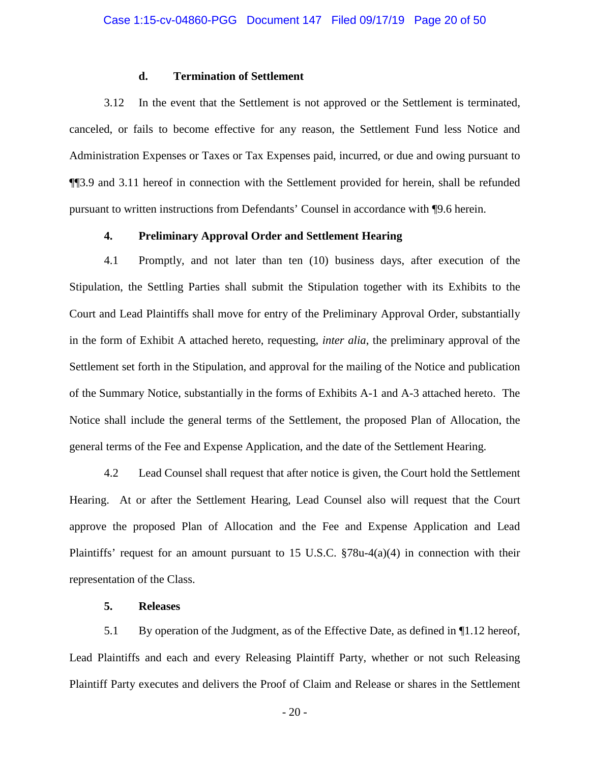#### d. Termination of Settlement

3.12 In the event that the Settlement is not approved or the Settlement is terminated, canceled, or fails to become effective for any reason, the Settlement Fund less Notice and Administration Expenses or Taxes or Tax Expenses paid, incurred, or due and owing pursuant to ¶¶3.9 and 3.11 hereof in connection with the Settlement provided for herein, shall be refunded pursuant to written instructions from Defendants' Counsel in accordance with ¶9.6 herein.

### 4. Preliminary Approval Order and Settlement Hearing

4.1 Promptly, and not later than ten (10) business days, after execution of the Stipulation, the Settling Parties shall submit the Stipulation together with its Exhibits to the Court and Lead Plaintiffs shall move for entry of the Preliminary Approval Order, substantially in the form of Exhibit A attached hereto, requesting, *inter alia*, the preliminary approval of the Settlement set forth in the Stipulation, and approval for the mailing of the Notice and publication of the Summary Notice, substantially in the forms of Exhibits A-1 and A-3 attached hereto. The Notice shall include the general terms of the Settlement, the proposed Plan of Allocation, the general terms of the Fee and Expense Application, and the date of the Settlement Hearing.

4.2 Lead Counsel shall request that after notice is given, the Court hold the Settlement Hearing. At or after the Settlement Hearing, Lead Counsel also will request that the Court approve the proposed Plan of Allocation and the Fee and Expense Application and Lead Plaintiffs' request for an amount pursuant to 15 U.S.C. §78u-4(a)(4) in connection with their representation of the Class.

### 5. Releases

5.1 By operation of the Judgment, as of the Effective Date, as defined in ¶1.12 hereof, Lead Plaintiffs and each and every Releasing Plaintiff Party, whether or not such Releasing Plaintiff Party executes and delivers the Proof of Claim and Release or shares in the Settlement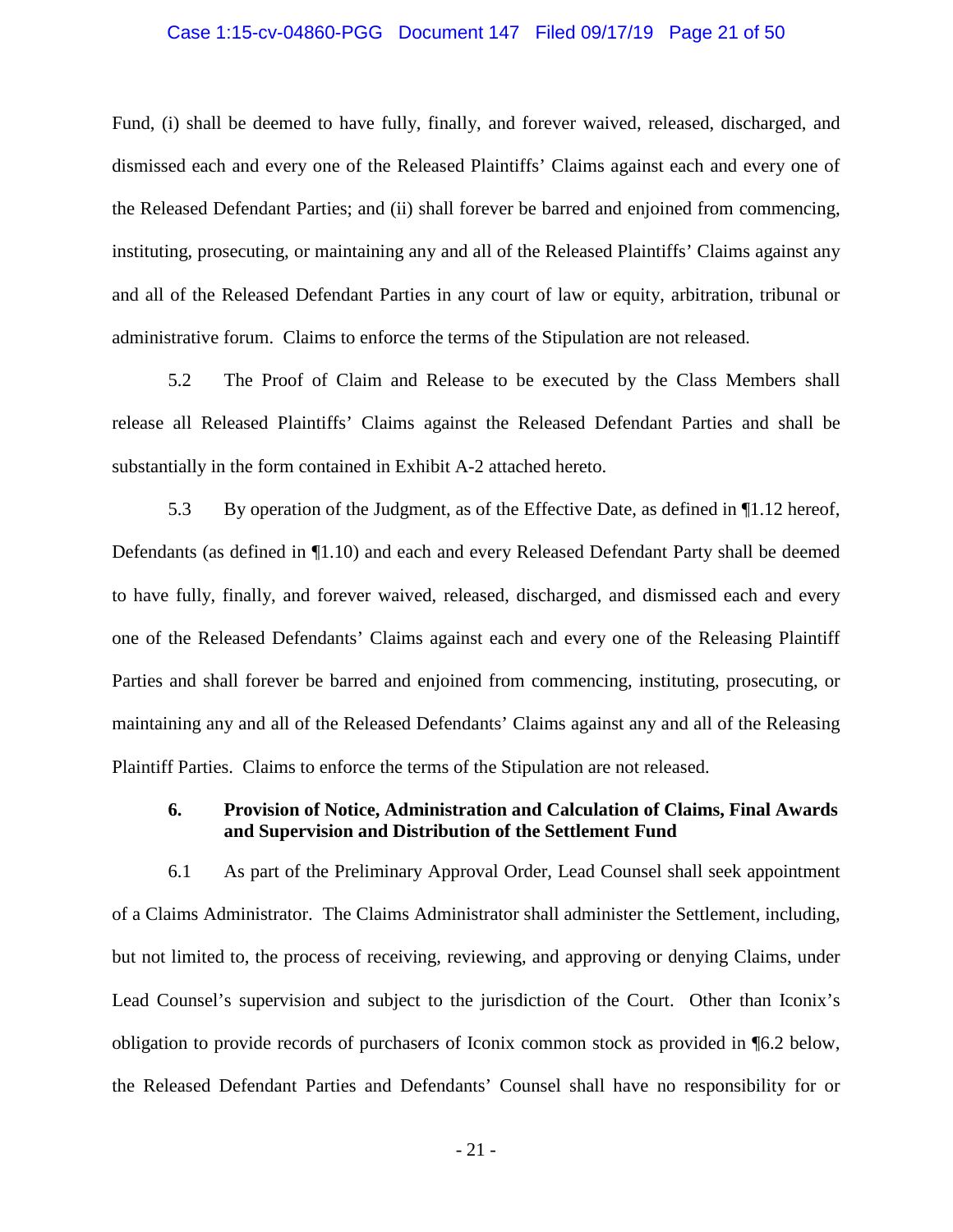Fund, (i) shall be deemed to have fully, finally, and forever waived, released, discharged, and dismissed each and every one of the Released Plaintiffs' Claims against each and every one of the Released Defendant Parties; and (ii) shall forever be barred and enjoined from commencing, instituting, prosecuting, or maintaining any and all of the Released Plaintiffs' Claims against any and all of the Released Defendant Parties in any court of law or equity, arbitration, tribunal or administrative forum. Claims to enforce the terms of the Stipulation are not released.

5.2 The Proof of Claim and Release to be executed by the Class Members shall release all Released Plaintiffs' Claims against the Released Defendant Parties and shall be substantially in the form contained in Exhibit A-2 attached hereto.

5.3 By operation of the Judgment, as of the Effective Date, as defined in ¶1.12 hereof, Defendants (as defined in ¶1.10) and each and every Released Defendant Party shall be deemed to have fully, finally, and forever waived, released, discharged, and dismissed each and every one of the Released Defendants' Claims against each and every one of the Releasing Plaintiff Parties and shall forever be barred and enjoined from commencing, instituting, prosecuting, or maintaining any and all of the Released Defendants' Claims against any and all of the Releasing Plaintiff Parties. Claims to enforce the terms of the Stipulation are not released.

**6. Provision of Notice, Administration and Calculation of Claims, Final Awards and Supervision and Distribution of the Settlement Fund**

6.1 As part of the Preliminary Approval Order, Lead Counsel shall seek appointment of a Claims Administrator. The Claims Administrator shall administer the Settlement, including, but not limited to, the process of receiving, reviewing, and approving or denying Claims, under Lead Counsel's supervision and subject to the jurisdiction of the Court. Other than Iconix's obligation to provide records of purchasers of Iconix common stock as provided in ¶6.2 below, the Released Defendant Parties and Defendants' Counsel shall have no responsibility for or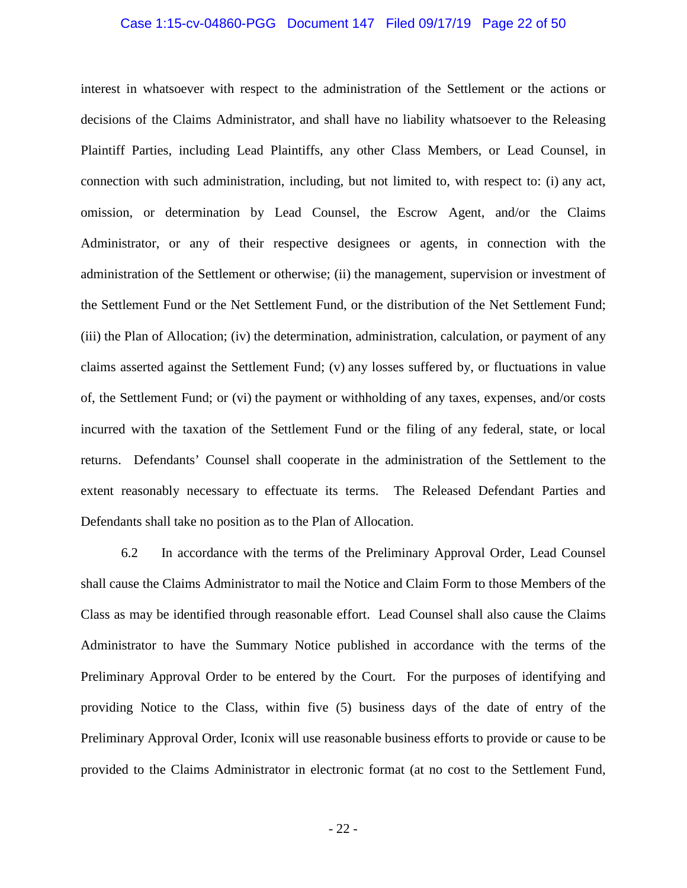interest in whatsoever with respect to the administration of the Settlement or the actions or decisions of the Claims Administrator, and shall have no liability whatsoever to the Releasing Plaintiff Parties, including Lead Plaintiffs, any other Class Members, or Lead Counsel, in connection with such administration, including, but not limited to, with respect to: (i) any act, omission, or determination by Lead Counsel, the Escrow Agent, and/or the Claims Administrator, or any of their respective designees or agents, in connection with the administration of the Settlement or otherwise; (ii) the management, supervision or investment of the Settlement Fund or the Net Settlement Fund, or the distribution of the Net Settlement Fund; (iii) the Plan of Allocation; (iv) the determination, administration, calculation, or payment of any claims asserted against the Settlement Fund; (v) any losses suffered by, or fluctuations in value of, the Settlement Fund; or (vi) the payment or withholding of any taxes, expenses, and/or costs incurred with the taxation of the Settlement Fund or the filing of any federal, state, or local returns. Defendants' Counsel shall cooperate in the administration of the Settlement to the extent reasonably necessary to effectuate its terms. The Released Defendant Parties and Defendants shall take no position as to the Plan of Allocation.

6.2 In accordance with the terms of the Preliminary Approval Order, Lead Counsel shall cause the Claims Administrator to mail the Notice and Claim Form to those Members of the Class as may be identified through reasonable effort. Lead Counsel shall also cause the Claims Administrator to have the Summary Notice published in accordance with the terms of the Preliminary Approval Order to be entered by the Court. For the purposes of identifying and providing Notice to the Class, within five (5) business days of the date of entry of the Preliminary Approval Order, Iconix will use reasonable business efforts to provide or cause to be provided to the Claims Administrator in electronic format (at no cost to the Settlement Fund,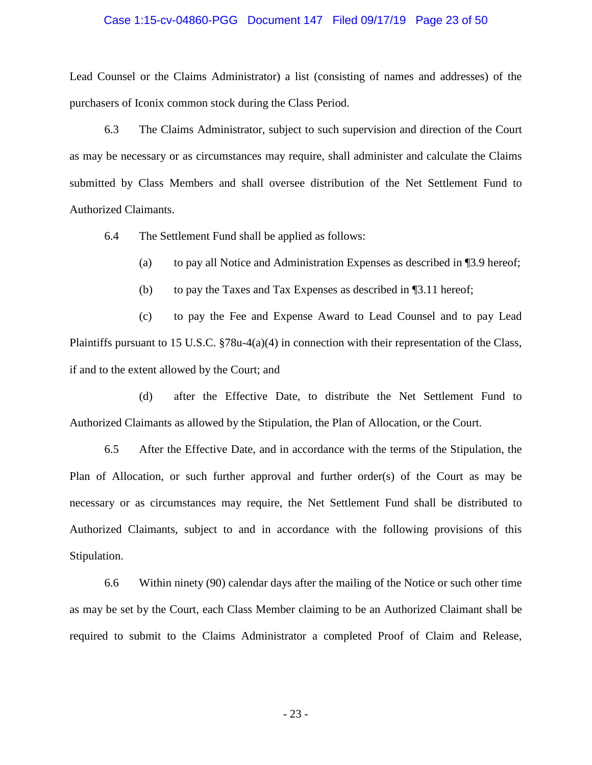Lead Counsel or the Claims Administrator) a list (consisting of names and addresses) of the purchasers of Iconix common stock during the Class Period.

6.3 The Claims Administrator, subject to such supervision and direction of the Court as may be necessary or as circumstances may require, shall administer and calculate the Claims submitted by Class Members and shall oversee distribution of the Net Settlement Fund to Authorized Claimants.

6.4 The Settlement Fund shall be applied as follows:

(a) to pay all Notice and Administration Expenses as described in ¶3.9 hereof;

(b) to pay the Taxes and Tax Expenses as described in ¶3.11 hereof;

(c) to pay the Fee and Expense Award to Lead Counsel and to pay Lead Plaintiffs pursuant to 15 U.S.C. §78u-4(a)(4) in connection with their representation of the Class, if and to the extent allowed by the Court; and

(d) after the Effective Date, to distribute the Net Settlement Fund to Authorized Claimants as allowed by the Stipulation, the Plan of Allocation, or the Court.

6.5 After the Effective Date, and in accordance with the terms of the Stipulation, the Plan of Allocation, or such further approval and further order(s) of the Court as may be necessary or as circumstances may require, the Net Settlement Fund shall be distributed to Authorized Claimants, subject to and in accordance with the following provisions of this Stipulation.

6.6 Within ninety (90) calendar days after the mailing of the Notice or such other time as may be set by the Court, each Class Member claiming to be an Authorized Claimant shall be required to submit to the Claims Administrator a completed Proof of Claim and Release,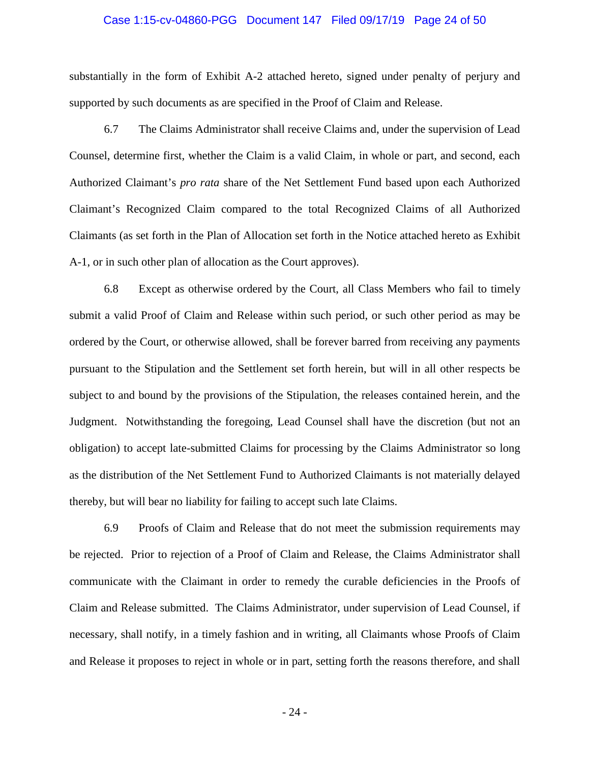substantially in the form of Exhibit A-2 attached hereto, signed under penalty of perjury and supported by such documents as are specified in the Proof of Claim and Release.

6.7 The Claims Administrator shall receive Claims and, under the supervision of Lead Counsel, determine first, whether the Claim is a valid Claim, in whole or part, and second, each Authorized Claimant's *pro rata* share of the Net Settlement Fund based upon each Authorized Claimant's Recognized Claim compared to the total Recognized Claims of all Authorized Claimants (as set forth in the Plan of Allocation set forth in the Notice attached hereto as Exhibit A-1, or in such other plan of allocation as the Court approves).

6.8 Except as otherwise ordered by the Court, all Class Members who fail to timely submit a valid Proof of Claim and Release within such period, or such other period as may be ordered by the Court, or otherwise allowed, shall be forever barred from receiving any payments pursuant to the Stipulation and the Settlement set forth herein, but will in all other respects be subject to and bound by the provisions of the Stipulation, the releases contained herein, and the Judgment. Notwithstanding the foregoing, Lead Counsel shall have the discretion (but not an obligation) to accept late-submitted Claims for processing by the Claims Administrator so long as the distribution of the Net Settlement Fund to Authorized Claimants is not materially delayed thereby, but will bear no liability for failing to accept such late Claims.

6.9 Proofs of Claim and Release that do not meet the submission requirements may be rejected. Prior to rejection of a Proof of Claim and Release, the Claims Administrator shall communicate with the Claimant in order to remedy the curable deficiencies in the Proofs of Claim and Release submitted. The Claims Administrator, under supervision of Lead Counsel, if necessary, shall notify, in a timely fashion and in writing, all Claimants whose Proofs of Claim and Release it proposes to reject in whole or in part, setting forth the reasons therefore, and shall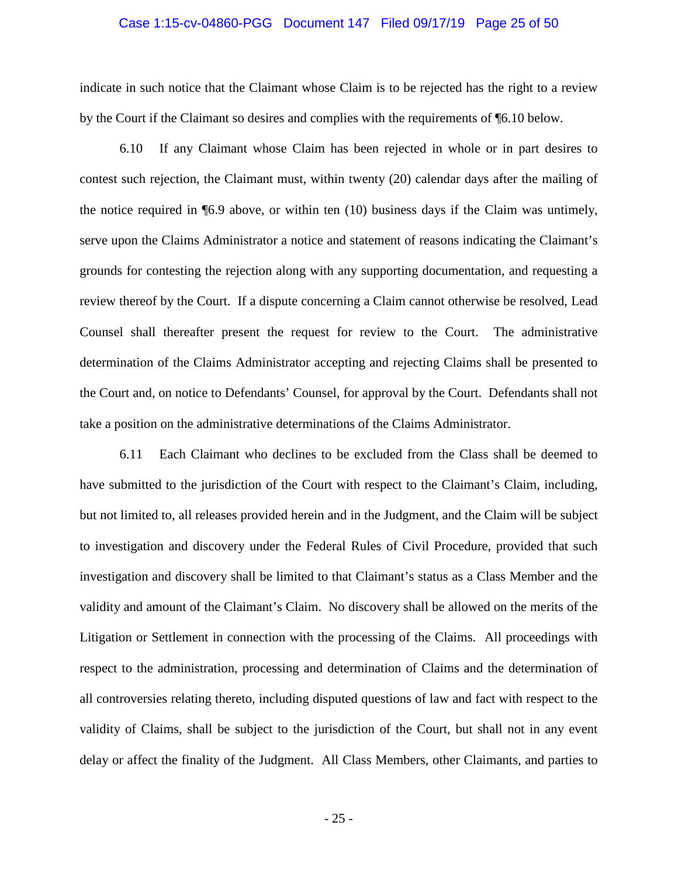indicate in such notice that the Claimant whose Claim is to be rejected has the right to a review by the Court if the Claimant so desires and complies with the requirements of ¶6.10 below.

6.10 If any Claimant whose Claim has been rejected in whole or in part desires to contest such rejection, the Claimant must, within twenty (20) calendar days after the mailing of the notice required in ¶6.9 above, or within ten (10) business days if the Claim was untimely, serve upon the Claims Administrator a notice and statement of reasons indicating the Claimant's grounds for contesting the rejection along with any supporting documentation, and requesting a review thereof by the Court. If a dispute concerning a Claim cannot otherwise be resolved, Lead Counsel shall thereafter present the request for review to the Court. The administrative determination of the Claims Administrator accepting and rejecting Claims shall be presented to the Court and, on notice to Defendants' Counsel, for approval by the Court. Defendants shall not take a position on the administrative determinations of the Claims Administrator.

6.11 Each Claimant who declines to be excluded from the Class shall be deemed to have submitted to the jurisdiction of the Court with respect to the Claimant's Claim, including, but not limited to, all releases provided herein and in the Judgment, and the Claim will be subject to investigation and discovery under the Federal Rules of Civil Procedure, provided that such investigation and discovery shall be limited to that Claimant's status as a Class Member and the validity and amount of the Claimant's Claim. No discovery shall be allowed on the merits of the Litigation or Settlement in connection with the processing of the Claims. All proceedings with respect to the administration, processing and determination of Claims and the determination of all controversies relating thereto, including disputed questions of law and fact with respect to the validity of Claims, shall be subject to the jurisdiction of the Court, but shall not in any event delay or affect the finality of the Judgment. All Class Members, other Claimants, and parties to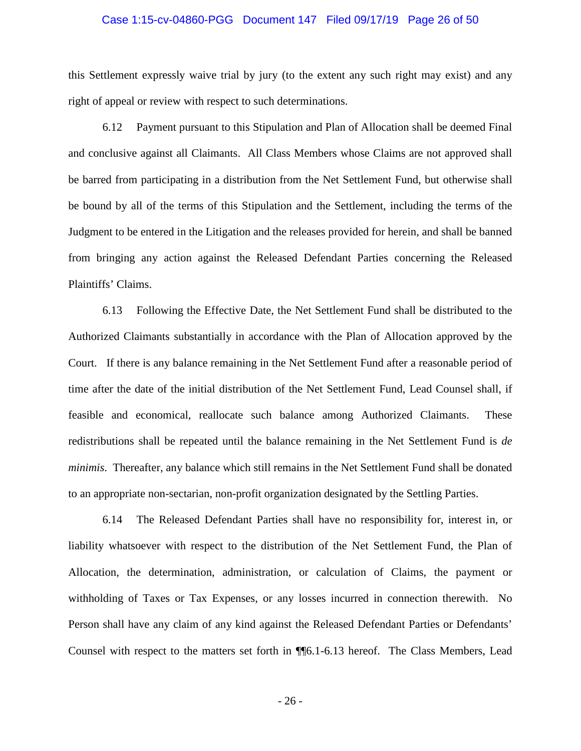this Settlement expressly waive trial by jury (to the extent any such right may exist) and any right of appeal or review with respect to such determinations.

6.12 Payment pursuant to this Stipulation and Plan of Allocation shall be deemed Final and conclusive against all Claimants. All Class Members whose Claims are not approved shall be barred from participating in a distribution from the Net Settlement Fund, but otherwise shall be bound by all of the terms of this Stipulation and the Settlement, including the terms of the Judgment to be entered in the Litigation and the releases provided for herein, and shall be banned from bringing any action against the Released Defendant Parties concerning the Released Plaintiffs' Claims.

6.13 Following the Effective Date, the Net Settlement Fund shall be distributed to the Authorized Claimants substantially in accordance with the Plan of Allocation approved by the Court. If there is any balance remaining in the Net Settlement Fund after a reasonable period of time after the date of the initial distribution of the Net Settlement Fund, Lead Counsel shall, if feasible and economical, reallocate such balance among Authorized Claimants. These redistributions shall be repeated until the balance remaining in the Net Settlement Fund is *de minimis*. Thereafter, any balance which still remains in the Net Settlement Fund shall be donated to an appropriate non-sectarian, non-profit organization designated by the Settling Parties.

6.14 The Released Defendant Parties shall have no responsibility for, interest in, or liability whatsoever with respect to the distribution of the Net Settlement Fund, the Plan of Allocation, the determination, administration, or calculation of Claims, the payment or withholding of Taxes or Tax Expenses, or any losses incurred in connection therewith. No Person shall have any claim of any kind against the Released Defendant Parties or Defendants' Counsel with respect to the matters set forth in ¶¶6.1-6.13 hereof. The Class Members, Lead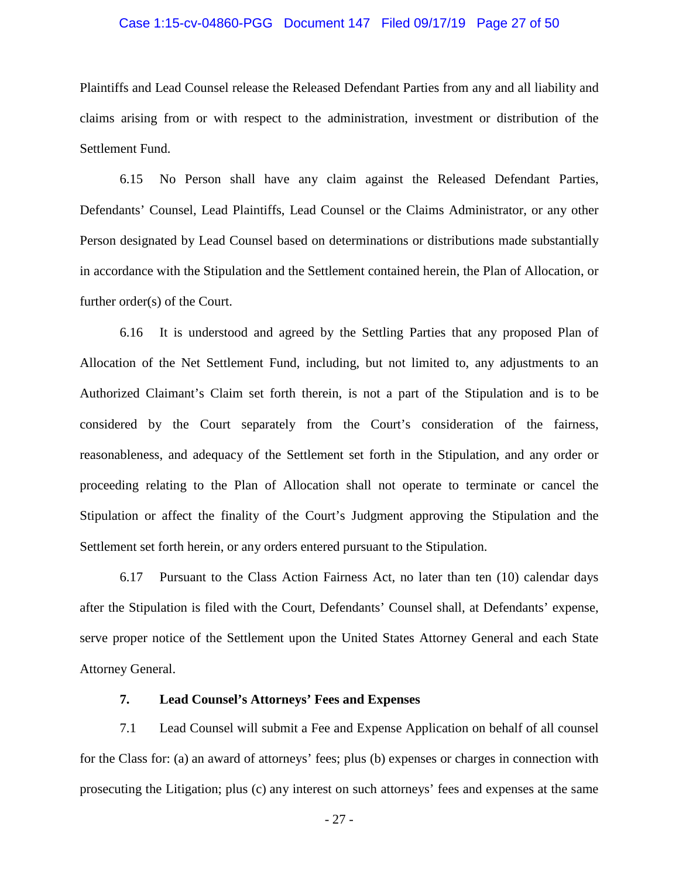Plaintiffs and Lead Counsel release the Released Defendant Parties from any and all liability and claims arising from or with respect to the administration, investment or distribution of the Settlement Fund.

6.15 No Person shall have any claim against the Released Defendant Parties, Defendants' Counsel, Lead Plaintiffs, Lead Counsel or the Claims Administrator, or any other Person designated by Lead Counsel based on determinations or distributions made substantially in accordance with the Stipulation and the Settlement contained herein, the Plan of Allocation, or further order(s) of the Court.

6.16 It is understood and agreed by the Settling Parties that any proposed Plan of Allocation of the Net Settlement Fund, including, but not limited to, any adjustments to an Authorized Claimant's Claim set forth therein, is not a part of the Stipulation and is to be considered by the Court separately from the Court's consideration of the fairness, reasonableness, and adequacy of the Settlement set forth in the Stipulation, and any order or proceeding relating to the Plan of Allocation shall not operate to terminate or cancel the Stipulation or affect the finality of the Court's Judgment approving the Stipulation and the Settlement set forth herein, or any orders entered pursuant to the Stipulation.

6.17 Pursuant to the Class Action Fairness Act, no later than ten (10) calendar days after the Stipulation is filed with the Court, Defendants' Counsel shall, at Defendants' expense, serve proper notice of the Settlement upon the United States Attorney General and each State Attorney General.

**7. Lead Counsel's Attorneys' Fees and Expenses**

7.1 Lead Counsel will submit a Fee and Expense Application on behalf of all counsel for the Class for: (a) an award of attorneys' fees; plus (b) expenses or charges in connection with prosecuting the Litigation; plus (c) any interest on such attorneys' fees and expenses at the same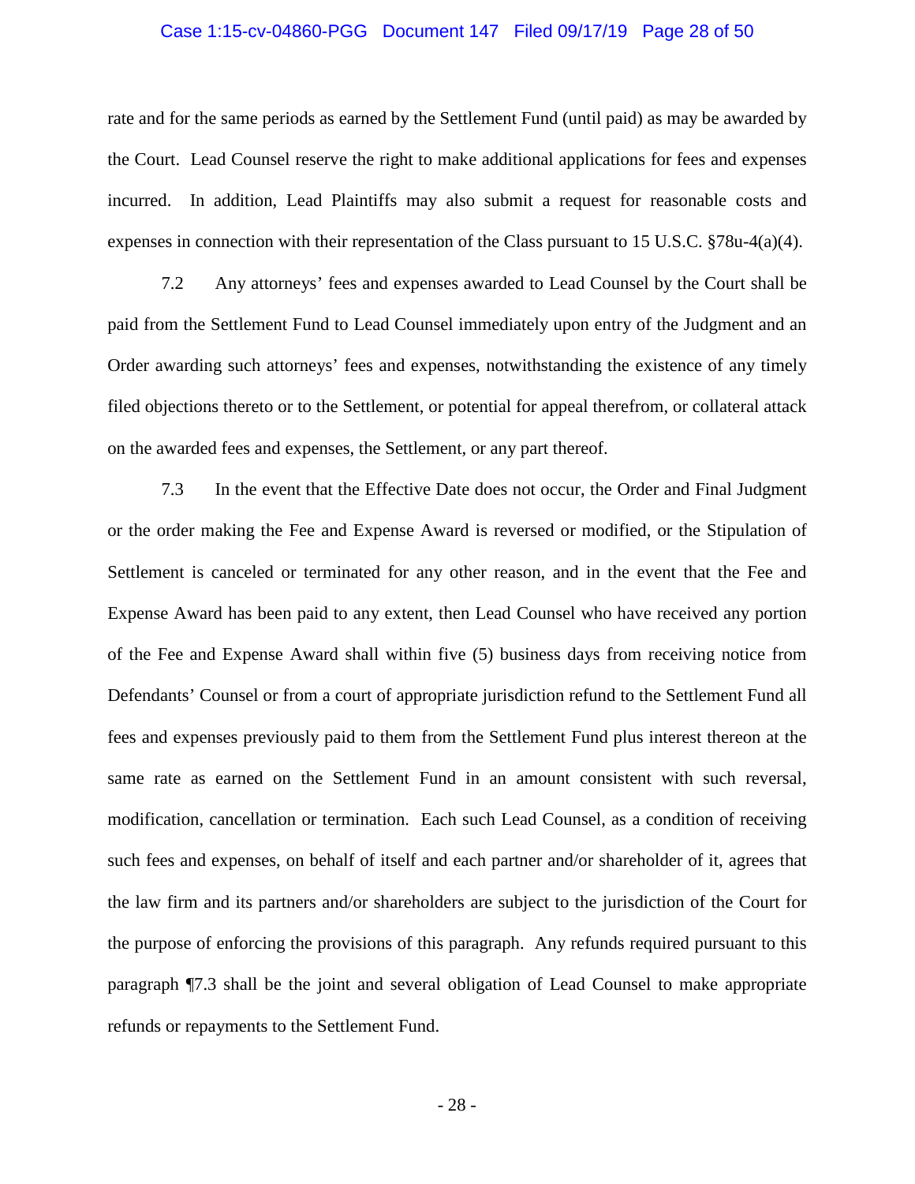rate and for the same periods as earned by the Settlement Fund (until paid) as may be awarded by the Court. Lead Counsel reserve the right to make additional applications for fees and expenses incurred. In addition, Lead Plaintiffs may also submit a request for reasonable costs and expenses in connection with their representation of the Class pursuant to 15 U.S.C. §78u-4(a)(4).

7.2 Any attorneys' fees and expenses awarded to Lead Counsel by the Court shall be paid from the Settlement Fund to Lead Counsel immediately upon entry of the Judgment and an Order awarding such attorneys' fees and expenses, notwithstanding the existence of any timely filed objections thereto or to the Settlement, or potential for appeal therefrom, or collateral attack on the awarded fees and expenses, the Settlement, or any part thereof.

7.3 In the event that the Effective Date does not occur, the Order and Final Judgment or the order making the Fee and Expense Award is reversed or modified, or the Stipulation of Settlement is canceled or terminated for any other reason, and in the event that the Fee and Expense Award has been paid to any extent, then Lead Counsel who have received any portion of the Fee and Expense Award shall within five (5) business days from receiving notice from Defendants' Counsel or from a court of appropriate jurisdiction refund to the Settlement Fund all fees and expenses previously paid to them from the Settlement Fund plus interest thereon at the same rate as earned on the Settlement Fund in an amount consistent with such reversal, modification, cancellation or termination. Each such Lead Counsel, as a condition of receiving such fees and expenses, on behalf of itself and each partner and/or shareholder of it, agrees that the law firm and its partners and/or shareholders are subject to the jurisdiction of the Court for the purpose of enforcing the provisions of this paragraph. Any refunds required pursuant to this paragraph ¶7.3 shall be the joint and several obligation of Lead Counsel to make appropriate refunds or repayments to the Settlement Fund.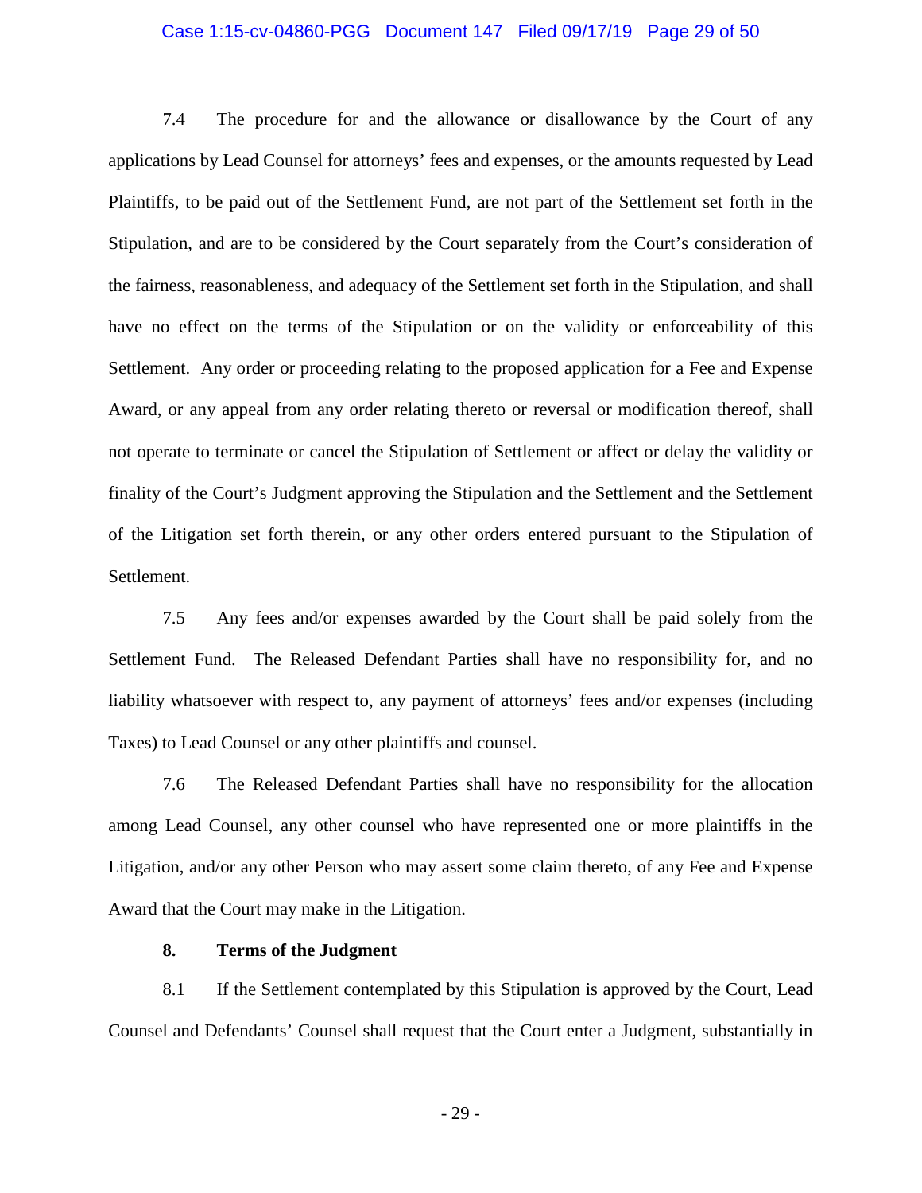7.4 The procedure for and the allowance or disallowance by the Court of any applications by Lead Counsel for attorneys' fees and expenses, or the amounts requested by Lead Plaintiffs, to be paid out of the Settlement Fund, are not part of the Settlement set forth in the Stipulation, and are to be considered by the Court separately from the Court's consideration of the fairness, reasonableness, and adequacy of the Settlement set forth in the Stipulation, and shall have no effect on the terms of the Stipulation or on the validity or enforceability of this Settlement. Any order or proceeding relating to the proposed application for a Fee and Expense Award, or any appeal from any order relating thereto or reversal or modification thereof, shall not operate to terminate or cancel the Stipulation of Settlement or affect or delay the validity or finality of the Court's Judgment approving the Stipulation and the Settlement and the Settlement of the Litigation set forth therein, or any other orders entered pursuant to the Stipulation of Settlement.

7.5 Any fees and/or expenses awarded by the Court shall be paid solely from the Settlement Fund. The Released Defendant Parties shall have no responsibility for, and no liability whatsoever with respect to, any payment of attorneys' fees and/or expenses (including Taxes) to Lead Counsel or any other plaintiffs and counsel.

7.6 The Released Defendant Parties shall have no responsibility for the allocation among Lead Counsel, any other counsel who have represented one or more plaintiffs in the Litigation, and/or any other Person who may assert some claim thereto, of any Fee and Expense Award that the Court may make in the Litigation.

**8. Terms of the Judgment**

8.1 If the Settlement contemplated by this Stipulation is approved by the Court, Lead Counsel and Defendants' Counsel shall request that the Court enter a Judgment, substantially in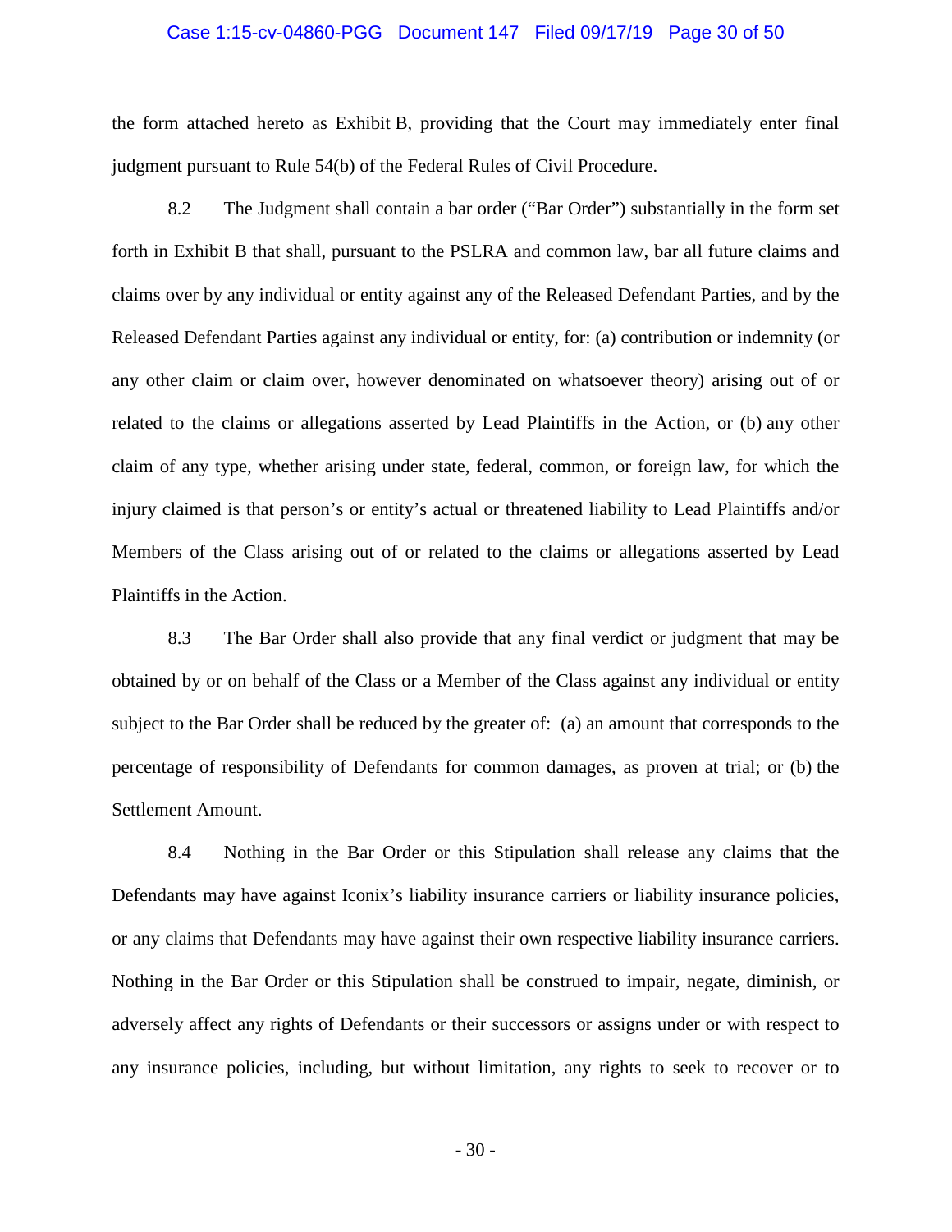the form attached hereto as Exhibit B, providing that the Court may immediately enter final judgment pursuant to Rule 54(b) of the Federal Rules of Civil Procedure.

8.2 The Judgment shall contain a bar order ("Bar Order") substantially in the form set forth in Exhibit B that shall, pursuant to the PSLRA and common law, bar all future claims and claims over by any individual or entity against any of the Released Defendant Parties, and by the Released Defendant Parties against any individual or entity, for: (a) contribution or indemnity (or any other claim or claim over, however denominated on whatsoever theory) arising out of or related to the claims or allegations asserted by Lead Plaintiffs in the Action, or (b) any other claim of any type, whether arising under state, federal, common, or foreign law, for which the injury claimed is that person's or entity's actual or threatened liability to Lead Plaintiffs and/or Members of the Class arising out of or related to the claims or allegations asserted by Lead Plaintiffs in the Action.

8.3 The Bar Order shall also provide that any final verdict or judgment that may be obtained by or on behalf of the Class or a Member of the Class against any individual or entity subject to the Bar Order shall be reduced by the greater of: (a) an amount that corresponds to the percentage of responsibility of Defendants for common damages, as proven at trial; or (b) the Settlement Amount.

8.4 Nothing in the Bar Order or this Stipulation shall release any claims that the Defendants may have against Iconix's liability insurance carriers or liability insurance policies, or any claims that Defendants may have against their own respective liability insurance carriers. Nothing in the Bar Order or this Stipulation shall be construed to impair, negate, diminish, or adversely affect any rights of Defendants or their successors or assigns under or with respect to any insurance policies, including, but without limitation, any rights to seek to recover or to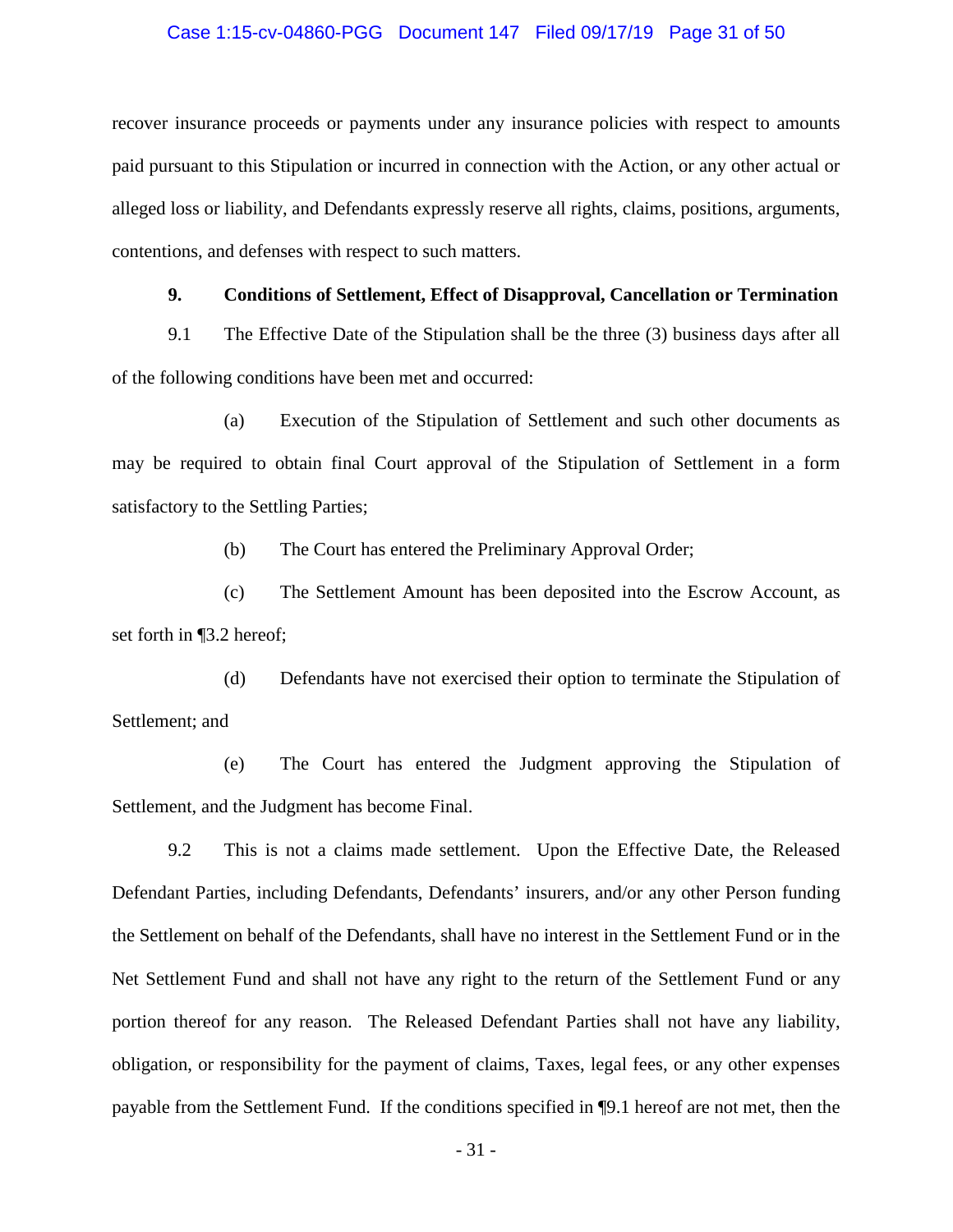recover insurance proceeds or payments under any insurance policies with respect to amounts paid pursuant to this Stipulation or incurred in connection with the Action, or any other actual or alleged loss or liability, and Defendants expressly reserve all rights, claims, positions, arguments, contentions, and defenses with respect to such matters.

**9. Conditions of Settlement, Effect of Disapproval, Cancellation or Termination**

9.1 The Effective Date of the Stipulation shall be the three (3) business days after all of the following conditions have been met and occurred:

(a) Execution of the Stipulation of Settlement and such other documents as may be required to obtain final Court approval of the Stipulation of Settlement in a form satisfactory to the Settling Parties;

(b) The Court has entered the Preliminary Approval Order;

(c) The Settlement Amount has been deposited into the Escrow Account, as set forth in ¶3.2 hereof;

(d) Defendants have not exercised their option to terminate the Stipulation of Settlement; and

(e) The Court has entered the Judgment approving the Stipulation of Settlement, and the Judgment has become Final.

9.2 This is not a claims made settlement. Upon the Effective Date, the Released Defendant Parties, including Defendants, Defendants' insurers, and/or any other Person funding the Settlement on behalf of the Defendants, shall have no interest in the Settlement Fund or in the Net Settlement Fund and shall not have any right to the return of the Settlement Fund or any portion thereof for any reason. The Released Defendant Parties shall not have any liability, obligation, or responsibility for the payment of claims, Taxes, legal fees, or any other expenses payable from the Settlement Fund. If the conditions specified in ¶9.1 hereof are not met, then the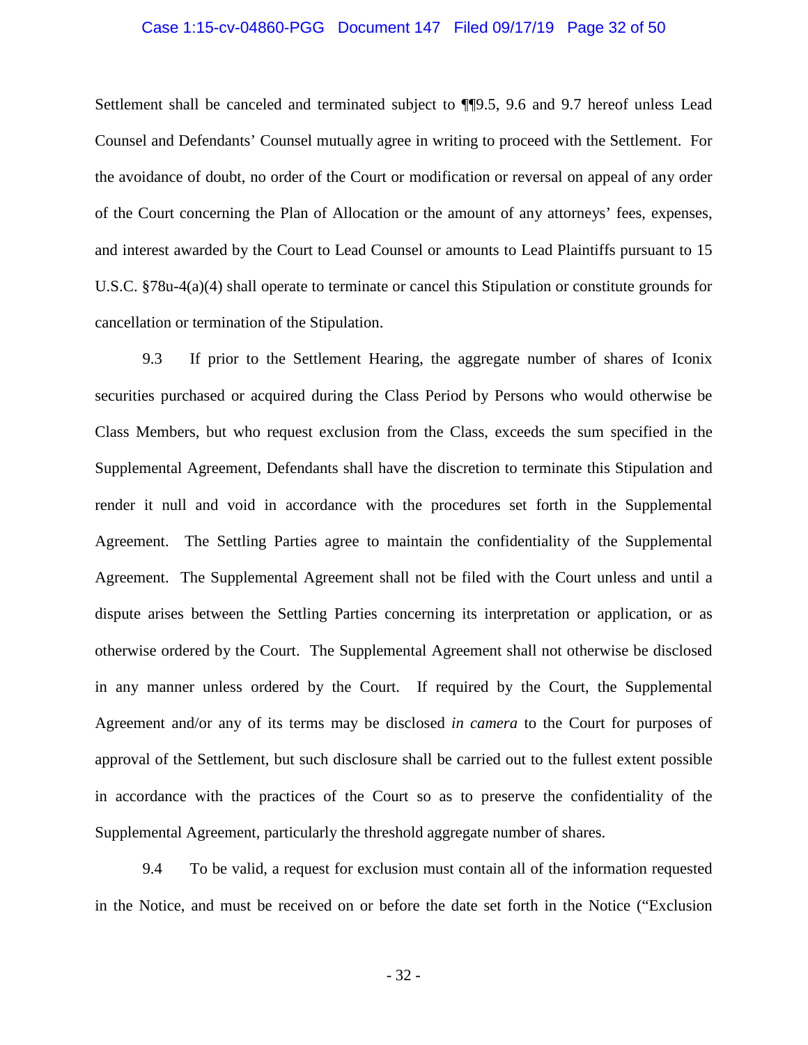Settlement shall be canceled and terminated subject to ¶¶9.5, 9.6 and 9.7 hereof unless Lead Counsel and Defendants' Counsel mutually agree in writing to proceed with the Settlement. For the avoidance of doubt, no order of the Court or modification or reversal on appeal of any order of the Court concerning the Plan of Allocation or the amount of any attorneys' fees, expenses, and interest awarded by the Court to Lead Counsel or amounts to Lead Plaintiffs pursuant to 15 U.S.C. §78u-4(a)(4) shall operate to terminate or cancel this Stipulation or constitute grounds for cancellation or termination of the Stipulation.

9.3 If prior to the Settlement Hearing, the aggregate number of shares of Iconix securities purchased or acquired during the Class Period by Persons who would otherwise be Class Members, but who request exclusion from the Class, exceeds the sum specified in the Supplemental Agreement, Defendants shall have the discretion to terminate this Stipulation and render it null and void in accordance with the procedures set forth in the Supplemental Agreement. The Settling Parties agree to maintain the confidentiality of the Supplemental Agreement. The Supplemental Agreement shall not be filed with the Court unless and until a dispute arises between the Settling Parties concerning its interpretation or application, or as otherwise ordered by the Court. The Supplemental Agreement shall not otherwise be disclosed in any manner unless ordered by the Court. If required by the Court, the Supplemental Agreement and/or any of its terms may be disclosed *in camera* to the Court for purposes of approval of the Settlement, but such disclosure shall be carried out to the fullest extent possible in accordance with the practices of the Court so as to preserve the confidentiality of the Supplemental Agreement, particularly the threshold aggregate number of shares.

9.4 To be valid, a request for exclusion must contain all of the information requested in the Notice, and must be received on or before the date set forth in the Notice ("Exclusion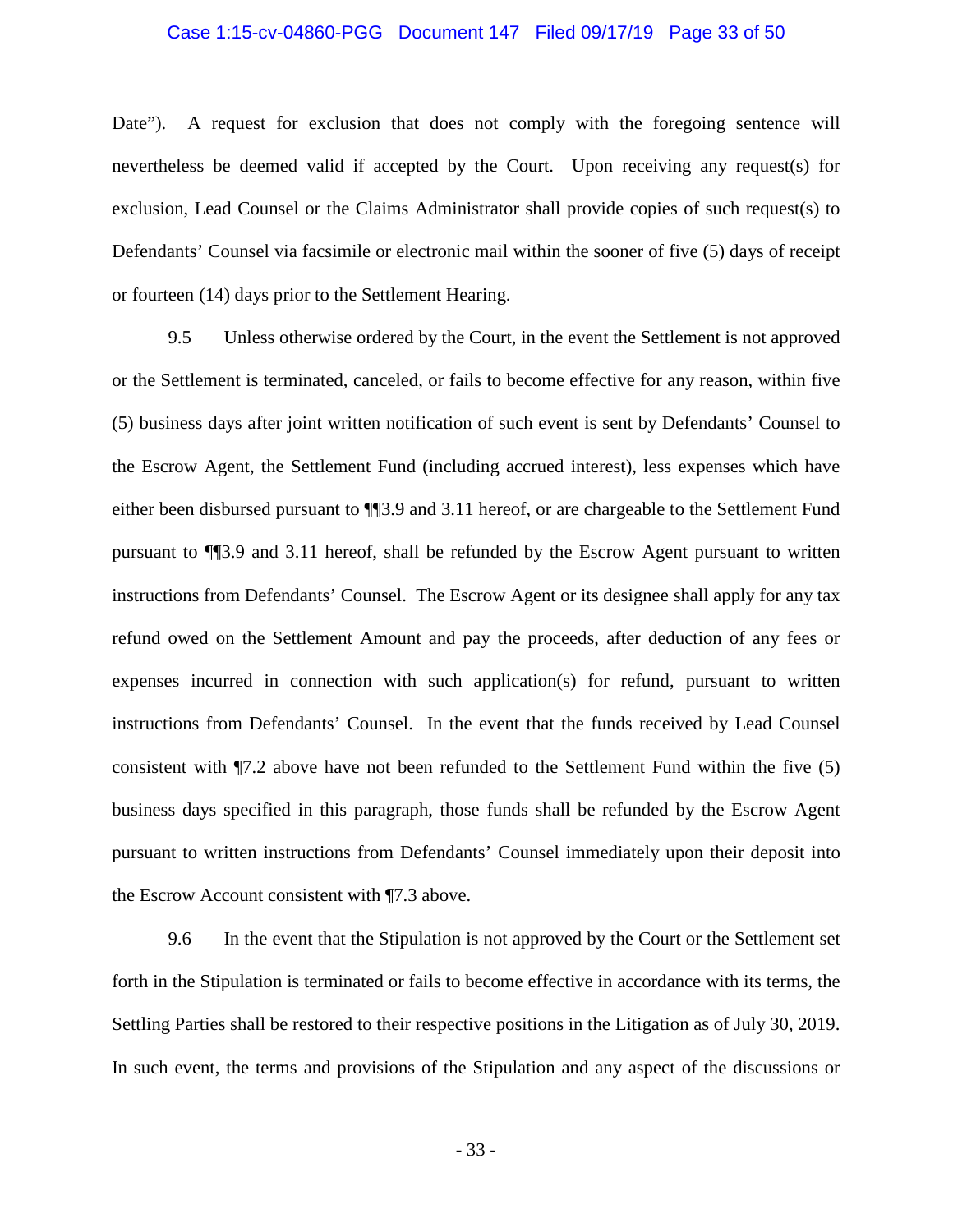Date"). A request for exclusion that does not comply with the foregoing sentence will nevertheless be deemed valid if accepted by the Court. Upon receiving any request(s) for exclusion, Lead Counsel or the Claims Administrator shall provide copies of such request(s) to Defendants' Counsel via facsimile or electronic mail within the sooner of five (5) days of receipt or fourteen (14) days prior to the Settlement Hearing.

9.5 Unless otherwise ordered by the Court, in the event the Settlement is not approved or the Settlement is terminated, canceled, or fails to become effective for any reason, within five (5) business days after joint written notification of such event is sent by Defendants' Counsel to the Escrow Agent, the Settlement Fund (including accrued interest), less expenses which have either been disbursed pursuant to ¶¶3.9 and 3.11 hereof, or are chargeable to the Settlement Fund pursuant to ¶¶3.9 and 3.11 hereof, shall be refunded by the Escrow Agent pursuant to written instructions from Defendants' Counsel. The Escrow Agent or its designee shall apply for any tax refund owed on the Settlement Amount and pay the proceeds, after deduction of any fees or expenses incurred in connection with such application(s) for refund, pursuant to written instructions from Defendants' Counsel. In the event that the funds received by Lead Counsel consistent with ¶7.2 above have not been refunded to the Settlement Fund within the five (5) business days specified in this paragraph, those funds shall be refunded by the Escrow Agent pursuant to written instructions from Defendants' Counsel immediately upon their deposit into the Escrow Account consistent with ¶7.3 above.

9.6 In the event that the Stipulation is not approved by the Court or the Settlement set forth in the Stipulation is terminated or fails to become effective in accordance with its terms, the Settling Parties shall be restored to their respective positions in the Litigation as of July 30, 2019. In such event, the terms and provisions of the Stipulation and any aspect of the discussions or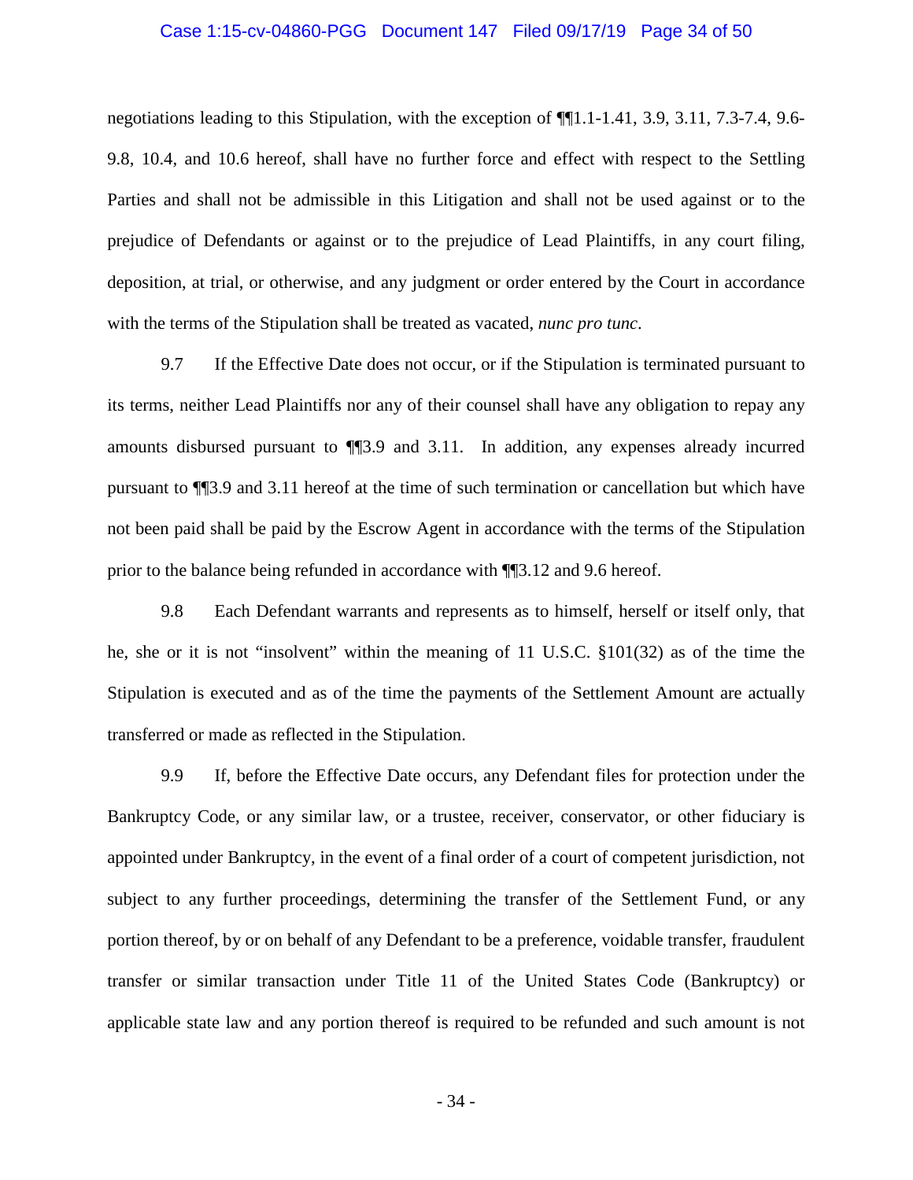negotiations leading to this Stipulation, with the exception of ¶¶1.1-1.41, 3.9, 3.11, 7.3-7.4, 9.6-9.8, 10.4, and 10.6 hereof, shall have no further force and effect with respect to the Settling Parties and shall not be admissible in this Litigation and shall not be used against or to the prejudice of Defendants or against or to the prejudice of Lead Plaintiffs, in any court filing, deposition, at trial, or otherwise, and any judgment or order entered by the Court in accordance with the terms of the Stipulation shall be treated as vacated, *nunc pro tunc*.

9.7 If the Effective Date does not occur, or if the Stipulation is terminated pursuant to its terms, neither Lead Plaintiffs nor any of their counsel shall have any obligation to repay any amounts disbursed pursuant to ¶¶3.9 and 3.11. In addition, any expenses already incurred pursuant to ¶¶3.9 and 3.11 hereof at the time of such termination or cancellation but which have not been paid shall be paid by the Escrow Agent in accordance with the terms of the Stipulation prior to the balance being refunded in accordance with ¶¶3.12 and 9.6 hereof.

9.8 Each Defendant warrants and represents as to himself, herself or itself only, that he, she or it is not "insolvent" within the meaning of 11 U.S.C. §101(32) as of the time the Stipulation is executed and as of the time the payments of the Settlement Amount are actually transferred or made as reflected in the Stipulation.

9.9 If, before the Effective Date occurs, any Defendant files for protection under the Bankruptcy Code, or any similar law, or a trustee, receiver, conservator, or other fiduciary is appointed under Bankruptcy, in the event of a final order of a court of competent jurisdiction, not subject to any further proceedings, determining the transfer of the Settlement Fund, or any portion thereof, by or on behalf of any Defendant to be a preference, voidable transfer, fraudulent transfer or similar transaction under Title 11 of the United States Code (Bankruptcy) or applicable state law and any portion thereof is required to be refunded and such amount is not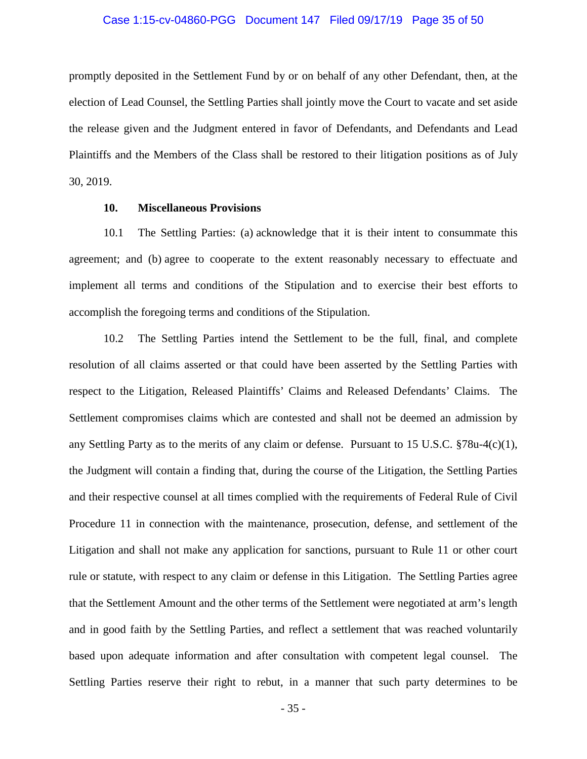promptly deposited in the Settlement Fund by or on behalf of any other Defendant, then, at the election of Lead Counsel, the Settling Parties shall jointly move the Court to vacate and set aside the release given and the Judgment entered in favor of Defendants, and Defendants and Lead Plaintiffs and the Members of the Class shall be restored to their litigation positions as of July 30, 2019.

## 10. Miscellaneous Provisions

10.1 The Settling Parties: (a) acknowledge that it is their intent to consummate this agreement; and (b) agree to cooperate to the extent reasonably necessary to effectuate and implement all terms and conditions of the Stipulation and to exercise their best efforts to accomplish the foregoing terms and conditions of the Stipulation.

10.2 The Settling Parties intend the Settlement to be the full, final, and complete resolution of all claims asserted or that could have been asserted by the Settling Parties with respect to the Litigation, Released Plaintiffs' Claims and Released Defendants' Claims. The Settlement compromises claims which are contested and shall not be deemed an admission by any Settling Party as to the merits of any claim or defense. Pursuant to 15 U.S.C. §78u-4(c)(1), the Judgment will contain a finding that, during the course of the Litigation, the Settling Parties and their respective counsel at all times complied with the requirements of Federal Rule of Civil Procedure 11 in connection with the maintenance, prosecution, defense, and settlement of the Litigation and shall not make any application for sanctions, pursuant to Rule 11 or other court rule or statute, with respect to any claim or defense in this Litigation. The Settling Parties agree that the Settlement Amount and the other terms of the Settlement were negotiated at arm's length and in good faith by the Settling Parties, and reflect a settlement that was reached voluntarily based upon adequate information and after consultation with competent legal counsel. The Settling Parties reserve their right to rebut, in a manner that such party determines to be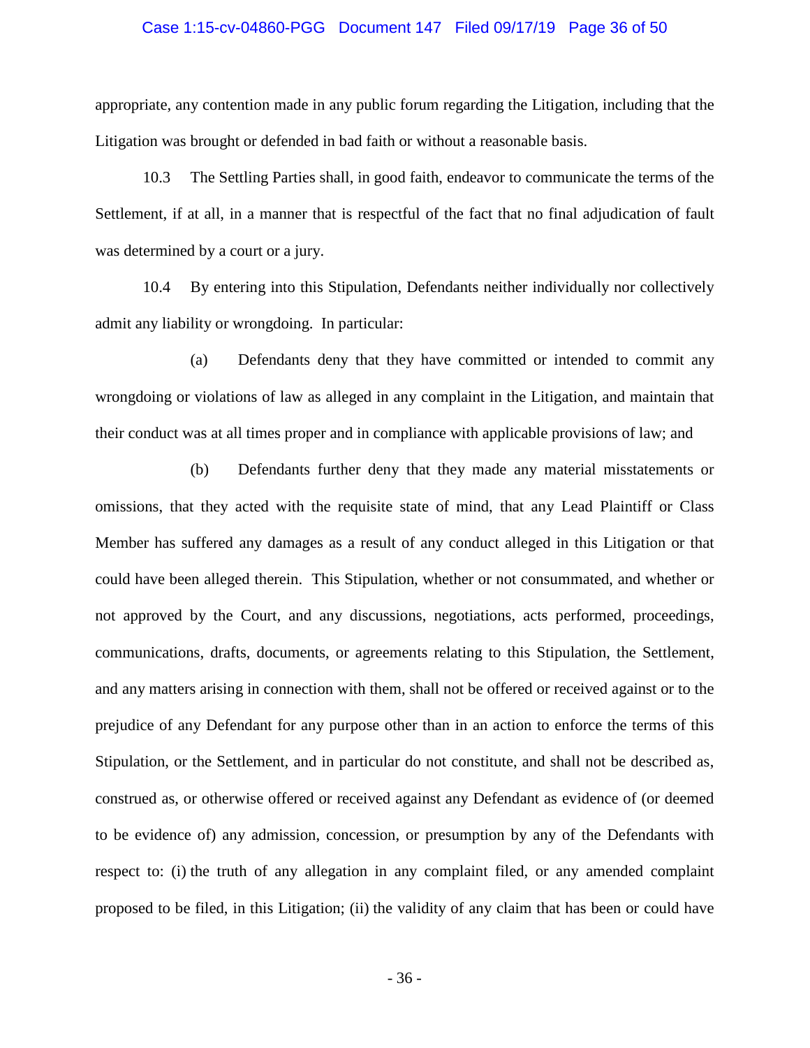appropriate, any contention made in any public forum regarding the Litigation, including that the Litigation was brought or defended in bad faith or without a reasonable basis.

10.3 The Settling Parties shall, in good faith, endeavor to communicate the terms of the Settlement, if at all, in a manner that is respectful of the fact that no final adjudication of fault was determined by a court or a jury.

10.4 By entering into this Stipulation, Defendants neither individually nor collectively admit any liability or wrongdoing. In particular:

(a) Defendants deny that they have committed or intended to commit any wrongdoing or violations of law as alleged in any complaint in the Litigation, and maintain that their conduct was at all times proper and in compliance with applicable provisions of law; and

(b) Defendants further deny that they made any material misstatements or omissions, that they acted with the requisite state of mind, that any Lead Plaintiff or Class Member has suffered any damages as a result of any conduct alleged in this Litigation or that could have been alleged therein. This Stipulation, whether or not consummated, and whether or not approved by the Court, and any discussions, negotiations, acts performed, proceedings, communications, drafts, documents, or agreements relating to this Stipulation, the Settlement, and any matters arising in connection with them, shall not be offered or received against or to the prejudice of any Defendant for any purpose other than in an action to enforce the terms of this Stipulation, or the Settlement, and in particular do not constitute, and shall not be described as, construed as, or otherwise offered or received against any Defendant as evidence of (or deemed to be evidence of) any admission, concession, or presumption by any of the Defendants with respect to: (i) the truth of any allegation in any complaint filed, or any amended complaint proposed to be filed, in this Litigation; (ii) the validity of any claim that has been or could have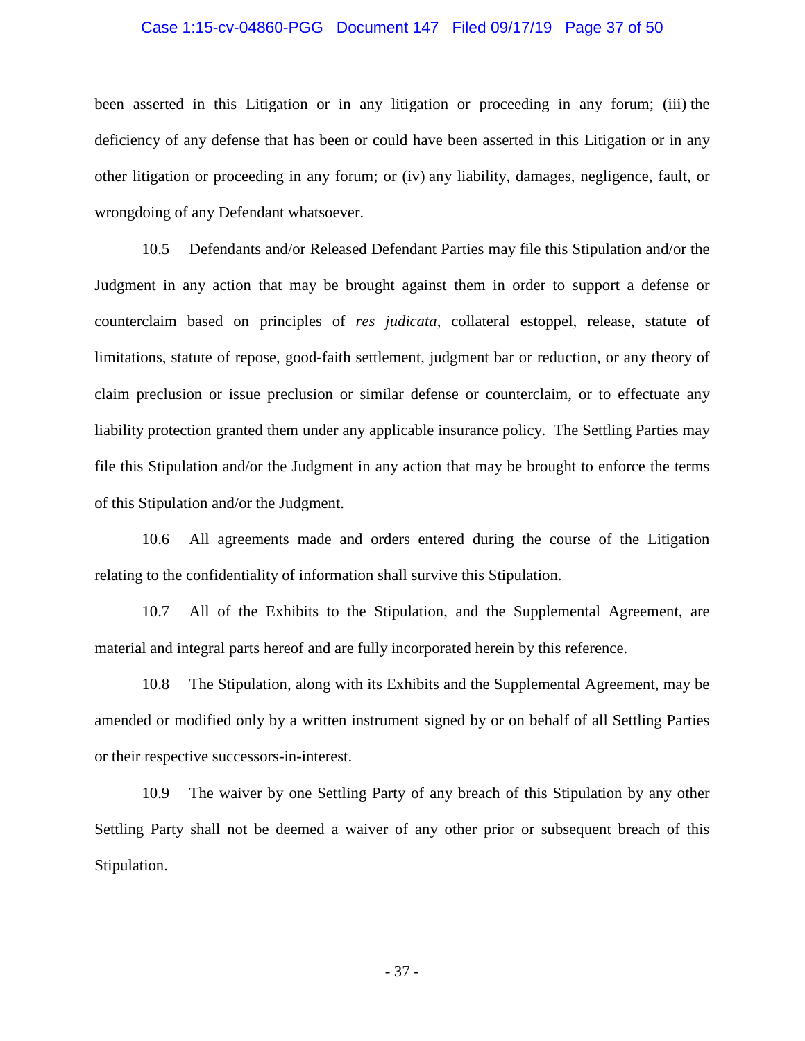been asserted in this Litigation or in any litigation or proceeding in any forum; (iii) the deficiency of any defense that has been or could have been asserted in this Litigation or in any other litigation or proceeding in any forum; or (iv) any liability, damages, negligence, fault, or wrongdoing of any Defendant whatsoever.

10.5 Defendants and/or Released Defendant Parties may file this Stipulation and/or the Judgment in any action that may be brought against them in order to support a defense or counterclaim based on principles of *res judicata*, collateral estoppel, release, statute of limitations, statute of repose, good-faith settlement, judgment bar or reduction, or any theory of claim preclusion or issue preclusion or similar defense or counterclaim, or to effectuate any liability protection granted them under any applicable insurance policy. The Settling Parties may file this Stipulation and/or the Judgment in any action that may be brought to enforce the terms of this Stipulation and/or the Judgment.

10.6 All agreements made and orders entered during the course of the Litigation relating to the confidentiality of information shall survive this Stipulation.

10.7 All of the Exhibits to the Stipulation, and the Supplemental Agreement, are material and integral parts hereof and are fully incorporated herein by this reference.

10.8 The Stipulation, along with its Exhibits and the Supplemental Agreement, may be amended or modified only by a written instrument signed by or on behalf of all Settling Parties or their respective successors-in-interest.

10.9 The waiver by one Settling Party of any breach of this Stipulation by any other Settling Party shall not be deemed a waiver of any other prior or subsequent breach of this Stipulation.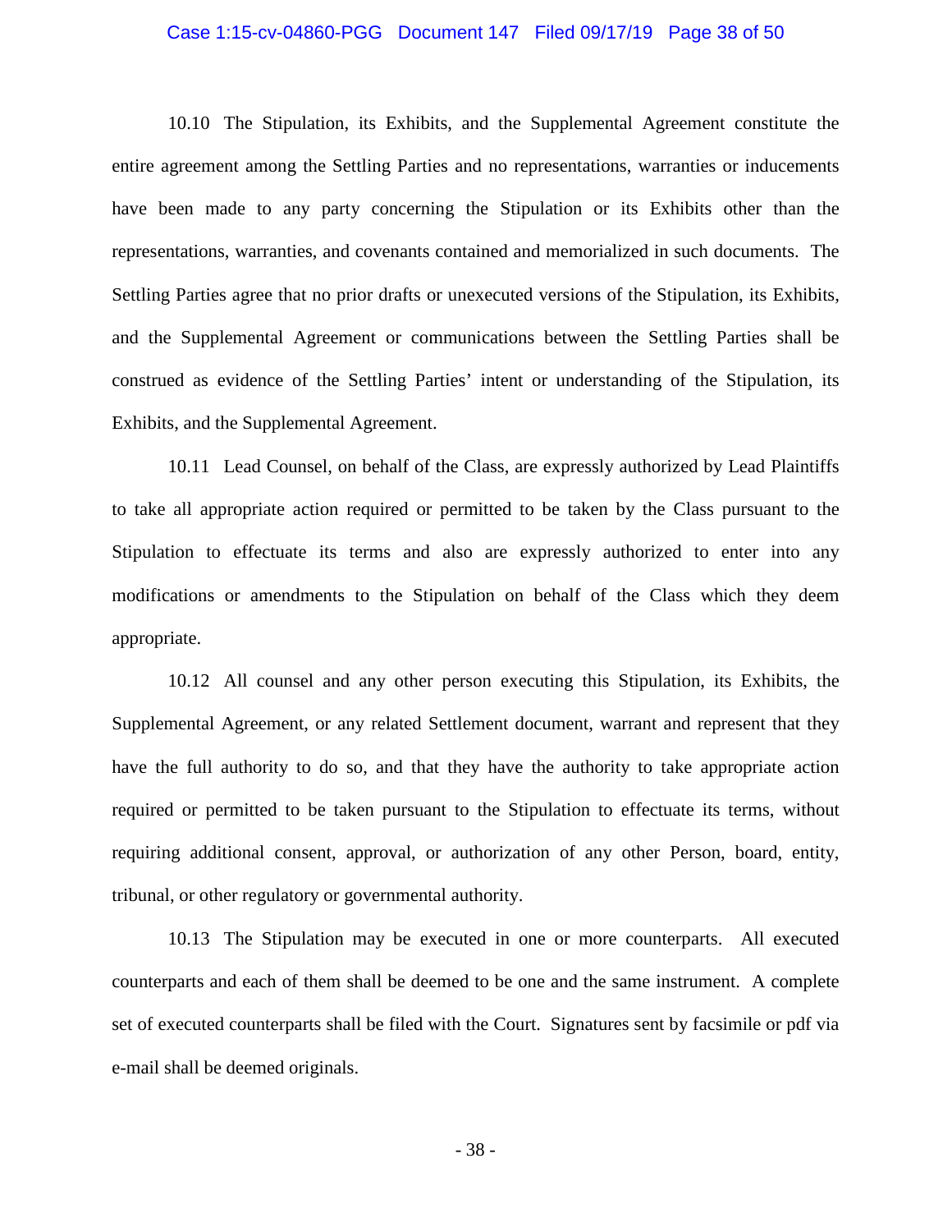10.10 The Stipulation, its Exhibits, and the Supplemental Agreement constitute the entire agreement among the Settling Parties and no representations, warranties or inducements have been made to any party concerning the Stipulation or its Exhibits other than the representations, warranties, and covenants contained and memorialized in such documents. The Settling Parties agree that no prior drafts or unexecuted versions of the Stipulation, its Exhibits, and the Supplemental Agreement or communications between the Settling Parties shall be construed as evidence of the Settling Parties' intent or understanding of the Stipulation, its Exhibits, and the Supplemental Agreement.

10.11 Lead Counsel, on behalf of the Class, are expressly authorized by Lead Plaintiffs to take all appropriate action required or permitted to be taken by the Class pursuant to the Stipulation to effectuate its terms and also are expressly authorized to enter into any modifications or amendments to the Stipulation on behalf of the Class which they deem appropriate.

10.12 All counsel and any other person executing this Stipulation, its Exhibits, the Supplemental Agreement, or any related Settlement document, warrant and represent that they have the full authority to do so, and that they have the authority to take appropriate action required or permitted to be taken pursuant to the Stipulation to effectuate its terms, without requiring additional consent, approval, or authorization of any other Person, board, entity, tribunal, or other regulatory or governmental authority.

10.13 The Stipulation may be executed in one or more counterparts. All executed counterparts and each of them shall be deemed to be one and the same instrument. A complete set of executed counterparts shall be filed with the Court. Signatures sent by facsimile or pdf via e-mail shall be deemed originals.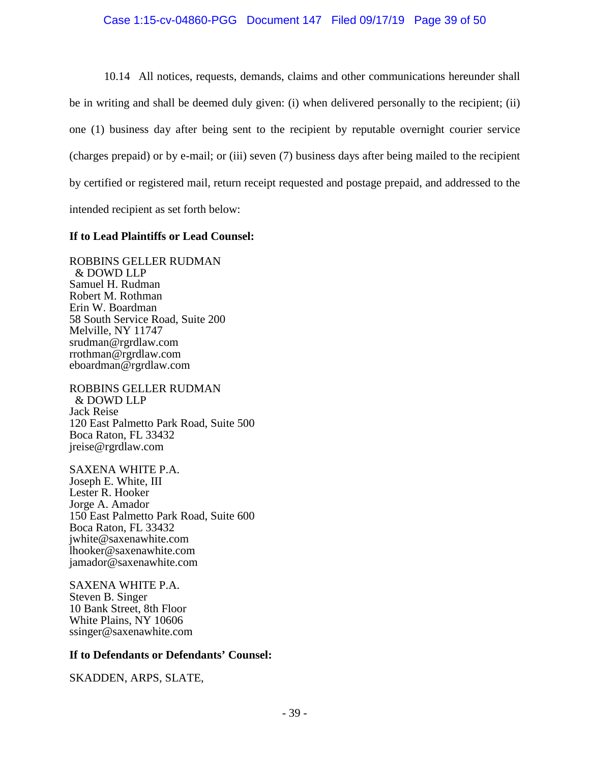10.14 All notices, requests, demands, claims and other communications hereunder shall be in writing and shall be deemed duly given: (i) when delivered personally to the recipient; (ii) one (1) business day after being sent to the recipient by reputable overnight courier service (charges prepaid) or by e-mail; or (iii) seven (7) business days after being mailed to the recipient by certified or registered mail, return receipt requested and postage prepaid, and addressed to the intended recipient as set forth below:

**If to Lead Plaintiffs or Lead Counsel:**

ROBBINS GELLER RUDMAN
& DOWD LLP
Samuel H. Rudman
Robert M. Rothman
Erin W. Boardman
58 South Service Road, Suite 200
Melville, NY 11747
srudman@rgrdlaw.com
rrothman@rgrdlaw.com
eboardman@rgrdlaw.com

ROBBINS GELLER RUDMAN
& DOWD LLP
Jack Reise
120 East Palmetto Park Road, Suite 500
Boca Raton, FL 33432
jreise@rgrdlaw.com

SAXENA WHITE P.A.
Joseph E. White, III
Lester R. Hooker
Jorge A. Amador
150 East Palmetto Park Road, Suite 600
Boca Raton, FL 33432
jwhite@saxenawhite.com
lhooker@saxenawhite.com
jamador@saxenawhite.com

SAXENA WHITE P.A.
Steven B. Singer
10 Bank Street, 8th Floor
White Plains, NY 10606
ssinger@saxenawhite.com

**If to Defendants or Defendants' Counsel:**

SKADDEN, ARPS, SLATE,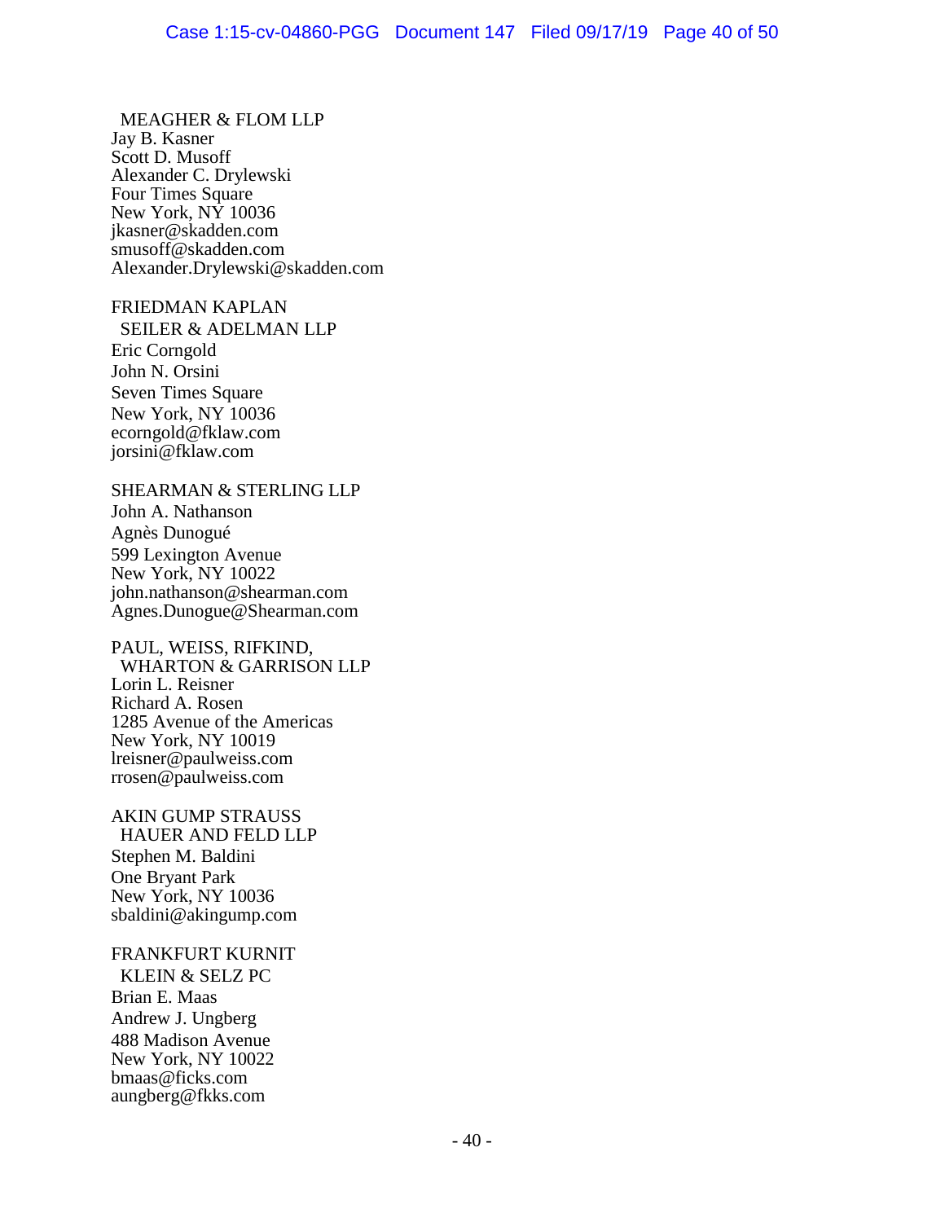MEAGHER & FLOM LLP
Jay B. Kasner
Scott D. Musoff
Alexander C. Drylewski
Four Times Square
New York, NY 10036
jkasner@skadden.com
smusoff@skadden.com
Alexander.Drylewski@skadden.com

FRIEDMAN KAPLAN
SEILER & ADELMAN LLP
Eric Corngold
John N. Orsini
Seven Times Square
New York, NY 10036
ecorngold@fklaw.com
jorsini@fklaw.com

SHEARMAN & STERLING LLP
John A. Nathanson
Agnès Dunogué
599 Lexington Avenue
New York, NY 10022
john.nathanson@shearman.com
Agnes.Dunogue@Shearman.com

PAUL, WEISS, RIFKIND,
WHARTON & GARRISON LLP
Lorin L. Reisner
Richard A. Rosen
1285 Avenue of the Americas
New York, NY 10019
lreisner@paulweiss.com
rrosen@paulweiss.com

AKIN GUMP STRAUSS
HAUER AND FELD LLP
Stephen M. Baldini
One Bryant Park
New York, NY 10036
sbaldini@akingump.com

FRANKFURT KURNIT
KLEIN & SELZ PC
Brian E. Maas
Andrew J. Ungberg
488 Madison Avenue
New York, NY 10022
bmaas@ficks.com
aungberg@fkks.com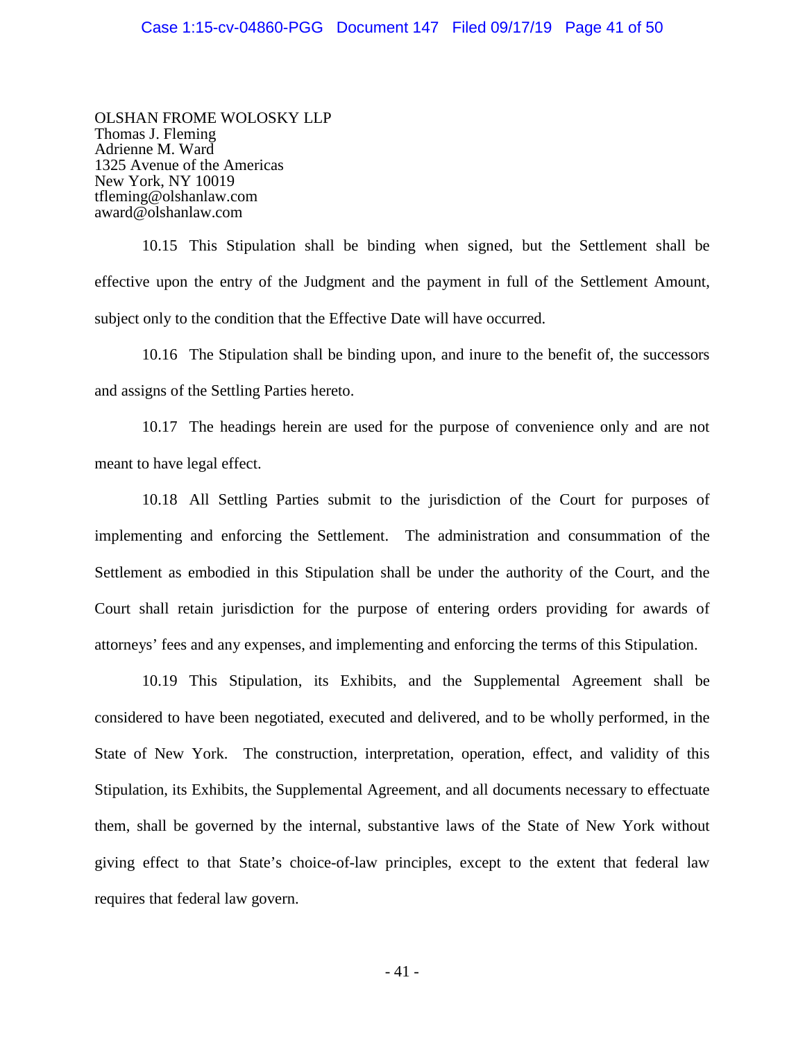OLSHAN FROME WOLOSKY LLP
Thomas J. Fleming
Adrienne M. Ward
1325 Avenue of the Americas
New York, NY 10019
tfleming@olshanlaw.com
award@olshanlaw.com

10.15 This Stipulation shall be binding when signed, but the Settlement shall be effective upon the entry of the Judgment and the payment in full of the Settlement Amount, subject only to the condition that the Effective Date will have occurred.

10.16 The Stipulation shall be binding upon, and inure to the benefit of, the successors and assigns of the Settling Parties hereto.

10.17 The headings herein are used for the purpose of convenience only and are not meant to have legal effect.

10.18 All Settling Parties submit to the jurisdiction of the Court for purposes of implementing and enforcing the Settlement. The administration and consummation of the Settlement as embodied in this Stipulation shall be under the authority of the Court, and the Court shall retain jurisdiction for the purpose of entering orders providing for awards of attorneys' fees and any expenses, and implementing and enforcing the terms of this Stipulation.

10.19 This Stipulation, its Exhibits, and the Supplemental Agreement shall be considered to have been negotiated, executed and delivered, and to be wholly performed, in the State of New York. The construction, interpretation, operation, effect, and validity of this Stipulation, its Exhibits, the Supplemental Agreement, and all documents necessary to effectuate them, shall be governed by the internal, substantive laws of the State of New York without giving effect to that State's choice-of-law principles, except to the extent that federal law requires that federal law govern.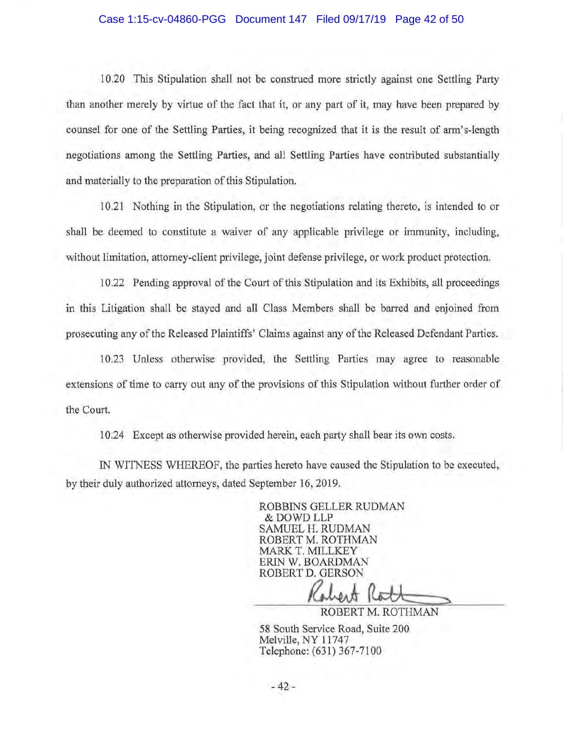10.20 This Stipulation shall not be construed more strictly against one Settling Party than another merely by virtue of the fact that it, or any part of it, may have been prepared by counsel for one of the Settling Parties, it being recognized that it is the result of arm's-length negotiations among the Settling Parties, and all Settling Parties have contributed substantially and materially to the preparation of this Stipulation.

10.21 Nothing in the Stipulation, or the negotiations relating thereto, is intended to or shall be deemed to constitute a waiver of any applicable privilege or immunity, including, without limitation, attorney-client privilege, joint defense privilege, or work product protection.

10.22 Pending approval of the Court of this Stipulation and its Exhibits, all proceedings in this Litigation shall be stayed and all Class Members shall be barred and enjoined from prosecuting any of the Released Plaintiffs' Claims against any of the Released Defendant Parties.

10.23 Unless otherwise provided, the Settling Parties may agree to reasonable extensions of time to carry out any of the provisions of this Stipulation without further order of the Court.

10.24 Except as otherwise provided herein, each party shall bear its own costs.

IN WITNESS WHEREOF, the parties hereto have caused the Stipulation to be executed, by their duly authorized attorneys, dated September 16, 2019.

ROBBINS GELLER RUDMAN
& DOWD LLP
SAMUEL H. RUDMAN
ROBERT M. ROTHMAN
MARK T. MILLKEY
ERIN W. BOARDMAN
ROBERT D. GERSON

ROBERT M. ROTHMAN

58 South Service Road, Suite 200
Melville, NY 11747
Telephone: (631) 367-7100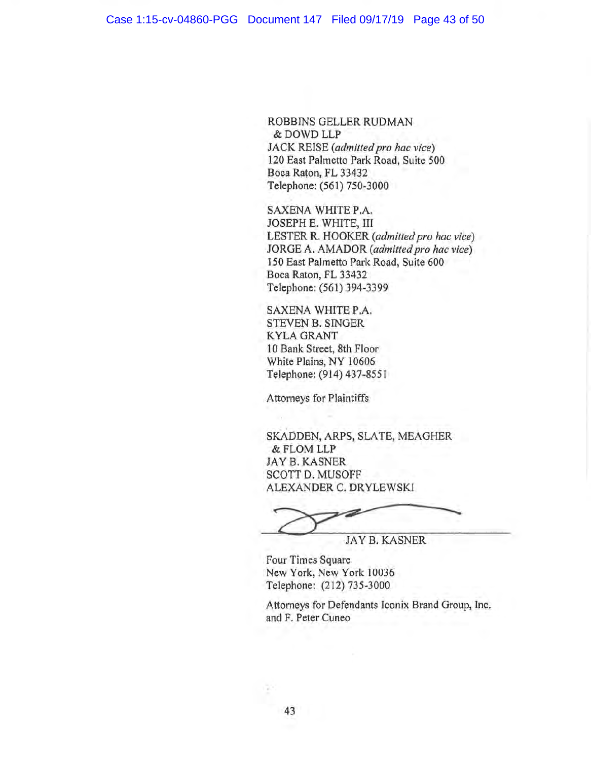ROBBINS GELLER RUDMAN
& DOWD LLP
JACK REISE (*admitted pro hac vice*)
120 East Palmetto Park Road, Suite 500
Boca Raton, FL 33432
Telephone: (561) 750-3000

SAXENA WHITE P.A.
JOSEPH E. WHITE, III
LESTER R. HOOKER (*admitted pro hac vice*)
JORGE A. AMADOR (*admitted pro hac vice*)
150 East Palmetto Park Road, Suite 600
Boca Raton, FL 33432
Telephone: (561) 394-3399

SAXENA WHITE P.A.
STEVEN B. SINGER
KYLA GRANT
10 Bank Street, 8th Floor
White Plains, NY 10606
Telephone: (914) 437-8551

Attorneys for Plaintiffs

SKADDEN, ARPS, SLATE, MEAGHER
& FLOM LLP
JAY B. KASNER
SCOTT D. MUSOFF
ALEXANDER C. DRYLEWSKI

JAY B. KASNER

Four Times Square
New York, New York 10036
Telephone: (212) 735-3000

Attorneys for Defendants Iconix Brand Group, Inc. and F. Peter Cuneo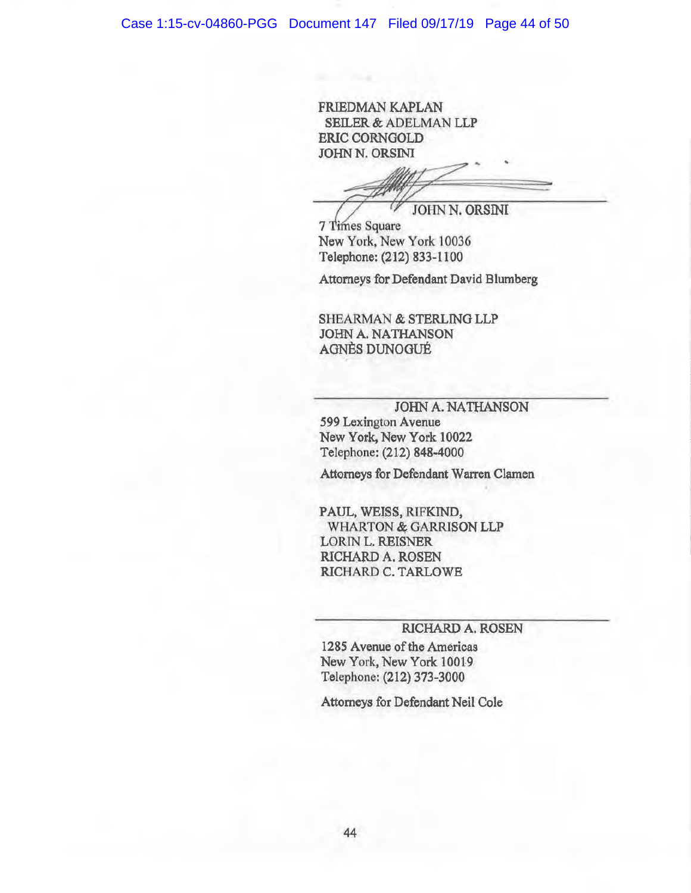FRIEDMAN KAPLAN
SEILER & ADELMAN LLP
ERIC CORNGOLD
JOHN N. ORSINI

\_\_\_\_\_\_\_\_\_\_\_\_\_\_\_\_\_\_\_\_\_\_\_\_\_\_\_\_\_\_\_\_\_\_\_\_\_\_\_\_

JOHN N. ORSINI

7 Times Square
New York, New York 10036
Telephone: (212) 833-1100

Attorneys for Defendant David Blumberg

SHEARMAN & STERLING LLP
JOHN A. NATHANSON
AGNÈS DUNOGUÉ

\_\_\_\_\_\_\_\_\_\_\_\_\_\_\_\_\_\_\_\_\_\_\_\_\_\_\_\_\_\_\_\_\_\_\_\_\_\_\_\_

JOHN A. NATHANSON

599 Lexington Avenue
New York, New York 10022
Telephone: (212) 848-4000

Attorneys for Defendant Warren Clamen

PAUL, WEISS, RIFKIND,
WHARTON & GARRISON LLP
LORIN L. REISNER
RICHARD A. ROSEN
RICHARD C. TARLOWE

\_\_\_\_\_\_\_\_\_\_\_\_\_\_\_\_\_\_\_\_\_\_\_\_\_\_\_\_\_\_\_\_\_\_\_\_\_\_\_\_

RICHARD A. ROSEN

1285 Avenue of the Americas
New York, New York 10019
Telephone: (212) 373-3000

Attorneys for Defendant Neil Cole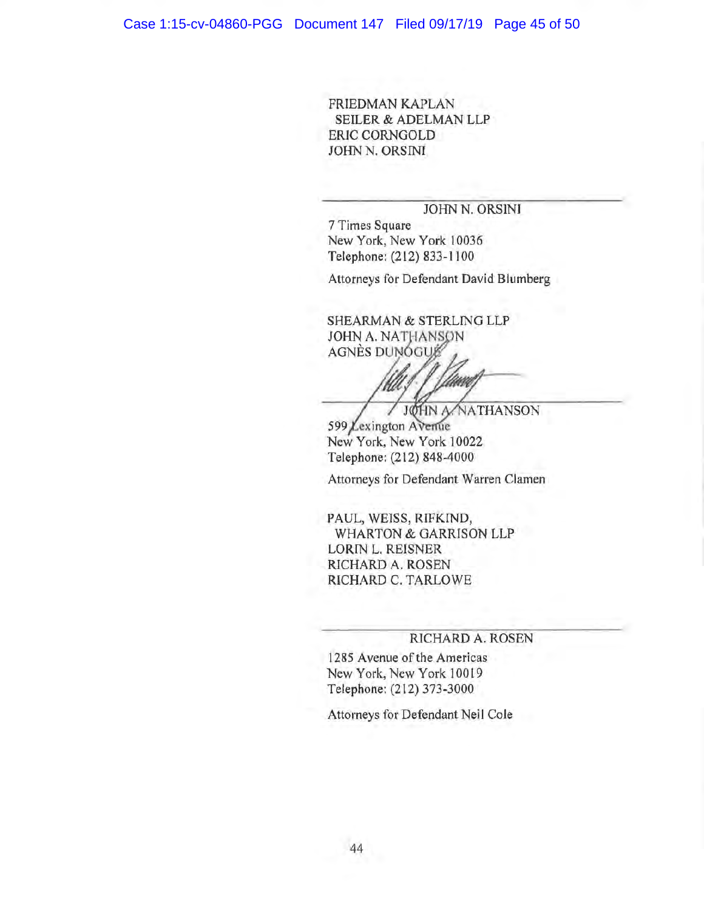FRIEDMAN KAPLAN
SEILER & ADELMAN LLP
ERIC CORNGOLD
JOHN N. ORSINI

\_\_\_\_\_\_\_\_\_\_\_\_\_\_\_\_\_\_\_\_\_\_\_\_\_\_\_\_\_\_\_\_
JOHN N. ORSINI
7 Times Square
New York, New York 10036
Telephone: (212) 833-1100

Attorneys for Defendant David Blumberg

SHEARMAN & STERLING LLP
JOHN A. NATHANSON
AGNÈS DUNOGUÉ

\_\_\_\_\_\_\_\_\_\_\_\_\_\_\_\_\_\_\_\_\_\_\_\_\_\_\_\_\_\_\_\_
JOHN A. NATHANSON
599 Lexington Avenue
New York, New York 10022
Telephone: (212) 848-4000

Attorneys for Defendant Warren Clamen

PAUL, WEISS, RIFKIND,
WHARTON & GARRISON LLP
LORIN L. REISNER
RICHARD A. ROSEN
RICHARD C. TARLOWE

\_\_\_\_\_\_\_\_\_\_\_\_\_\_\_\_\_\_\_\_\_\_\_\_\_\_\_\_\_\_\_\_
RICHARD A. ROSEN
1285 Avenue of the Americas
New York, New York 10019
Telephone: (212) 373-3000

Attorneys for Defendant Neil Cole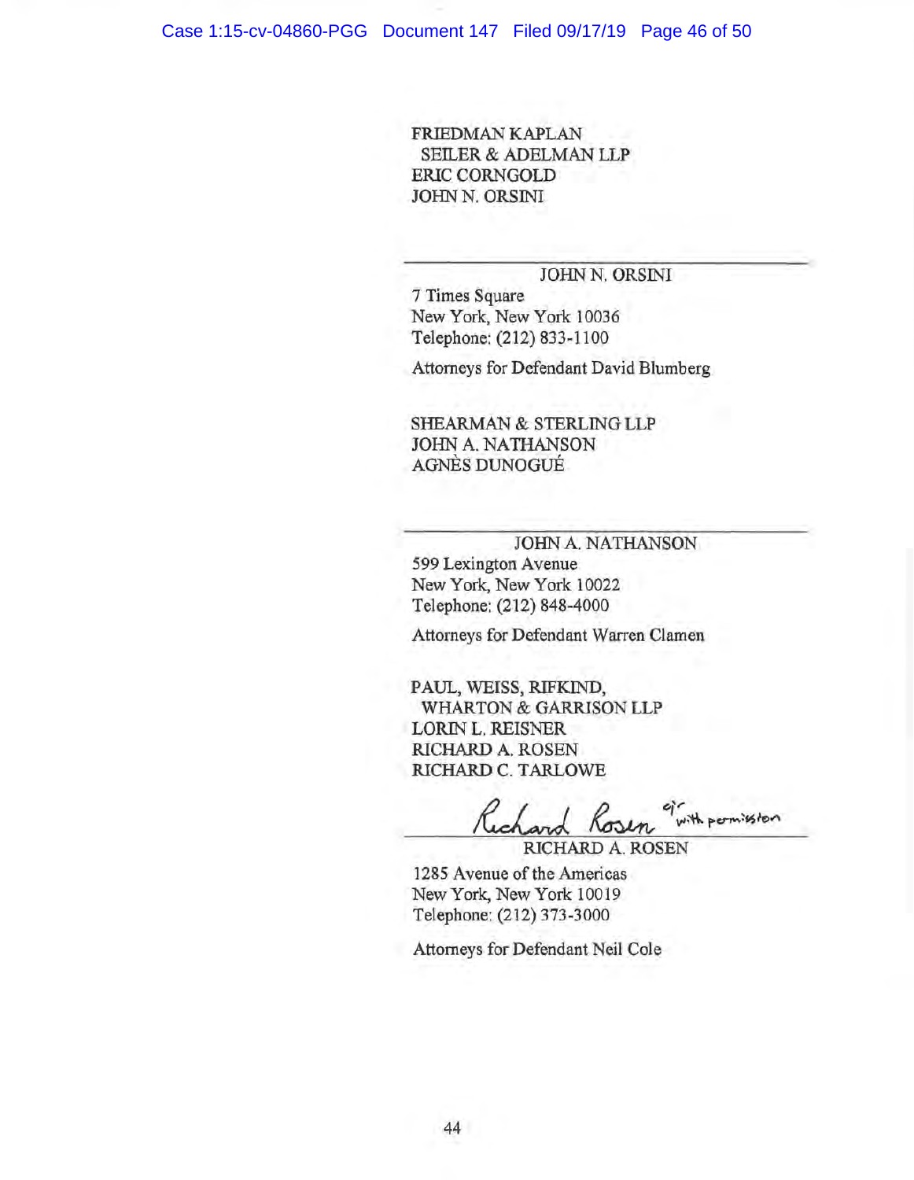FRIEDMAN KAPLAN
SEILER & ADELMAN LLP
ERIC CORNGOLD
JOHN N. ORSINI

\_\_\_\_\_\_\_\_\_\_\_\_\_\_\_\_\_\_\_\_\_\_\_\_\_\_\_\_\_\_\_\_\_\_\_\_
JOHN N. ORSINI
7 Times Square
New York, New York 10036
Telephone: (212) 833-1100

Attorneys for Defendant David Blumberg

SHEARMAN & STERLING LLP
JOHN A. NATHANSON
AGNÈS DUNOGUÉ

\_\_\_\_\_\_\_\_\_\_\_\_\_\_\_\_\_\_\_\_\_\_\_\_\_\_\_\_\_\_\_\_\_\_\_\_
JOHN A. NATHANSON
599 Lexington Avenue
New York, New York 10022
Telephone: (212) 848-4000

Attorneys for Defendant Warren Clamen

PAUL, WEISS, RIFKIND,
WHARTON & GARRISON LLP
LORIN L. REISNER
RICHARD A. ROSEN
RICHARD C. TARLOWE

*Richard Rosen* qr with permission
\_\_\_\_\_\_\_\_\_\_\_\_\_\_\_\_\_\_\_\_\_\_\_\_\_\_\_\_\_\_\_\_\_\_\_\_
RICHARD A. ROSEN
1285 Avenue of the Americas
New York, New York 10019
Telephone: (212) 373-3000

Attorneys for Defendant Neil Cole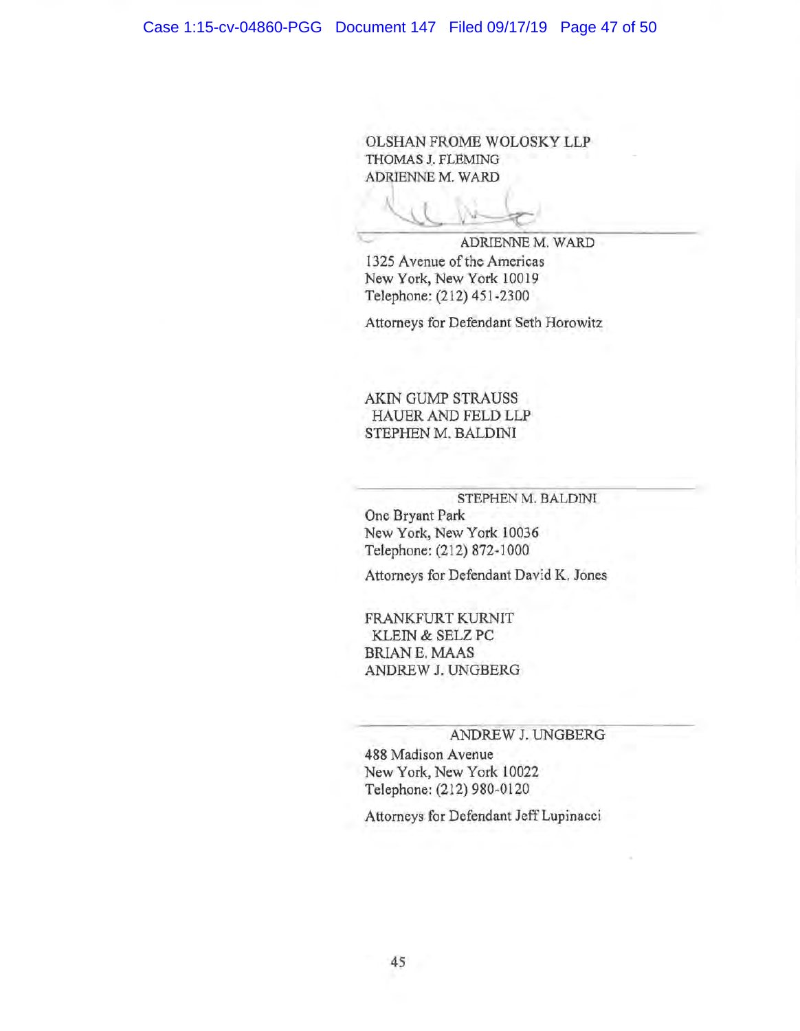OLSHAN FROME WOLOSKY LLP
THOMAS J. FLEMING
ADRIENNE M. WARD

\_\_\_\_\_\_\_\_\_\_\_\_\_\_\_\_\_\_\_\_\_\_\_\_\_\_\_\_\_\_\_\_\_\_\_\_
ADRIENNE M. WARD
1325 Avenue of the Americas
New York, New York 10019
Telephone: (212) 451-2300

Attorneys for Defendant Seth Horowitz

AKIN GUMP STRAUSS
HAUER AND FELD LLP
STEPHEN M. BALDINI

\_\_\_\_\_\_\_\_\_\_\_\_\_\_\_\_\_\_\_\_\_\_\_\_\_\_\_\_\_\_\_\_\_\_\_\_
STEPHEN M. BALDINI
One Bryant Park
New York, New York 10036
Telephone: (212) 872-1000

Attorneys for Defendant David K. Jones

FRANKFURT KURNIT
KLEIN & SELZ PC
BRIAN E. MAAS
ANDREW J. UNGBERG

\_\_\_\_\_\_\_\_\_\_\_\_\_\_\_\_\_\_\_\_\_\_\_\_\_\_\_\_\_\_\_\_\_\_\_\_
ANDREW J. UNGBERG
488 Madison Avenue
New York, New York 10022
Telephone: (212) 980-0120

Attorneys for Defendant Jeff Lupinacci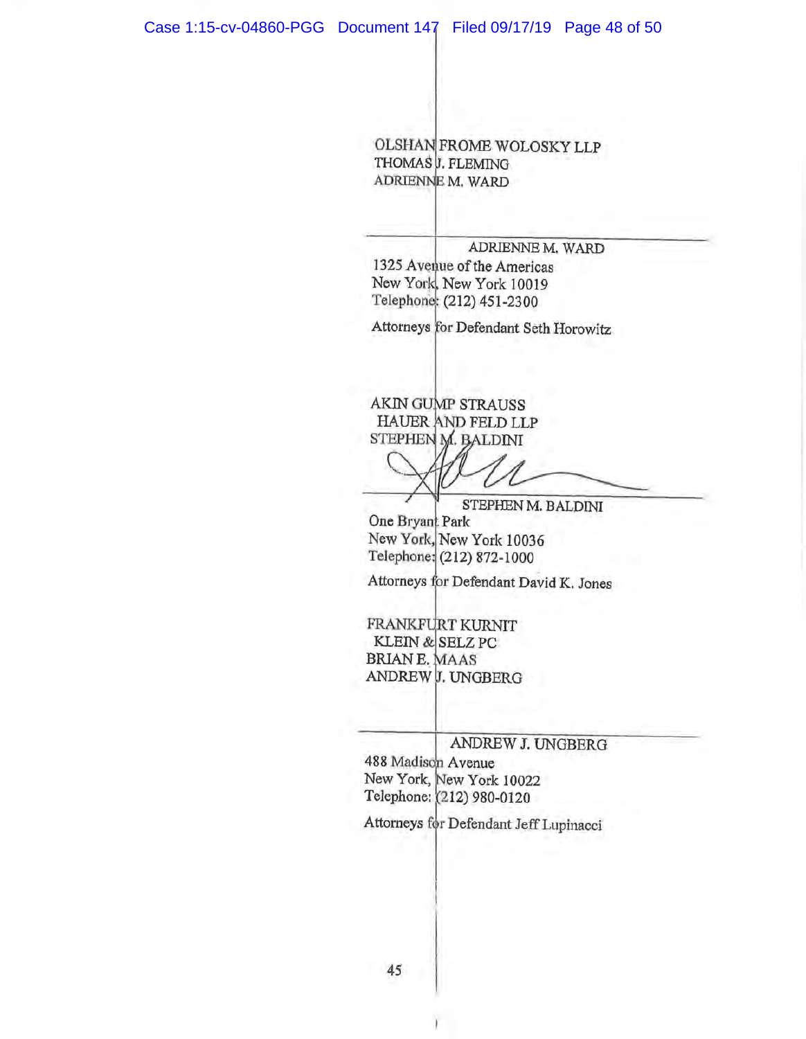OLSHAN FROME WOLOSKY LLP
THOMAS J. FLEMING
ADRIENNE M. WARD

\_\_\_\_\_\_\_\_\_\_\_\_\_\_\_\_\_\_\_\_\_\_\_\_\_\_\_\_\_\_\_\_

ADRIENNE M. WARD
1325 Avenue of the Americas
New York, New York 10019
Telephone: (212) 451-2300

Attorneys for Defendant Seth Horowitz

AKIN GUMP STRAUSS
HAUER AND FELD LLP
STEPHEN M. BALDINI

\_\_\_\_\_\_\_\_\_\_\_\_\_\_\_\_\_\_\_\_\_\_\_\_\_\_\_\_\_\_\_\_

STEPHEN M. BALDINI
One Bryant Park
New York, New York 10036
Telephone: (212) 872-1000

Attorneys for Defendant David K. Jones

FRANKFURT KURNIT
KLEIN & SELZ PC
BRIAN E. MAAS
ANDREW J. UNGBERG

\_\_\_\_\_\_\_\_\_\_\_\_\_\_\_\_\_\_\_\_\_\_\_\_\_\_\_\_\_\_\_\_

ANDREW J. UNGBERG
488 Madison Avenue
New York, New York 10022
Telephone: (212) 980-0120

Attorneys for Defendant Jeff Lupinacci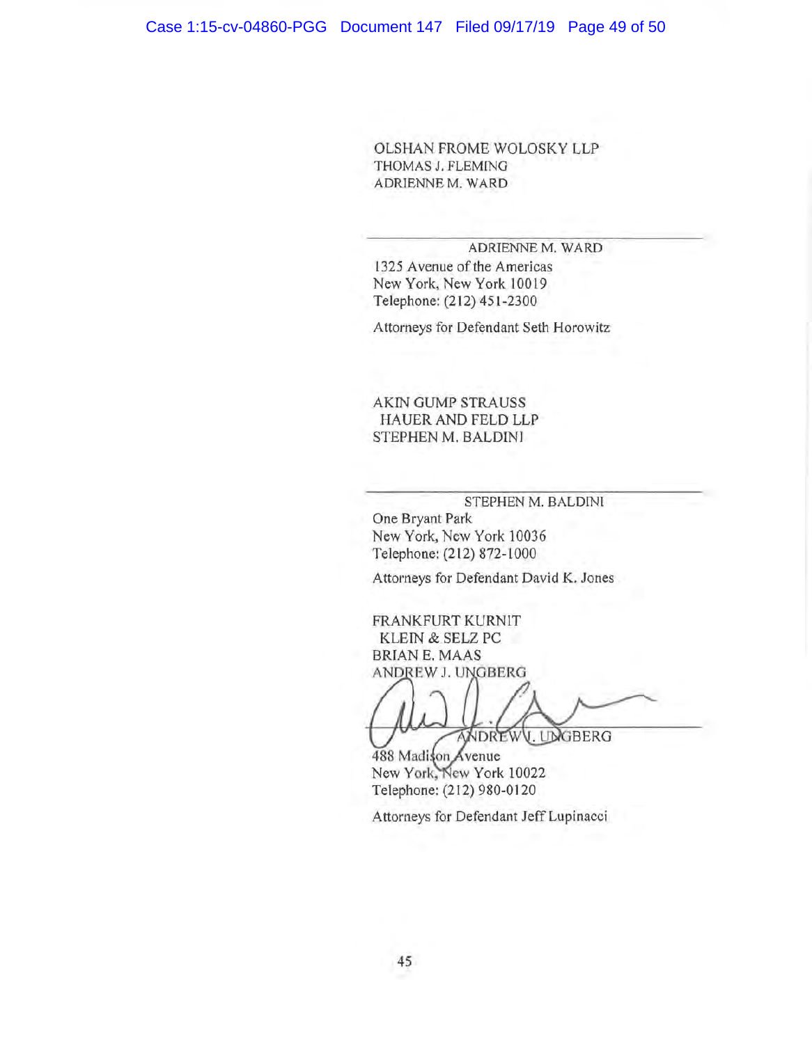OLSHAN FROME WOLOSKY LLP
THOMAS J. FLEMING
ADRIENNE M. WARD

\_\_\_\_\_\_\_\_\_\_\_\_\_\_\_\_\_\_\_\_\_\_\_\_\_\_\_\_\_\_\_\_\_\_\_\_\_\_\_\_

ADRIENNE M. WARD
1325 Avenue of the Americas
New York, New York 10019
Telephone: (212) 451-2300

Attorneys for Defendant Seth Horowitz

AKIN GUMP STRAUSS
HAUER AND FELD LLP
STEPHEN M. BALDINI

\_\_\_\_\_\_\_\_\_\_\_\_\_\_\_\_\_\_\_\_\_\_\_\_\_\_\_\_\_\_\_\_\_\_\_\_\_\_\_\_

STEPHEN M. BALDINI
One Bryant Park
New York, New York 10036
Telephone: (212) 872-1000

Attorneys for Defendant David K. Jones

FRANKFURT KURNIT
KLEIN & SELZ PC
BRIAN E. MAAS
ANDREW J. UNGBERG

\_\_\_\_\_\_\_\_\_\_\_\_\_\_\_\_\_\_\_\_\_\_\_\_\_\_\_\_\_\_\_\_\_\_\_\_\_\_\_\_

ANDREW J. UNGBERG
488 Madison Avenue
New York, New York 10022
Telephone: (212) 980-0120

Attorneys for Defendant Jeff Lupinacci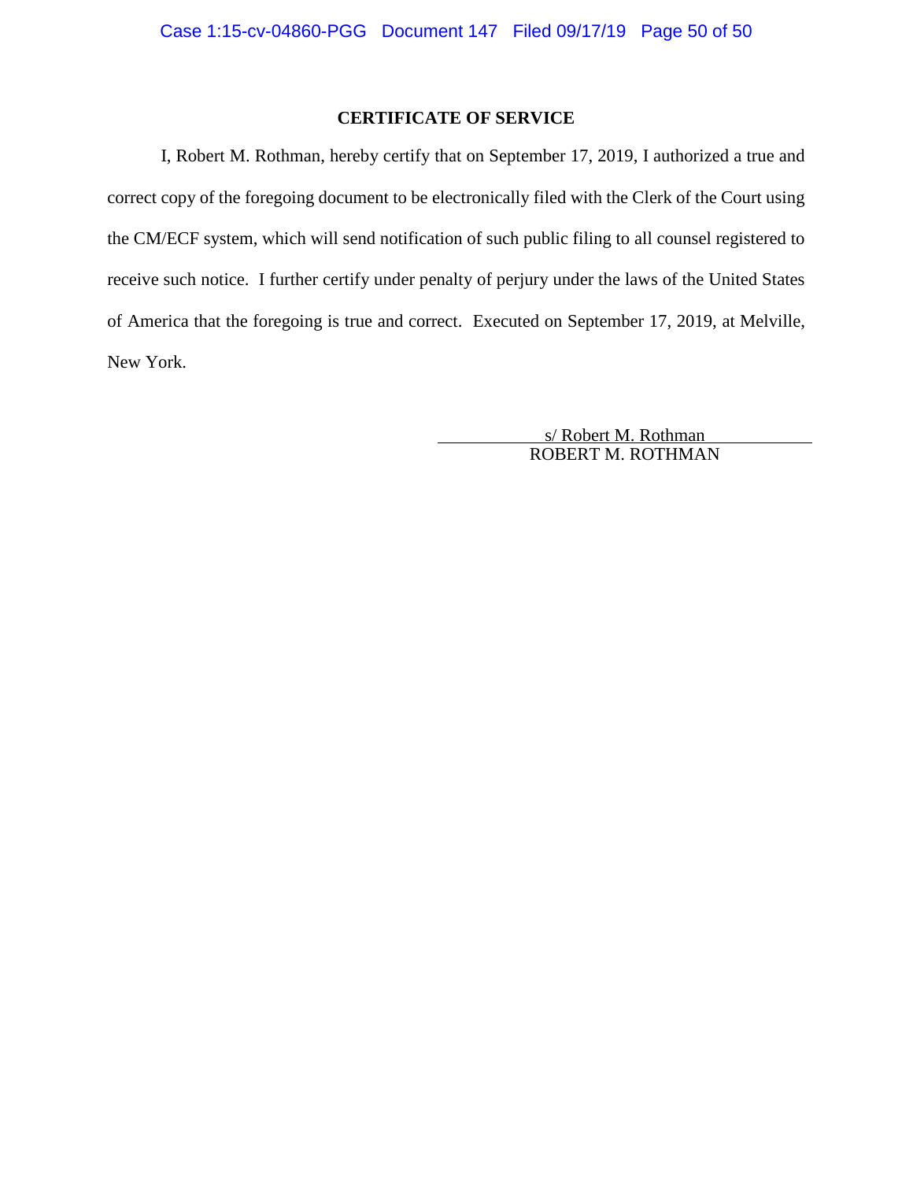## CERTIFICATE OF SERVICE

I, Robert M. Rothman, hereby certify that on September 17, 2019, I authorized a true and correct copy of the foregoing document to be electronically filed with the Clerk of the Court using the CM/ECF system, which will send notification of such public filing to all counsel registered to receive such notice. I further certify under penalty of perjury under the laws of the United States of America that the foregoing is true and correct. Executed on September 17, 2019, at Melville, New York.

s/ Robert M. Rothman
ROBERT M. ROTHMAN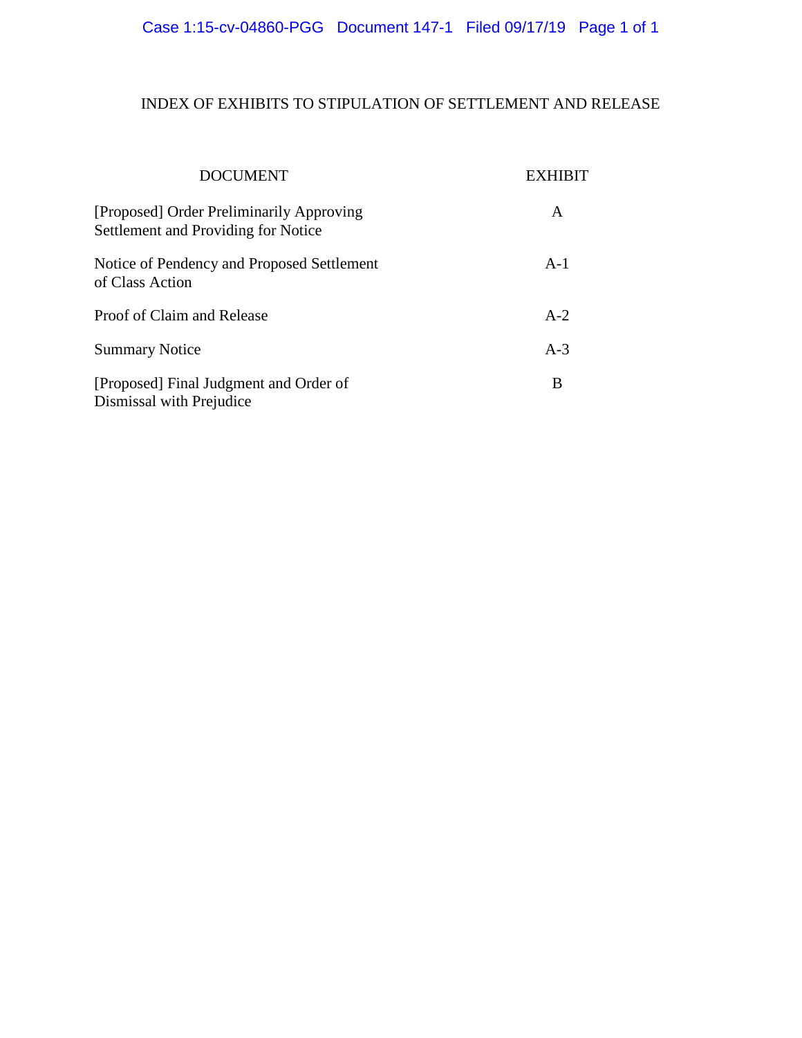# INDEX OF EXHIBITS TO STIPULATION OF SETTLEMENT AND RELEASE

| DOCUMENT | EXHIBIT |
| --- | --- |
| [Proposed] Order Preliminarily Approving Settlement and Providing for Notice | A |
| Notice of Pendency and Proposed Settlement of Class Action | A-1 |
| Proof of Claim and Release | A-2 |
| Summary Notice | A-3 |
| [Proposed] Final Judgment and Order of Dismissal with Prejudice | B |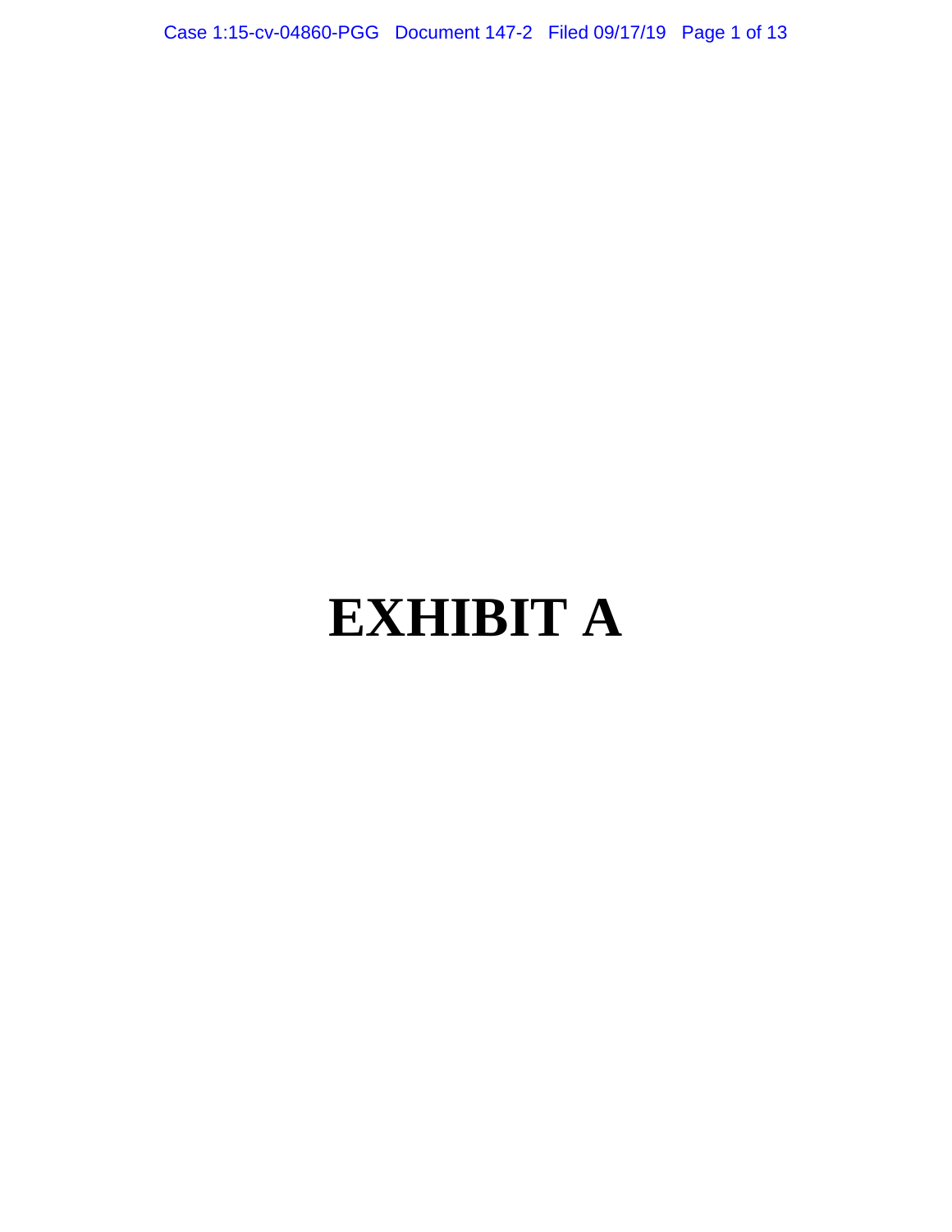# EXHIBIT A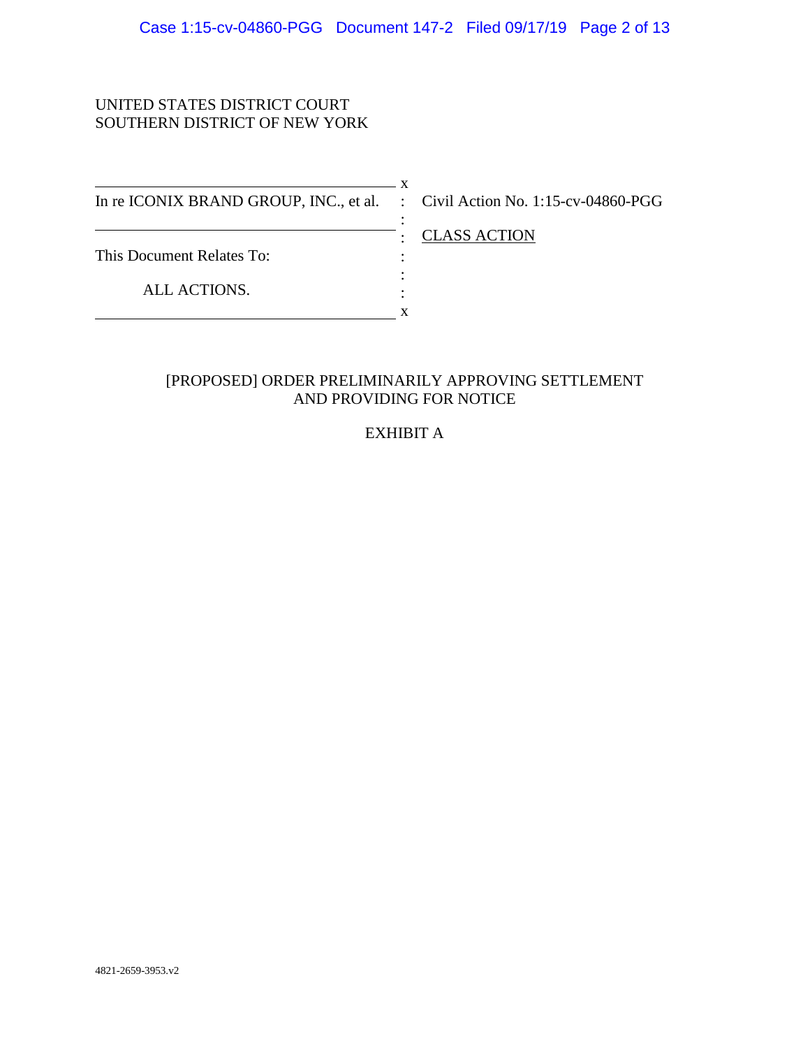UNITED STATES DISTRICT COURT
SOUTHERN DISTRICT OF NEW YORK

| In re ICONIX BRAND GROUP, INC., et al. | Civil Action No. 1:15-cv-04860-PGG |
|---|---|
| This Document Relates To: | CLASS ACTION |
| ALL ACTIONS. | |

[PROPOSED] ORDER PRELIMINARILY APPROVING SETTLEMENT AND PROVIDING FOR NOTICE

EXHIBIT A

4821-2659-3953.v2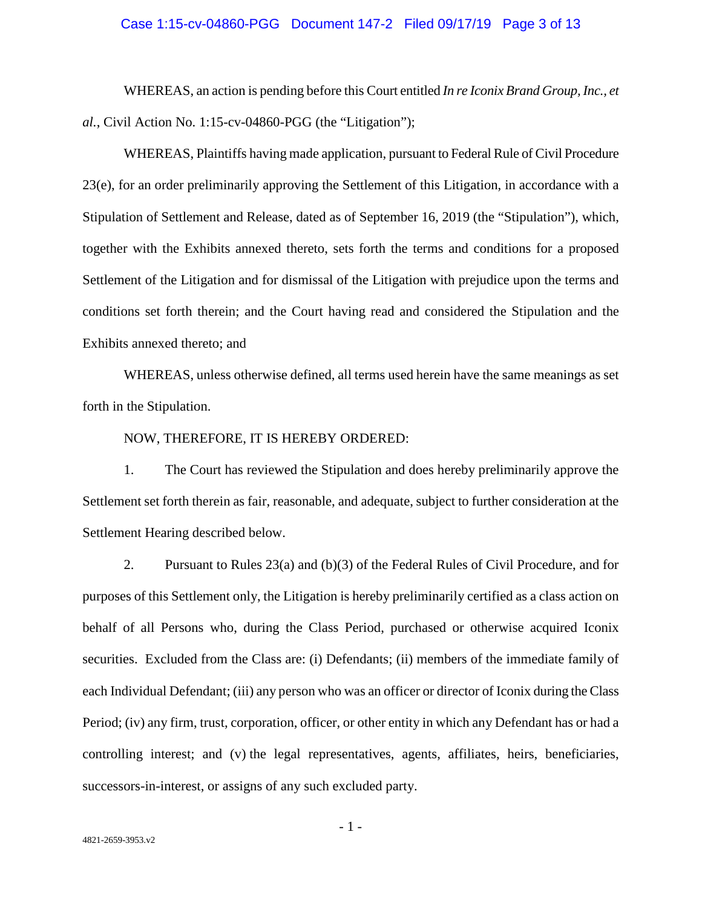WHEREAS, an action is pending before this Court entitled *In re Iconix Brand Group, Inc., et al.*, Civil Action No. 1:15-cv-04860-PGG (the "Litigation");

WHEREAS, Plaintiffs having made application, pursuant to Federal Rule of Civil Procedure 23(e), for an order preliminarily approving the Settlement of this Litigation, in accordance with a Stipulation of Settlement and Release, dated as of September 16, 2019 (the "Stipulation"), which, together with the Exhibits annexed thereto, sets forth the terms and conditions for a proposed Settlement of the Litigation and for dismissal of the Litigation with prejudice upon the terms and conditions set forth therein; and the Court having read and considered the Stipulation and the Exhibits annexed thereto; and

WHEREAS, unless otherwise defined, all terms used herein have the same meanings as set forth in the Stipulation.

NOW, THEREFORE, IT IS HEREBY ORDERED:

1. The Court has reviewed the Stipulation and does hereby preliminarily approve the Settlement set forth therein as fair, reasonable, and adequate, subject to further consideration at the Settlement Hearing described below.

2. Pursuant to Rules 23(a) and (b)(3) of the Federal Rules of Civil Procedure, and for purposes of this Settlement only, the Litigation is hereby preliminarily certified as a class action on behalf of all Persons who, during the Class Period, purchased or otherwise acquired Iconix securities. Excluded from the Class are: (i) Defendants; (ii) members of the immediate family of each Individual Defendant; (iii) any person who was an officer or director of Iconix during the Class Period; (iv) any firm, trust, corporation, officer, or other entity in which any Defendant has or had a controlling interest; and (v) the legal representatives, agents, affiliates, heirs, beneficiaries, successors-in-interest, or assigns of any such excluded party.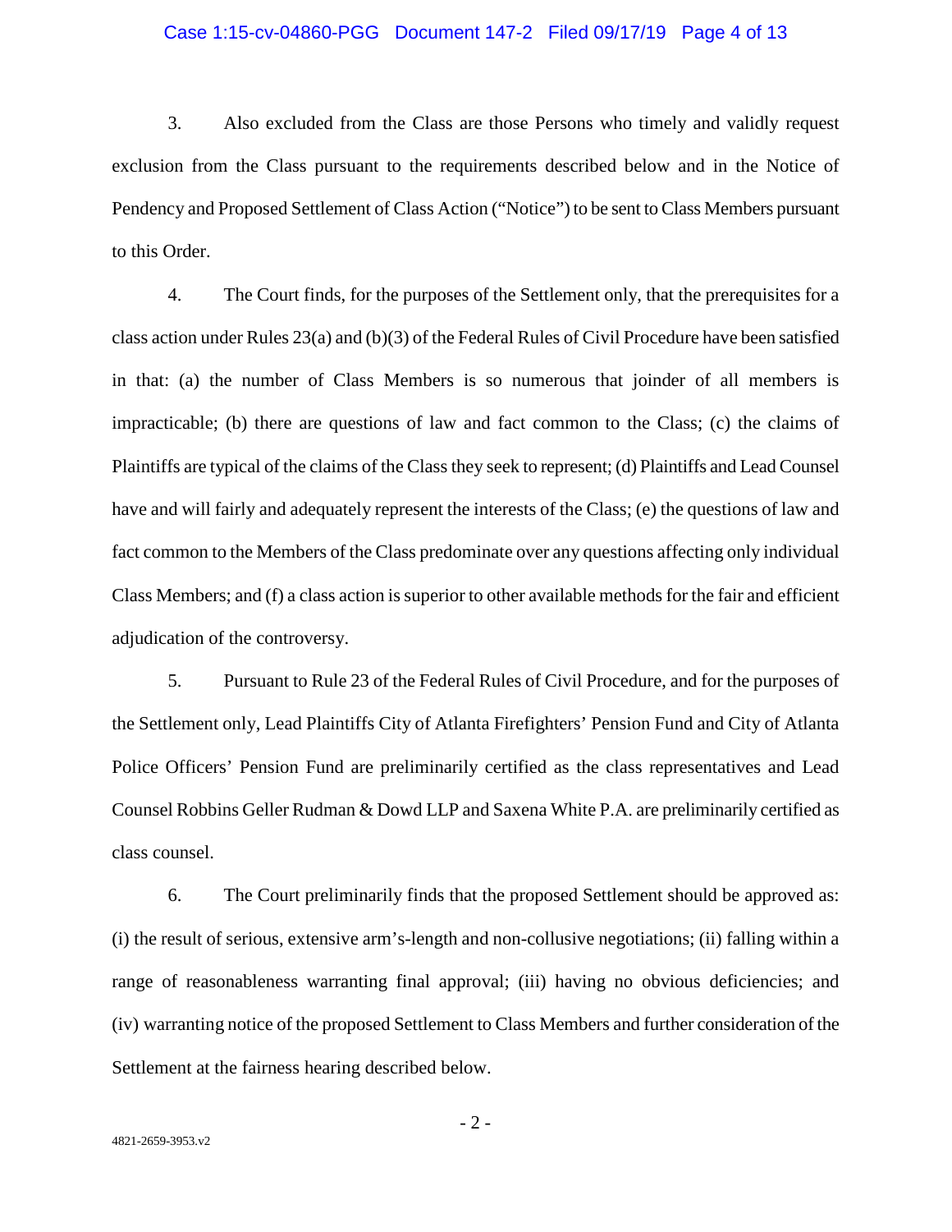3. Also excluded from the Class are those Persons who timely and validly request exclusion from the Class pursuant to the requirements described below and in the Notice of Pendency and Proposed Settlement of Class Action ("Notice") to be sent to Class Members pursuant to this Order.

4. The Court finds, for the purposes of the Settlement only, that the prerequisites for a class action under Rules 23(a) and (b)(3) of the Federal Rules of Civil Procedure have been satisfied in that: (a) the number of Class Members is so numerous that joinder of all members is impracticable; (b) there are questions of law and fact common to the Class; (c) the claims of Plaintiffs are typical of the claims of the Class they seek to represent; (d) Plaintiffs and Lead Counsel have and will fairly and adequately represent the interests of the Class; (e) the questions of law and fact common to the Members of the Class predominate over any questions affecting only individual Class Members; and (f) a class action is superior to other available methods for the fair and efficient adjudication of the controversy.

5. Pursuant to Rule 23 of the Federal Rules of Civil Procedure, and for the purposes of the Settlement only, Lead Plaintiffs City of Atlanta Firefighters' Pension Fund and City of Atlanta Police Officers' Pension Fund are preliminarily certified as the class representatives and Lead Counsel Robbins Geller Rudman & Dowd LLP and Saxena White P.A. are preliminarily certified as class counsel.

6. The Court preliminarily finds that the proposed Settlement should be approved as: (i) the result of serious, extensive arm's-length and non-collusive negotiations; (ii) falling within a range of reasonableness warranting final approval; (iii) having no obvious deficiencies; and (iv) warranting notice of the proposed Settlement to Class Members and further consideration of the Settlement at the fairness hearing described below.

4821-2659-3953.v2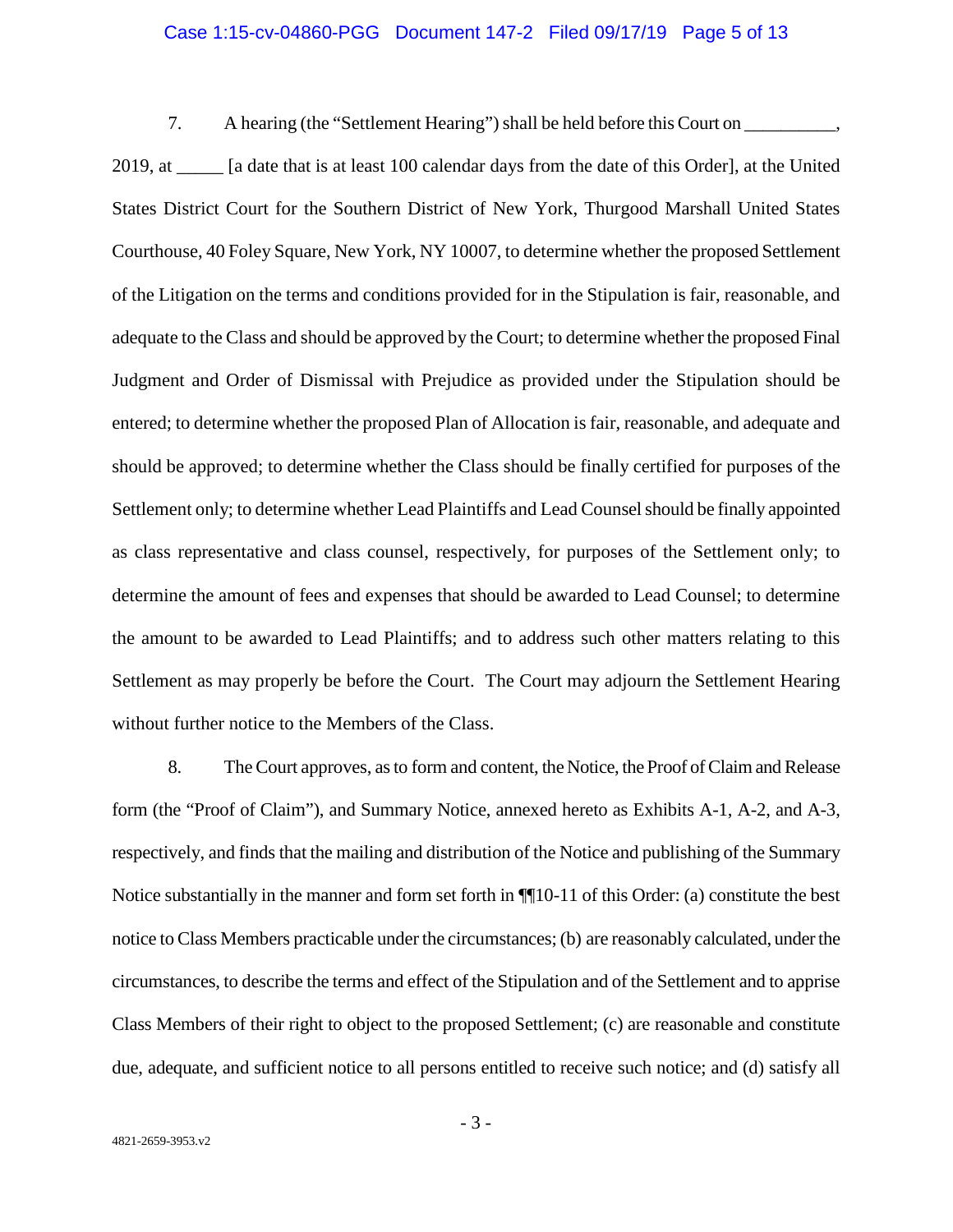7. A hearing (the "Settlement Hearing") shall be held before this Court on __________, 2019, at _____ [a date that is at least 100 calendar days from the date of this Order], at the United States District Court for the Southern District of New York, Thurgood Marshall United States Courthouse, 40 Foley Square, New York, NY 10007, to determine whether the proposed Settlement of the Litigation on the terms and conditions provided for in the Stipulation is fair, reasonable, and adequate to the Class and should be approved by the Court; to determine whether the proposed Final Judgment and Order of Dismissal with Prejudice as provided under the Stipulation should be entered; to determine whether the proposed Plan of Allocation is fair, reasonable, and adequate and should be approved; to determine whether the Class should be finally certified for purposes of the Settlement only; to determine whether Lead Plaintiffs and Lead Counsel should be finally appointed as class representative and class counsel, respectively, for purposes of the Settlement only; to determine the amount of fees and expenses that should be awarded to Lead Counsel; to determine the amount to be awarded to Lead Plaintiffs; and to address such other matters relating to this Settlement as may properly be before the Court. The Court may adjourn the Settlement Hearing without further notice to the Members of the Class.

8. The Court approves, as to form and content, the Notice, the Proof of Claim and Release form (the "Proof of Claim"), and Summary Notice, annexed hereto as Exhibits A-1, A-2, and A-3, respectively, and finds that the mailing and distribution of the Notice and publishing of the Summary Notice substantially in the manner and form set forth in ¶¶10-11 of this Order: (a) constitute the best notice to Class Members practicable under the circumstances; (b) are reasonably calculated, under the circumstances, to describe the terms and effect of the Stipulation and of the Settlement and to apprise Class Members of their right to object to the proposed Settlement; (c) are reasonable and constitute due, adequate, and sufficient notice to all persons entitled to receive such notice; and (d) satisfy all

4821-2659-3953.v2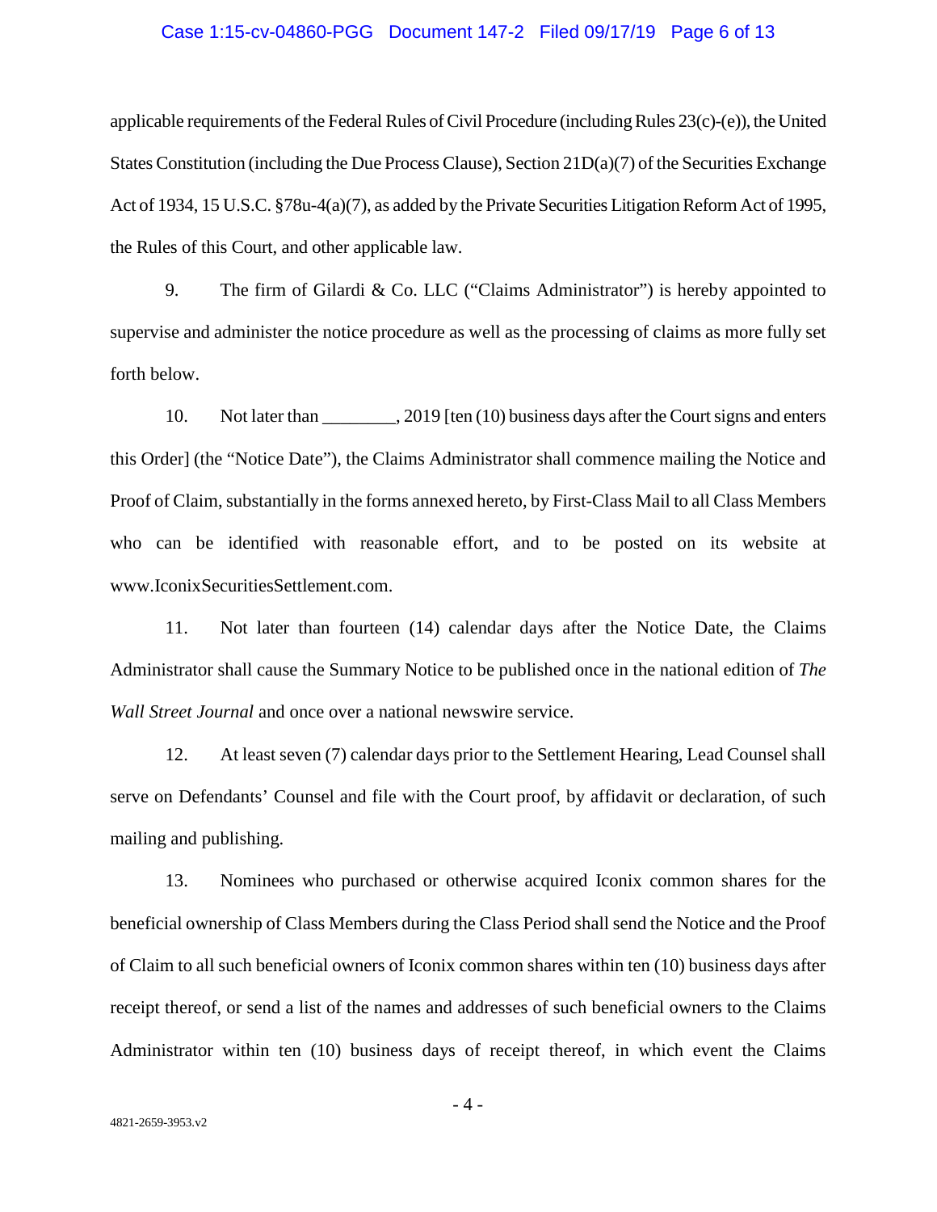applicable requirements of the Federal Rules of Civil Procedure (including Rules 23(c)-(e)), the United States Constitution (including the Due Process Clause), Section 21D(a)(7) of the Securities Exchange Act of 1934, 15 U.S.C. §78u-4(a)(7), as added by the Private Securities Litigation Reform Act of 1995, the Rules of this Court, and other applicable law.

9. The firm of Gilardi & Co. LLC ("Claims Administrator") is hereby appointed to supervise and administer the notice procedure as well as the processing of claims as more fully set forth below.

10. Not later than ________, 2019 [ten (10) business days after the Court signs and enters this Order] (the "Notice Date"), the Claims Administrator shall commence mailing the Notice and Proof of Claim, substantially in the forms annexed hereto, by First-Class Mail to all Class Members who can be identified with reasonable effort, and to be posted on its website at www.IconixSecuritiesSettlement.com.

11. Not later than fourteen (14) calendar days after the Notice Date, the Claims Administrator shall cause the Summary Notice to be published once in the national edition of *The Wall Street Journal* and once over a national newswire service.

12. At least seven (7) calendar days prior to the Settlement Hearing, Lead Counsel shall serve on Defendants' Counsel and file with the Court proof, by affidavit or declaration, of such mailing and publishing.

13. Nominees who purchased or otherwise acquired Iconix common shares for the beneficial ownership of Class Members during the Class Period shall send the Notice and the Proof of Claim to all such beneficial owners of Iconix common shares within ten (10) business days after receipt thereof, or send a list of the names and addresses of such beneficial owners to the Claims Administrator within ten (10) business days of receipt thereof, in which event the Claims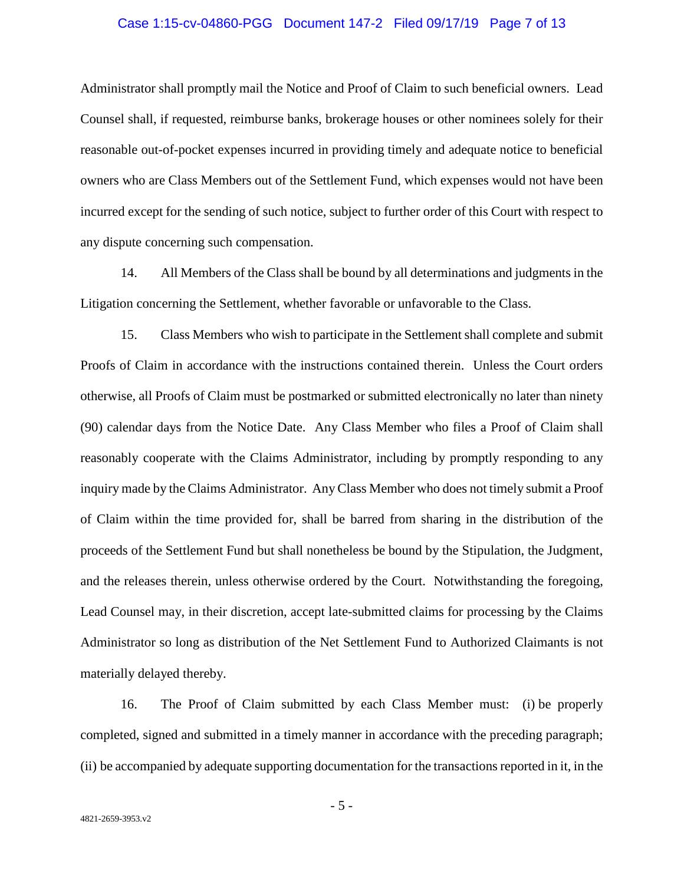Administrator shall promptly mail the Notice and Proof of Claim to such beneficial owners. Lead Counsel shall, if requested, reimburse banks, brokerage houses or other nominees solely for their reasonable out-of-pocket expenses incurred in providing timely and adequate notice to beneficial owners who are Class Members out of the Settlement Fund, which expenses would not have been incurred except for the sending of such notice, subject to further order of this Court with respect to any dispute concerning such compensation.

14. All Members of the Class shall be bound by all determinations and judgments in the Litigation concerning the Settlement, whether favorable or unfavorable to the Class.

15. Class Members who wish to participate in the Settlement shall complete and submit Proofs of Claim in accordance with the instructions contained therein. Unless the Court orders otherwise, all Proofs of Claim must be postmarked or submitted electronically no later than ninety (90) calendar days from the Notice Date. Any Class Member who files a Proof of Claim shall reasonably cooperate with the Claims Administrator, including by promptly responding to any inquiry made by the Claims Administrator. Any Class Member who does not timely submit a Proof of Claim within the time provided for, shall be barred from sharing in the distribution of the proceeds of the Settlement Fund but shall nonetheless be bound by the Stipulation, the Judgment, and the releases therein, unless otherwise ordered by the Court. Notwithstanding the foregoing, Lead Counsel may, in their discretion, accept late-submitted claims for processing by the Claims Administrator so long as distribution of the Net Settlement Fund to Authorized Claimants is not materially delayed thereby.

16. The Proof of Claim submitted by each Class Member must: (i) be properly completed, signed and submitted in a timely manner in accordance with the preceding paragraph; (ii) be accompanied by adequate supporting documentation for the transactions reported in it, in the

4821-2659-3953.v2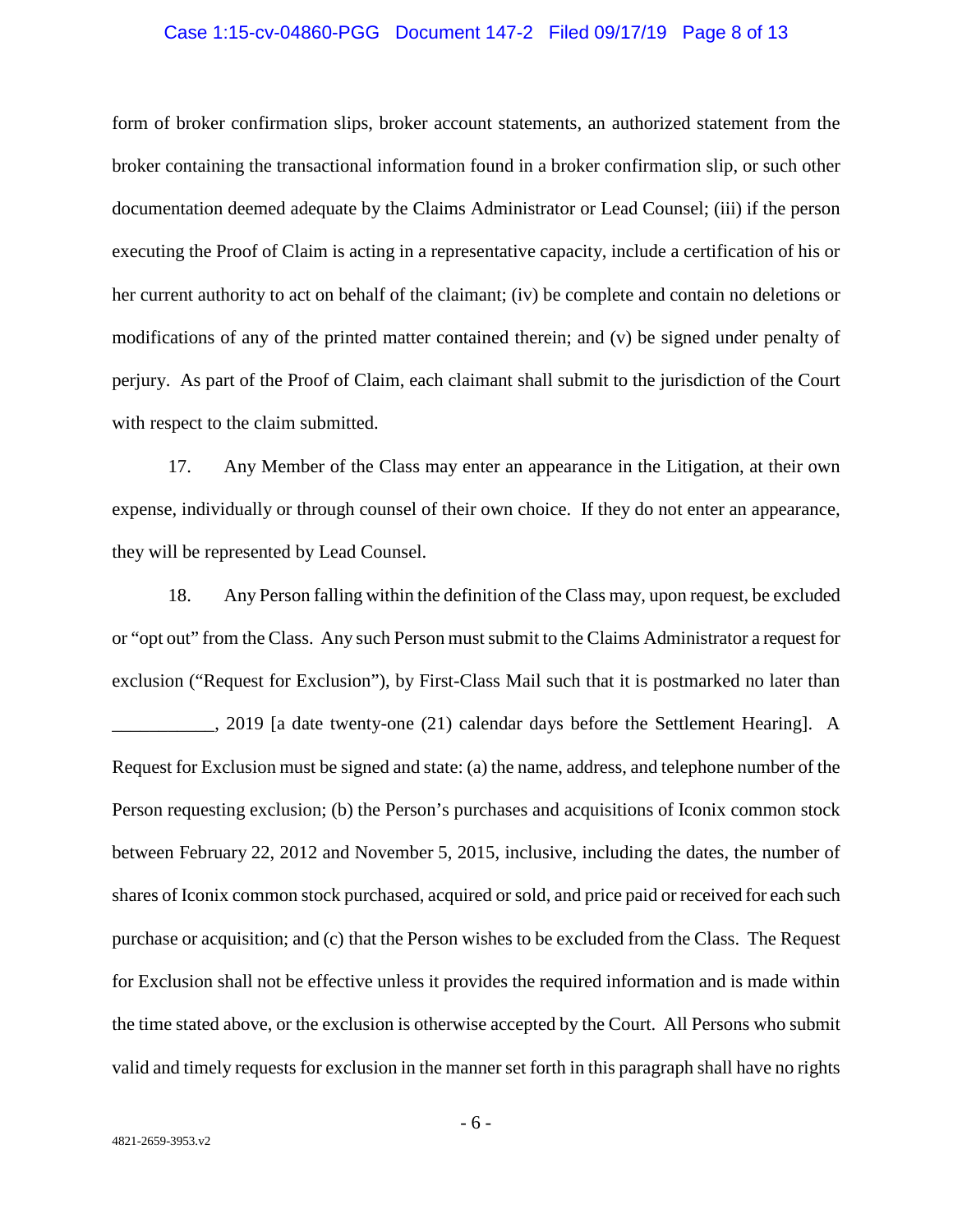form of broker confirmation slips, broker account statements, an authorized statement from the broker containing the transactional information found in a broker confirmation slip, or such other documentation deemed adequate by the Claims Administrator or Lead Counsel; (iii) if the person executing the Proof of Claim is acting in a representative capacity, include a certification of his or her current authority to act on behalf of the claimant; (iv) be complete and contain no deletions or modifications of any of the printed matter contained therein; and (v) be signed under penalty of perjury. As part of the Proof of Claim, each claimant shall submit to the jurisdiction of the Court with respect to the claim submitted.

17. Any Member of the Class may enter an appearance in the Litigation, at their own expense, individually or through counsel of their own choice. If they do not enter an appearance, they will be represented by Lead Counsel.

18. Any Person falling within the definition of the Class may, upon request, be excluded or "opt out" from the Class. Any such Person must submit to the Claims Administrator a request for exclusion ("Request for Exclusion"), by First-Class Mail such that it is postmarked no later than ___________, 2019 [a date twenty-one (21) calendar days before the Settlement Hearing]. A Request for Exclusion must be signed and state: (a) the name, address, and telephone number of the Person requesting exclusion; (b) the Person's purchases and acquisitions of Iconix common stock between February 22, 2012 and November 5, 2015, inclusive, including the dates, the number of shares of Iconix common stock purchased, acquired or sold, and price paid or received for each such purchase or acquisition; and (c) that the Person wishes to be excluded from the Class. The Request for Exclusion shall not be effective unless it provides the required information and is made within the time stated above, or the exclusion is otherwise accepted by the Court. All Persons who submit valid and timely requests for exclusion in the manner set forth in this paragraph shall have no rights

4821-2659-3953.v2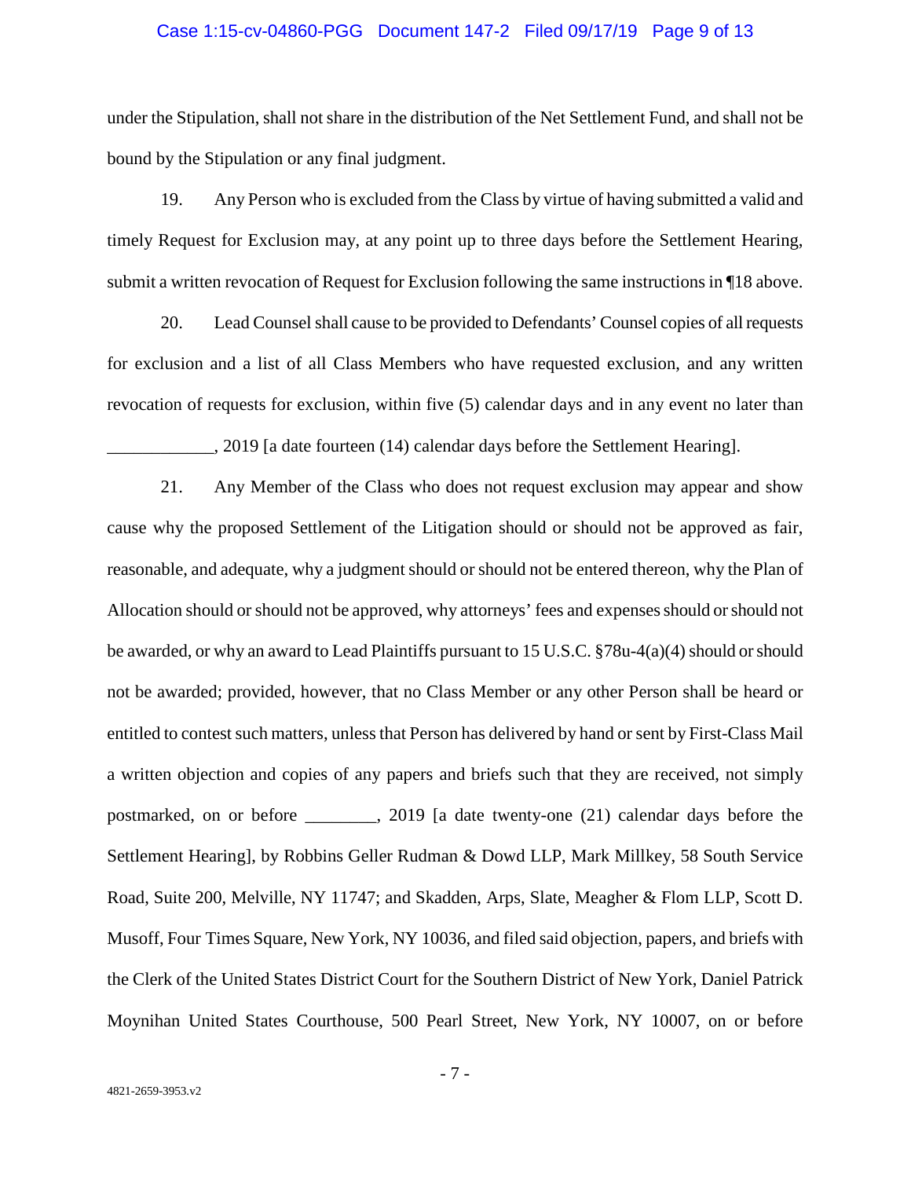under the Stipulation, shall not share in the distribution of the Net Settlement Fund, and shall not be bound by the Stipulation or any final judgment.

19. Any Person who is excluded from the Class by virtue of having submitted a valid and timely Request for Exclusion may, at any point up to three days before the Settlement Hearing, submit a written revocation of Request for Exclusion following the same instructions in ¶18 above.

20. Lead Counsel shall cause to be provided to Defendants' Counsel copies of all requests for exclusion and a list of all Class Members who have requested exclusion, and any written revocation of requests for exclusion, within five (5) calendar days and in any event no later than ____________, 2019 [a date fourteen (14) calendar days before the Settlement Hearing].

21. Any Member of the Class who does not request exclusion may appear and show cause why the proposed Settlement of the Litigation should or should not be approved as fair, reasonable, and adequate, why a judgment should or should not be entered thereon, why the Plan of Allocation should or should not be approved, why attorneys' fees and expenses should or should not be awarded, or why an award to Lead Plaintiffs pursuant to 15 U.S.C. §78u-4(a)(4) should or should not be awarded; provided, however, that no Class Member or any other Person shall be heard or entitled to contest such matters, unless that Person has delivered by hand or sent by First-Class Mail a written objection and copies of any papers and briefs such that they are received, not simply postmarked, on or before ________, 2019 [a date twenty-one (21) calendar days before the Settlement Hearing], by Robbins Geller Rudman & Dowd LLP, Mark Millkey, 58 South Service Road, Suite 200, Melville, NY 11747; and Skadden, Arps, Slate, Meagher & Flom LLP, Scott D. Musoff, Four Times Square, New York, NY 10036, and filed said objection, papers, and briefs with the Clerk of the United States District Court for the Southern District of New York, Daniel Patrick Moynihan United States Courthouse, 500 Pearl Street, New York, NY 10007, on or before

4821-2659-3953.v2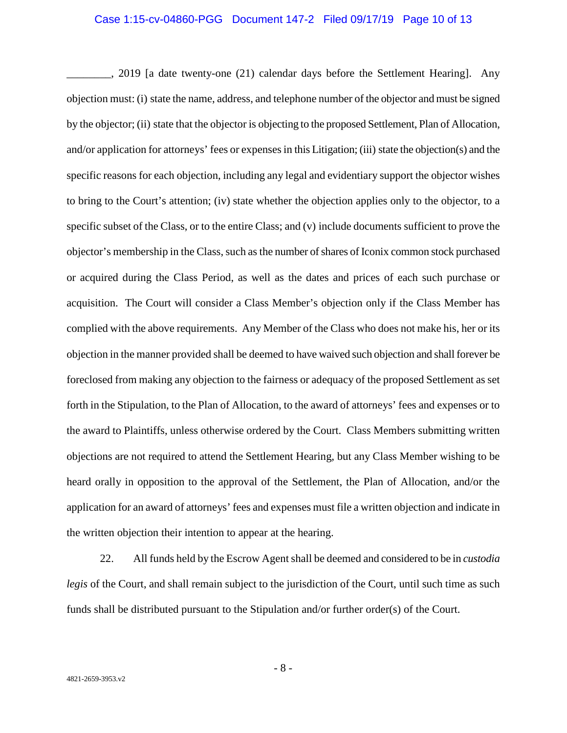________, 2019 [a date twenty-one (21) calendar days before the Settlement Hearing]. Any objection must: (i) state the name, address, and telephone number of the objector and must be signed by the objector; (ii) state that the objector is objecting to the proposed Settlement, Plan of Allocation, and/or application for attorneys' fees or expenses in this Litigation; (iii) state the objection(s) and the specific reasons for each objection, including any legal and evidentiary support the objector wishes to bring to the Court's attention; (iv) state whether the objection applies only to the objector, to a specific subset of the Class, or to the entire Class; and (v) include documents sufficient to prove the objector's membership in the Class, such as the number of shares of Iconix common stock purchased or acquired during the Class Period, as well as the dates and prices of each such purchase or acquisition. The Court will consider a Class Member's objection only if the Class Member has complied with the above requirements. Any Member of the Class who does not make his, her or its objection in the manner provided shall be deemed to have waived such objection and shall forever be foreclosed from making any objection to the fairness or adequacy of the proposed Settlement as set forth in the Stipulation, to the Plan of Allocation, to the award of attorneys' fees and expenses or to the award to Plaintiffs, unless otherwise ordered by the Court. Class Members submitting written objections are not required to attend the Settlement Hearing, but any Class Member wishing to be heard orally in opposition to the approval of the Settlement, the Plan of Allocation, and/or the application for an award of attorneys' fees and expenses must file a written objection and indicate in the written objection their intention to appear at the hearing.

22. All funds held by the Escrow Agent shall be deemed and considered to be in *custodia legis* of the Court, and shall remain subject to the jurisdiction of the Court, until such time as such funds shall be distributed pursuant to the Stipulation and/or further order(s) of the Court.

4821-2659-3953.v2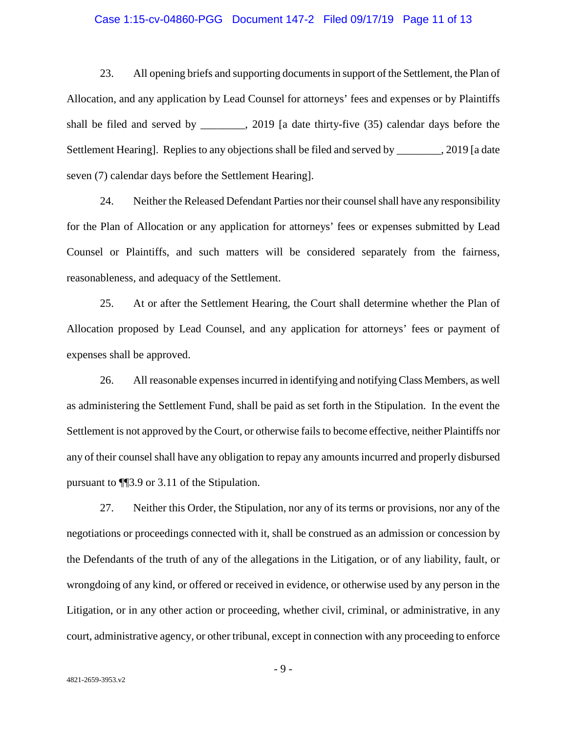23. All opening briefs and supporting documents in support of the Settlement, the Plan of Allocation, and any application by Lead Counsel for attorneys' fees and expenses or by Plaintiffs shall be filed and served by ________, 2019 [a date thirty-five (35) calendar days before the Settlement Hearing]. Replies to any objections shall be filed and served by ________, 2019 [a date seven (7) calendar days before the Settlement Hearing].

24. Neither the Released Defendant Parties nor their counsel shall have any responsibility for the Plan of Allocation or any application for attorneys' fees or expenses submitted by Lead Counsel or Plaintiffs, and such matters will be considered separately from the fairness, reasonableness, and adequacy of the Settlement.

25. At or after the Settlement Hearing, the Court shall determine whether the Plan of Allocation proposed by Lead Counsel, and any application for attorneys' fees or payment of expenses shall be approved.

26. All reasonable expenses incurred in identifying and notifying Class Members, as well as administering the Settlement Fund, shall be paid as set forth in the Stipulation. In the event the Settlement is not approved by the Court, or otherwise fails to become effective, neither Plaintiffs nor any of their counsel shall have any obligation to repay any amounts incurred and properly disbursed pursuant to ¶¶3.9 or 3.11 of the Stipulation.

27. Neither this Order, the Stipulation, nor any of its terms or provisions, nor any of the negotiations or proceedings connected with it, shall be construed as an admission or concession by the Defendants of the truth of any of the allegations in the Litigation, or of any liability, fault, or wrongdoing of any kind, or offered or received in evidence, or otherwise used by any person in the Litigation, or in any other action or proceeding, whether civil, criminal, or administrative, in any court, administrative agency, or other tribunal, except in connection with any proceeding to enforce

4821-2659-3953.v2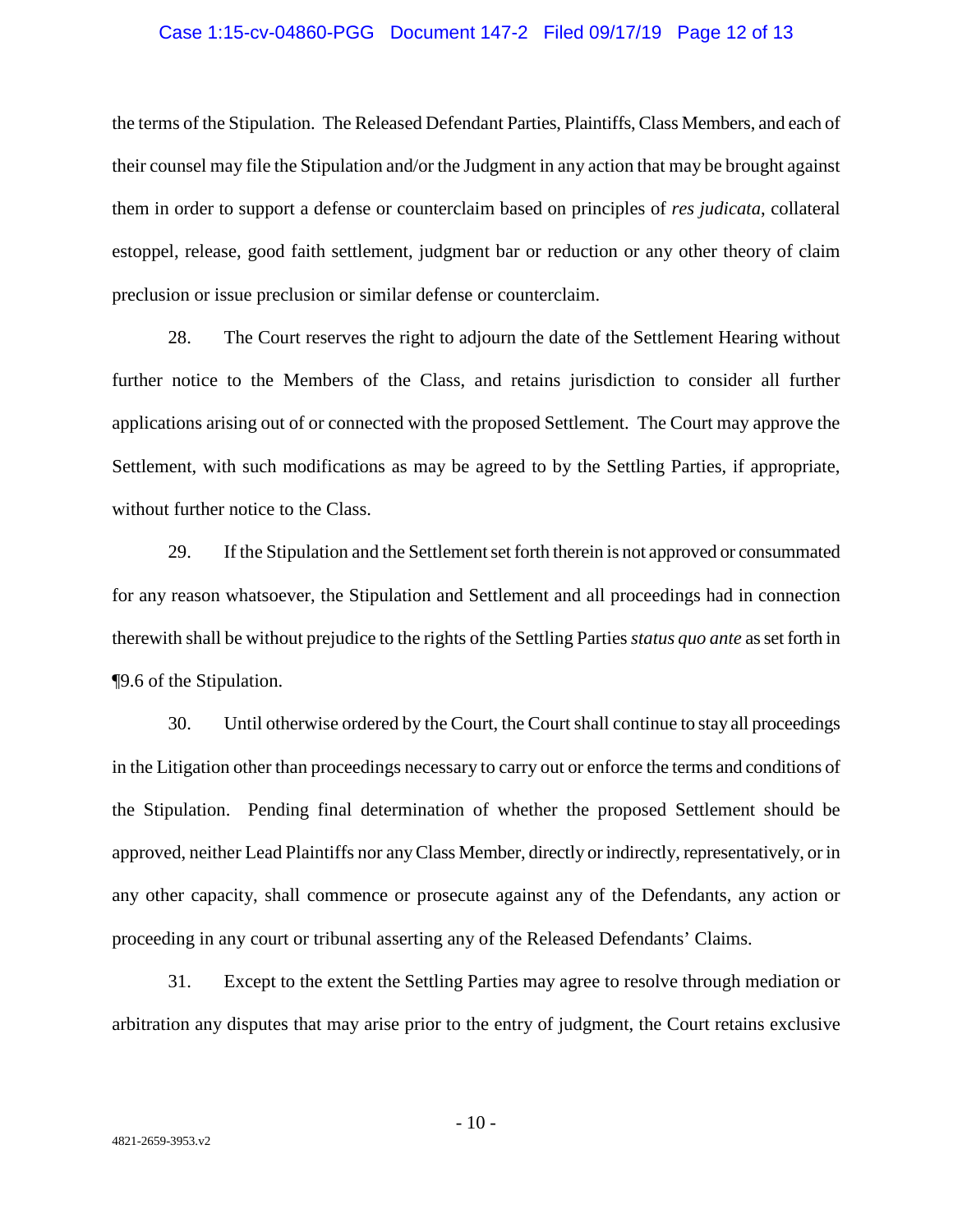the terms of the Stipulation. The Released Defendant Parties, Plaintiffs, Class Members, and each of their counsel may file the Stipulation and/or the Judgment in any action that may be brought against them in order to support a defense or counterclaim based on principles of *res judicata*, collateral estoppel, release, good faith settlement, judgment bar or reduction or any other theory of claim preclusion or issue preclusion or similar defense or counterclaim.

28. The Court reserves the right to adjourn the date of the Settlement Hearing without further notice to the Members of the Class, and retains jurisdiction to consider all further applications arising out of or connected with the proposed Settlement. The Court may approve the Settlement, with such modifications as may be agreed to by the Settling Parties, if appropriate, without further notice to the Class.

29. If the Stipulation and the Settlement set forth therein is not approved or consummated for any reason whatsoever, the Stipulation and Settlement and all proceedings had in connection therewith shall be without prejudice to the rights of the Settling Parties *status quo ante* as set forth in ¶9.6 of the Stipulation.

30. Until otherwise ordered by the Court, the Court shall continue to stay all proceedings in the Litigation other than proceedings necessary to carry out or enforce the terms and conditions of the Stipulation. Pending final determination of whether the proposed Settlement should be approved, neither Lead Plaintiffs nor any Class Member, directly or indirectly, representatively, or in any other capacity, shall commence or prosecute against any of the Defendants, any action or proceeding in any court or tribunal asserting any of the Released Defendants' Claims.

31. Except to the extent the Settling Parties may agree to resolve through mediation or arbitration any disputes that may arise prior to the entry of judgment, the Court retains exclusive

4821-2659-3953.v2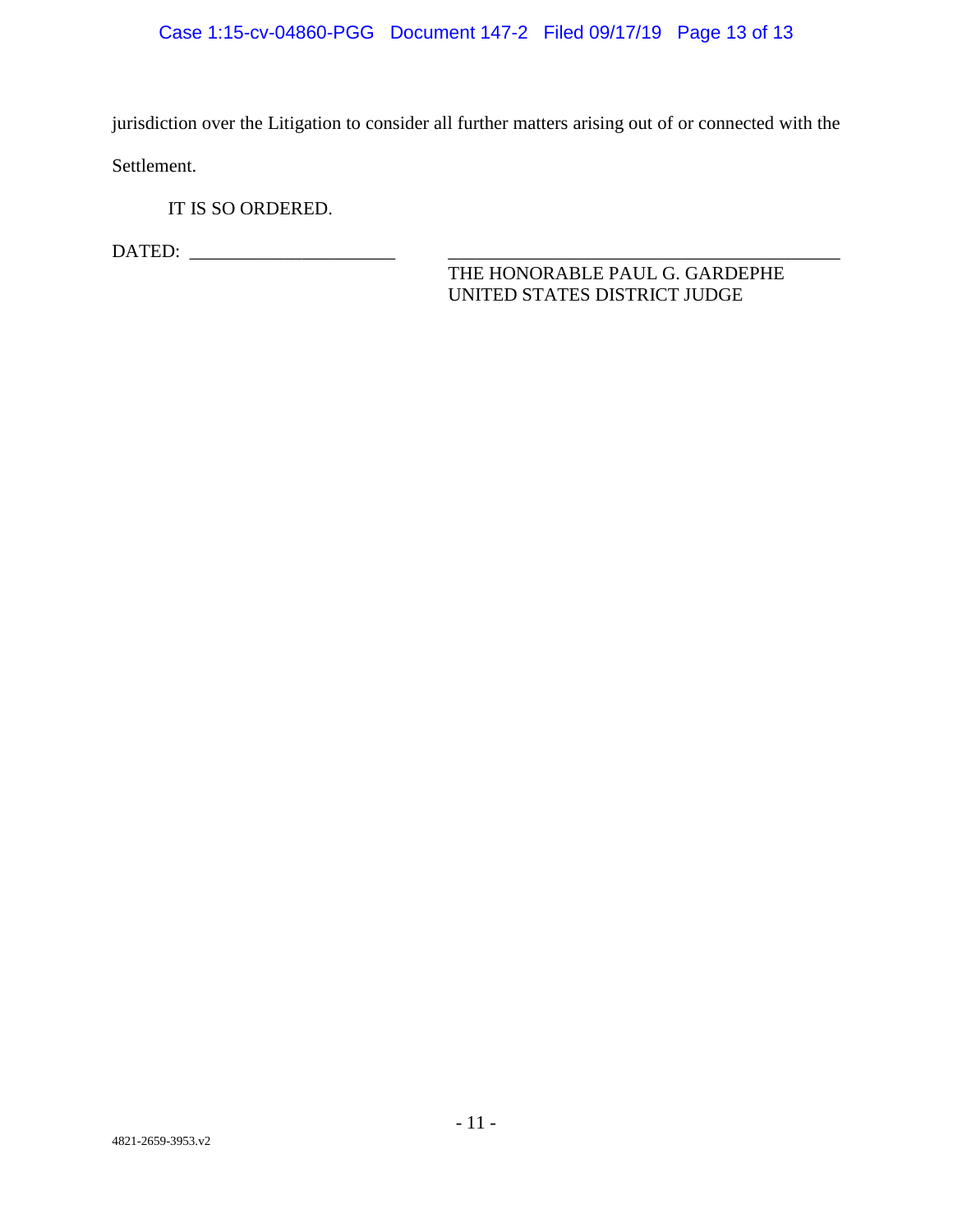jurisdiction over the Litigation to consider all further matters arising out of or connected with the Settlement.

IT IS SO ORDERED.

DATED: ______________________ ________________________________________

THE HONORABLE PAUL G. GARDEPHE
UNITED STATES DISTRICT JUDGE

4821-2659-3953.v2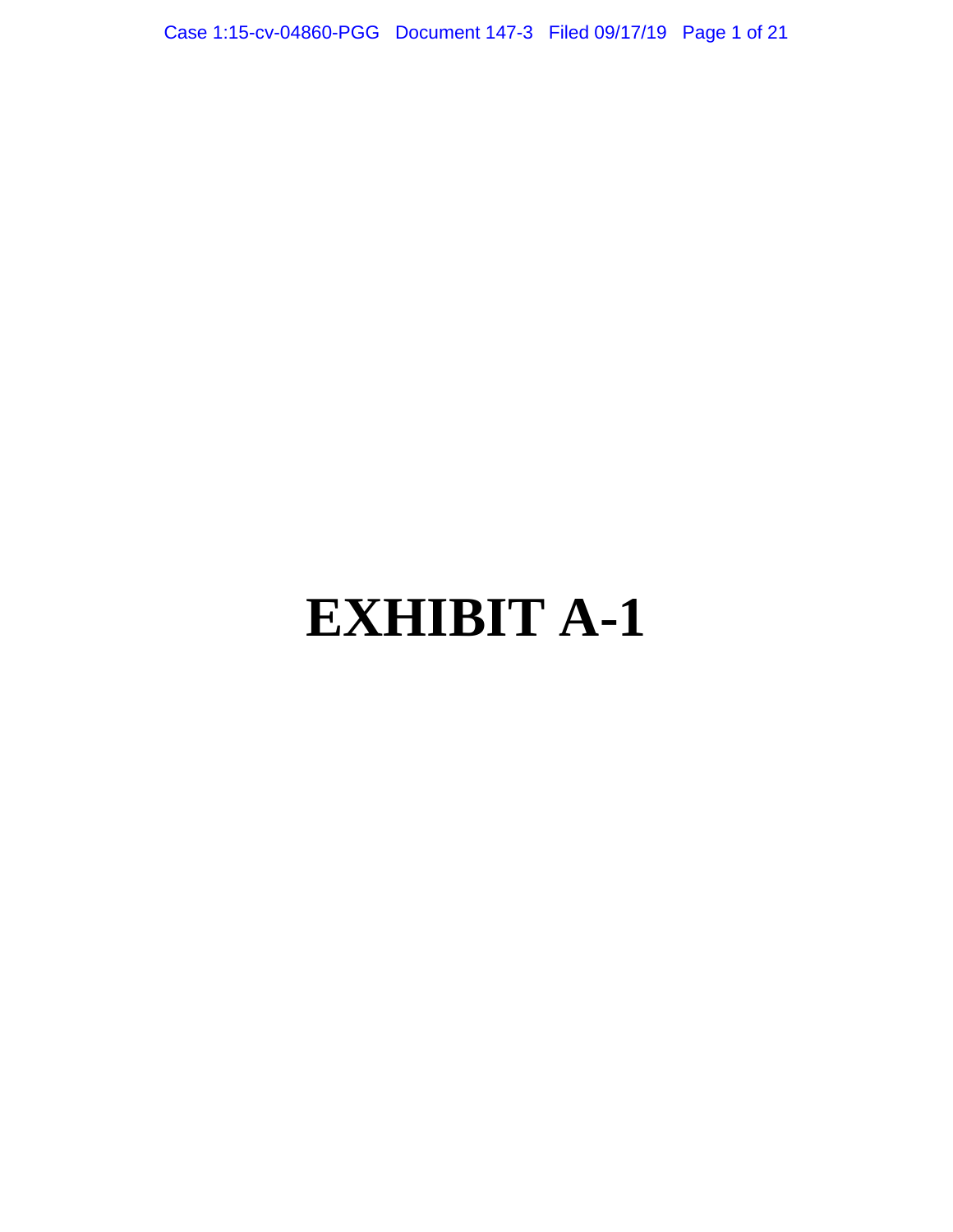# EXHIBIT A-1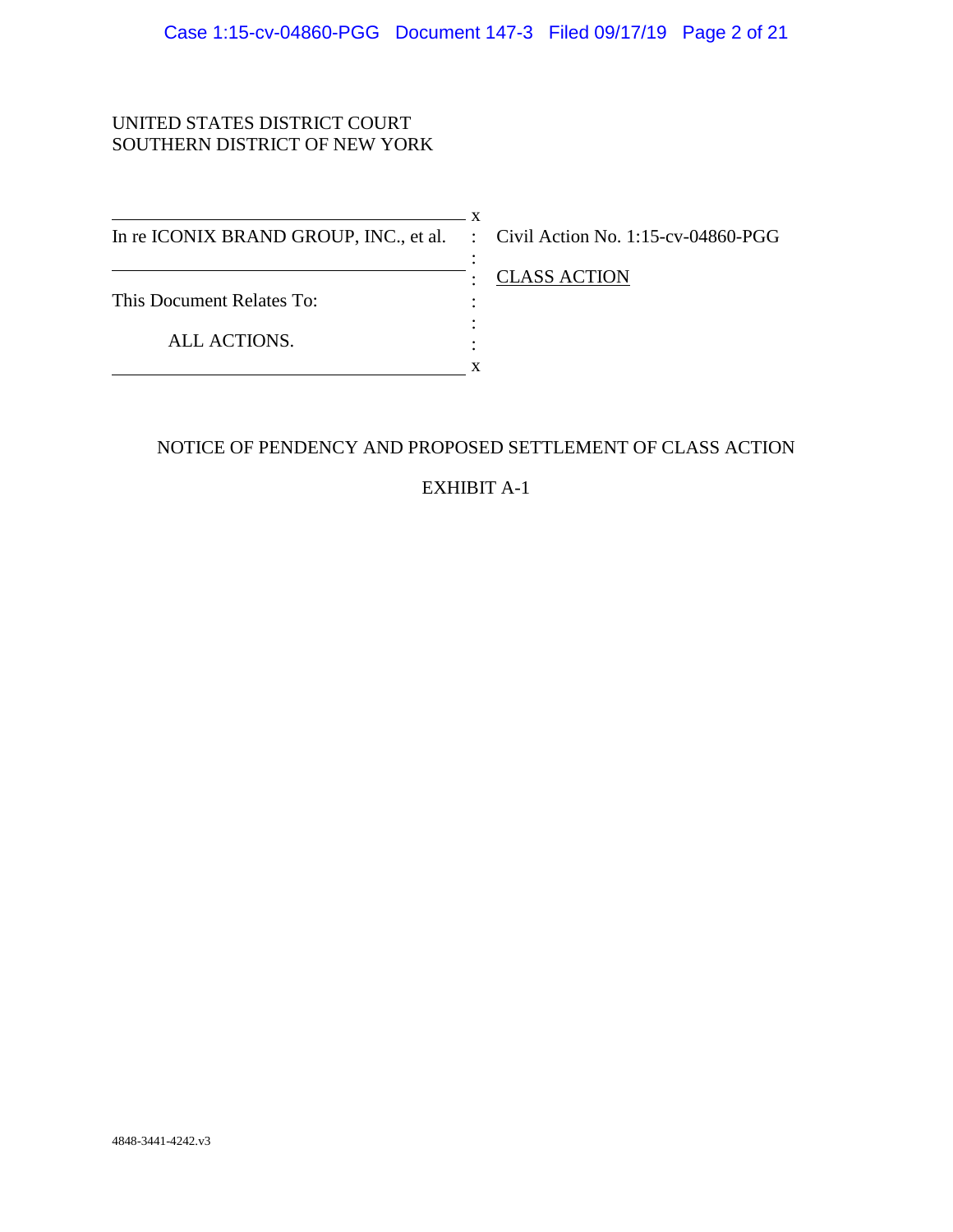UNITED STATES DISTRICT COURT
SOUTHERN DISTRICT OF NEW YORK

| | | |
|---|---|---|
| In re ICONIX BRAND GROUP, INC., et al. | : | Civil Action No. 1:15-cv-04860-PGG |
| | : | CLASS ACTION |
| This Document Relates To: | : | |
| ALL ACTIONS. | : | |

NOTICE OF PENDENCY AND PROPOSED SETTLEMENT OF CLASS ACTION

EXHIBIT A-1

4848-3441-4242.v3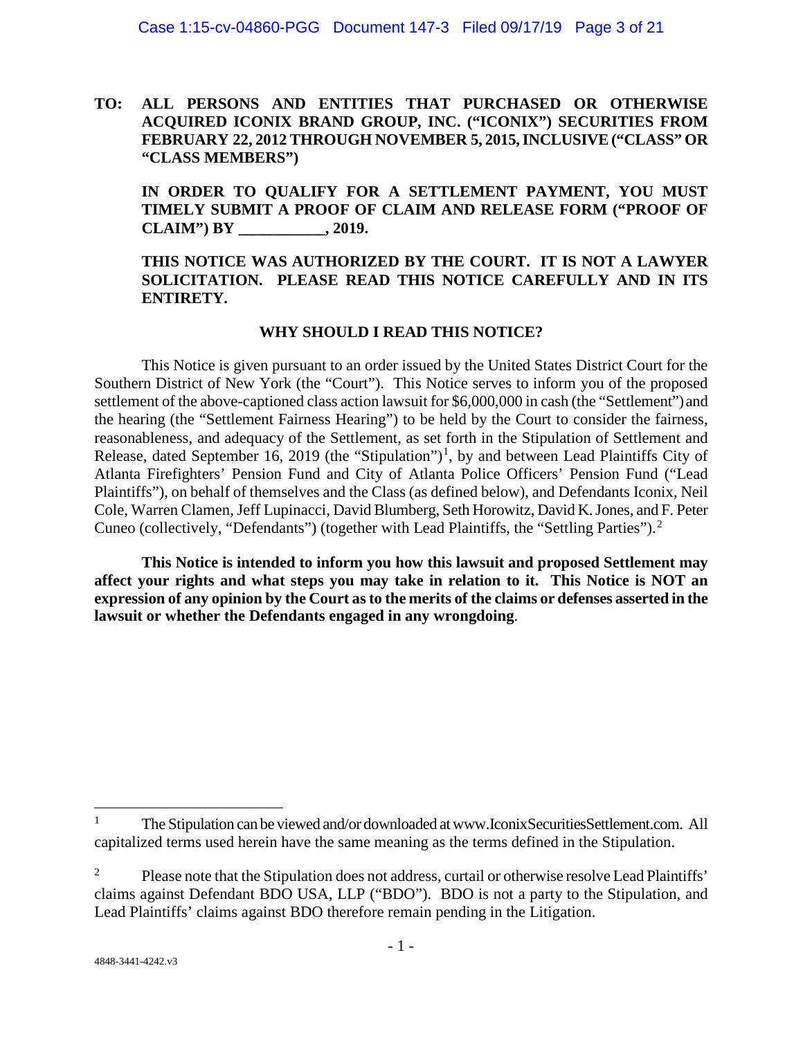**TO: ALL PERSONS AND ENTITIES THAT PURCHASED OR OTHERWISE ACQUIRED ICONIX BRAND GROUP, INC. ("ICONIX") SECURITIES FROM FEBRUARY 22, 2012 THROUGH NOVEMBER 5, 2015, INCLUSIVE ("CLASS" OR "CLASS MEMBERS")**

**IN ORDER TO QUALIFY FOR A SETTLEMENT PAYMENT, YOU MUST TIMELY SUBMIT A PROOF OF CLAIM AND RELEASE FORM ("PROOF OF CLAIM") BY ___________, 2019.**

**THIS NOTICE WAS AUTHORIZED BY THE COURT. IT IS NOT A LAWYER SOLICITATION. PLEASE READ THIS NOTICE CAREFULLY AND IN ITS ENTIRETY.**

## WHY SHOULD I READ THIS NOTICE?

This Notice is given pursuant to an order issued by the United States District Court for the Southern District of New York (the "Court"). This Notice serves to inform you of the proposed settlement of the above-captioned class action lawsuit for $6,000,000 in cash (the "Settlement") and the hearing (the "Settlement Fairness Hearing") to be held by the Court to consider the fairness, reasonableness, and adequacy of the Settlement, as set forth in the Stipulation of Settlement and Release, dated September 16, 2019 (the "Stipulation")[1], by and between Lead Plaintiffs City of Atlanta Firefighters' Pension Fund and City of Atlanta Police Officers' Pension Fund ("Lead Plaintiffs"), on behalf of themselves and the Class (as defined below), and Defendants Iconix, Neil Cole, Warren Clamen, Jeff Lupinacci, David Blumberg, Seth Horowitz, David K. Jones, and F. Peter Cuneo (collectively, "Defendants") (together with Lead Plaintiffs, the "Settling Parties").[2]

**This Notice is intended to inform you how this lawsuit and proposed Settlement may affect your rights and what steps you may take in relation to it. This Notice is NOT an expression of any opinion by the Court as to the merits of the claims or defenses asserted in the lawsuit or whether the Defendants engaged in any wrongdoing**.

---

[1] The Stipulation can be viewed and/or downloaded at www.IconixSecuritiesSettlement.com. All capitalized terms used herein have the same meaning as the terms defined in the Stipulation.

[2] Please note that the Stipulation does not address, curtail or otherwise resolve Lead Plaintiffs' claims against Defendant BDO USA, LLP ("BDO"). BDO is not a party to the Stipulation, and Lead Plaintiffs' claims against BDO therefore remain pending in the Litigation.

4848-3441-4242.v3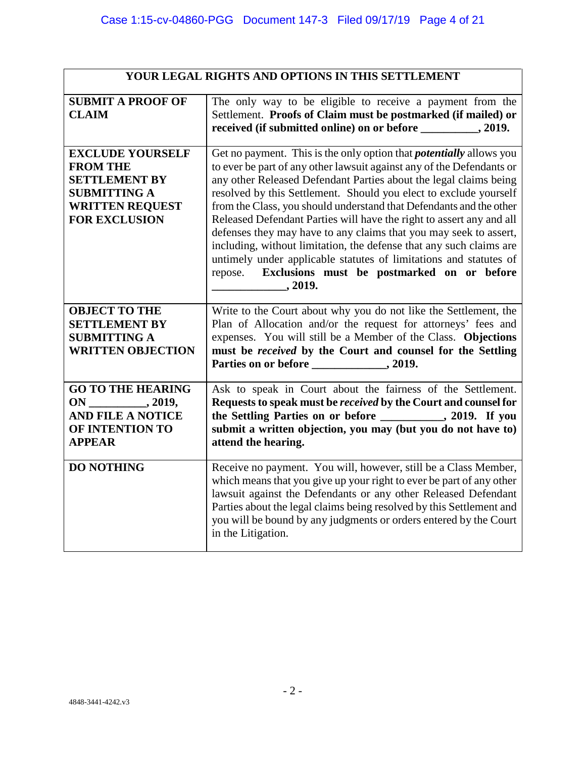| YOUR LEGAL RIGHTS AND OPTIONS IN THIS SETTLEMENT | |
|---|---|
| **SUBMIT A PROOF OF CLAIM** | The only way to be eligible to receive a payment from the Settlement. **Proofs of Claim must be postmarked (if mailed) or received (if submitted online) on or before __________, 2019.** |
| **EXCLUDE YOURSELF FROM THE SETTLEMENT BY SUBMITTING A WRITTEN REQUEST FOR EXCLUSION** | Get no payment. This is the only option that ***potentially*** allows you to ever be part of any other lawsuit against any of the Defendants or any other Released Defendant Parties about the legal claims being resolved by this Settlement. Should you elect to exclude yourself from the Class, you should understand that Defendants and the other Released Defendant Parties will have the right to assert any and all defenses they may have to any claims that you may seek to assert, including, without limitation, the defense that any such claims are untimely under applicable statutes of limitations and statutes of repose. **Exclusions must be postmarked on or before _____________, 2019.** |
| **OBJECT TO THE SETTLEMENT BY SUBMITTING A WRITTEN OBJECTION** | Write to the Court about why you do not like the Settlement, the Plan of Allocation and/or the request for attorneys' fees and expenses. You will still be a Member of the Class. **Objections must be *received* by the Court and counsel for the Settling Parties on or before _____________, 2019.** |
| **GO TO THE HEARING ON __________, 2019, AND FILE A NOTICE OF INTENTION TO APPEAR** | Ask to speak in Court about the fairness of the Settlement. **Requests to speak must be *received* by the Court and counsel for the Settling Parties on or before ___________, 2019. If you submit a written objection, you may (but you do not have to) attend the hearing.** |
| **DO NOTHING** | Receive no payment. You will, however, still be a Class Member, which means that you give up your right to ever be part of any other lawsuit against the Defendants or any other Released Defendant Parties about the legal claims being resolved by this Settlement and you will be bound by any judgments or orders entered by the Court in the Litigation. |

4848-3441-4242.v3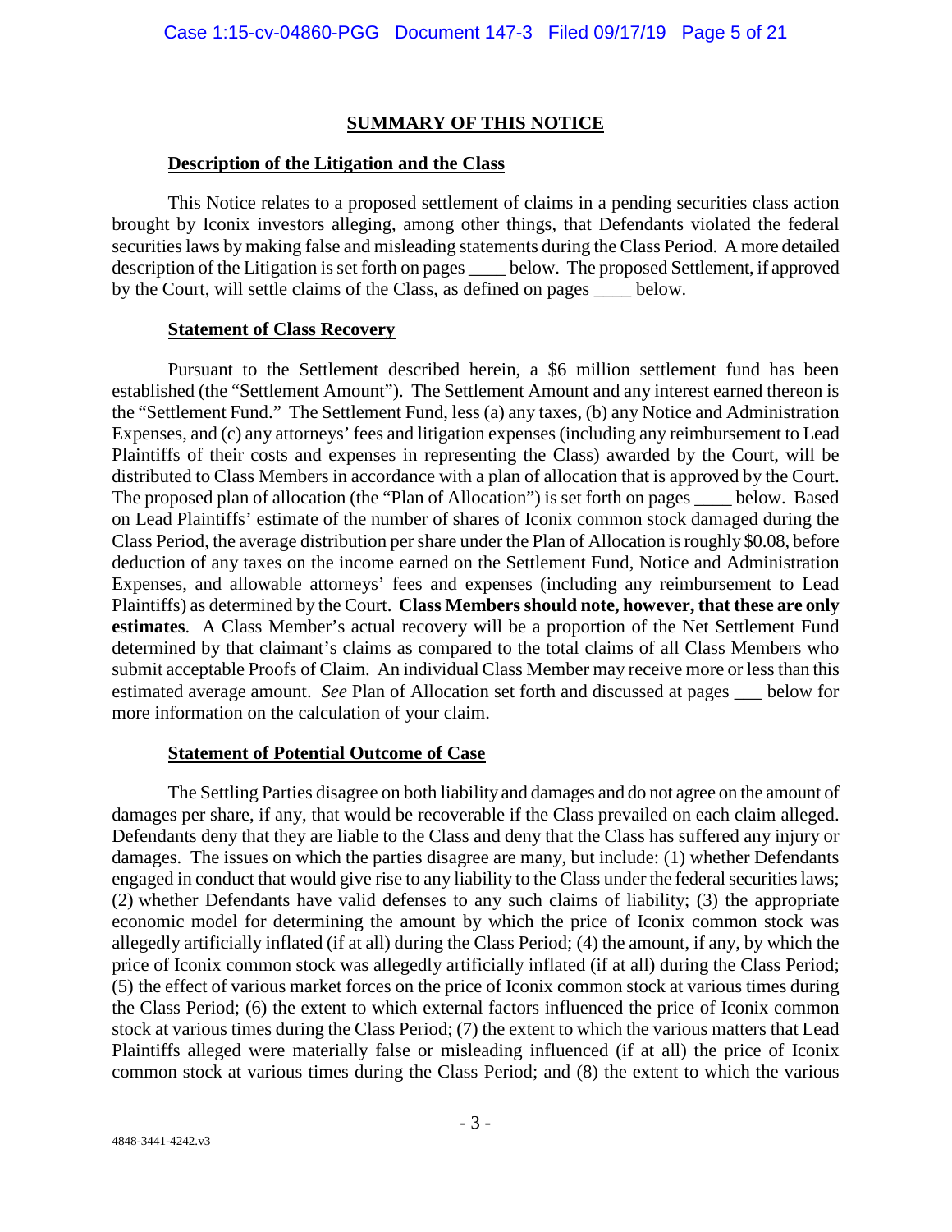## SUMMARY OF THIS NOTICE

### Description of the Litigation and the Class

This Notice relates to a proposed settlement of claims in a pending securities class action brought by Iconix investors alleging, among other things, that Defendants violated the federal securities laws by making false and misleading statements during the Class Period. A more detailed description of the Litigation is set forth on pages ____ below. The proposed Settlement, if approved by the Court, will settle claims of the Class, as defined on pages ____ below.

### Statement of Class Recovery

Pursuant to the Settlement described herein, a $6 million settlement fund has been established (the "Settlement Amount"). The Settlement Amount and any interest earned thereon is the "Settlement Fund." The Settlement Fund, less (a) any taxes, (b) any Notice and Administration Expenses, and (c) any attorneys' fees and litigation expenses (including any reimbursement to Lead Plaintiffs of their costs and expenses in representing the Class) awarded by the Court, will be distributed to Class Members in accordance with a plan of allocation that is approved by the Court. The proposed plan of allocation (the "Plan of Allocation") is set forth on pages ____ below. Based on Lead Plaintiffs' estimate of the number of shares of Iconix common stock damaged during the Class Period, the average distribution per share under the Plan of Allocation is roughly $0.08, before deduction of any taxes on the income earned on the Settlement Fund, Notice and Administration Expenses, and allowable attorneys' fees and expenses (including any reimbursement to Lead Plaintiffs) as determined by the Court. **Class Members should note, however, that these are only estimates**. A Class Member's actual recovery will be a proportion of the Net Settlement Fund determined by that claimant's claims as compared to the total claims of all Class Members who submit acceptable Proofs of Claim. An individual Class Member may receive more or less than this estimated average amount. *See* Plan of Allocation set forth and discussed at pages ___ below for more information on the calculation of your claim.

### Statement of Potential Outcome of Case

The Settling Parties disagree on both liability and damages and do not agree on the amount of damages per share, if any, that would be recoverable if the Class prevailed on each claim alleged. Defendants deny that they are liable to the Class and deny that the Class has suffered any injury or damages. The issues on which the parties disagree are many, but include: (1) whether Defendants engaged in conduct that would give rise to any liability to the Class under the federal securities laws; (2) whether Defendants have valid defenses to any such claims of liability; (3) the appropriate economic model for determining the amount by which the price of Iconix common stock was allegedly artificially inflated (if at all) during the Class Period; (4) the amount, if any, by which the price of Iconix common stock was allegedly artificially inflated (if at all) during the Class Period; (5) the effect of various market forces on the price of Iconix common stock at various times during the Class Period; (6) the extent to which external factors influenced the price of Iconix common stock at various times during the Class Period; (7) the extent to which the various matters that Lead Plaintiffs alleged were materially false or misleading influenced (if at all) the price of Iconix common stock at various times during the Class Period; and (8) the extent to which the various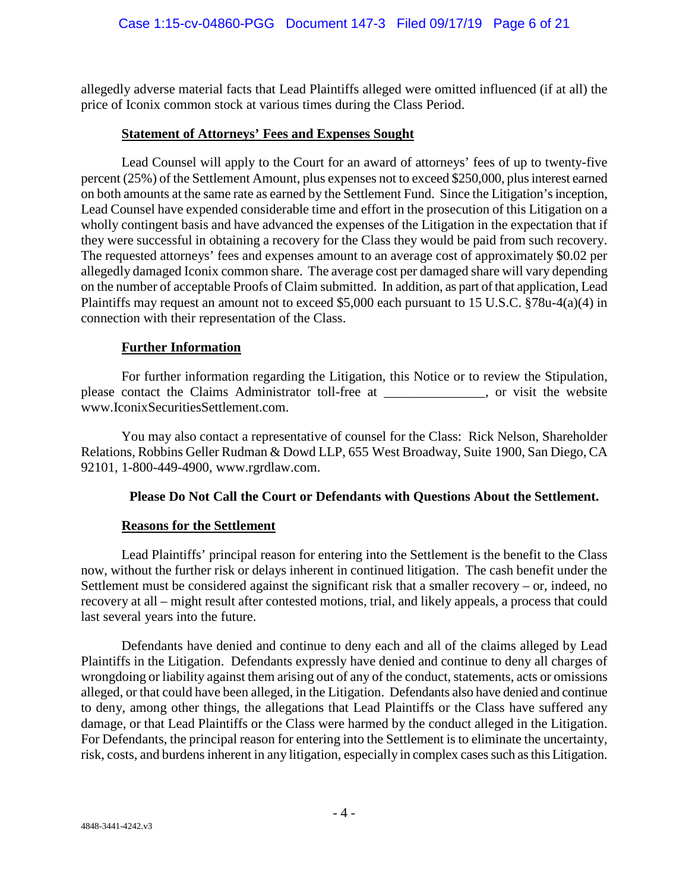allegedly adverse material facts that Lead Plaintiffs alleged were omitted influenced (if at all) the price of Iconix common stock at various times during the Class Period.

**Statement of Attorneys' Fees and Expenses Sought**

Lead Counsel will apply to the Court for an award of attorneys' fees of up to twenty-five percent (25%) of the Settlement Amount, plus expenses not to exceed $250,000, plus interest earned on both amounts at the same rate as earned by the Settlement Fund. Since the Litigation's inception, Lead Counsel have expended considerable time and effort in the prosecution of this Litigation on a wholly contingent basis and have advanced the expenses of the Litigation in the expectation that if they were successful in obtaining a recovery for the Class they would be paid from such recovery. The requested attorneys' fees and expenses amount to an average cost of approximately $0.02 per allegedly damaged Iconix common share. The average cost per damaged share will vary depending on the number of acceptable Proofs of Claim submitted. In addition, as part of that application, Lead Plaintiffs may request an amount not to exceed $5,000 each pursuant to 15 U.S.C. §78u-4(a)(4) in connection with their representation of the Class.

**Further Information**

For further information regarding the Litigation, this Notice or to review the Stipulation, please contact the Claims Administrator toll-free at _______________, or visit the website www.IconixSecuritiesSettlement.com.

You may also contact a representative of counsel for the Class: Rick Nelson, Shareholder Relations, Robbins Geller Rudman & Dowd LLP, 655 West Broadway, Suite 1900, San Diego, CA 92101, 1-800-449-4900, www.rgrdlaw.com.

**Please Do Not Call the Court or Defendants with Questions About the Settlement.**

**Reasons for the Settlement**

Lead Plaintiffs' principal reason for entering into the Settlement is the benefit to the Class now, without the further risk or delays inherent in continued litigation. The cash benefit under the Settlement must be considered against the significant risk that a smaller recovery – or, indeed, no recovery at all – might result after contested motions, trial, and likely appeals, a process that could last several years into the future.

Defendants have denied and continue to deny each and all of the claims alleged by Lead Plaintiffs in the Litigation. Defendants expressly have denied and continue to deny all charges of wrongdoing or liability against them arising out of any of the conduct, statements, acts or omissions alleged, or that could have been alleged, in the Litigation. Defendants also have denied and continue to deny, among other things, the allegations that Lead Plaintiffs or the Class have suffered any damage, or that Lead Plaintiffs or the Class were harmed by the conduct alleged in the Litigation. For Defendants, the principal reason for entering into the Settlement is to eliminate the uncertainty, risk, costs, and burdens inherent in any litigation, especially in complex cases such as this Litigation.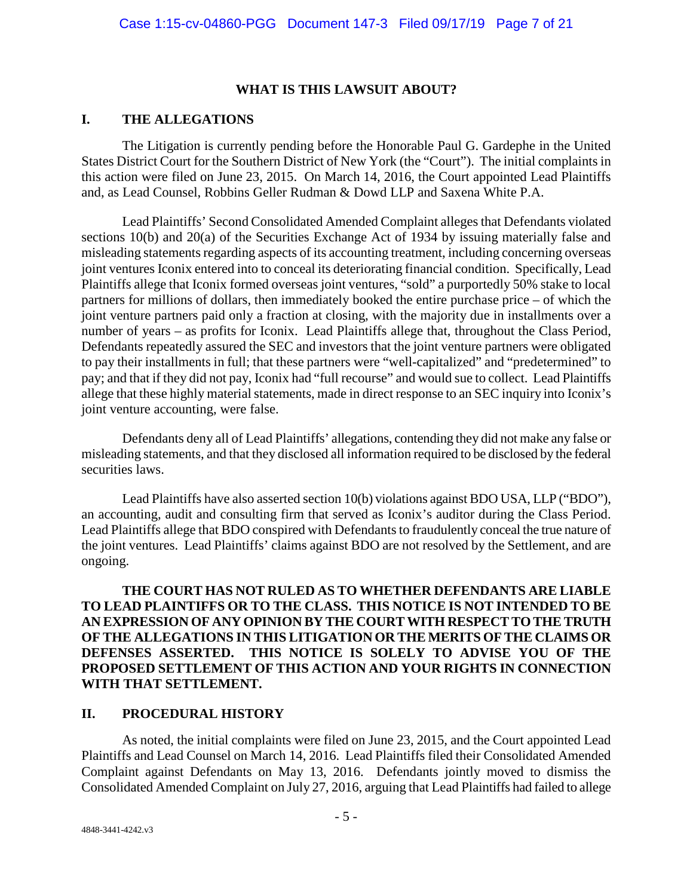## WHAT IS THIS LAWSUIT ABOUT?

### I. THE ALLEGATIONS

The Litigation is currently pending before the Honorable Paul G. Gardephe in the United States District Court for the Southern District of New York (the "Court"). The initial complaints in this action were filed on June 23, 2015. On March 14, 2016, the Court appointed Lead Plaintiffs and, as Lead Counsel, Robbins Geller Rudman & Dowd LLP and Saxena White P.A.

Lead Plaintiffs' Second Consolidated Amended Complaint alleges that Defendants violated sections 10(b) and 20(a) of the Securities Exchange Act of 1934 by issuing materially false and misleading statements regarding aspects of its accounting treatment, including concerning overseas joint ventures Iconix entered into to conceal its deteriorating financial condition. Specifically, Lead Plaintiffs allege that Iconix formed overseas joint ventures, "sold" a purportedly 50% stake to local partners for millions of dollars, then immediately booked the entire purchase price – of which the joint venture partners paid only a fraction at closing, with the majority due in installments over a number of years – as profits for Iconix. Lead Plaintiffs allege that, throughout the Class Period, Defendants repeatedly assured the SEC and investors that the joint venture partners were obligated to pay their installments in full; that these partners were "well-capitalized" and "predetermined" to pay; and that if they did not pay, Iconix had "full recourse" and would sue to collect. Lead Plaintiffs allege that these highly material statements, made in direct response to an SEC inquiry into Iconix's joint venture accounting, were false.

Defendants deny all of Lead Plaintiffs' allegations, contending they did not make any false or misleading statements, and that they disclosed all information required to be disclosed by the federal securities laws.

Lead Plaintiffs have also asserted section 10(b) violations against BDO USA, LLP ("BDO"), an accounting, audit and consulting firm that served as Iconix's auditor during the Class Period. Lead Plaintiffs allege that BDO conspired with Defendants to fraudulently conceal the true nature of the joint ventures. Lead Plaintiffs' claims against BDO are not resolved by the Settlement, and are ongoing.

**THE COURT HAS NOT RULED AS TO WHETHER DEFENDANTS ARE LIABLE TO LEAD PLAINTIFFS OR TO THE CLASS. THIS NOTICE IS NOT INTENDED TO BE AN EXPRESSION OF ANY OPINION BY THE COURT WITH RESPECT TO THE TRUTH OF THE ALLEGATIONS IN THIS LITIGATION OR THE MERITS OF THE CLAIMS OR DEFENSES ASSERTED. THIS NOTICE IS SOLELY TO ADVISE YOU OF THE PROPOSED SETTLEMENT OF THIS ACTION AND YOUR RIGHTS IN CONNECTION WITH THAT SETTLEMENT.**

### II. PROCEDURAL HISTORY

As noted, the initial complaints were filed on June 23, 2015, and the Court appointed Lead Plaintiffs and Lead Counsel on March 14, 2016. Lead Plaintiffs filed their Consolidated Amended Complaint against Defendants on May 13, 2016. Defendants jointly moved to dismiss the Consolidated Amended Complaint on July 27, 2016, arguing that Lead Plaintiffs had failed to allege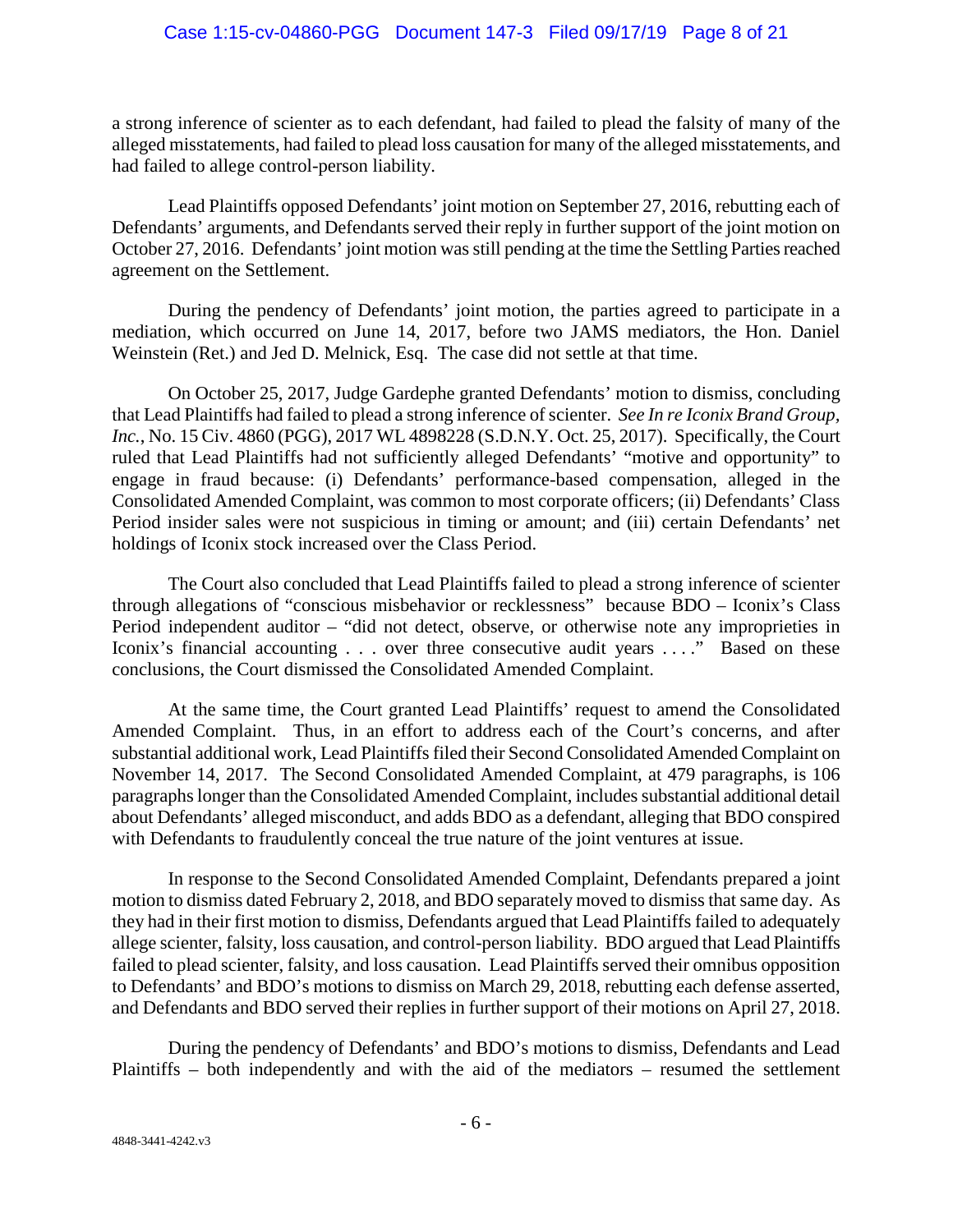a strong inference of scienter as to each defendant, had failed to plead the falsity of many of the alleged misstatements, had failed to plead loss causation for many of the alleged misstatements, and had failed to allege control-person liability.

Lead Plaintiffs opposed Defendants' joint motion on September 27, 2016, rebutting each of Defendants' arguments, and Defendants served their reply in further support of the joint motion on October 27, 2016. Defendants' joint motion was still pending at the time the Settling Parties reached agreement on the Settlement.

During the pendency of Defendants' joint motion, the parties agreed to participate in a mediation, which occurred on June 14, 2017, before two JAMS mediators, the Hon. Daniel Weinstein (Ret.) and Jed D. Melnick, Esq. The case did not settle at that time.

On October 25, 2017, Judge Gardephe granted Defendants' motion to dismiss, concluding that Lead Plaintiffs had failed to plead a strong inference of scienter. *See In re Iconix Brand Group, Inc.*, No. 15 Civ. 4860 (PGG), 2017 WL 4898228 (S.D.N.Y. Oct. 25, 2017). Specifically, the Court ruled that Lead Plaintiffs had not sufficiently alleged Defendants' "motive and opportunity" to engage in fraud because: (i) Defendants' performance-based compensation, alleged in the Consolidated Amended Complaint, was common to most corporate officers; (ii) Defendants' Class Period insider sales were not suspicious in timing or amount; and (iii) certain Defendants' net holdings of Iconix stock increased over the Class Period.

The Court also concluded that Lead Plaintiffs failed to plead a strong inference of scienter through allegations of "conscious misbehavior or recklessness" because BDO – Iconix's Class Period independent auditor – "did not detect, observe, or otherwise note any improprieties in Iconix's financial accounting . . . over three consecutive audit years . . . ." Based on these conclusions, the Court dismissed the Consolidated Amended Complaint.

At the same time, the Court granted Lead Plaintiffs' request to amend the Consolidated Amended Complaint. Thus, in an effort to address each of the Court's concerns, and after substantial additional work, Lead Plaintiffs filed their Second Consolidated Amended Complaint on November 14, 2017. The Second Consolidated Amended Complaint, at 479 paragraphs, is 106 paragraphs longer than the Consolidated Amended Complaint, includes substantial additional detail about Defendants' alleged misconduct, and adds BDO as a defendant, alleging that BDO conspired with Defendants to fraudulently conceal the true nature of the joint ventures at issue.

In response to the Second Consolidated Amended Complaint, Defendants prepared a joint motion to dismiss dated February 2, 2018, and BDO separately moved to dismiss that same day. As they had in their first motion to dismiss, Defendants argued that Lead Plaintiffs failed to adequately allege scienter, falsity, loss causation, and control-person liability. BDO argued that Lead Plaintiffs failed to plead scienter, falsity, and loss causation. Lead Plaintiffs served their omnibus opposition to Defendants' and BDO's motions to dismiss on March 29, 2018, rebutting each defense asserted, and Defendants and BDO served their replies in further support of their motions on April 27, 2018.

During the pendency of Defendants' and BDO's motions to dismiss, Defendants and Lead Plaintiffs – both independently and with the aid of the mediators – resumed the settlement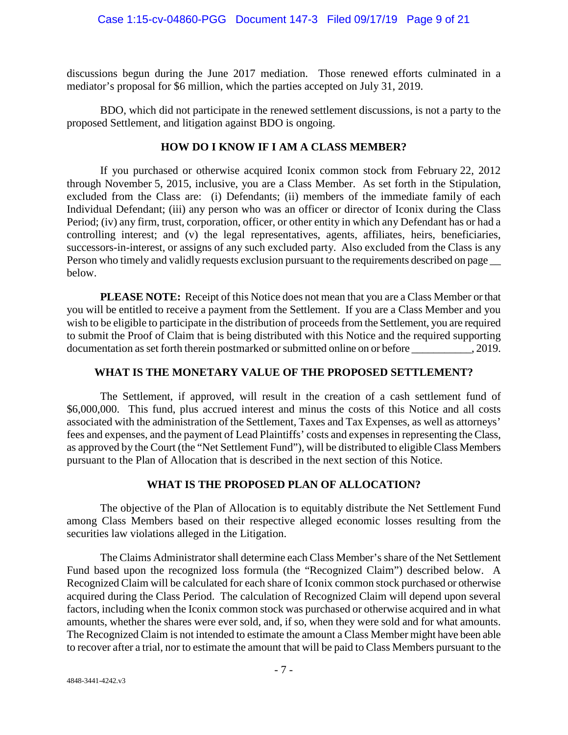discussions begun during the June 2017 mediation. Those renewed efforts culminated in a mediator's proposal for $6 million, which the parties accepted on July 31, 2019.

BDO, which did not participate in the renewed settlement discussions, is not a party to the proposed Settlement, and litigation against BDO is ongoing.

## HOW DO I KNOW IF I AM A CLASS MEMBER?

If you purchased or otherwise acquired Iconix common stock from February 22, 2012 through November 5, 2015, inclusive, you are a Class Member. As set forth in the Stipulation, excluded from the Class are: (i) Defendants; (ii) members of the immediate family of each Individual Defendant; (iii) any person who was an officer or director of Iconix during the Class Period; (iv) any firm, trust, corporation, officer, or other entity in which any Defendant has or had a controlling interest; and (v) the legal representatives, agents, affiliates, heirs, beneficiaries, successors-in-interest, or assigns of any such excluded party. Also excluded from the Class is any Person who timely and validly requests exclusion pursuant to the requirements described on page __ below.

**PLEASE NOTE:** Receipt of this Notice does not mean that you are a Class Member or that you will be entitled to receive a payment from the Settlement. If you are a Class Member and you wish to be eligible to participate in the distribution of proceeds from the Settlement, you are required to submit the Proof of Claim that is being distributed with this Notice and the required supporting documentation as set forth therein postmarked or submitted online on or before ___________, 2019.

## WHAT IS THE MONETARY VALUE OF THE PROPOSED SETTLEMENT?

The Settlement, if approved, will result in the creation of a cash settlement fund of $6,000,000. This fund, plus accrued interest and minus the costs of this Notice and all costs associated with the administration of the Settlement, Taxes and Tax Expenses, as well as attorneys' fees and expenses, and the payment of Lead Plaintiffs' costs and expenses in representing the Class, as approved by the Court (the "Net Settlement Fund"), will be distributed to eligible Class Members pursuant to the Plan of Allocation that is described in the next section of this Notice.

## WHAT IS THE PROPOSED PLAN OF ALLOCATION?

The objective of the Plan of Allocation is to equitably distribute the Net Settlement Fund among Class Members based on their respective alleged economic losses resulting from the securities law violations alleged in the Litigation.

The Claims Administrator shall determine each Class Member's share of the Net Settlement Fund based upon the recognized loss formula (the "Recognized Claim") described below. A Recognized Claim will be calculated for each share of Iconix common stock purchased or otherwise acquired during the Class Period. The calculation of Recognized Claim will depend upon several factors, including when the Iconix common stock was purchased or otherwise acquired and in what amounts, whether the shares were ever sold, and, if so, when they were sold and for what amounts. The Recognized Claim is not intended to estimate the amount a Class Member might have been able to recover after a trial, nor to estimate the amount that will be paid to Class Members pursuant to the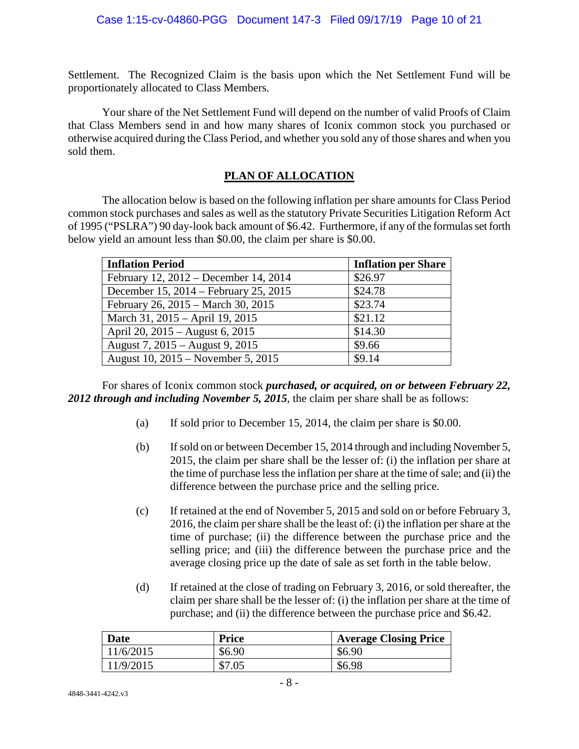Settlement. The Recognized Claim is the basis upon which the Net Settlement Fund will be proportionately allocated to Class Members.

Your share of the Net Settlement Fund will depend on the number of valid Proofs of Claim that Class Members send in and how many shares of Iconix common stock you purchased or otherwise acquired during the Class Period, and whether you sold any of those shares and when you sold them.

## PLAN OF ALLOCATION

The allocation below is based on the following inflation per share amounts for Class Period common stock purchases and sales as well as the statutory Private Securities Litigation Reform Act of 1995 ("PSLRA") 90 day-look back amount of $6.42. Furthermore, if any of the formulas set forth below yield an amount less than $0.00, the claim per share is $0.00.

| Inflation Period | Inflation per Share |
|---|---|
| February 12, 2012 – December 14, 2014 | $26.97 |
| December 15, 2014 – February 25, 2015 | $24.78 |
| February 26, 2015 – March 30, 2015 | $23.74 |
| March 31, 2015 – April 19, 2015 | $21.12 |
| April 20, 2015 – August 6, 2015 | $14.30 |
| August 7, 2015 – August 9, 2015 | $9.66 |
| August 10, 2015 – November 5, 2015 | $9.14 |

For shares of Iconix common stock ***purchased, or acquired, on or between February 22, 2012 through and including November 5, 2015***, the claim per share shall be as follows:

(a) If sold prior to December 15, 2014, the claim per share is $0.00.

(b) If sold on or between December 15, 2014 through and including November 5, 2015, the claim per share shall be the lesser of: (i) the inflation per share at the time of purchase less the inflation per share at the time of sale; and (ii) the difference between the purchase price and the selling price.

(c) If retained at the end of November 5, 2015 and sold on or before February 3, 2016, the claim per share shall be the least of: (i) the inflation per share at the time of purchase; (ii) the difference between the purchase price and the selling price; and (iii) the difference between the purchase price and the average closing price up the date of sale as set forth in the table below.

(d) If retained at the close of trading on February 3, 2016, or sold thereafter, the claim per share shall be the lesser of: (i) the inflation per share at the time of purchase; and (ii) the difference between the purchase price and $6.42.

| Date | Price | Average Closing Price |
|---|---|---|
| 11/6/2015 | $6.90 | $6.90 |
| 11/9/2015 | $7.05 | $6.98 |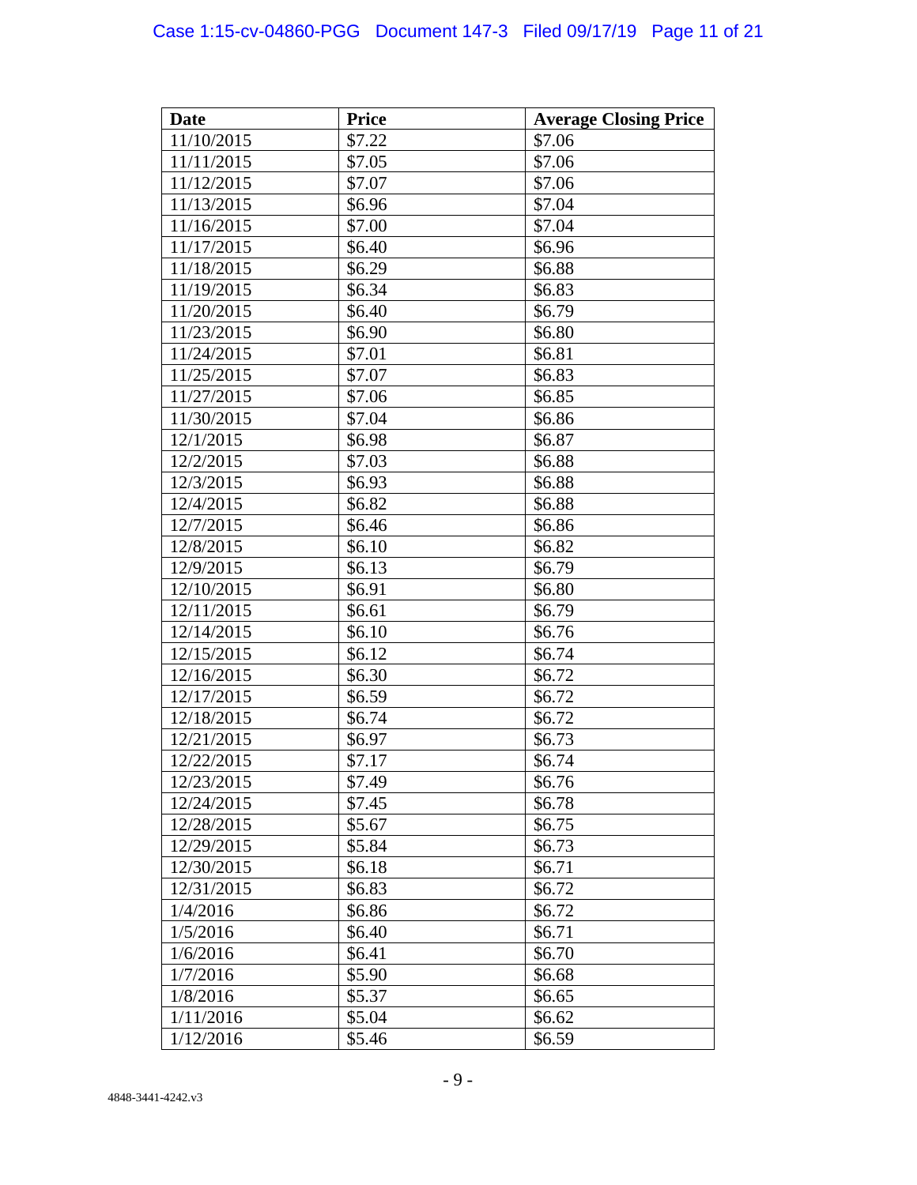| Date | Price | Average Closing Price |
| --- | --- | --- |
| 11/10/2015 | $7.22 | $7.06 |
| 11/11/2015 | $7.05 | $7.06 |
| 11/12/2015 | $7.07 | $7.06 |
| 11/13/2015 | $6.96 | $7.04 |
| 11/16/2015 | $7.00 | $7.04 |
| 11/17/2015 | $6.40 | $6.96 |
| 11/18/2015 | $6.29 | $6.88 |
| 11/19/2015 | $6.34 | $6.83 |
| 11/20/2015 | $6.40 | $6.79 |
| 11/23/2015 | $6.90 | $6.80 |
| 11/24/2015 | $7.01 | $6.81 |
| 11/25/2015 | $7.07 | $6.83 |
| 11/27/2015 | $7.06 | $6.85 |
| 11/30/2015 | $7.04 | $6.86 |
| 12/1/2015 | $6.98 | $6.87 |
| 12/2/2015 | $7.03 | $6.88 |
| 12/3/2015 | $6.93 | $6.88 |
| 12/4/2015 | $6.82 | $6.88 |
| 12/7/2015 | $6.46 | $6.86 |
| 12/8/2015 | $6.10 | $6.82 |
| 12/9/2015 | $6.13 | $6.79 |
| 12/10/2015 | $6.91 | $6.80 |
| 12/11/2015 | $6.61 | $6.79 |
| 12/14/2015 | $6.10 | $6.76 |
| 12/15/2015 | $6.12 | $6.74 |
| 12/16/2015 | $6.30 | $6.72 |
| 12/17/2015 | $6.59 | $6.72 |
| 12/18/2015 | $6.74 | $6.72 |
| 12/21/2015 | $6.97 | $6.73 |
| 12/22/2015 | $7.17 | $6.74 |
| 12/23/2015 | $7.49 | $6.76 |
| 12/24/2015 | $7.45 | $6.78 |
| 12/28/2015 | $5.67 | $6.75 |
| 12/29/2015 | $5.84 | $6.73 |
| 12/30/2015 | $6.18 | $6.71 |
| 12/31/2015 | $6.83 | $6.72 |
| 1/4/2016 | $6.86 | $6.72 |
| 1/5/2016 | $6.40 | $6.71 |
| 1/6/2016 | $6.41 | $6.70 |
| 1/7/2016 | $5.90 | $6.68 |
| 1/8/2016 | $5.37 | $6.65 |
| 1/11/2016 | $5.04 | $6.62 |
| 1/12/2016 | $5.46 | $6.59 |

4848-3441-4242.v3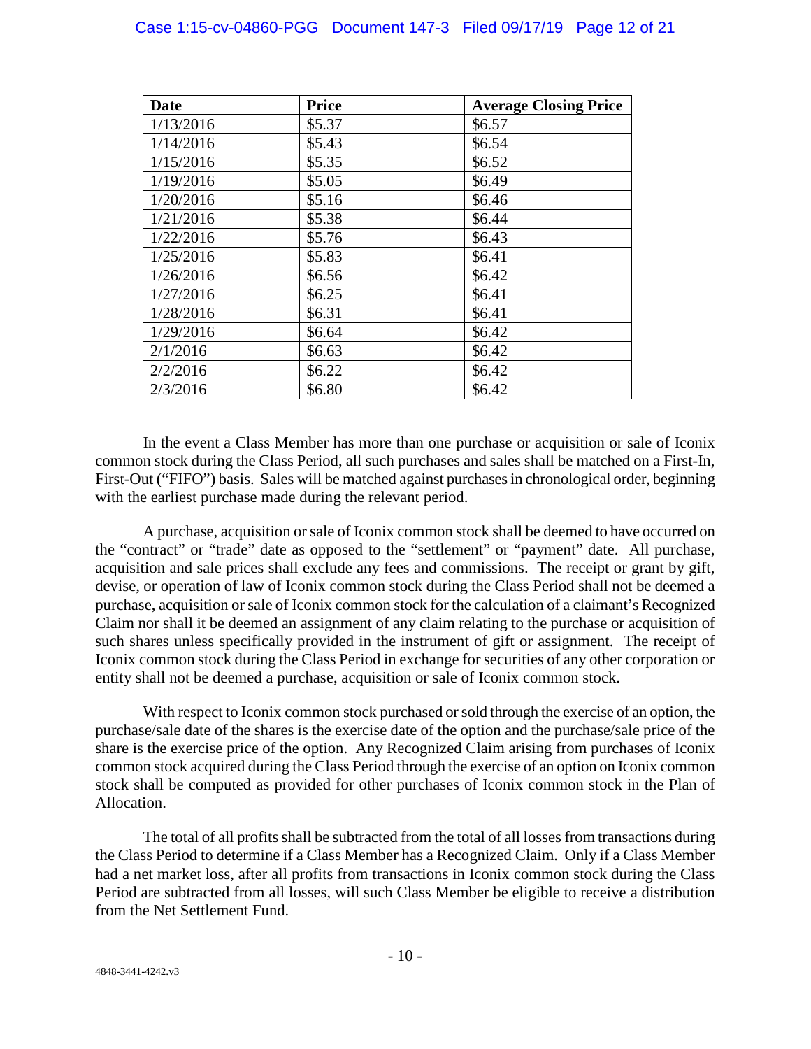| Date | Price | Average Closing Price |
|---|---|---|
| 1/13/2016 | $5.37 | $6.57 |
| 1/14/2016 | $5.43 | $6.54 |
| 1/15/2016 | $5.35 | $6.52 |
| 1/19/2016 | $5.05 | $6.49 |
| 1/20/2016 | $5.16 | $6.46 |
| 1/21/2016 | $5.38 | $6.44 |
| 1/22/2016 | $5.76 | $6.43 |
| 1/25/2016 | $5.83 | $6.41 |
| 1/26/2016 | $6.56 | $6.42 |
| 1/27/2016 | $6.25 | $6.41 |
| 1/28/2016 | $6.31 | $6.41 |
| 1/29/2016 | $6.64 | $6.42 |
| 2/1/2016 | $6.63 | $6.42 |
| 2/2/2016 | $6.22 | $6.42 |
| 2/3/2016 | $6.80 | $6.42 |

In the event a Class Member has more than one purchase or acquisition or sale of Iconix common stock during the Class Period, all such purchases and sales shall be matched on a First-In, First-Out ("FIFO") basis. Sales will be matched against purchases in chronological order, beginning with the earliest purchase made during the relevant period.

A purchase, acquisition or sale of Iconix common stock shall be deemed to have occurred on the "contract" or "trade" date as opposed to the "settlement" or "payment" date. All purchase, acquisition and sale prices shall exclude any fees and commissions. The receipt or grant by gift, devise, or operation of law of Iconix common stock during the Class Period shall not be deemed a purchase, acquisition or sale of Iconix common stock for the calculation of a claimant's Recognized Claim nor shall it be deemed an assignment of any claim relating to the purchase or acquisition of such shares unless specifically provided in the instrument of gift or assignment. The receipt of Iconix common stock during the Class Period in exchange for securities of any other corporation or entity shall not be deemed a purchase, acquisition or sale of Iconix common stock.

With respect to Iconix common stock purchased or sold through the exercise of an option, the purchase/sale date of the shares is the exercise date of the option and the purchase/sale price of the share is the exercise price of the option. Any Recognized Claim arising from purchases of Iconix common stock acquired during the Class Period through the exercise of an option on Iconix common stock shall be computed as provided for other purchases of Iconix common stock in the Plan of Allocation.

The total of all profits shall be subtracted from the total of all losses from transactions during the Class Period to determine if a Class Member has a Recognized Claim. Only if a Class Member had a net market loss, after all profits from transactions in Iconix common stock during the Class Period are subtracted from all losses, will such Class Member be eligible to receive a distribution from the Net Settlement Fund.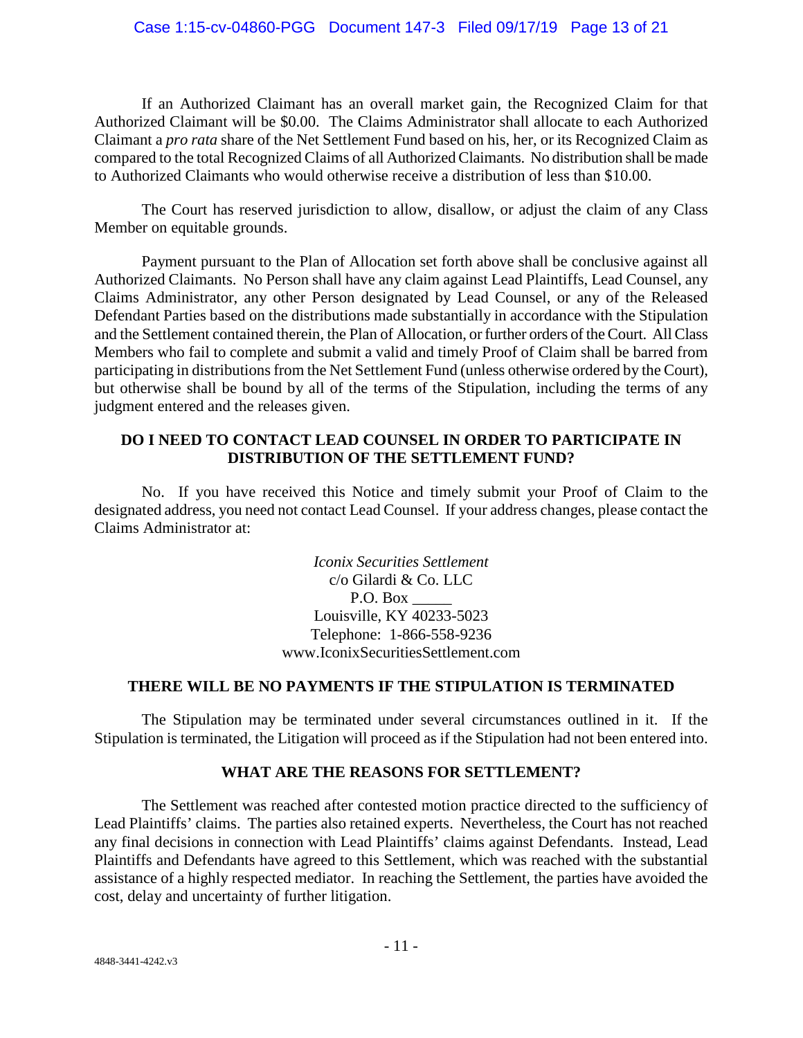If an Authorized Claimant has an overall market gain, the Recognized Claim for that Authorized Claimant will be $0.00. The Claims Administrator shall allocate to each Authorized Claimant a *pro rata* share of the Net Settlement Fund based on his, her, or its Recognized Claim as compared to the total Recognized Claims of all Authorized Claimants. No distribution shall be made to Authorized Claimants who would otherwise receive a distribution of less than $10.00.

The Court has reserved jurisdiction to allow, disallow, or adjust the claim of any Class Member on equitable grounds.

Payment pursuant to the Plan of Allocation set forth above shall be conclusive against all Authorized Claimants. No Person shall have any claim against Lead Plaintiffs, Lead Counsel, any Claims Administrator, any other Person designated by Lead Counsel, or any of the Released Defendant Parties based on the distributions made substantially in accordance with the Stipulation and the Settlement contained therein, the Plan of Allocation, or further orders of the Court. All Class Members who fail to complete and submit a valid and timely Proof of Claim shall be barred from participating in distributions from the Net Settlement Fund (unless otherwise ordered by the Court), but otherwise shall be bound by all of the terms of the Stipulation, including the terms of any judgment entered and the releases given.

## DO I NEED TO CONTACT LEAD COUNSEL IN ORDER TO PARTICIPATE IN DISTRIBUTION OF THE SETTLEMENT FUND?

No. If you have received this Notice and timely submit your Proof of Claim to the designated address, you need not contact Lead Counsel. If your address changes, please contact the Claims Administrator at:

*Iconix Securities Settlement*
c/o Gilardi & Co. LLC
P.O. Box _____
Louisville, KY 40233-5023
Telephone: 1-866-558-9236
www.IconixSecuritiesSettlement.com

## THERE WILL BE NO PAYMENTS IF THE STIPULATION IS TERMINATED

The Stipulation may be terminated under several circumstances outlined in it. If the Stipulation is terminated, the Litigation will proceed as if the Stipulation had not been entered into.

## WHAT ARE THE REASONS FOR SETTLEMENT?

The Settlement was reached after contested motion practice directed to the sufficiency of Lead Plaintiffs' claims. The parties also retained experts. Nevertheless, the Court has not reached any final decisions in connection with Lead Plaintiffs' claims against Defendants. Instead, Lead Plaintiffs and Defendants have agreed to this Settlement, which was reached with the substantial assistance of a highly respected mediator. In reaching the Settlement, the parties have avoided the cost, delay and uncertainty of further litigation.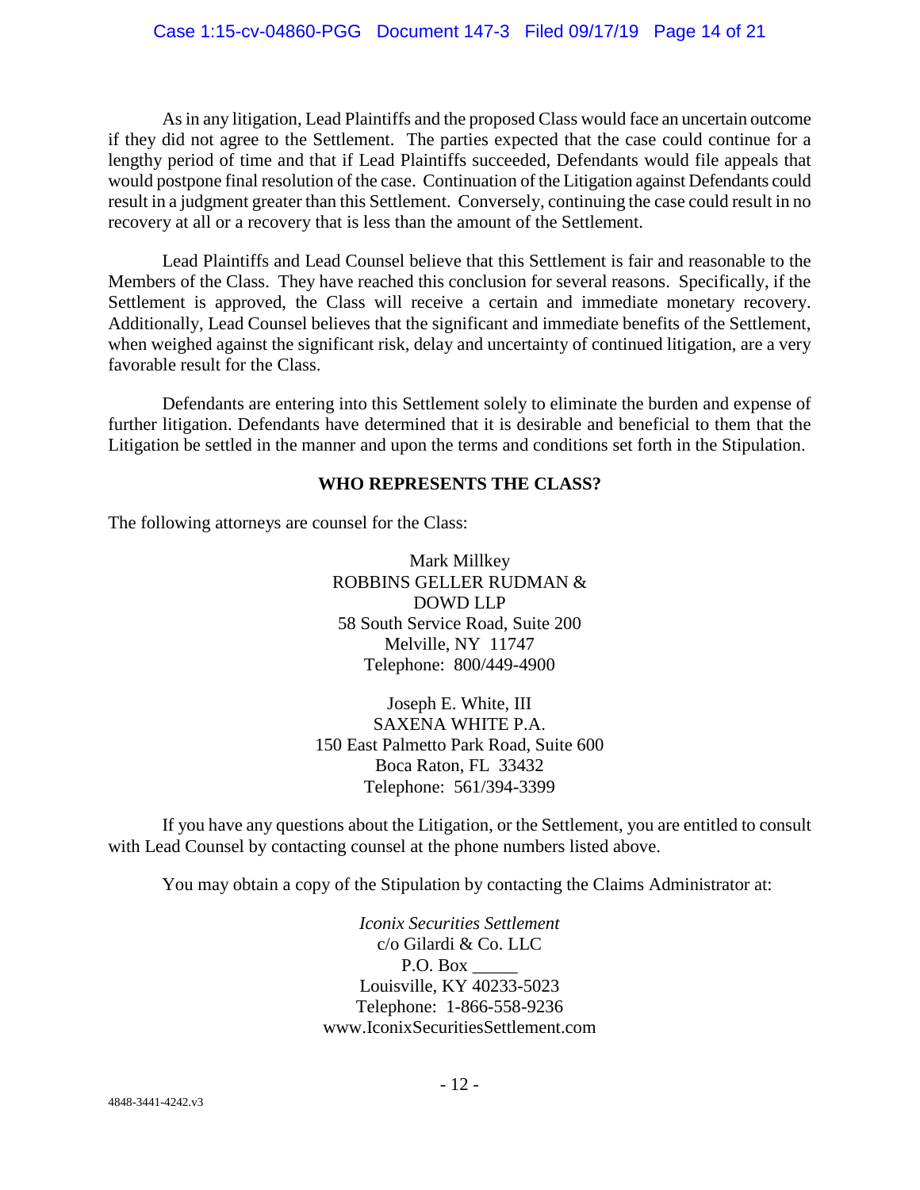As in any litigation, Lead Plaintiffs and the proposed Class would face an uncertain outcome if they did not agree to the Settlement. The parties expected that the case could continue for a lengthy period of time and that if Lead Plaintiffs succeeded, Defendants would file appeals that would postpone final resolution of the case. Continuation of the Litigation against Defendants could result in a judgment greater than this Settlement. Conversely, continuing the case could result in no recovery at all or a recovery that is less than the amount of the Settlement.

Lead Plaintiffs and Lead Counsel believe that this Settlement is fair and reasonable to the Members of the Class. They have reached this conclusion for several reasons. Specifically, if the Settlement is approved, the Class will receive a certain and immediate monetary recovery. Additionally, Lead Counsel believes that the significant and immediate benefits of the Settlement, when weighed against the significant risk, delay and uncertainty of continued litigation, are a very favorable result for the Class.

Defendants are entering into this Settlement solely to eliminate the burden and expense of further litigation. Defendants have determined that it is desirable and beneficial to them that the Litigation be settled in the manner and upon the terms and conditions set forth in the Stipulation.

## WHO REPRESENTS THE CLASS?

The following attorneys are counsel for the Class:

Mark Millkey
ROBBINS GELLER RUDMAN & DOWD LLP
58 South Service Road, Suite 200
Melville, NY 11747
Telephone: 800/449-4900

Joseph E. White, III
SAXENA WHITE P.A.
150 East Palmetto Park Road, Suite 600
Boca Raton, FL 33432
Telephone: 561/394-3399

If you have any questions about the Litigation, or the Settlement, you are entitled to consult with Lead Counsel by contacting counsel at the phone numbers listed above.

You may obtain a copy of the Stipulation by contacting the Claims Administrator at:

*Iconix Securities Settlement*
c/o Gilardi & Co. LLC
P.O. Box _____
Louisville, KY 40233-5023
Telephone: 1-866-558-9236
www.IconixSecuritiesSettlement.com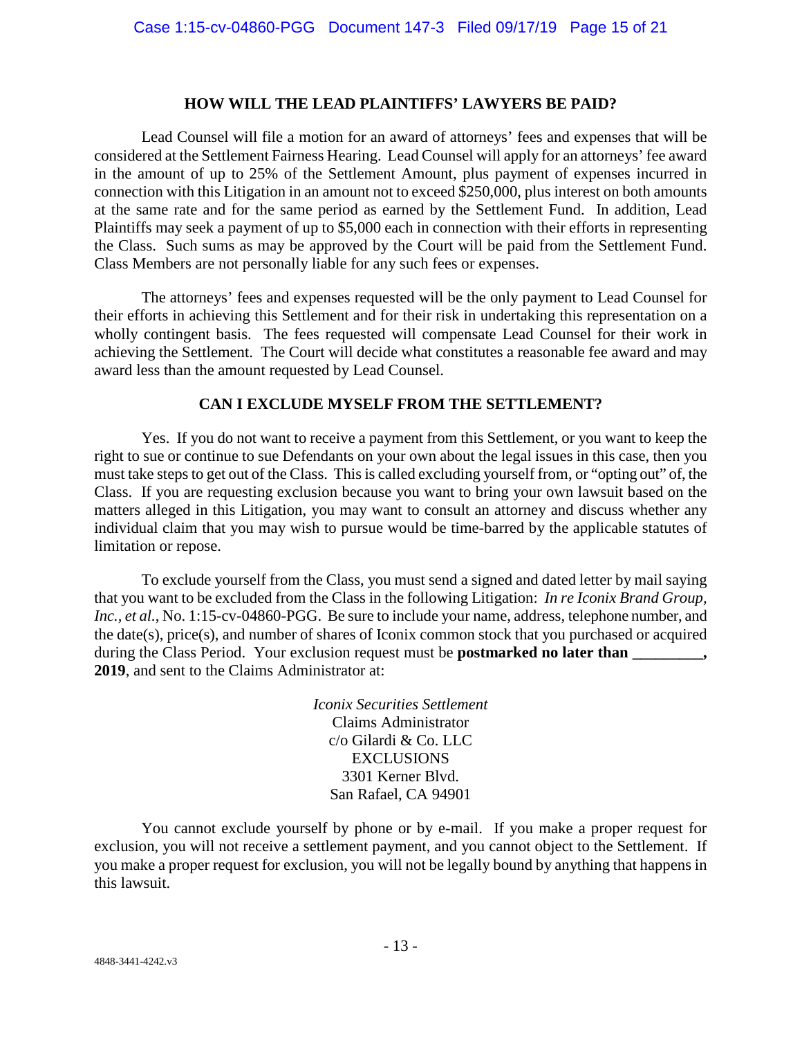## HOW WILL THE LEAD PLAINTIFFS' LAWYERS BE PAID?

Lead Counsel will file a motion for an award of attorneys' fees and expenses that will be considered at the Settlement Fairness Hearing. Lead Counsel will apply for an attorneys' fee award in the amount of up to 25% of the Settlement Amount, plus payment of expenses incurred in connection with this Litigation in an amount not to exceed $250,000, plus interest on both amounts at the same rate and for the same period as earned by the Settlement Fund. In addition, Lead Plaintiffs may seek a payment of up to $5,000 each in connection with their efforts in representing the Class. Such sums as may be approved by the Court will be paid from the Settlement Fund. Class Members are not personally liable for any such fees or expenses.

The attorneys' fees and expenses requested will be the only payment to Lead Counsel for their efforts in achieving this Settlement and for their risk in undertaking this representation on a wholly contingent basis. The fees requested will compensate Lead Counsel for their work in achieving the Settlement. The Court will decide what constitutes a reasonable fee award and may award less than the amount requested by Lead Counsel.

## CAN I EXCLUDE MYSELF FROM THE SETTLEMENT?

Yes. If you do not want to receive a payment from this Settlement, or you want to keep the right to sue or continue to sue Defendants on your own about the legal issues in this case, then you must take steps to get out of the Class. This is called excluding yourself from, or "opting out" of, the Class. If you are requesting exclusion because you want to bring your own lawsuit based on the matters alleged in this Litigation, you may want to consult an attorney and discuss whether any individual claim that you may wish to pursue would be time-barred by the applicable statutes of limitation or repose.

To exclude yourself from the Class, you must send a signed and dated letter by mail saying that you want to be excluded from the Class in the following Litigation: *In re Iconix Brand Group, Inc., et al.*, No. 1:15-cv-04860-PGG. Be sure to include your name, address, telephone number, and the date(s), price(s), and number of shares of Iconix common stock that you purchased or acquired during the Class Period. Your exclusion request must be **postmarked no later than \_\_\_\_\_\_\_\_\_, 2019**, and sent to the Claims Administrator at:

*Iconix Securities Settlement*
Claims Administrator
c/o Gilardi & Co. LLC
EXCLUSIONS
3301 Kerner Blvd.
San Rafael, CA 94901

You cannot exclude yourself by phone or by e-mail. If you make a proper request for exclusion, you will not receive a settlement payment, and you cannot object to the Settlement. If you make a proper request for exclusion, you will not be legally bound by anything that happens in this lawsuit.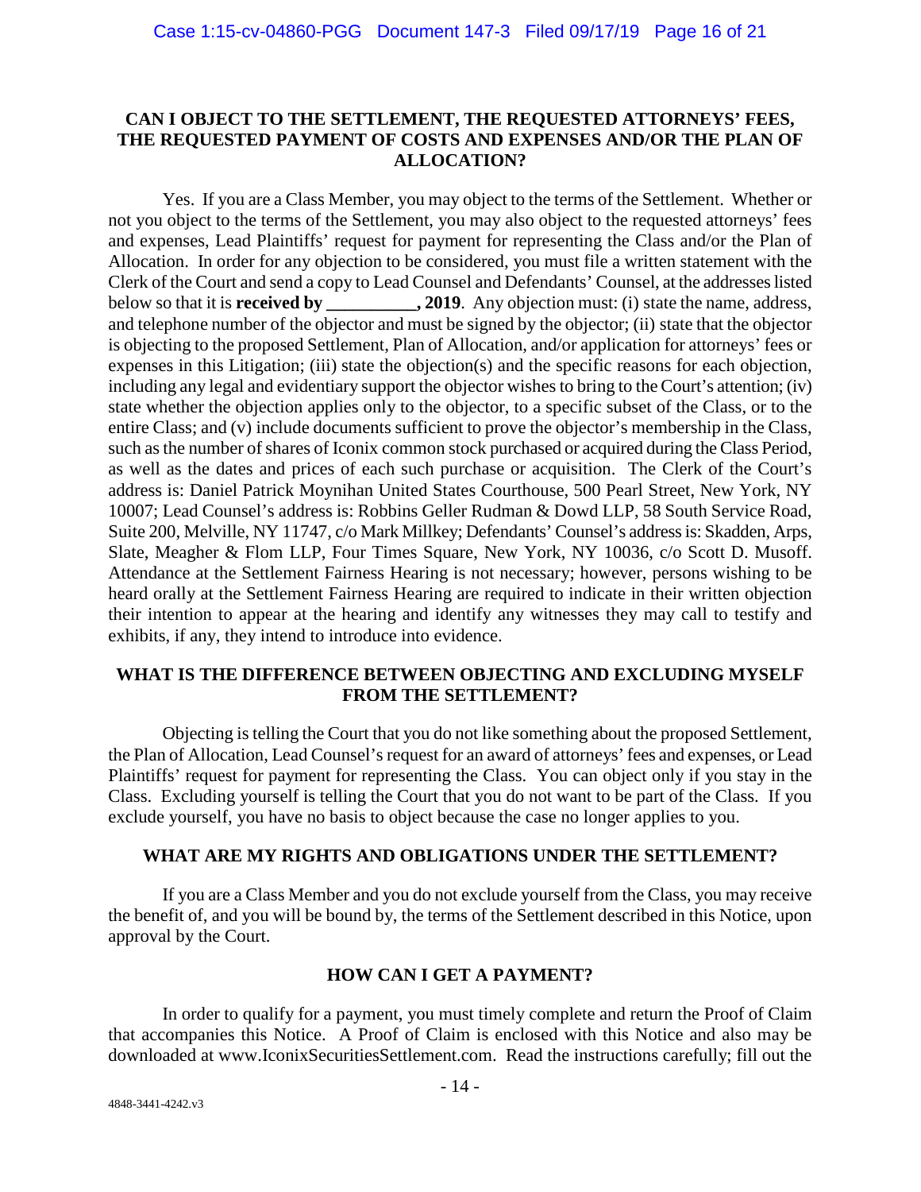## CAN I OBJECT TO THE SETTLEMENT, THE REQUESTED ATTORNEYS' FEES, THE REQUESTED PAYMENT OF COSTS AND EXPENSES AND/OR THE PLAN OF ALLOCATION?

Yes. If you are a Class Member, you may object to the terms of the Settlement. Whether or not you object to the terms of the Settlement, you may also object to the requested attorneys' fees and expenses, Lead Plaintiffs' request for payment for representing the Class and/or the Plan of Allocation. In order for any objection to be considered, you must file a written statement with the Clerk of the Court and send a copy to Lead Counsel and Defendants' Counsel, at the addresses listed below so that it is **received by __________, 2019**. Any objection must: (i) state the name, address, and telephone number of the objector and must be signed by the objector; (ii) state that the objector is objecting to the proposed Settlement, Plan of Allocation, and/or application for attorneys' fees or expenses in this Litigation; (iii) state the objection(s) and the specific reasons for each objection, including any legal and evidentiary support the objector wishes to bring to the Court's attention; (iv) state whether the objection applies only to the objector, to a specific subset of the Class, or to the entire Class; and (v) include documents sufficient to prove the objector's membership in the Class, such as the number of shares of Iconix common stock purchased or acquired during the Class Period, as well as the dates and prices of each such purchase or acquisition. The Clerk of the Court's address is: Daniel Patrick Moynihan United States Courthouse, 500 Pearl Street, New York, NY 10007; Lead Counsel's address is: Robbins Geller Rudman & Dowd LLP, 58 South Service Road, Suite 200, Melville, NY 11747, c/o Mark Millkey; Defendants' Counsel's address is: Skadden, Arps, Slate, Meagher & Flom LLP, Four Times Square, New York, NY 10036, c/o Scott D. Musoff. Attendance at the Settlement Fairness Hearing is not necessary; however, persons wishing to be heard orally at the Settlement Fairness Hearing are required to indicate in their written objection their intention to appear at the hearing and identify any witnesses they may call to testify and exhibits, if any, they intend to introduce into evidence.

## WHAT IS THE DIFFERENCE BETWEEN OBJECTING AND EXCLUDING MYSELF FROM THE SETTLEMENT?

Objecting is telling the Court that you do not like something about the proposed Settlement, the Plan of Allocation, Lead Counsel's request for an award of attorneys' fees and expenses, or Lead Plaintiffs' request for payment for representing the Class. You can object only if you stay in the Class. Excluding yourself is telling the Court that you do not want to be part of the Class. If you exclude yourself, you have no basis to object because the case no longer applies to you.

## WHAT ARE MY RIGHTS AND OBLIGATIONS UNDER THE SETTLEMENT?

If you are a Class Member and you do not exclude yourself from the Class, you may receive the benefit of, and you will be bound by, the terms of the Settlement described in this Notice, upon approval by the Court.

## HOW CAN I GET A PAYMENT?

In order to qualify for a payment, you must timely complete and return the Proof of Claim that accompanies this Notice. A Proof of Claim is enclosed with this Notice and also may be downloaded at www.IconixSecuritiesSettlement.com. Read the instructions carefully; fill out the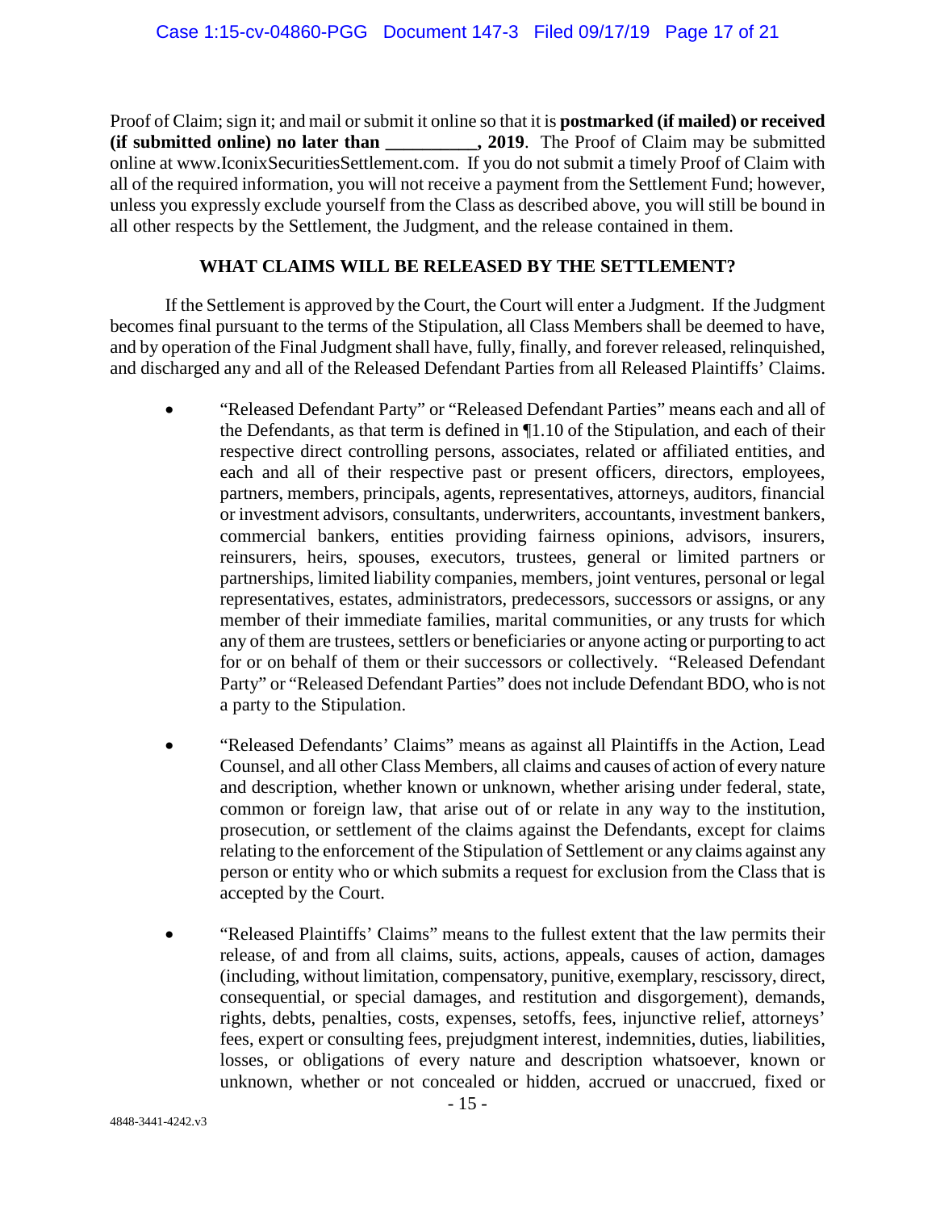Proof of Claim; sign it; and mail or submit it online so that it is **postmarked (if mailed) or received (if submitted online) no later than __________, 2019**. The Proof of Claim may be submitted online at www.IconixSecuritiesSettlement.com. If you do not submit a timely Proof of Claim with all of the required information, you will not receive a payment from the Settlement Fund; however, unless you expressly exclude yourself from the Class as described above, you will still be bound in all other respects by the Settlement, the Judgment, and the release contained in them.

## WHAT CLAIMS WILL BE RELEASED BY THE SETTLEMENT?

If the Settlement is approved by the Court, the Court will enter a Judgment. If the Judgment becomes final pursuant to the terms of the Stipulation, all Class Members shall be deemed to have, and by operation of the Final Judgment shall have, fully, finally, and forever released, relinquished, and discharged any and all of the Released Defendant Parties from all Released Plaintiffs' Claims.

- "Released Defendant Party" or "Released Defendant Parties" means each and all of the Defendants, as that term is defined in ¶1.10 of the Stipulation, and each of their respective direct controlling persons, associates, related or affiliated entities, and each and all of their respective past or present officers, directors, employees, partners, members, principals, agents, representatives, attorneys, auditors, financial or investment advisors, consultants, underwriters, accountants, investment bankers, commercial bankers, entities providing fairness opinions, advisors, insurers, reinsurers, heirs, spouses, executors, trustees, general or limited partners or partnerships, limited liability companies, members, joint ventures, personal or legal representatives, estates, administrators, predecessors, successors or assigns, or any member of their immediate families, marital communities, or any trusts for which any of them are trustees, settlers or beneficiaries or anyone acting or purporting to act for or on behalf of them or their successors or collectively. "Released Defendant Party" or "Released Defendant Parties" does not include Defendant BDO, who is not a party to the Stipulation.

- "Released Defendants' Claims" means as against all Plaintiffs in the Action, Lead Counsel, and all other Class Members, all claims and causes of action of every nature and description, whether known or unknown, whether arising under federal, state, common or foreign law, that arise out of or relate in any way to the institution, prosecution, or settlement of the claims against the Defendants, except for claims relating to the enforcement of the Stipulation of Settlement or any claims against any person or entity who or which submits a request for exclusion from the Class that is accepted by the Court.

- "Released Plaintiffs' Claims" means to the fullest extent that the law permits their release, of and from all claims, suits, actions, appeals, causes of action, damages (including, without limitation, compensatory, punitive, exemplary, rescissory, direct, consequential, or special damages, and restitution and disgorgement), demands, rights, debts, penalties, costs, expenses, setoffs, fees, injunctive relief, attorneys' fees, expert or consulting fees, prejudgment interest, indemnities, duties, liabilities, losses, or obligations of every nature and description whatsoever, known or unknown, whether or not concealed or hidden, accrued or unaccrued, fixed or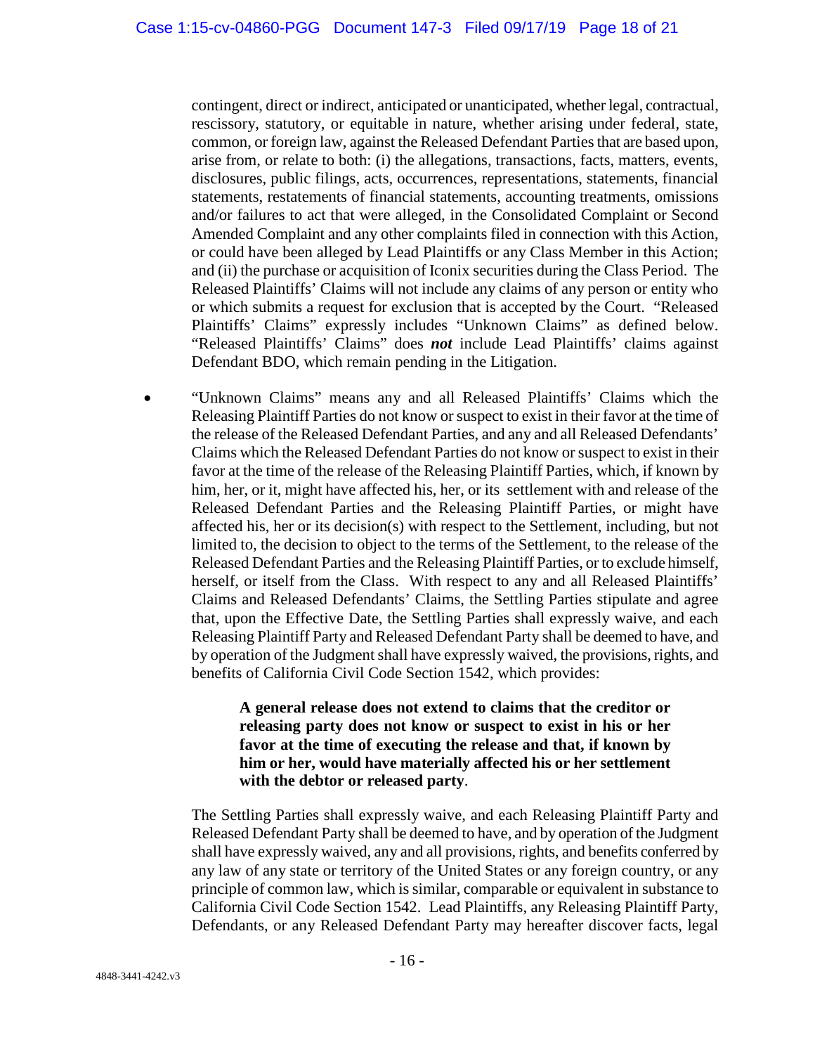contingent, direct or indirect, anticipated or unanticipated, whether legal, contractual, rescissory, statutory, or equitable in nature, whether arising under federal, state, common, or foreign law, against the Released Defendant Parties that are based upon, arise from, or relate to both: (i) the allegations, transactions, facts, matters, events, disclosures, public filings, acts, occurrences, representations, statements, financial statements, restatements of financial statements, accounting treatments, omissions and/or failures to act that were alleged, in the Consolidated Complaint or Second Amended Complaint and any other complaints filed in connection with this Action, or could have been alleged by Lead Plaintiffs or any Class Member in this Action; and (ii) the purchase or acquisition of Iconix securities during the Class Period. The Released Plaintiffs' Claims will not include any claims of any person or entity who or which submits a request for exclusion that is accepted by the Court. "Released Plaintiffs' Claims" expressly includes "Unknown Claims" as defined below. "Released Plaintiffs' Claims" does ***not*** include Lead Plaintiffs' claims against Defendant BDO, which remain pending in the Litigation.

- "Unknown Claims" means any and all Released Plaintiffs' Claims which the Releasing Plaintiff Parties do not know or suspect to exist in their favor at the time of the release of the Released Defendant Parties, and any and all Released Defendants' Claims which the Released Defendant Parties do not know or suspect to exist in their favor at the time of the release of the Releasing Plaintiff Parties, which, if known by him, her, or it, might have affected his, her, or its settlement with and release of the Released Defendant Parties and the Releasing Plaintiff Parties, or might have affected his, her or its decision(s) with respect to the Settlement, including, but not limited to, the decision to object to the terms of the Settlement, to the release of the Released Defendant Parties and the Releasing Plaintiff Parties, or to exclude himself, herself, or itself from the Class. With respect to any and all Released Plaintiffs' Claims and Released Defendants' Claims, the Settling Parties stipulate and agree that, upon the Effective Date, the Settling Parties shall expressly waive, and each Releasing Plaintiff Party and Released Defendant Party shall be deemed to have, and by operation of the Judgment shall have expressly waived, the provisions, rights, and benefits of California Civil Code Section 1542, which provides:

  > **A general release does not extend to claims that the creditor or releasing party does not know or suspect to exist in his or her favor at the time of executing the release and that, if known by him or her, would have materially affected his or her settlement with the debtor or released party**.

  The Settling Parties shall expressly waive, and each Releasing Plaintiff Party and Released Defendant Party shall be deemed to have, and by operation of the Judgment shall have expressly waived, any and all provisions, rights, and benefits conferred by any law of any state or territory of the United States or any foreign country, or any principle of common law, which is similar, comparable or equivalent in substance to California Civil Code Section 1542. Lead Plaintiffs, any Releasing Plaintiff Party, Defendants, or any Released Defendant Party may hereafter discover facts, legal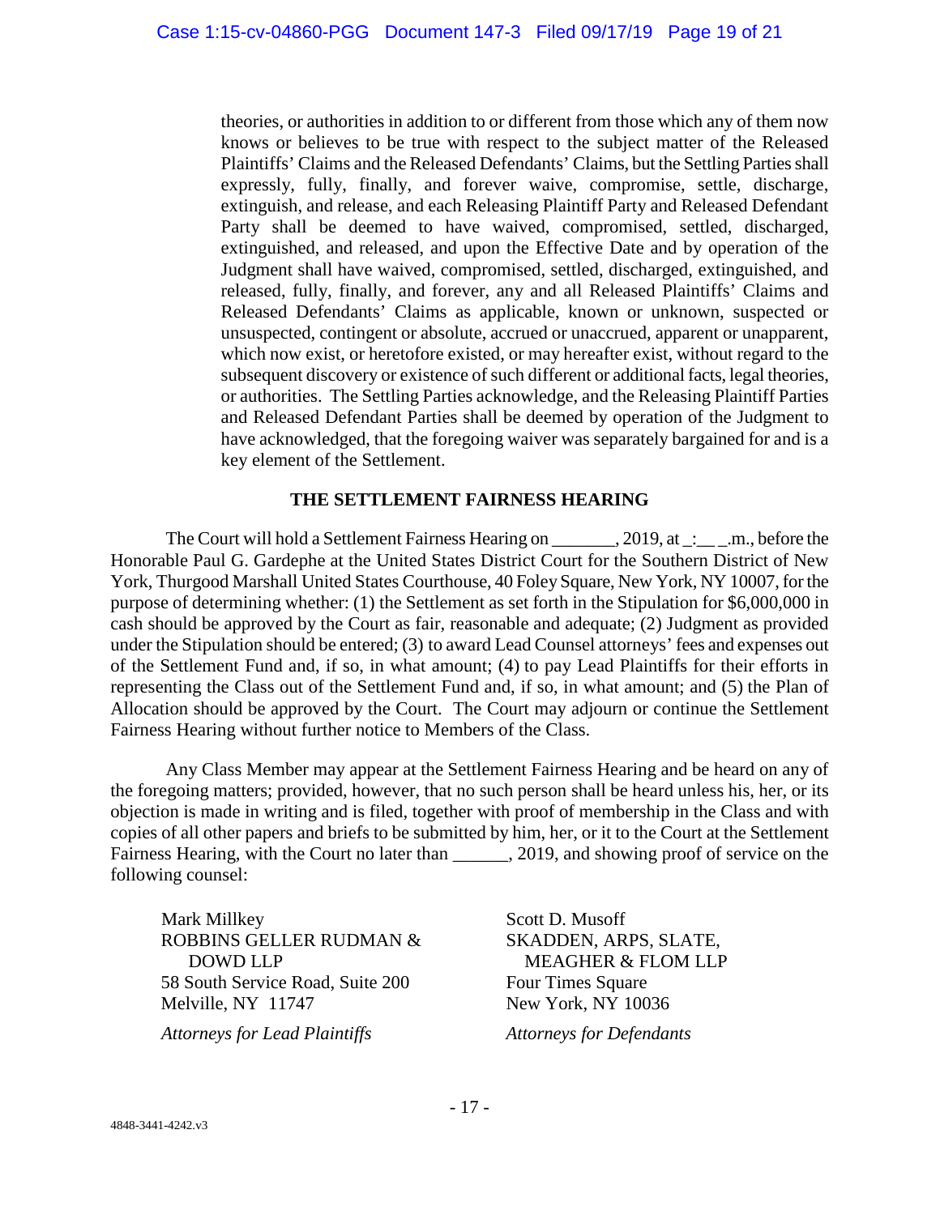theories, or authorities in addition to or different from those which any of them now knows or believes to be true with respect to the subject matter of the Released Plaintiffs' Claims and the Released Defendants' Claims, but the Settling Parties shall expressly, fully, finally, and forever waive, compromise, settle, discharge, extinguish, and release, and each Releasing Plaintiff Party and Released Defendant Party shall be deemed to have waived, compromised, settled, discharged, extinguished, and released, and upon the Effective Date and by operation of the Judgment shall have waived, compromised, settled, discharged, extinguished, and released, fully, finally, and forever, any and all Released Plaintiffs' Claims and Released Defendants' Claims as applicable, known or unknown, suspected or unsuspected, contingent or absolute, accrued or unaccrued, apparent or unapparent, which now exist, or heretofore existed, or may hereafter exist, without regard to the subsequent discovery or existence of such different or additional facts, legal theories, or authorities. The Settling Parties acknowledge, and the Releasing Plaintiff Parties and Released Defendant Parties shall be deemed by operation of the Judgment to have acknowledged, that the foregoing waiver was separately bargained for and is a key element of the Settlement.

## THE SETTLEMENT FAIRNESS HEARING

The Court will hold a Settlement Fairness Hearing on _______, 2019, at _:__ _.m., before the Honorable Paul G. Gardephe at the United States District Court for the Southern District of New York, Thurgood Marshall United States Courthouse, 40 Foley Square, New York, NY 10007, for the purpose of determining whether: (1) the Settlement as set forth in the Stipulation for $6,000,000 in cash should be approved by the Court as fair, reasonable and adequate; (2) Judgment as provided under the Stipulation should be entered; (3) to award Lead Counsel attorneys' fees and expenses out of the Settlement Fund and, if so, in what amount; (4) to pay Lead Plaintiffs for their efforts in representing the Class out of the Settlement Fund and, if so, in what amount; and (5) the Plan of Allocation should be approved by the Court. The Court may adjourn or continue the Settlement Fairness Hearing without further notice to Members of the Class.

Any Class Member may appear at the Settlement Fairness Hearing and be heard on any of the foregoing matters; provided, however, that no such person shall be heard unless his, her, or its objection is made in writing and is filed, together with proof of membership in the Class and with copies of all other papers and briefs to be submitted by him, her, or it to the Court at the Settlement Fairness Hearing, with the Court no later than ______, 2019, and showing proof of service on the following counsel:

Mark Millkey
ROBBINS GELLER RUDMAN & DOWD LLP
58 South Service Road, Suite 200
Melville, NY 11747

*Attorneys for Lead Plaintiffs*

Scott D. Musoff
SKADDEN, ARPS, SLATE, MEAGHER & FLOM LLP
Four Times Square
New York, NY 10036

*Attorneys for Defendants*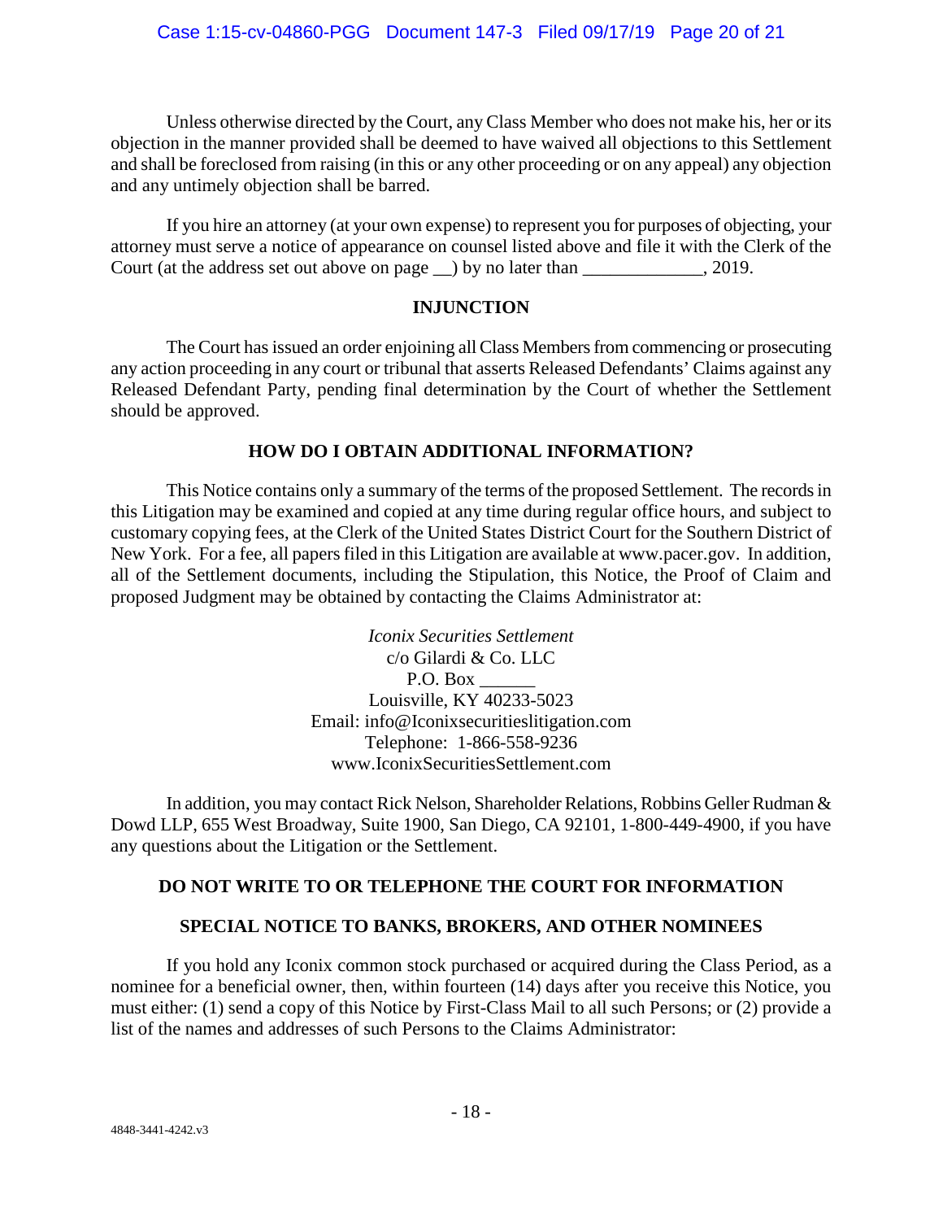Unless otherwise directed by the Court, any Class Member who does not make his, her or its objection in the manner provided shall be deemed to have waived all objections to this Settlement and shall be foreclosed from raising (in this or any other proceeding or on any appeal) any objection and any untimely objection shall be barred.

If you hire an attorney (at your own expense) to represent you for purposes of objecting, your attorney must serve a notice of appearance on counsel listed above and file it with the Clerk of the Court (at the address set out above on page __) by no later than _____________, 2019.

## INJUNCTION

The Court has issued an order enjoining all Class Members from commencing or prosecuting any action proceeding in any court or tribunal that asserts Released Defendants' Claims against any Released Defendant Party, pending final determination by the Court of whether the Settlement should be approved.

## HOW DO I OBTAIN ADDITIONAL INFORMATION?

This Notice contains only a summary of the terms of the proposed Settlement. The records in this Litigation may be examined and copied at any time during regular office hours, and subject to customary copying fees, at the Clerk of the United States District Court for the Southern District of New York. For a fee, all papers filed in this Litigation are available at www.pacer.gov. In addition, all of the Settlement documents, including the Stipulation, this Notice, the Proof of Claim and proposed Judgment may be obtained by contacting the Claims Administrator at:

*Iconix Securities Settlement*
c/o Gilardi & Co. LLC
P.O. Box ______
Louisville, KY 40233-5023
Email: info@Iconixsecuritieslitigation.com
Telephone: 1-866-558-9236
www.IconixSecuritiesSettlement.com

In addition, you may contact Rick Nelson, Shareholder Relations, Robbins Geller Rudman & Dowd LLP, 655 West Broadway, Suite 1900, San Diego, CA 92101, 1-800-449-4900, if you have any questions about the Litigation or the Settlement.

## DO NOT WRITE TO OR TELEPHONE THE COURT FOR INFORMATION

## SPECIAL NOTICE TO BANKS, BROKERS, AND OTHER NOMINEES

If you hold any Iconix common stock purchased or acquired during the Class Period, as a nominee for a beneficial owner, then, within fourteen (14) days after you receive this Notice, you must either: (1) send a copy of this Notice by First-Class Mail to all such Persons; or (2) provide a list of the names and addresses of such Persons to the Claims Administrator: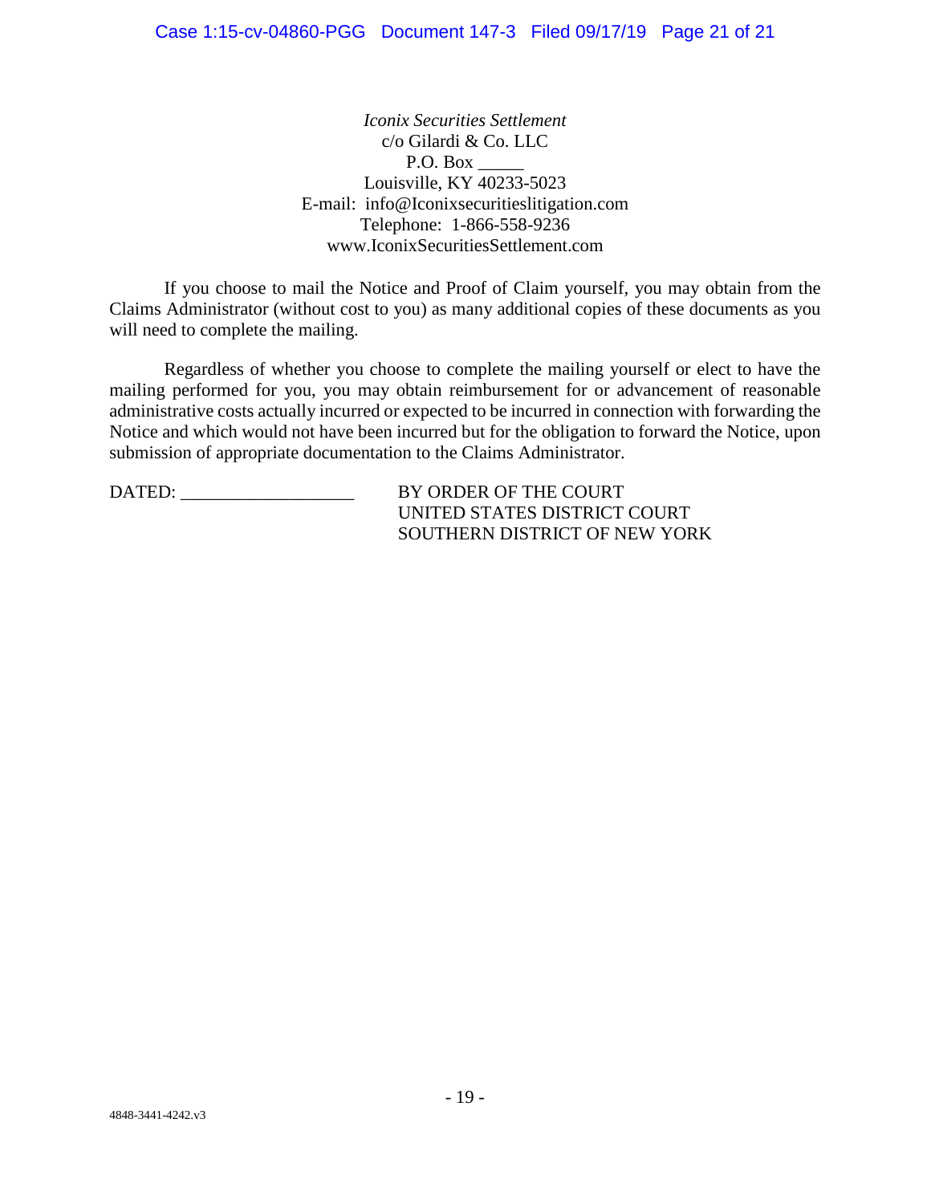*Iconix Securities Settlement*
c/o Gilardi & Co. LLC
P.O. Box _____
Louisville, KY 40233-5023
E-mail: info@Iconixsecuritieslitigation.com
Telephone: 1-866-558-9236
www.IconixSecuritiesSettlement.com

If you choose to mail the Notice and Proof of Claim yourself, you may obtain from the Claims Administrator (without cost to you) as many additional copies of these documents as you will need to complete the mailing.

Regardless of whether you choose to complete the mailing yourself or elect to have the mailing performed for you, you may obtain reimbursement for or advancement of reasonable administrative costs actually incurred or expected to be incurred in connection with forwarding the Notice and which would not have been incurred but for the obligation to forward the Notice, upon submission of appropriate documentation to the Claims Administrator.

DATED: ___________________

BY ORDER OF THE COURT
UNITED STATES DISTRICT COURT
SOUTHERN DISTRICT OF NEW YORK

4848-3441-4242.v3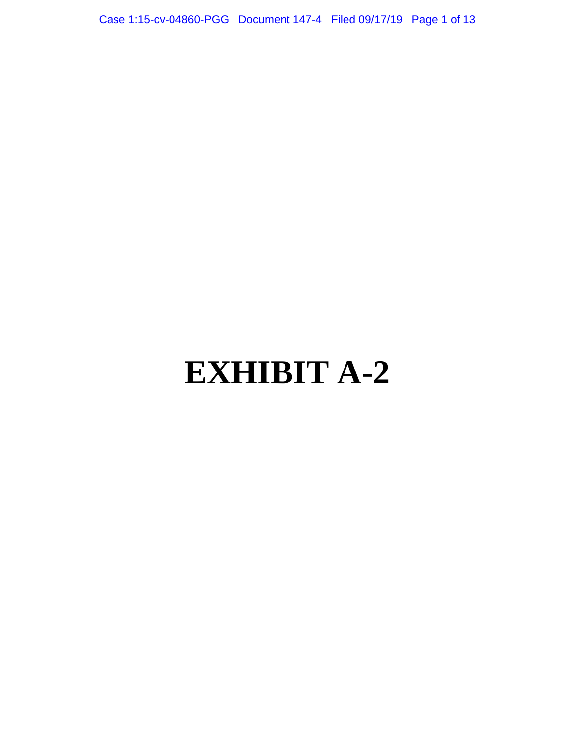# EXHIBIT A-2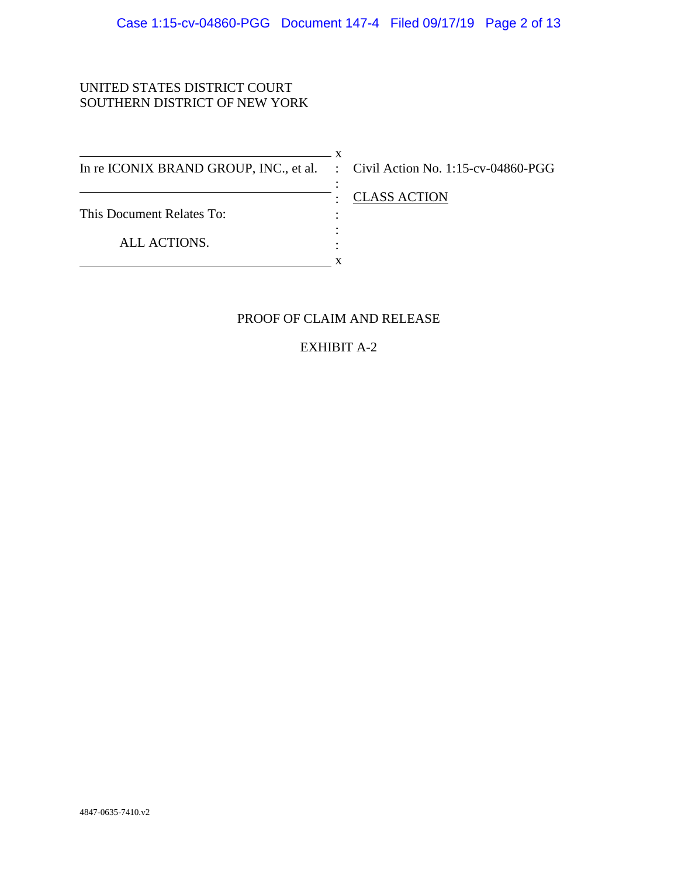UNITED STATES DISTRICT COURT
SOUTHERN DISTRICT OF NEW YORK

| | | |
|---|---|---|
| In re ICONIX BRAND GROUP, INC., et al. | : | Civil Action No. 1:15-cv-04860-PGG |
| | : | CLASS ACTION |
| This Document Relates To: | : | |
| ALL ACTIONS. | : | |

PROOF OF CLAIM AND RELEASE

EXHIBIT A-2

4847-0635-7410.v2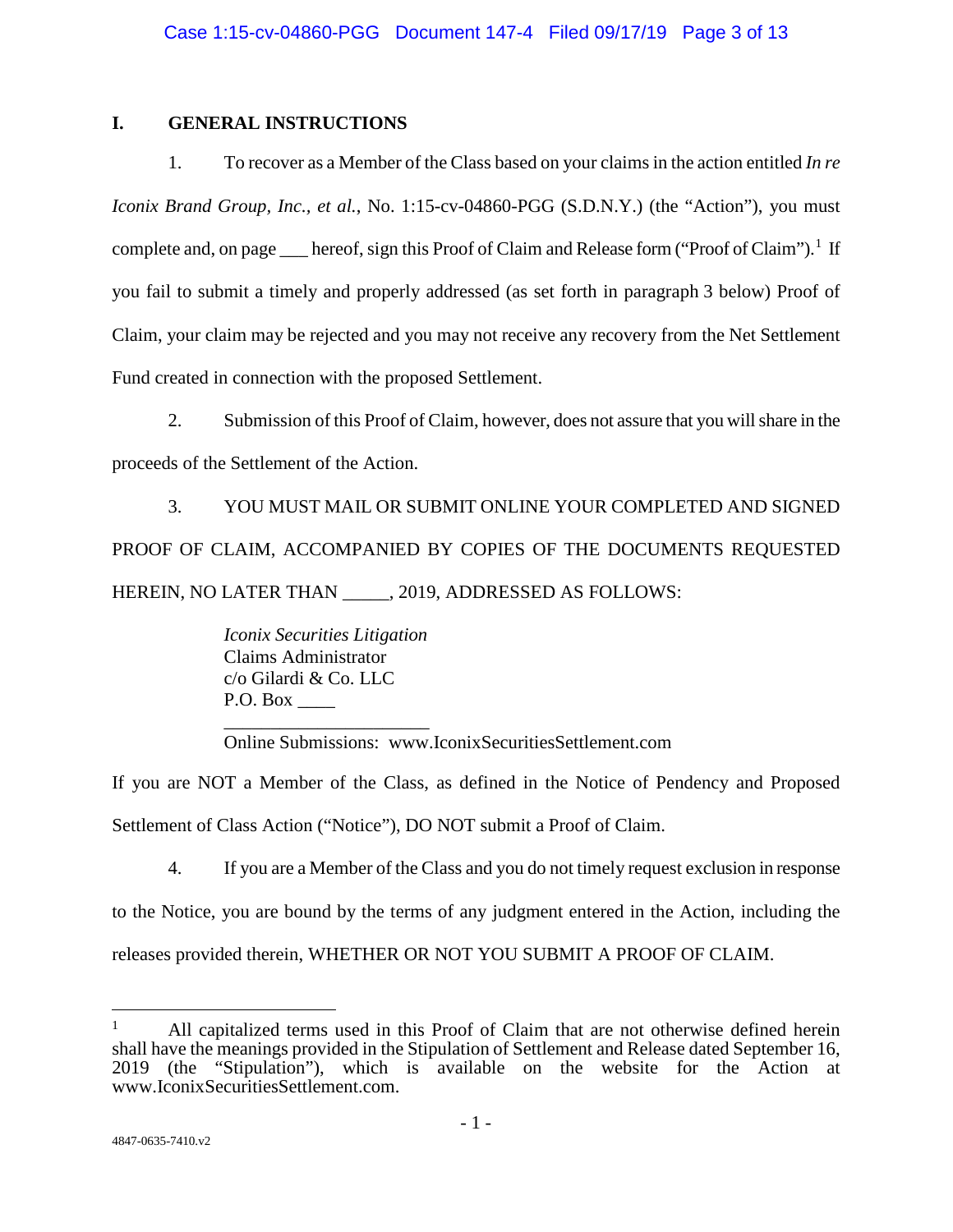## I. GENERAL INSTRUCTIONS

1. To recover as a Member of the Class based on your claims in the action entitled *In re Iconix Brand Group, Inc., et al.*, No. 1:15-cv-04860-PGG (S.D.N.Y.) (the "Action"), you must complete and, on page ___ hereof, sign this Proof of Claim and Release form ("Proof of Claim").[1] If you fail to submit a timely and properly addressed (as set forth in paragraph 3 below) Proof of Claim, your claim may be rejected and you may not receive any recovery from the Net Settlement Fund created in connection with the proposed Settlement.

2. Submission of this Proof of Claim, however, does not assure that you will share in the proceeds of the Settlement of the Action.

3. YOU MUST MAIL OR SUBMIT ONLINE YOUR COMPLETED AND SIGNED PROOF OF CLAIM, ACCOMPANIED BY COPIES OF THE DOCUMENTS REQUESTED HEREIN, NO LATER THAN _____, 2019, ADDRESSED AS FOLLOWS:

> *Iconix Securities Litigation*
> Claims Administrator
> c/o Gilardi & Co. LLC
> P.O. Box ____
> ______________________
> Online Submissions: www.IconixSecuritiesSettlement.com

If you are NOT a Member of the Class, as defined in the Notice of Pendency and Proposed Settlement of Class Action ("Notice"), DO NOT submit a Proof of Claim.

4. If you are a Member of the Class and you do not timely request exclusion in response to the Notice, you are bound by the terms of any judgment entered in the Action, including the releases provided therein, WHETHER OR NOT YOU SUBMIT A PROOF OF CLAIM.

---

[1] All capitalized terms used in this Proof of Claim that are not otherwise defined herein shall have the meanings provided in the Stipulation of Settlement and Release dated September 16, 2019 (the "Stipulation"), which is available on the website for the Action at www.IconixSecuritiesSettlement.com.

4847-0635-7410.v2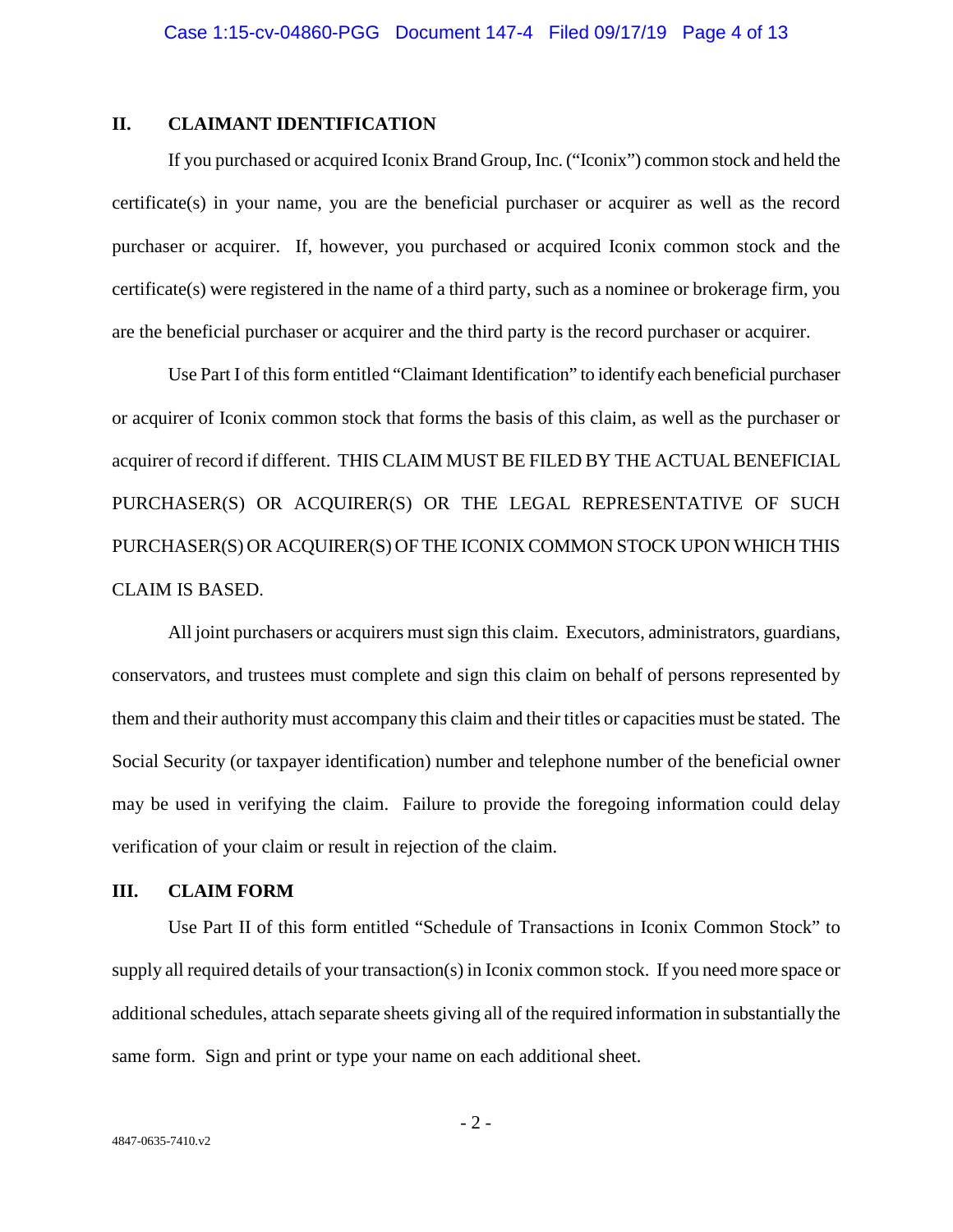## II. CLAIMANT IDENTIFICATION

If you purchased or acquired Iconix Brand Group, Inc. ("Iconix") common stock and held the certificate(s) in your name, you are the beneficial purchaser or acquirer as well as the record purchaser or acquirer. If, however, you purchased or acquired Iconix common stock and the certificate(s) were registered in the name of a third party, such as a nominee or brokerage firm, you are the beneficial purchaser or acquirer and the third party is the record purchaser or acquirer.

Use Part I of this form entitled "Claimant Identification" to identify each beneficial purchaser or acquirer of Iconix common stock that forms the basis of this claim, as well as the purchaser or acquirer of record if different. THIS CLAIM MUST BE FILED BY THE ACTUAL BENEFICIAL PURCHASER(S) OR ACQUIRER(S) OR THE LEGAL REPRESENTATIVE OF SUCH PURCHASER(S) OR ACQUIRER(S) OF THE ICONIX COMMON STOCK UPON WHICH THIS CLAIM IS BASED.

All joint purchasers or acquirers must sign this claim. Executors, administrators, guardians, conservators, and trustees must complete and sign this claim on behalf of persons represented by them and their authority must accompany this claim and their titles or capacities must be stated. The Social Security (or taxpayer identification) number and telephone number of the beneficial owner may be used in verifying the claim. Failure to provide the foregoing information could delay verification of your claim or result in rejection of the claim.

## III. CLAIM FORM

Use Part II of this form entitled "Schedule of Transactions in Iconix Common Stock" to supply all required details of your transaction(s) in Iconix common stock. If you need more space or additional schedules, attach separate sheets giving all of the required information in substantially the same form. Sign and print or type your name on each additional sheet.

4847-0635-7410.v2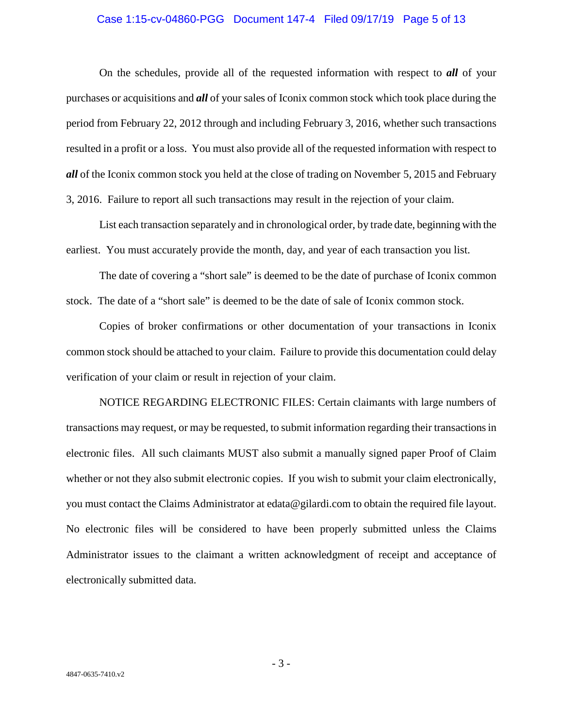On the schedules, provide all of the requested information with respect to ***all*** of your purchases or acquisitions and ***all*** of your sales of Iconix common stock which took place during the period from February 22, 2012 through and including February 3, 2016, whether such transactions resulted in a profit or a loss. You must also provide all of the requested information with respect to ***all*** of the Iconix common stock you held at the close of trading on November 5, 2015 and February 3, 2016. Failure to report all such transactions may result in the rejection of your claim.

List each transaction separately and in chronological order, by trade date, beginning with the earliest. You must accurately provide the month, day, and year of each transaction you list.

The date of covering a "short sale" is deemed to be the date of purchase of Iconix common stock. The date of a "short sale" is deemed to be the date of sale of Iconix common stock.

Copies of broker confirmations or other documentation of your transactions in Iconix common stock should be attached to your claim. Failure to provide this documentation could delay verification of your claim or result in rejection of your claim.

NOTICE REGARDING ELECTRONIC FILES: Certain claimants with large numbers of transactions may request, or may be requested, to submit information regarding their transactions in electronic files. All such claimants MUST also submit a manually signed paper Proof of Claim whether or not they also submit electronic copies. If you wish to submit your claim electronically, you must contact the Claims Administrator at edata@gilardi.com to obtain the required file layout. No electronic files will be considered to have been properly submitted unless the Claims Administrator issues to the claimant a written acknowledgment of receipt and acceptance of electronically submitted data.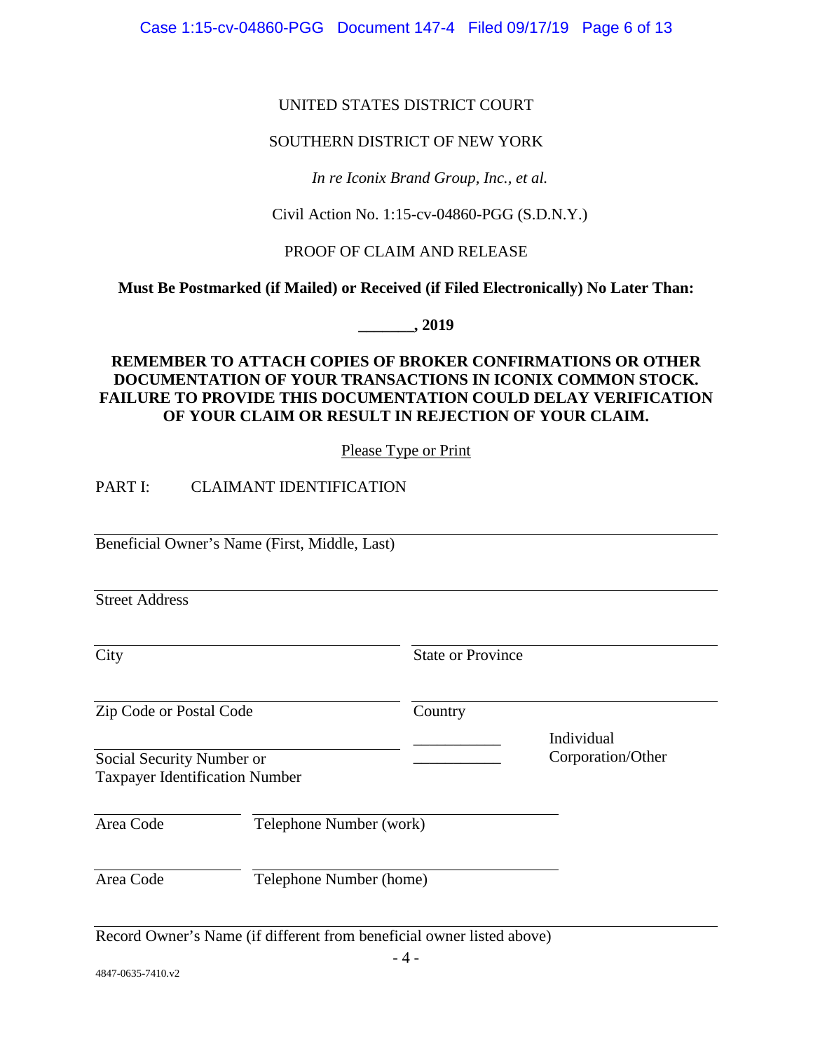UNITED STATES DISTRICT COURT

SOUTHERN DISTRICT OF NEW YORK

*In re Iconix Brand Group, Inc., et al.*

Civil Action No. 1:15-cv-04860-PGG (S.D.N.Y.)

PROOF OF CLAIM AND RELEASE

**Must Be Postmarked (if Mailed) or Received (if Filed Electronically) No Later Than:**

**_______, 2019**

**REMEMBER TO ATTACH COPIES OF BROKER CONFIRMATIONS OR OTHER DOCUMENTATION OF YOUR TRANSACTIONS IN ICONIX COMMON STOCK. FAILURE TO PROVIDE THIS DOCUMENTATION COULD DELAY VERIFICATION OF YOUR CLAIM OR RESULT IN REJECTION OF YOUR CLAIM.**

Please Type or Print

PART I: CLAIMANT IDENTIFICATION

_______________________________________________
Beneficial Owner's Name (First, Middle, Last)

_______________________________________________
Street Address

_______________________ _______________________
City State or Province

_______________________ _______________________
Zip Code or Postal Code Country

_______________________ ___________ Individual
Social Security Number or ___________ Corporation/Other
Taxpayer Identification Number

___________ _______________________
Area Code Telephone Number (work)

___________ _______________________
Area Code Telephone Number (home)

_______________________________________________
Record Owner's Name (if different from beneficial owner listed above)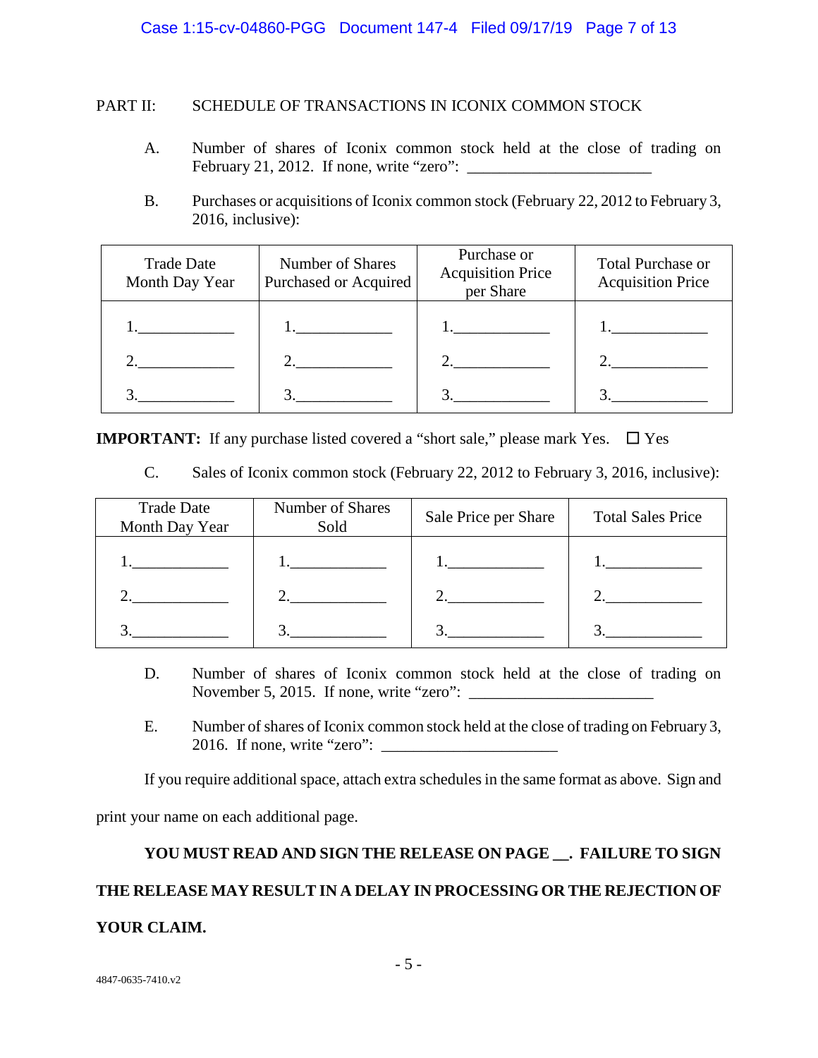PART II: SCHEDULE OF TRANSACTIONS IN ICONIX COMMON STOCK

A. Number of shares of Iconix common stock held at the close of trading on February 21, 2012. If none, write "zero": _______________________

B. Purchases or acquisitions of Iconix common stock (February 22, 2012 to February 3, 2016, inclusive):

| Trade Date Month Day Year | Number of Shares Purchased or Acquired | Purchase or Acquisition Price per Share | Total Purchase or Acquisition Price |
|---|---|---|---|
| 1.____________ | 1.____________ | 1.____________ | 1.____________ |
| 2.____________ | 2.____________ | 2.____________ | 2.____________ |
| 3.____________ | 3.____________ | 3.____________ | 3.____________ |

**IMPORTANT:** If any purchase listed covered a "short sale," please mark Yes. ☐ Yes

C. Sales of Iconix common stock (February 22, 2012 to February 3, 2016, inclusive):

| Trade Date Month Day Year | Number of Shares Sold | Sale Price per Share | Total Sales Price |
|---|---|---|---|
| 1.____________ | 1.____________ | 1.____________ | 1.____________ |
| 2.____________ | 2.____________ | 2.____________ | 2.____________ |
| 3.____________ | 3.____________ | 3.____________ | 3.____________ |

D. Number of shares of Iconix common stock held at the close of trading on November 5, 2015. If none, write "zero": _______________________

E. Number of shares of Iconix common stock held at the close of trading on February 3, 2016. If none, write "zero": ______________________

If you require additional space, attach extra schedules in the same format as above. Sign and print your name on each additional page.

**YOU MUST READ AND SIGN THE RELEASE ON PAGE __. FAILURE TO SIGN THE RELEASE MAY RESULT IN A DELAY IN PROCESSING OR THE REJECTION OF YOUR CLAIM.**

4847-0635-7410.v2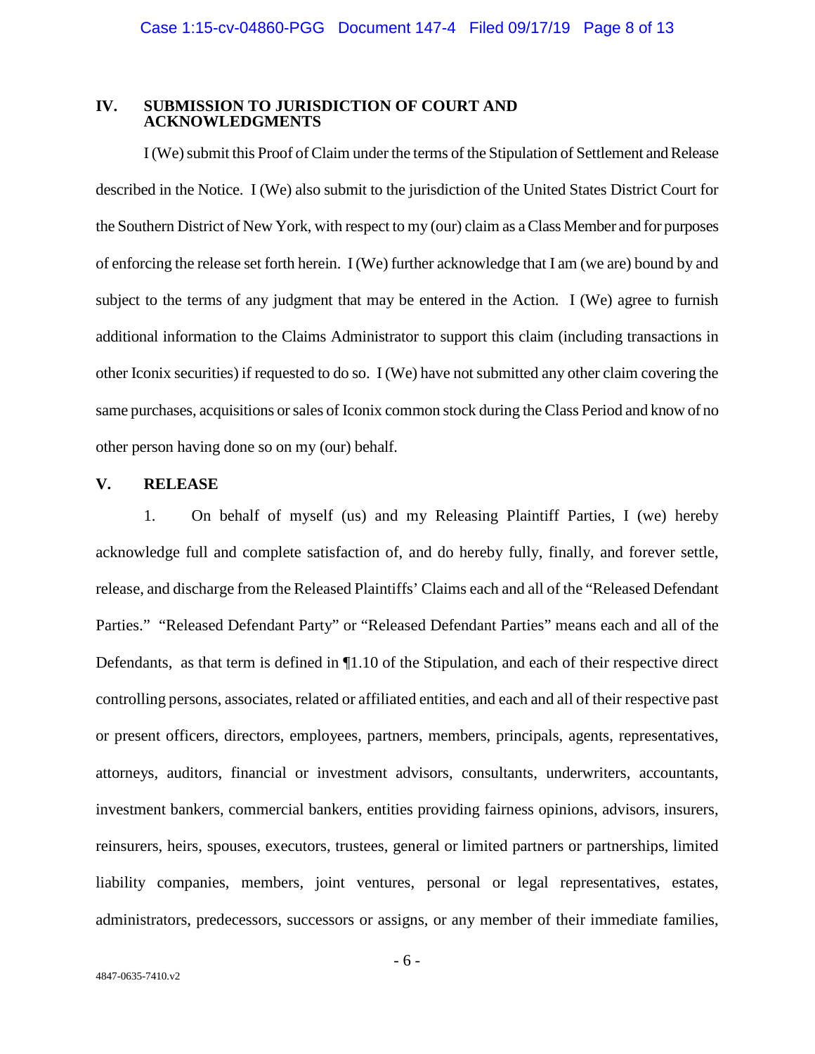## IV. SUBMISSION TO JURISDICTION OF COURT AND ACKNOWLEDGMENTS

I (We) submit this Proof of Claim under the terms of the Stipulation of Settlement and Release described in the Notice. I (We) also submit to the jurisdiction of the United States District Court for the Southern District of New York, with respect to my (our) claim as a Class Member and for purposes of enforcing the release set forth herein. I (We) further acknowledge that I am (we are) bound by and subject to the terms of any judgment that may be entered in the Action. I (We) agree to furnish additional information to the Claims Administrator to support this claim (including transactions in other Iconix securities) if requested to do so. I (We) have not submitted any other claim covering the same purchases, acquisitions or sales of Iconix common stock during the Class Period and know of no other person having done so on my (our) behalf.

## V. RELEASE

1. On behalf of myself (us) and my Releasing Plaintiff Parties, I (we) hereby acknowledge full and complete satisfaction of, and do hereby fully, finally, and forever settle, release, and discharge from the Released Plaintiffs' Claims each and all of the "Released Defendant Parties." "Released Defendant Party" or "Released Defendant Parties" means each and all of the Defendants, as that term is defined in ¶1.10 of the Stipulation, and each of their respective direct controlling persons, associates, related or affiliated entities, and each and all of their respective past or present officers, directors, employees, partners, members, principals, agents, representatives, attorneys, auditors, financial or investment advisors, consultants, underwriters, accountants, investment bankers, commercial bankers, entities providing fairness opinions, advisors, insurers, reinsurers, heirs, spouses, executors, trustees, general or limited partners or partnerships, limited liability companies, members, joint ventures, personal or legal representatives, estates, administrators, predecessors, successors or assigns, or any member of their immediate families,

4847-0635-7410.v2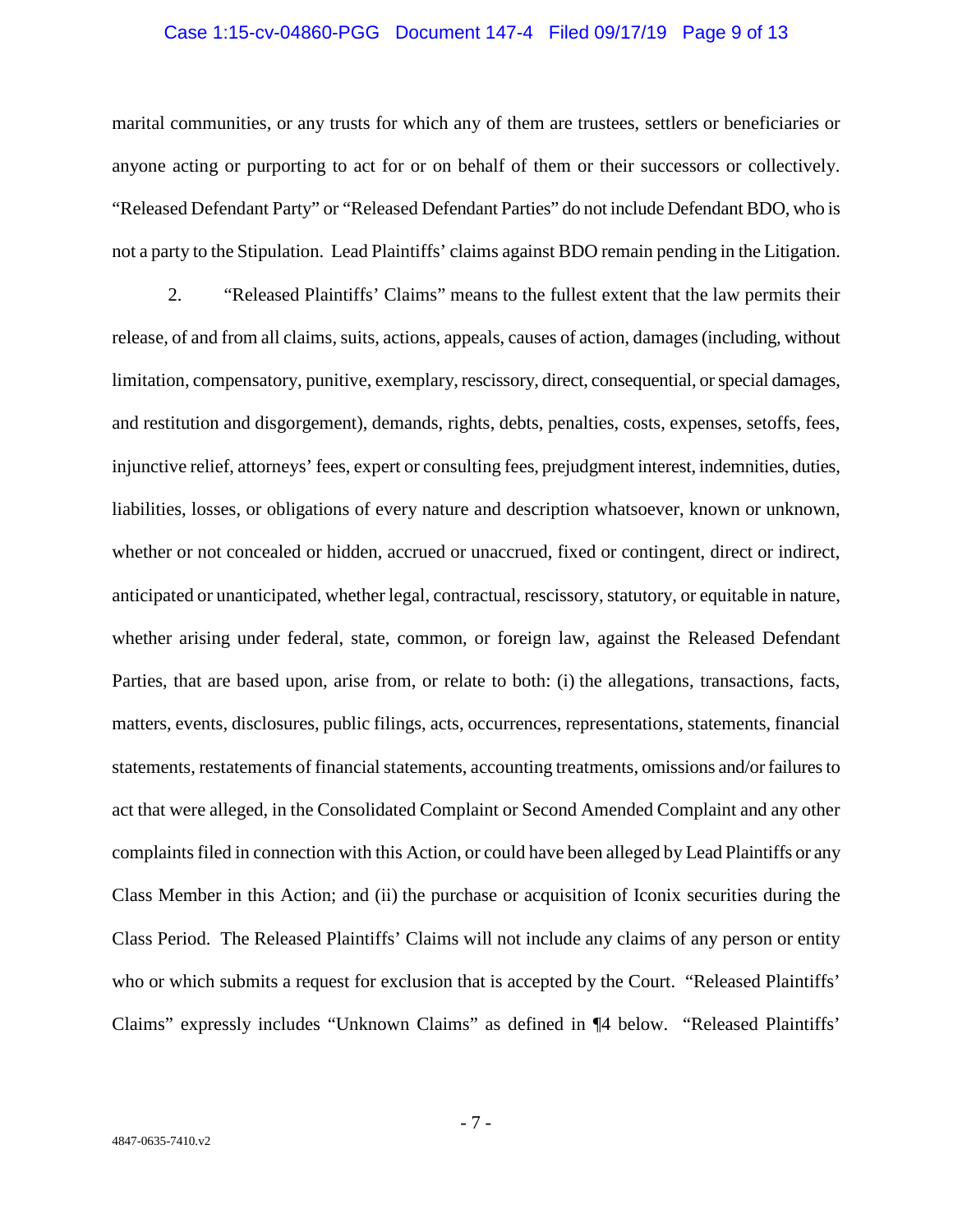marital communities, or any trusts for which any of them are trustees, settlers or beneficiaries or anyone acting or purporting to act for or on behalf of them or their successors or collectively. "Released Defendant Party" or "Released Defendant Parties" do not include Defendant BDO, who is not a party to the Stipulation. Lead Plaintiffs' claims against BDO remain pending in the Litigation.

2. "Released Plaintiffs' Claims" means to the fullest extent that the law permits their release, of and from all claims, suits, actions, appeals, causes of action, damages (including, without limitation, compensatory, punitive, exemplary, rescissory, direct, consequential, or special damages, and restitution and disgorgement), demands, rights, debts, penalties, costs, expenses, setoffs, fees, injunctive relief, attorneys' fees, expert or consulting fees, prejudgment interest, indemnities, duties, liabilities, losses, or obligations of every nature and description whatsoever, known or unknown, whether or not concealed or hidden, accrued or unaccrued, fixed or contingent, direct or indirect, anticipated or unanticipated, whether legal, contractual, rescissory, statutory, or equitable in nature, whether arising under federal, state, common, or foreign law, against the Released Defendant Parties, that are based upon, arise from, or relate to both: (i) the allegations, transactions, facts, matters, events, disclosures, public filings, acts, occurrences, representations, statements, financial statements, restatements of financial statements, accounting treatments, omissions and/or failures to act that were alleged, in the Consolidated Complaint or Second Amended Complaint and any other complaints filed in connection with this Action, or could have been alleged by Lead Plaintiffs or any Class Member in this Action; and (ii) the purchase or acquisition of Iconix securities during the Class Period. The Released Plaintiffs' Claims will not include any claims of any person or entity who or which submits a request for exclusion that is accepted by the Court. "Released Plaintiffs' Claims" expressly includes "Unknown Claims" as defined in ¶4 below. "Released Plaintiffs'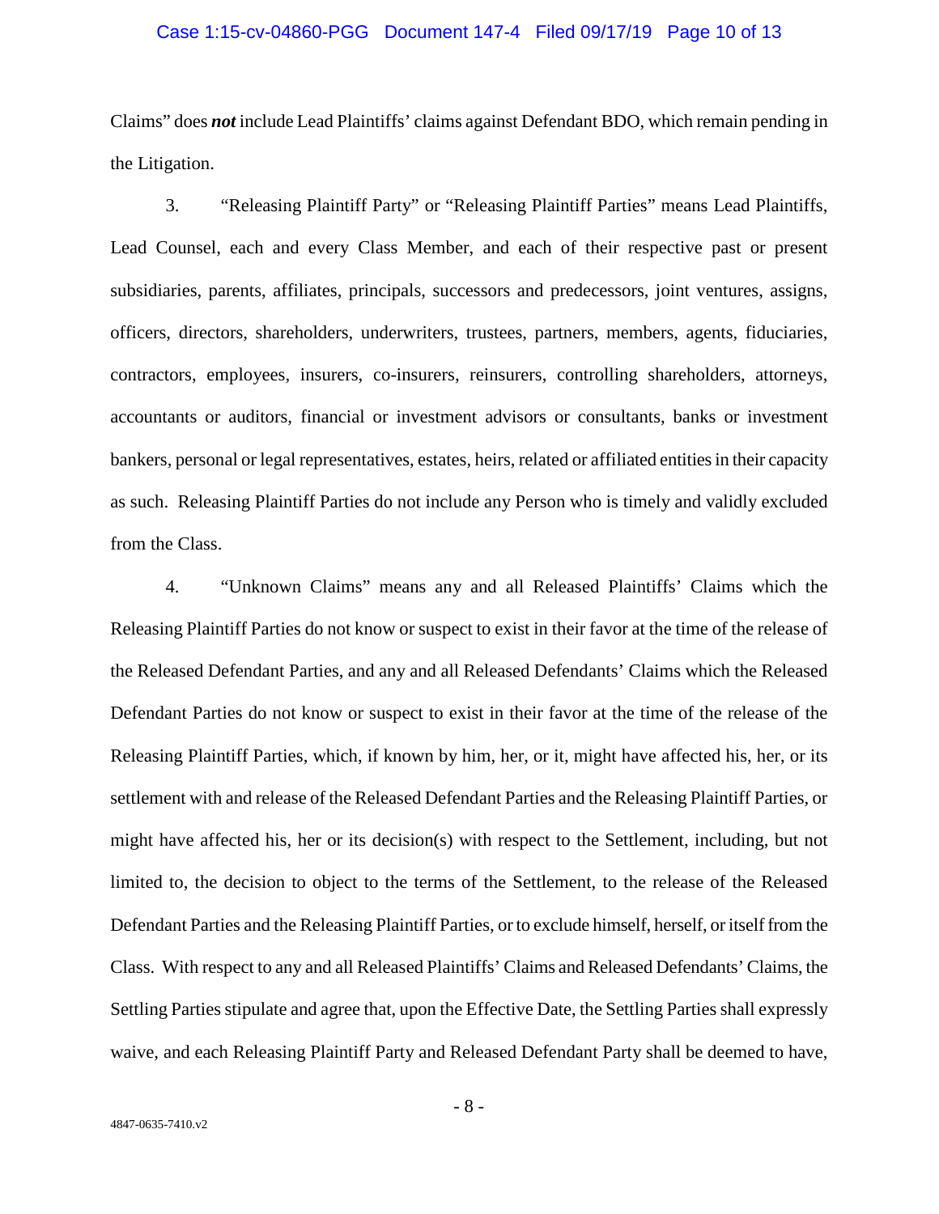Claims" does ***not*** include Lead Plaintiffs' claims against Defendant BDO, which remain pending in the Litigation.

3. "Releasing Plaintiff Party" or "Releasing Plaintiff Parties" means Lead Plaintiffs, Lead Counsel, each and every Class Member, and each of their respective past or present subsidiaries, parents, affiliates, principals, successors and predecessors, joint ventures, assigns, officers, directors, shareholders, underwriters, trustees, partners, members, agents, fiduciaries, contractors, employees, insurers, co-insurers, reinsurers, controlling shareholders, attorneys, accountants or auditors, financial or investment advisors or consultants, banks or investment bankers, personal or legal representatives, estates, heirs, related or affiliated entities in their capacity as such. Releasing Plaintiff Parties do not include any Person who is timely and validly excluded from the Class.

4. "Unknown Claims" means any and all Released Plaintiffs' Claims which the Releasing Plaintiff Parties do not know or suspect to exist in their favor at the time of the release of the Released Defendant Parties, and any and all Released Defendants' Claims which the Released Defendant Parties do not know or suspect to exist in their favor at the time of the release of the Releasing Plaintiff Parties, which, if known by him, her, or it, might have affected his, her, or its settlement with and release of the Released Defendant Parties and the Releasing Plaintiff Parties, or might have affected his, her or its decision(s) with respect to the Settlement, including, but not limited to, the decision to object to the terms of the Settlement, to the release of the Released Defendant Parties and the Releasing Plaintiff Parties, or to exclude himself, herself, or itself from the Class. With respect to any and all Released Plaintiffs' Claims and Released Defendants' Claims, the Settling Parties stipulate and agree that, upon the Effective Date, the Settling Parties shall expressly waive, and each Releasing Plaintiff Party and Released Defendant Party shall be deemed to have,

4847-0635-7410.v2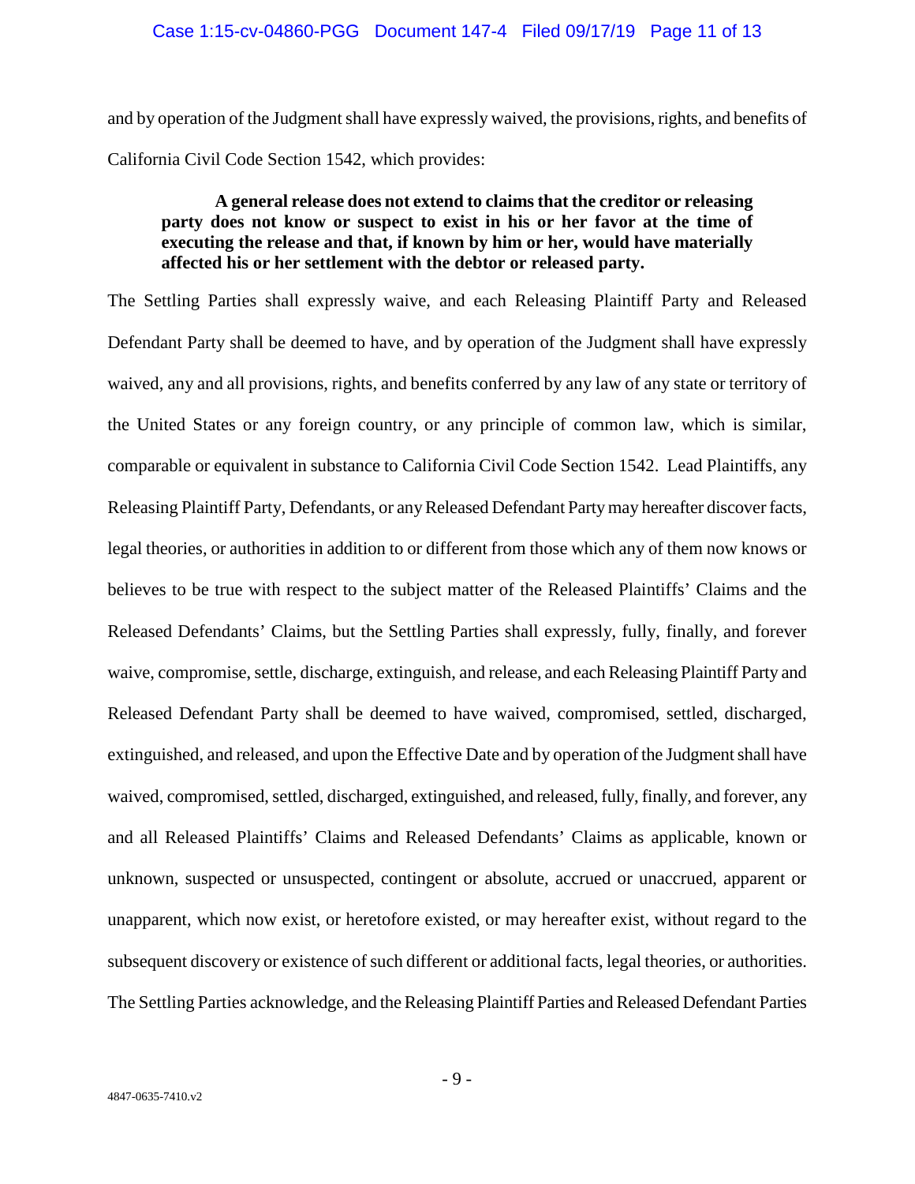and by operation of the Judgment shall have expressly waived, the provisions, rights, and benefits of California Civil Code Section 1542, which provides:

> **A general release does not extend to claims that the creditor or releasing party does not know or suspect to exist in his or her favor at the time of executing the release and that, if known by him or her, would have materially affected his or her settlement with the debtor or released party.**

The Settling Parties shall expressly waive, and each Releasing Plaintiff Party and Released Defendant Party shall be deemed to have, and by operation of the Judgment shall have expressly waived, any and all provisions, rights, and benefits conferred by any law of any state or territory of the United States or any foreign country, or any principle of common law, which is similar, comparable or equivalent in substance to California Civil Code Section 1542. Lead Plaintiffs, any Releasing Plaintiff Party, Defendants, or any Released Defendant Party may hereafter discover facts, legal theories, or authorities in addition to or different from those which any of them now knows or believes to be true with respect to the subject matter of the Released Plaintiffs' Claims and the Released Defendants' Claims, but the Settling Parties shall expressly, fully, finally, and forever waive, compromise, settle, discharge, extinguish, and release, and each Releasing Plaintiff Party and Released Defendant Party shall be deemed to have waived, compromised, settled, discharged, extinguished, and released, and upon the Effective Date and by operation of the Judgment shall have waived, compromised, settled, discharged, extinguished, and released, fully, finally, and forever, any and all Released Plaintiffs' Claims and Released Defendants' Claims as applicable, known or unknown, suspected or unsuspected, contingent or absolute, accrued or unaccrued, apparent or unapparent, which now exist, or heretofore existed, or may hereafter exist, without regard to the subsequent discovery or existence of such different or additional facts, legal theories, or authorities. The Settling Parties acknowledge, and the Releasing Plaintiff Parties and Released Defendant Parties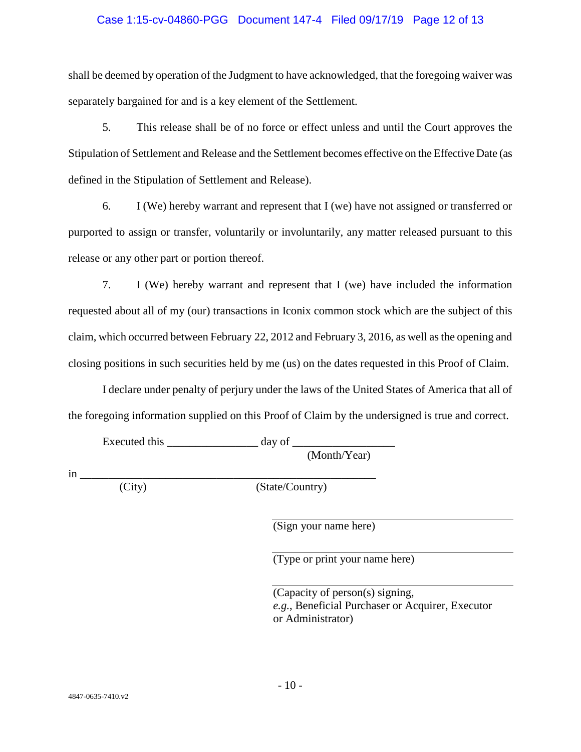shall be deemed by operation of the Judgment to have acknowledged, that the foregoing waiver was separately bargained for and is a key element of the Settlement.

5. This release shall be of no force or effect unless and until the Court approves the Stipulation of Settlement and Release and the Settlement becomes effective on the Effective Date (as defined in the Stipulation of Settlement and Release).

6. I (We) hereby warrant and represent that I (we) have not assigned or transferred or purported to assign or transfer, voluntarily or involuntarily, any matter released pursuant to this release or any other part or portion thereof.

7. I (We) hereby warrant and represent that I (we) have included the information requested about all of my (our) transactions in Iconix common stock which are the subject of this claim, which occurred between February 22, 2012 and February 3, 2016, as well as the opening and closing positions in such securities held by me (us) on the dates requested in this Proof of Claim.

I declare under penalty of perjury under the laws of the United States of America that all of the foregoing information supplied on this Proof of Claim by the undersigned is true and correct.

Executed this ________________ day of __________________
(Month/Year)

in ______________________________________________________
(City) (State/Country)

______________________________________________
(Sign your name here)

______________________________________________
(Type or print your name here)

______________________________________________
(Capacity of person(s) signing, *e.g.*, Beneficial Purchaser or Acquirer, Executor or Administrator)

4847-0635-7410.v2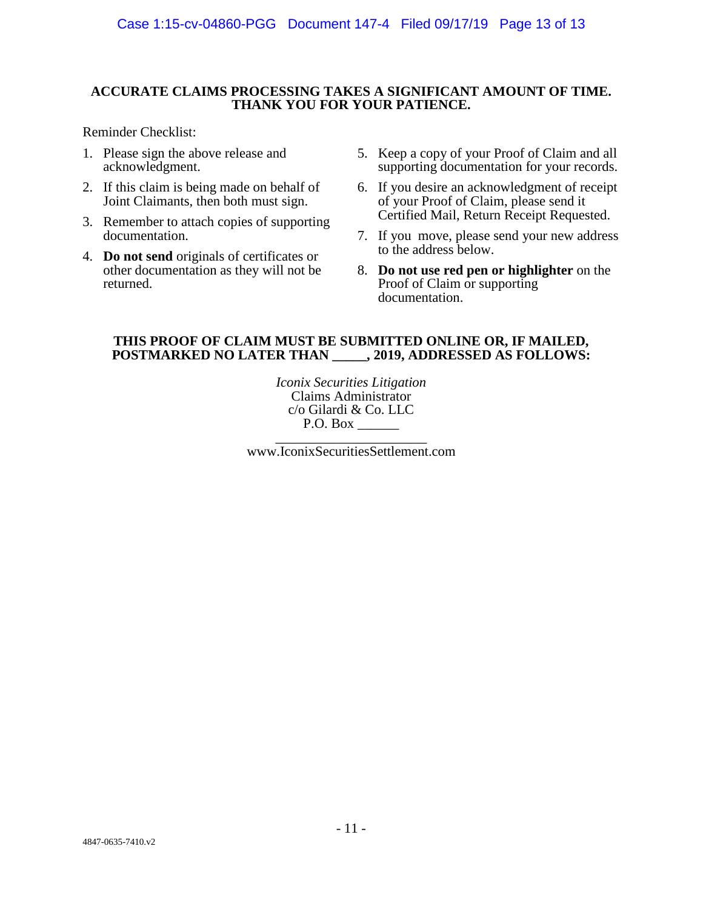**ACCURATE CLAIMS PROCESSING TAKES A SIGNIFICANT AMOUNT OF TIME. THANK YOU FOR YOUR PATIENCE.**

Reminder Checklist:

1. Please sign the above release and acknowledgment.
2. If this claim is being made on behalf of Joint Claimants, then both must sign.
3. Remember to attach copies of supporting documentation.
4. **Do not send** originals of certificates or other documentation as they will not be returned.
5. Keep a copy of your Proof of Claim and all supporting documentation for your records.
6. If you desire an acknowledgment of receipt of your Proof of Claim, please send it Certified Mail, Return Receipt Requested.
7. If you move, please send your new address to the address below.
8. **Do not use red pen or highlighter** on the Proof of Claim or supporting documentation.

**THIS PROOF OF CLAIM MUST BE SUBMITTED ONLINE OR, IF MAILED, POSTMARKED NO LATER THAN _____, 2019, ADDRESSED AS FOLLOWS:**

*Iconix Securities Litigation*
Claims Administrator
c/o Gilardi & Co. LLC
P.O. Box ______
______________________
www.IconixSecuritiesSettlement.com

4847-0635-7410.v2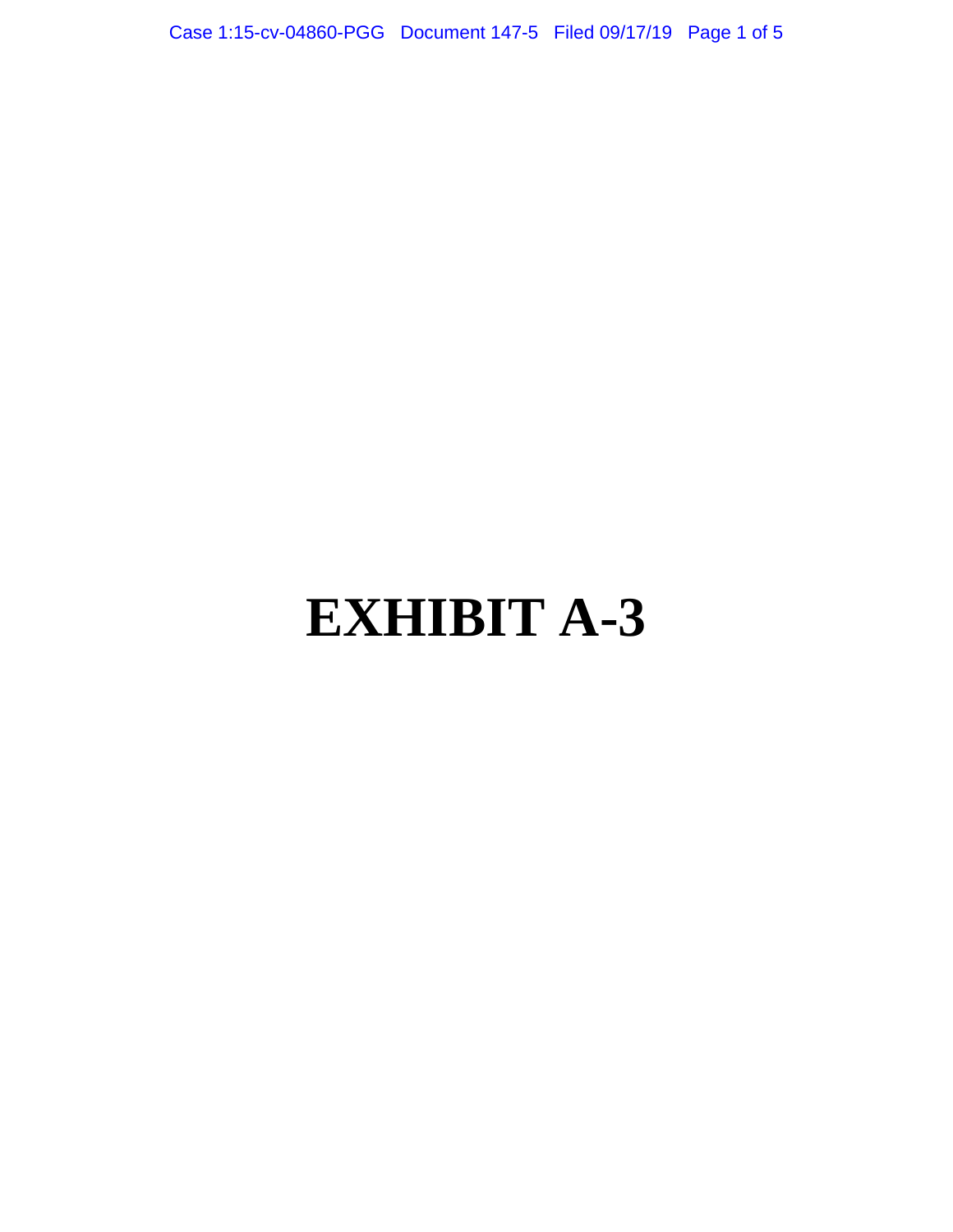# EXHIBIT A-3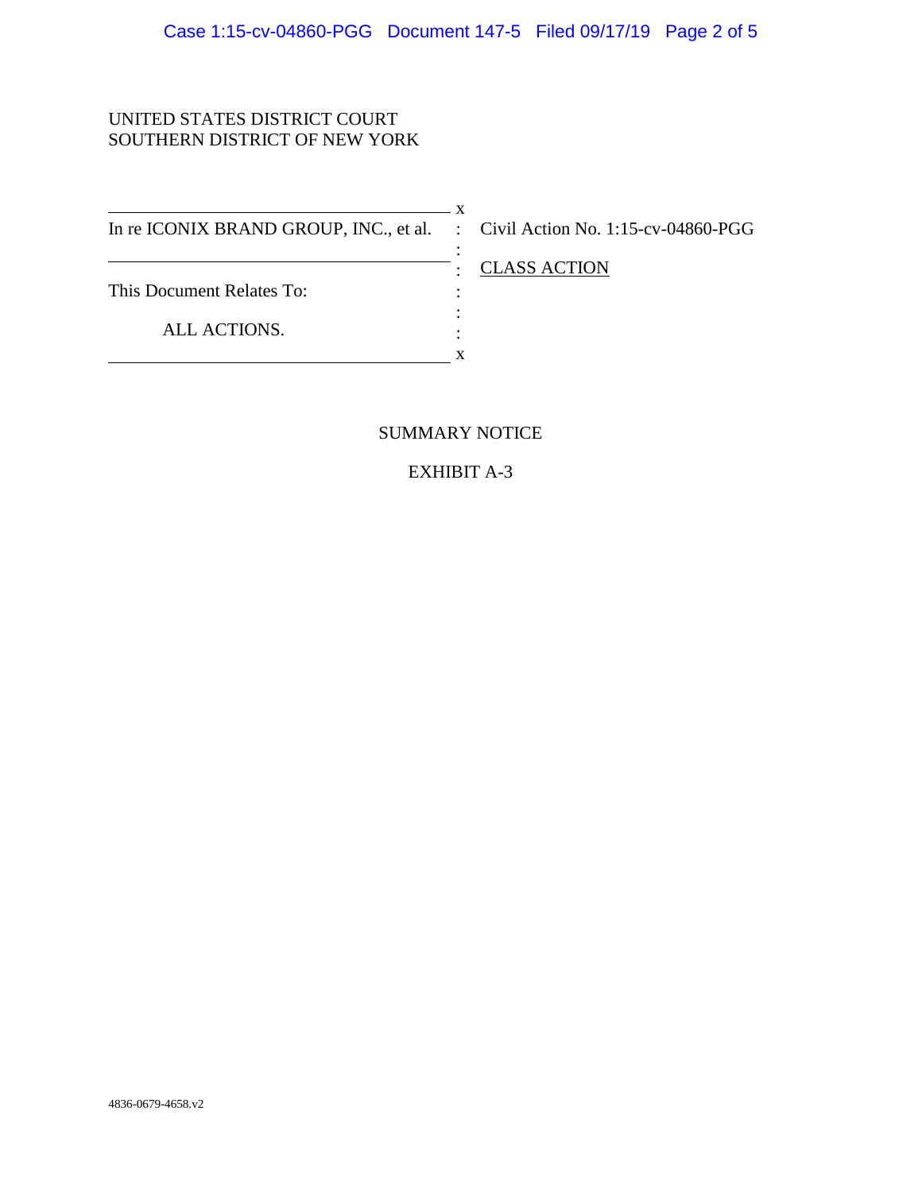UNITED STATES DISTRICT COURT
SOUTHERN DISTRICT OF NEW YORK

| | |
|---|---|
| In re ICONIX BRAND GROUP, INC., et al. | Civil Action No. 1:15-cv-04860-PGG |
| | CLASS ACTION |
| This Document Relates To: | |
| ALL ACTIONS. | |

SUMMARY NOTICE

EXHIBIT A-3

4836-0679-4658.v2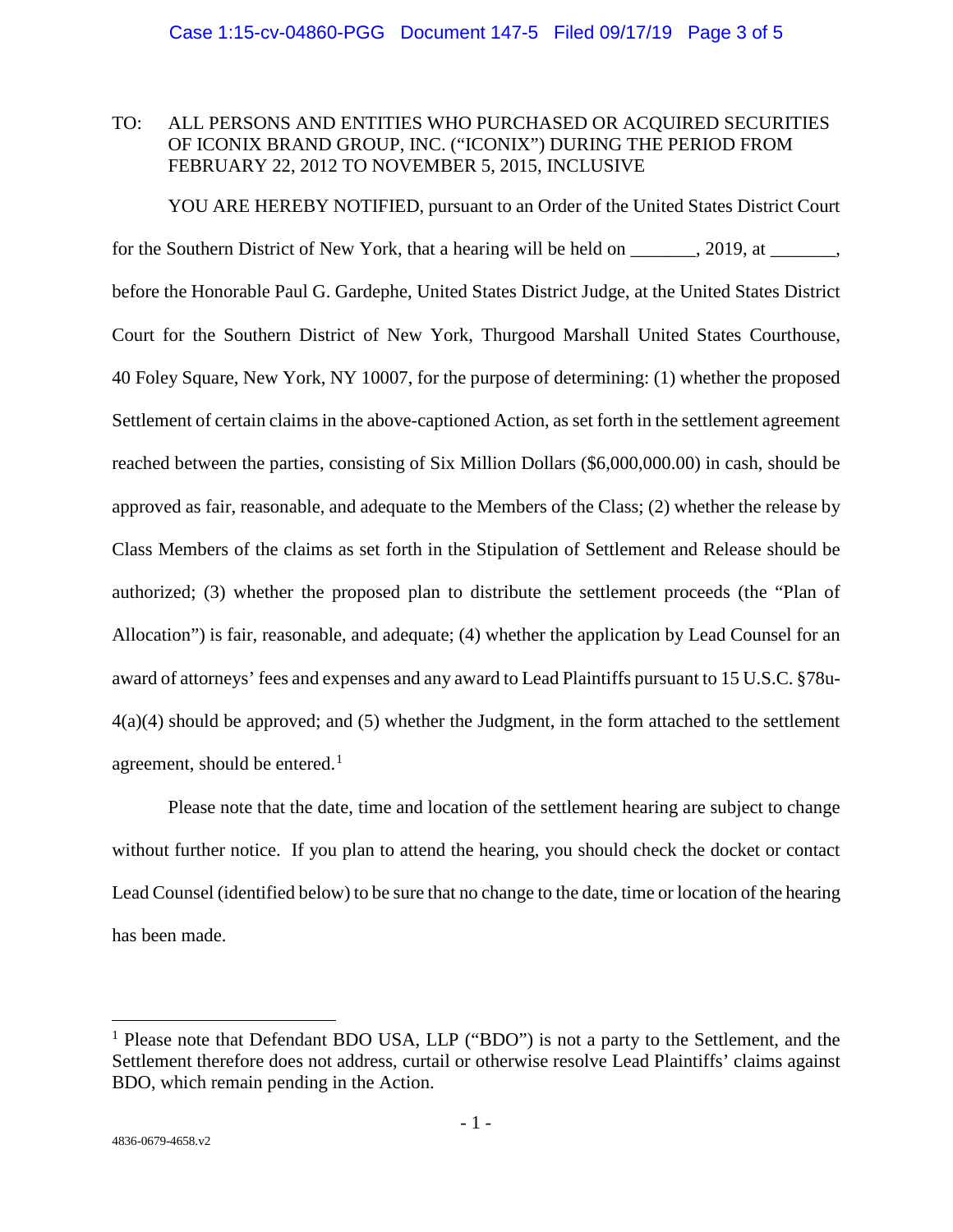TO: ALL PERSONS AND ENTITIES WHO PURCHASED OR ACQUIRED SECURITIES OF ICONIX BRAND GROUP, INC. ("ICONIX") DURING THE PERIOD FROM FEBRUARY 22, 2012 TO NOVEMBER 5, 2015, INCLUSIVE

YOU ARE HEREBY NOTIFIED, pursuant to an Order of the United States District Court for the Southern District of New York, that a hearing will be held on _______, 2019, at _______, before the Honorable Paul G. Gardephe, United States District Judge, at the United States District Court for the Southern District of New York, Thurgood Marshall United States Courthouse, 40 Foley Square, New York, NY 10007, for the purpose of determining: (1) whether the proposed Settlement of certain claims in the above-captioned Action, as set forth in the settlement agreement reached between the parties, consisting of Six Million Dollars ($6,000,000.00) in cash, should be approved as fair, reasonable, and adequate to the Members of the Class; (2) whether the release by Class Members of the claims as set forth in the Stipulation of Settlement and Release should be authorized; (3) whether the proposed plan to distribute the settlement proceeds (the "Plan of Allocation") is fair, reasonable, and adequate; (4) whether the application by Lead Counsel for an award of attorneys' fees and expenses and any award to Lead Plaintiffs pursuant to 15 U.S.C. §78u-4(a)(4) should be approved; and (5) whether the Judgment, in the form attached to the settlement agreement, should be entered.[1]

Please note that the date, time and location of the settlement hearing are subject to change without further notice. If you plan to attend the hearing, you should check the docket or contact Lead Counsel (identified below) to be sure that no change to the date, time or location of the hearing has been made.

---

[1] Please note that Defendant BDO USA, LLP ("BDO") is not a party to the Settlement, and the Settlement therefore does not address, curtail or otherwise resolve Lead Plaintiffs' claims against BDO, which remain pending in the Action.

4836-0679-4658.v2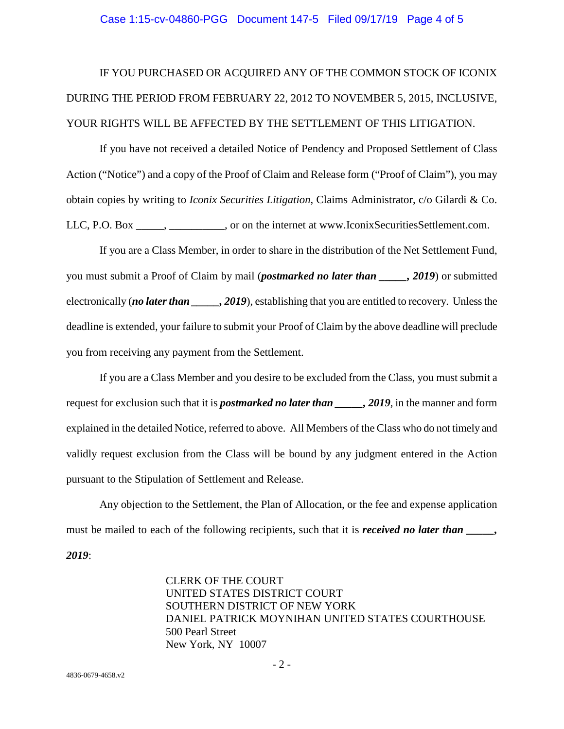IF YOU PURCHASED OR ACQUIRED ANY OF THE COMMON STOCK OF ICONIX DURING THE PERIOD FROM FEBRUARY 22, 2012 TO NOVEMBER 5, 2015, INCLUSIVE, YOUR RIGHTS WILL BE AFFECTED BY THE SETTLEMENT OF THIS LITIGATION.

If you have not received a detailed Notice of Pendency and Proposed Settlement of Class Action ("Notice") and a copy of the Proof of Claim and Release form ("Proof of Claim"), you may obtain copies by writing to *Iconix Securities Litigation*, Claims Administrator, c/o Gilardi & Co. LLC, P.O. Box _____, __________, or on the internet at www.IconixSecuritiesSettlement.com.

If you are a Class Member, in order to share in the distribution of the Net Settlement Fund, you must submit a Proof of Claim by mail (***postmarked no later than _____, 2019***) or submitted electronically (***no later than _____, 2019***), establishing that you are entitled to recovery. Unless the deadline is extended, your failure to submit your Proof of Claim by the above deadline will preclude you from receiving any payment from the Settlement.

If you are a Class Member and you desire to be excluded from the Class, you must submit a request for exclusion such that it is ***postmarked no later than _____, 2019***, in the manner and form explained in the detailed Notice, referred to above. All Members of the Class who do not timely and validly request exclusion from the Class will be bound by any judgment entered in the Action pursuant to the Stipulation of Settlement and Release.

Any objection to the Settlement, the Plan of Allocation, or the fee and expense application must be mailed to each of the following recipients, such that it is ***received no later than _____, 2019***:

CLERK OF THE COURT
UNITED STATES DISTRICT COURT
SOUTHERN DISTRICT OF NEW YORK
DANIEL PATRICK MOYNIHAN UNITED STATES COURTHOUSE
500 Pearl Street
New York, NY 10007

4836-0679-4658.v2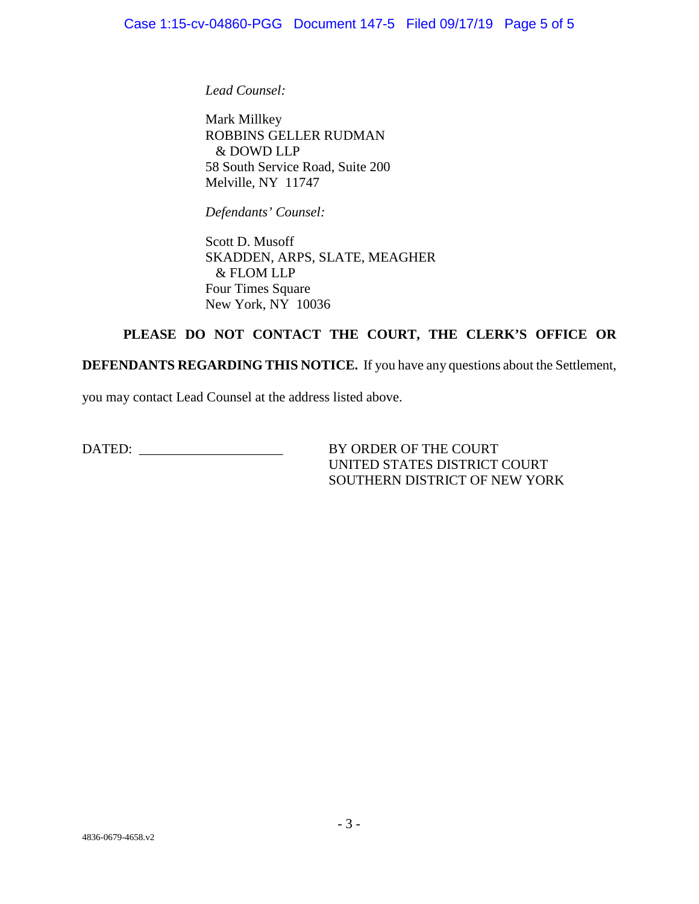*Lead Counsel:*

Mark Millkey
ROBBINS GELLER RUDMAN
& DOWD LLP
58 South Service Road, Suite 200
Melville, NY 11747

*Defendants' Counsel:*

Scott D. Musoff
SKADDEN, ARPS, SLATE, MEAGHER
& FLOM LLP
Four Times Square
New York, NY 10036

**PLEASE DO NOT CONTACT THE COURT, THE CLERK'S OFFICE OR DEFENDANTS REGARDING THIS NOTICE.** If you have any questions about the Settlement, you may contact Lead Counsel at the address listed above.

DATED: ____________________

BY ORDER OF THE COURT
UNITED STATES DISTRICT COURT
SOUTHERN DISTRICT OF NEW YORK

4836-0679-4658.v2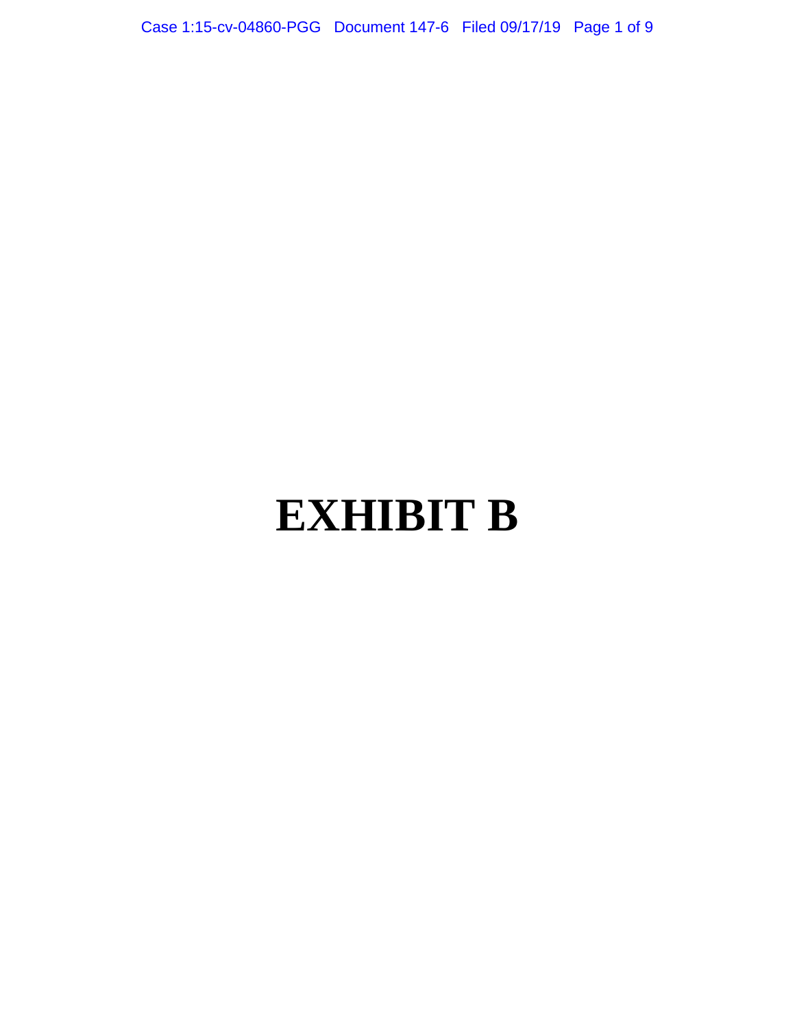# EXHIBIT B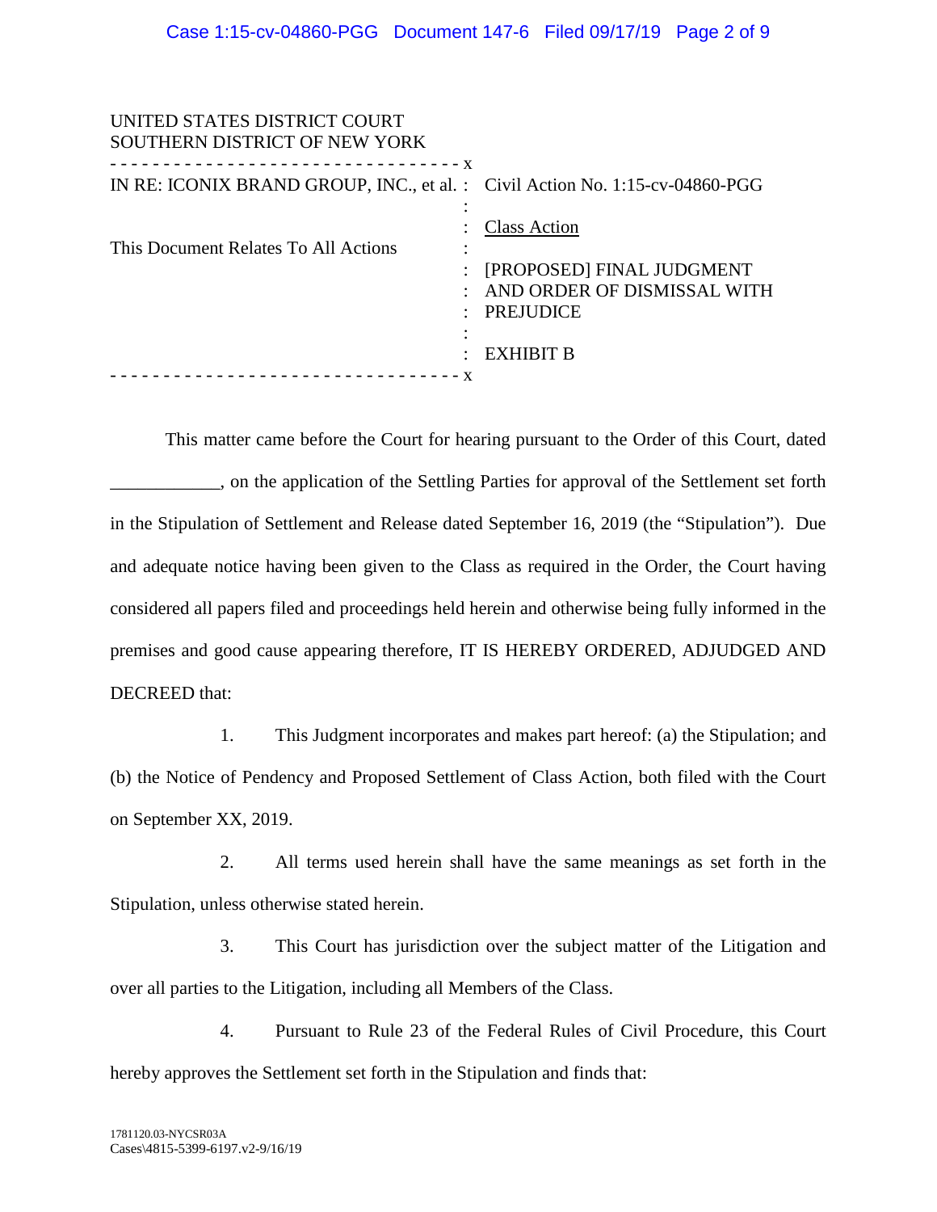UNITED STATES DISTRICT COURT
SOUTHERN DISTRICT OF NEW YORK

| | | |
|---|---|---|
| IN RE: ICONIX BRAND GROUP, INC., et al. | : | Civil Action No. 1:15-cv-04860-PGG |
| | : | |
| | : | Class Action |
| This Document Relates To All Actions | : | |
| | : | [PROPOSED] FINAL JUDGMENT AND ORDER OF DISMISSAL WITH PREJUDICE |
| | : | |
| | : | EXHIBIT B |

This matter came before the Court for hearing pursuant to the Order of this Court, dated ____________, on the application of the Settling Parties for approval of the Settlement set forth in the Stipulation of Settlement and Release dated September 16, 2019 (the "Stipulation"). Due and adequate notice having been given to the Class as required in the Order, the Court having considered all papers filed and proceedings held herein and otherwise being fully informed in the premises and good cause appearing therefore, IT IS HEREBY ORDERED, ADJUDGED AND DECREED that:

1. This Judgment incorporates and makes part hereof: (a) the Stipulation; and (b) the Notice of Pendency and Proposed Settlement of Class Action, both filed with the Court on September XX, 2019.

2. All terms used herein shall have the same meanings as set forth in the Stipulation, unless otherwise stated herein.

3. This Court has jurisdiction over the subject matter of the Litigation and over all parties to the Litigation, including all Members of the Class.

4. Pursuant to Rule 23 of the Federal Rules of Civil Procedure, this Court hereby approves the Settlement set forth in the Stipulation and finds that:

1781120.03-NYCSR03A
Cases\4815-5399-6197.v2-9/16/19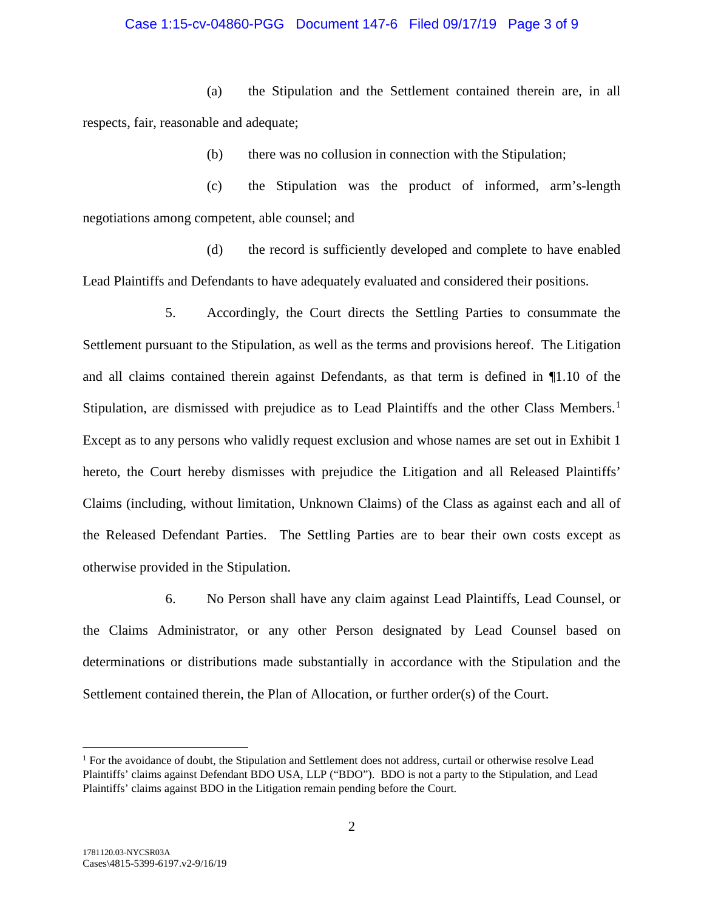(a) the Stipulation and the Settlement contained therein are, in all respects, fair, reasonable and adequate;

(b) there was no collusion in connection with the Stipulation;

(c) the Stipulation was the product of informed, arm's-length negotiations among competent, able counsel; and

(d) the record is sufficiently developed and complete to have enabled Lead Plaintiffs and Defendants to have adequately evaluated and considered their positions.

5. Accordingly, the Court directs the Settling Parties to consummate the Settlement pursuant to the Stipulation, as well as the terms and provisions hereof. The Litigation and all claims contained therein against Defendants, as that term is defined in ¶1.10 of the Stipulation, are dismissed with prejudice as to Lead Plaintiffs and the other Class Members.[1] Except as to any persons who validly request exclusion and whose names are set out in Exhibit 1 hereto, the Court hereby dismisses with prejudice the Litigation and all Released Plaintiffs' Claims (including, without limitation, Unknown Claims) of the Class as against each and all of the Released Defendant Parties. The Settling Parties are to bear their own costs except as otherwise provided in the Stipulation.

6. No Person shall have any claim against Lead Plaintiffs, Lead Counsel, or the Claims Administrator, or any other Person designated by Lead Counsel based on determinations or distributions made substantially in accordance with the Stipulation and the Settlement contained therein, the Plan of Allocation, or further order(s) of the Court.

---

[1] For the avoidance of doubt, the Stipulation and Settlement does not address, curtail or otherwise resolve Lead Plaintiffs' claims against Defendant BDO USA, LLP ("BDO"). BDO is not a party to the Stipulation, and Lead Plaintiffs' claims against BDO in the Litigation remain pending before the Court.

1781120.03-NYCSR03A
Cases\4815-5399-6197.v2-9/16/19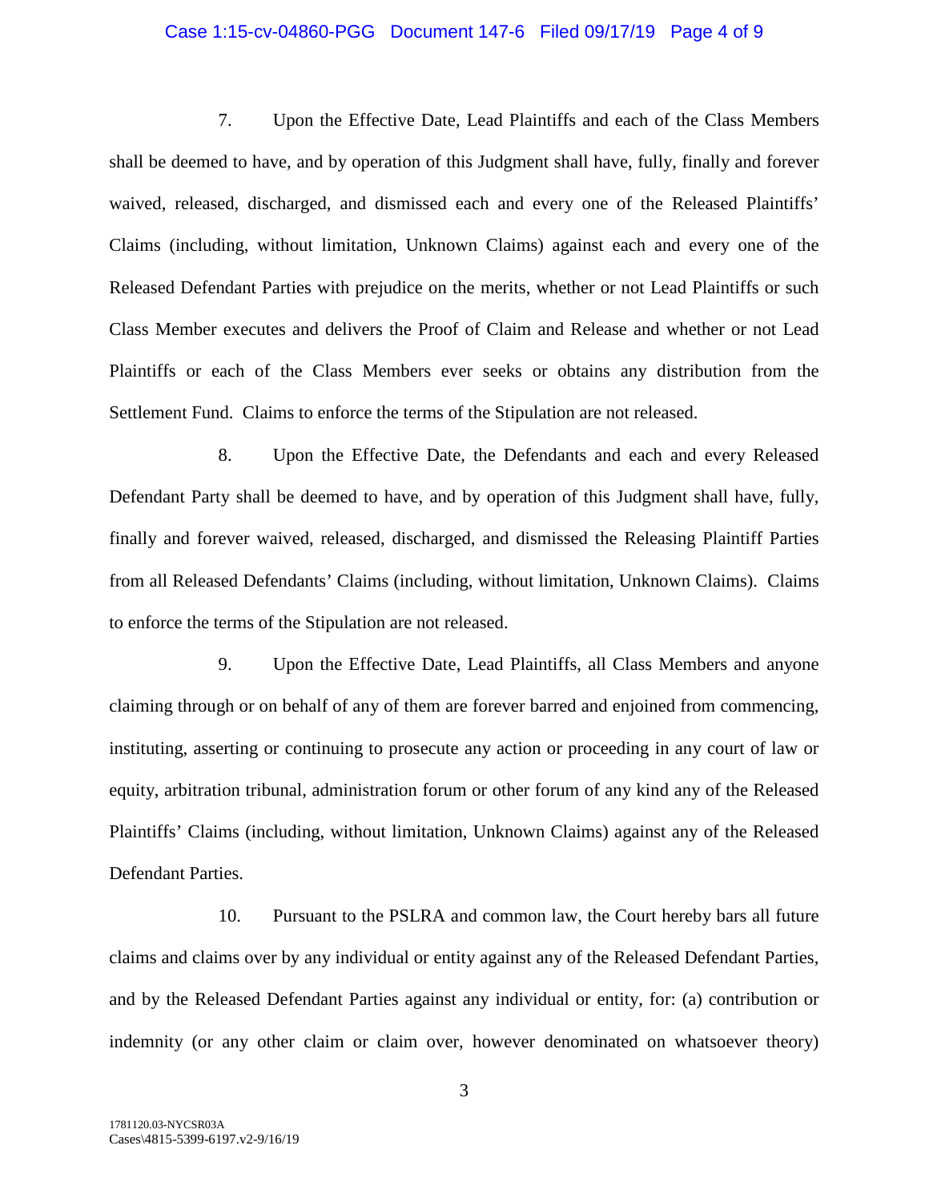7. Upon the Effective Date, Lead Plaintiffs and each of the Class Members shall be deemed to have, and by operation of this Judgment shall have, fully, finally and forever waived, released, discharged, and dismissed each and every one of the Released Plaintiffs' Claims (including, without limitation, Unknown Claims) against each and every one of the Released Defendant Parties with prejudice on the merits, whether or not Lead Plaintiffs or such Class Member executes and delivers the Proof of Claim and Release and whether or not Lead Plaintiffs or each of the Class Members ever seeks or obtains any distribution from the Settlement Fund. Claims to enforce the terms of the Stipulation are not released.

8. Upon the Effective Date, the Defendants and each and every Released Defendant Party shall be deemed to have, and by operation of this Judgment shall have, fully, finally and forever waived, released, discharged, and dismissed the Releasing Plaintiff Parties from all Released Defendants' Claims (including, without limitation, Unknown Claims). Claims to enforce the terms of the Stipulation are not released.

9. Upon the Effective Date, Lead Plaintiffs, all Class Members and anyone claiming through or on behalf of any of them are forever barred and enjoined from commencing, instituting, asserting or continuing to prosecute any action or proceeding in any court of law or equity, arbitration tribunal, administration forum or other forum of any kind any of the Released Plaintiffs' Claims (including, without limitation, Unknown Claims) against any of the Released Defendant Parties.

10. Pursuant to the PSLRA and common law, the Court hereby bars all future claims and claims over by any individual or entity against any of the Released Defendant Parties, and by the Released Defendant Parties against any individual or entity, for: (a) contribution or indemnity (or any other claim or claim over, however denominated on whatsoever theory)

1781120.03-NYCSR03A
Cases\4815-5399-6197.v2-9/16/19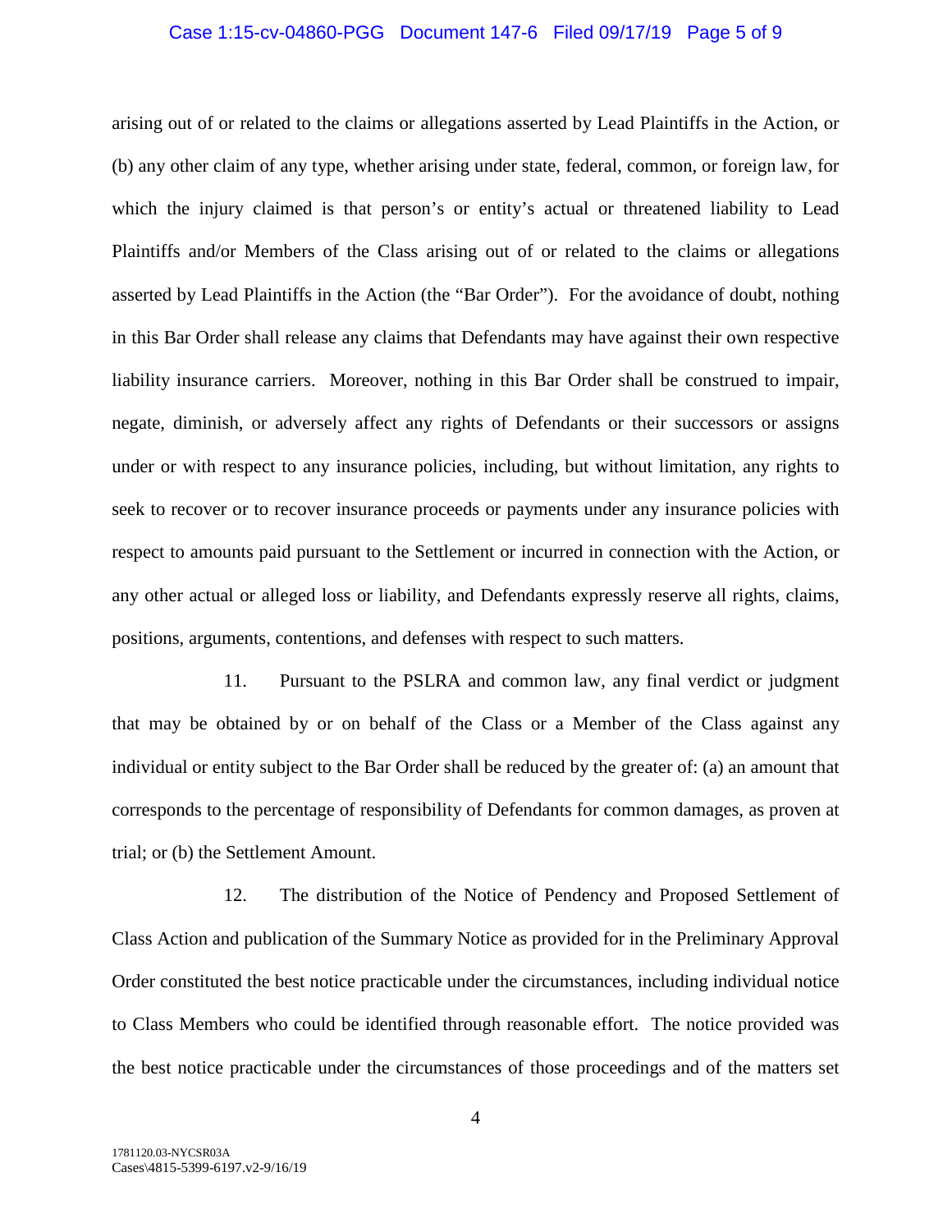arising out of or related to the claims or allegations asserted by Lead Plaintiffs in the Action, or (b) any other claim of any type, whether arising under state, federal, common, or foreign law, for which the injury claimed is that person's or entity's actual or threatened liability to Lead Plaintiffs and/or Members of the Class arising out of or related to the claims or allegations asserted by Lead Plaintiffs in the Action (the "Bar Order"). For the avoidance of doubt, nothing in this Bar Order shall release any claims that Defendants may have against their own respective liability insurance carriers. Moreover, nothing in this Bar Order shall be construed to impair, negate, diminish, or adversely affect any rights of Defendants or their successors or assigns under or with respect to any insurance policies, including, but without limitation, any rights to seek to recover or to recover insurance proceeds or payments under any insurance policies with respect to amounts paid pursuant to the Settlement or incurred in connection with the Action, or any other actual or alleged loss or liability, and Defendants expressly reserve all rights, claims, positions, arguments, contentions, and defenses with respect to such matters.

11. Pursuant to the PSLRA and common law, any final verdict or judgment that may be obtained by or on behalf of the Class or a Member of the Class against any individual or entity subject to the Bar Order shall be reduced by the greater of: (a) an amount that corresponds to the percentage of responsibility of Defendants for common damages, as proven at trial; or (b) the Settlement Amount.

12. The distribution of the Notice of Pendency and Proposed Settlement of Class Action and publication of the Summary Notice as provided for in the Preliminary Approval Order constituted the best notice practicable under the circumstances, including individual notice to Class Members who could be identified through reasonable effort. The notice provided was the best notice practicable under the circumstances of those proceedings and of the matters set

1781120.03-NYCSR03A
Cases\4815-5399-6197.v2-9/16/19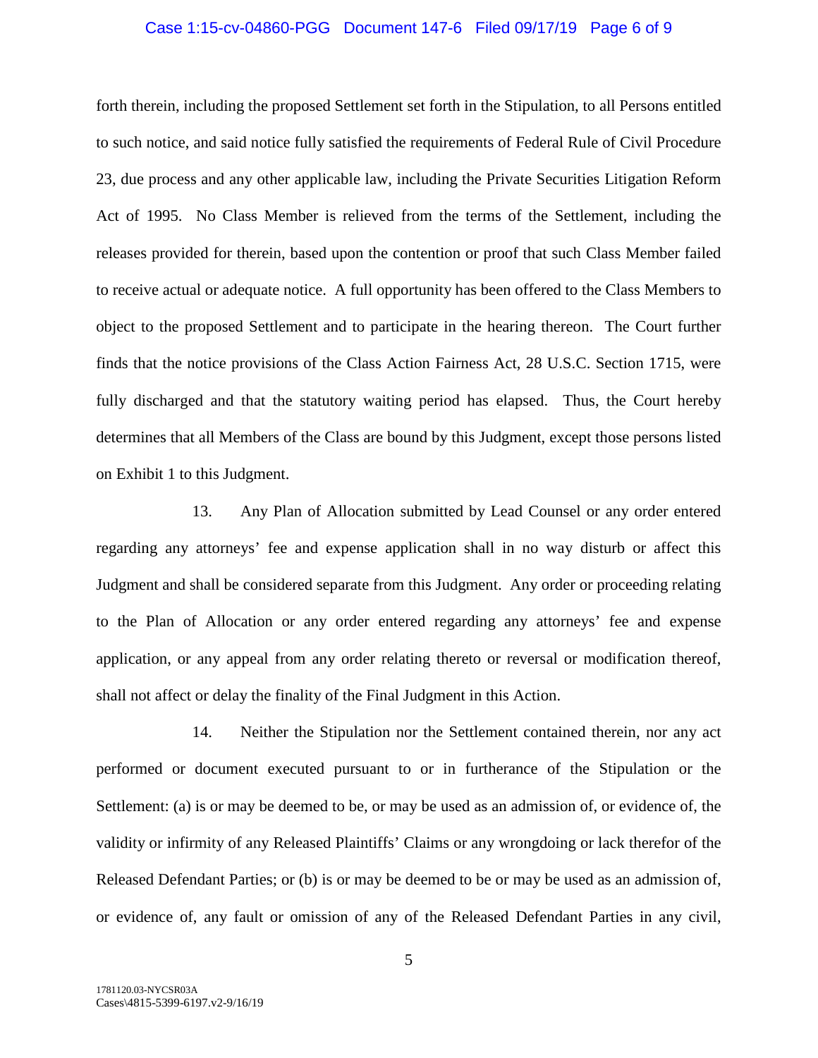forth therein, including the proposed Settlement set forth in the Stipulation, to all Persons entitled to such notice, and said notice fully satisfied the requirements of Federal Rule of Civil Procedure 23, due process and any other applicable law, including the Private Securities Litigation Reform Act of 1995. No Class Member is relieved from the terms of the Settlement, including the releases provided for therein, based upon the contention or proof that such Class Member failed to receive actual or adequate notice. A full opportunity has been offered to the Class Members to object to the proposed Settlement and to participate in the hearing thereon. The Court further finds that the notice provisions of the Class Action Fairness Act, 28 U.S.C. Section 1715, were fully discharged and that the statutory waiting period has elapsed. Thus, the Court hereby determines that all Members of the Class are bound by this Judgment, except those persons listed on Exhibit 1 to this Judgment.

13. Any Plan of Allocation submitted by Lead Counsel or any order entered regarding any attorneys' fee and expense application shall in no way disturb or affect this Judgment and shall be considered separate from this Judgment. Any order or proceeding relating to the Plan of Allocation or any order entered regarding any attorneys' fee and expense application, or any appeal from any order relating thereto or reversal or modification thereof, shall not affect or delay the finality of the Final Judgment in this Action.

14. Neither the Stipulation nor the Settlement contained therein, nor any act performed or document executed pursuant to or in furtherance of the Stipulation or the Settlement: (a) is or may be deemed to be, or may be used as an admission of, or evidence of, the validity or infirmity of any Released Plaintiffs' Claims or any wrongdoing or lack therefor of the Released Defendant Parties; or (b) is or may be deemed to be or may be used as an admission of, or evidence of, any fault or omission of any of the Released Defendant Parties in any civil,

1781120.03-NYCSR03A
Cases\4815-5399-6197.v2-9/16/19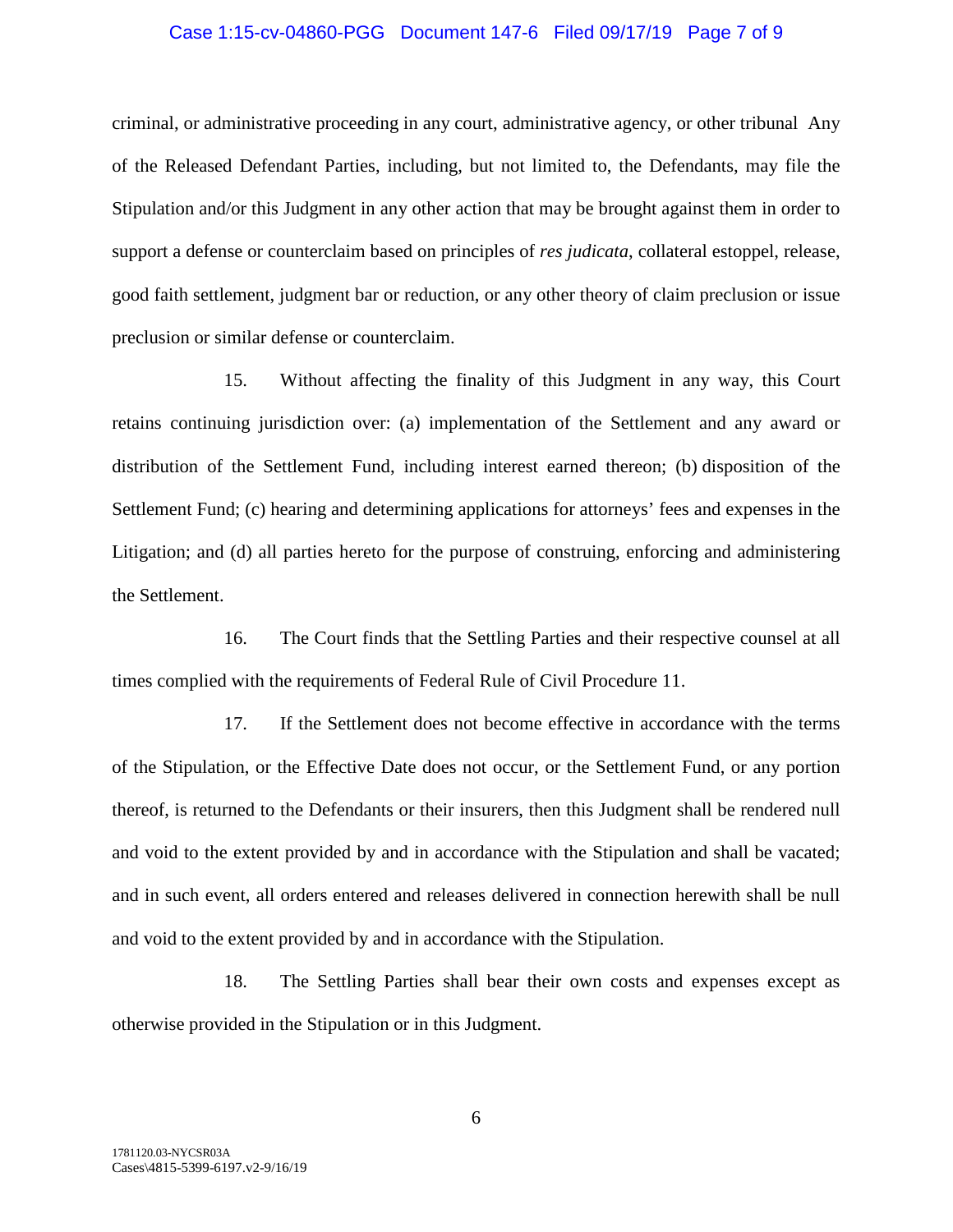criminal, or administrative proceeding in any court, administrative agency, or other tribunal Any of the Released Defendant Parties, including, but not limited to, the Defendants, may file the Stipulation and/or this Judgment in any other action that may be brought against them in order to support a defense or counterclaim based on principles of *res judicata*, collateral estoppel, release, good faith settlement, judgment bar or reduction, or any other theory of claim preclusion or issue preclusion or similar defense or counterclaim.

15. Without affecting the finality of this Judgment in any way, this Court retains continuing jurisdiction over: (a) implementation of the Settlement and any award or distribution of the Settlement Fund, including interest earned thereon; (b) disposition of the Settlement Fund; (c) hearing and determining applications for attorneys' fees and expenses in the Litigation; and (d) all parties hereto for the purpose of construing, enforcing and administering the Settlement.

16. The Court finds that the Settling Parties and their respective counsel at all times complied with the requirements of Federal Rule of Civil Procedure 11.

17. If the Settlement does not become effective in accordance with the terms of the Stipulation, or the Effective Date does not occur, or the Settlement Fund, or any portion thereof, is returned to the Defendants or their insurers, then this Judgment shall be rendered null and void to the extent provided by and in accordance with the Stipulation and shall be vacated; and in such event, all orders entered and releases delivered in connection herewith shall be null and void to the extent provided by and in accordance with the Stipulation.

18. The Settling Parties shall bear their own costs and expenses except as otherwise provided in the Stipulation or in this Judgment.

1781120.03-NYCSR03A
Cases\4815-5399-6197.v2-9/16/19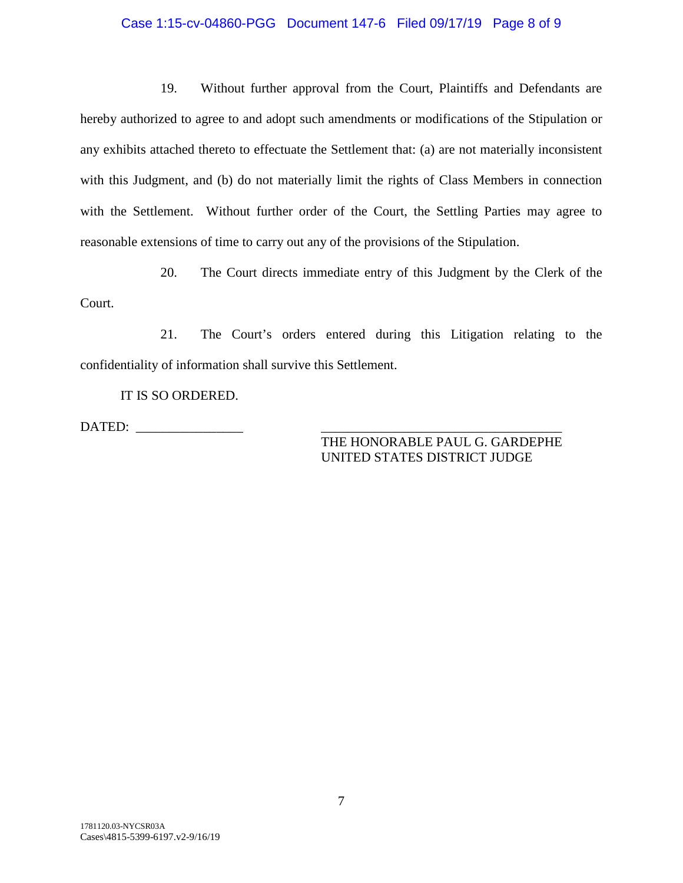19. Without further approval from the Court, Plaintiffs and Defendants are hereby authorized to agree to and adopt such amendments or modifications of the Stipulation or any exhibits attached thereto to effectuate the Settlement that: (a) are not materially inconsistent with this Judgment, and (b) do not materially limit the rights of Class Members in connection with the Settlement. Without further order of the Court, the Settling Parties may agree to reasonable extensions of time to carry out any of the provisions of the Stipulation.

20. The Court directs immediate entry of this Judgment by the Clerk of the Court.

21. The Court's orders entered during this Litigation relating to the confidentiality of information shall survive this Settlement.

IT IS SO ORDERED.

DATED: ________________

____________________________________
THE HONORABLE PAUL G. GARDEPHE
UNITED STATES DISTRICT JUDGE

1781120.03-NYCSR03A
Cases\4815-5399-6197.v2-9/16/19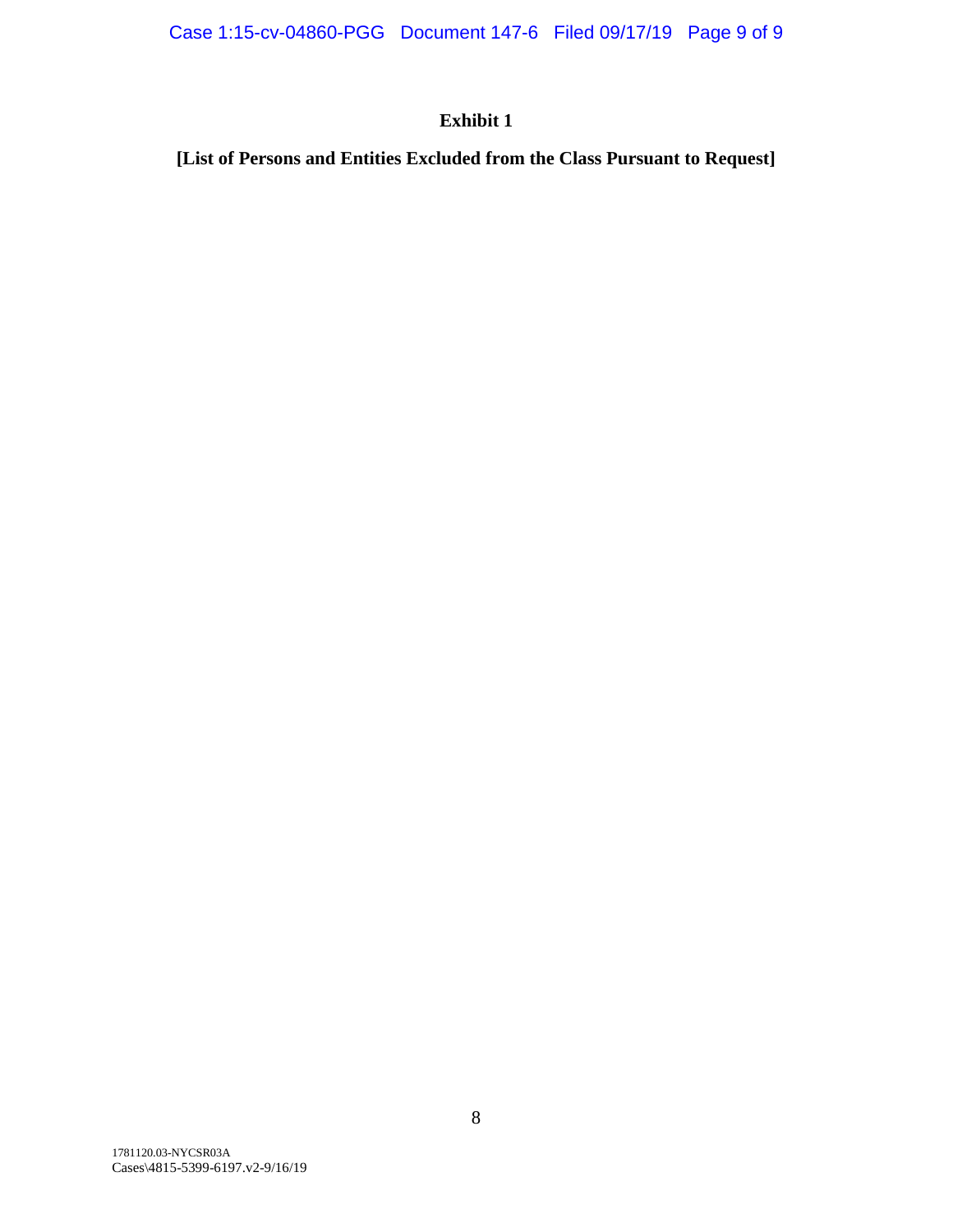# Exhibit 1

**[List of Persons and Entities Excluded from the Class Pursuant to Request]**

1781120.03-NYCSR03A
Cases\4815-5399-6197.v2-9/16/19